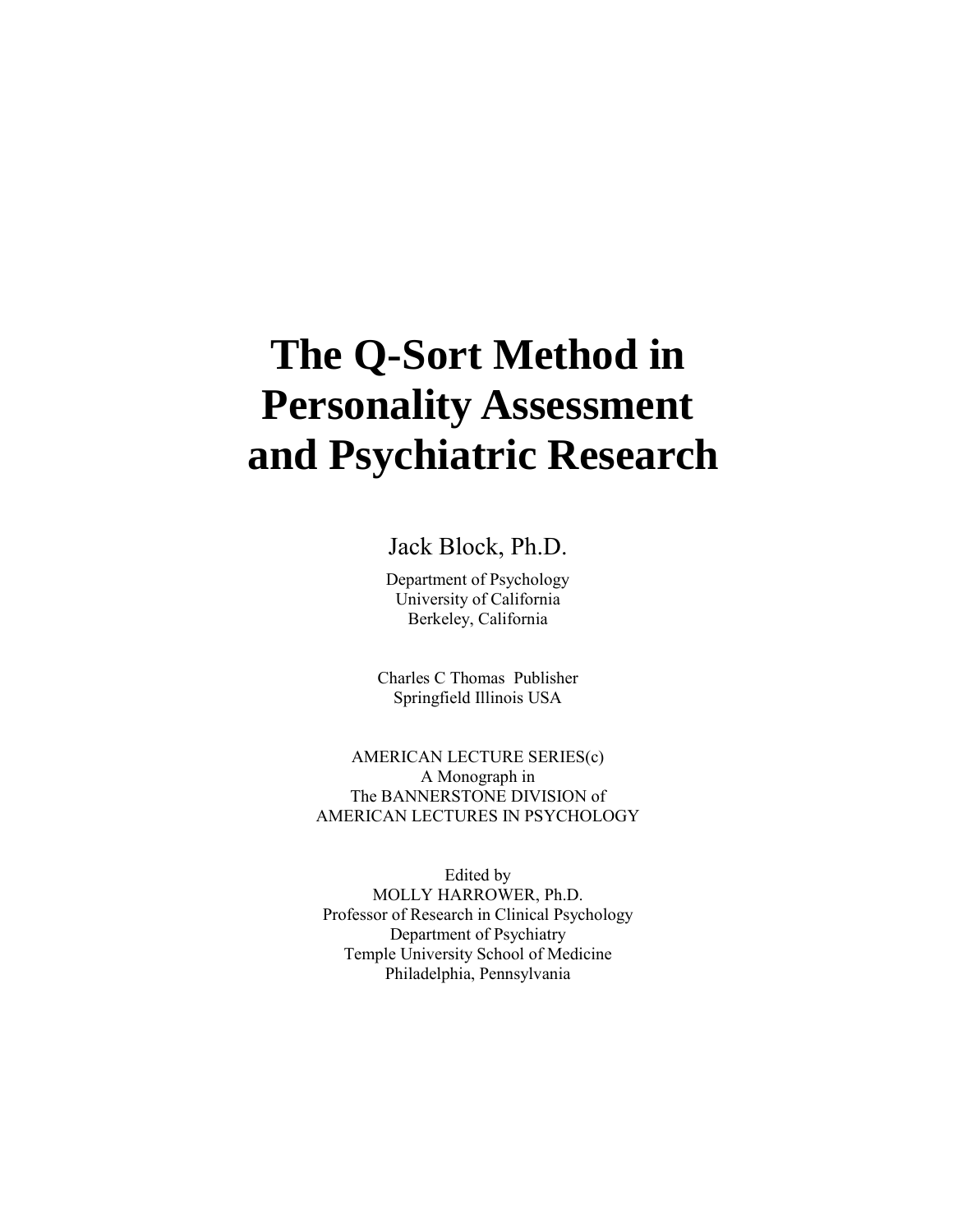# The Q-Sort Method in Personality Assessment and Psychiatric Research

Jack Block, Ph.D.

Department of Psychology
University of California
Berkeley, California

Charles C Thomas Publisher
Springfield Illinois USA

AMERICAN LECTURE SERIES(c)
A Monograph in
The BANNERSTONE DIVISION of
AMERICAN LECTURES IN PSYCHOLOGY

Edited by
MOLLY HARROWER, Ph.D.
Professor of Research in Clinical Psychology
Department of Psychiatry
Temple University School of Medicine
Philadelphia, Pennsylvania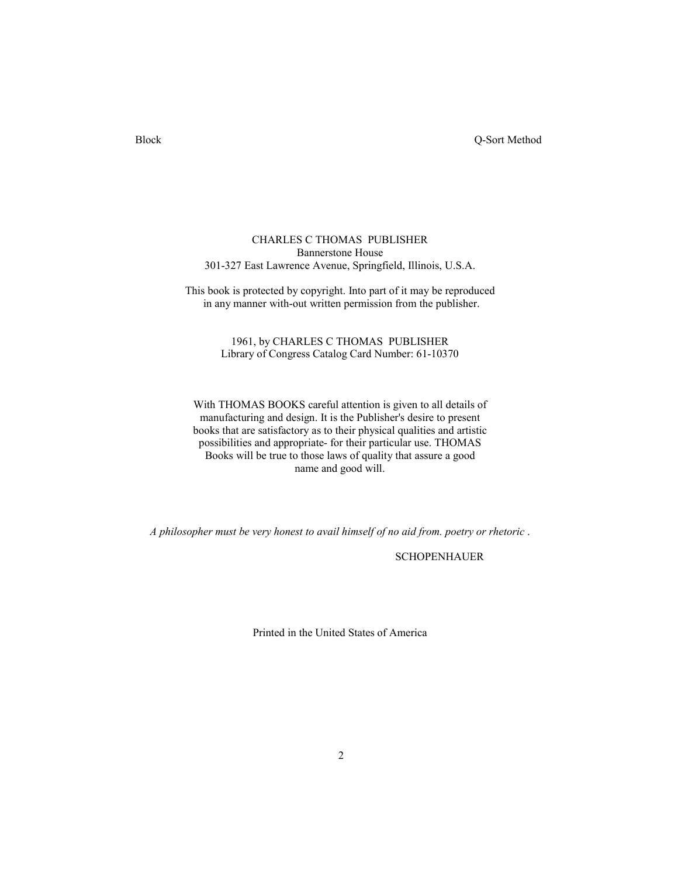CHARLES C THOMAS PUBLISHER
Bannerstone House
301-327 East Lawrence Avenue, Springfield, Illinois, U.S.A.

This book is protected by copyright. Into part of it may be reproduced in any manner with-out written permission from the publisher.

1961, by CHARLES C THOMAS PUBLISHER
Library of Congress Catalog Card Number: 61-10370

With THOMAS BOOKS careful attention is given to all details of manufacturing and design. It is the Publisher's desire to present books that are satisfactory as to their physical qualities and artistic possibilities and appropriate- for their particular use. THOMAS Books will be true to those laws of quality that assure a good name and good will.

*A philosopher must be very honest to avail himself of no aid from. poetry or rhetoric .*

SCHOPENHAUER

Printed in the United States of America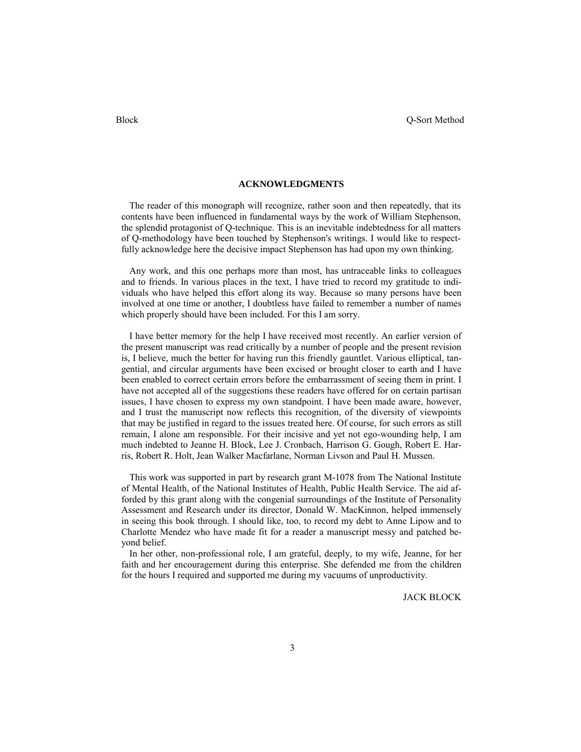## ACKNOWLEDGMENTS

The reader of this monograph will recognize, rather soon and then repeatedly, that its contents have been influenced in fundamental ways by the work of William Stephenson, the splendid protagonist of Q-technique. This is an inevitable indebtedness for all matters of Q-methodology have been touched by Stephenson's writings. I would like to respectfully acknowledge here the decisive impact Stephenson has had upon my own thinking.

Any work, and this one perhaps more than most, has untraceable links to colleagues and to friends. In various places in the text, I have tried to record my gratitude to individuals who have helped this effort along its way. Because so many persons have been involved at one time or another, I doubtless have failed to remember a number of names which properly should have been included. For this I am sorry.

I have better memory for the help I have received most recently. An earlier version of the present manuscript was read critically by a number of people and the present revision is, I believe, much the better for having run this friendly gauntlet. Various elliptical, tangential, and circular arguments have been excised or brought closer to earth and I have been enabled to correct certain errors before the embarrassment of seeing them in print. I have not accepted all of the suggestions these readers have offered for on certain partisan issues, I have chosen to express my own standpoint. I have been made aware, however, and I trust the manuscript now reflects this recognition, of the diversity of viewpoints that may be justified in regard to the issues treated here. Of course, for such errors as still remain, I alone am responsible. For their incisive and yet not ego-wounding help, I am much indebted to Jeanne H. Block, Lee J. Cronbach, Harrison G. Gough, Robert E. Harris, Robert R. Holt, Jean Walker Macfarlane, Norman Livson and Paul H. Mussen.

This work was supported in part by research grant M-1078 from The National Institute of Mental Health, of the National Institutes of Health, Public Health Service. The aid afforded by this grant along with the congenial surroundings of the Institute of Personality Assessment and Research under its director, Donald W. MacKinnon, helped immensely in seeing this book through. I should like, too, to record my debt to Anne Lipow and to Charlotte Mendez who have made fit for a reader a manuscript messy and patched beyond belief.

In her other, non-professional role, I am grateful, deeply, to my wife, Jeanne, for her faith and her encouragement during this enterprise. She defended me from the children for the hours I required and supported me during my vacuums of unproductivity.

JACK BLOCK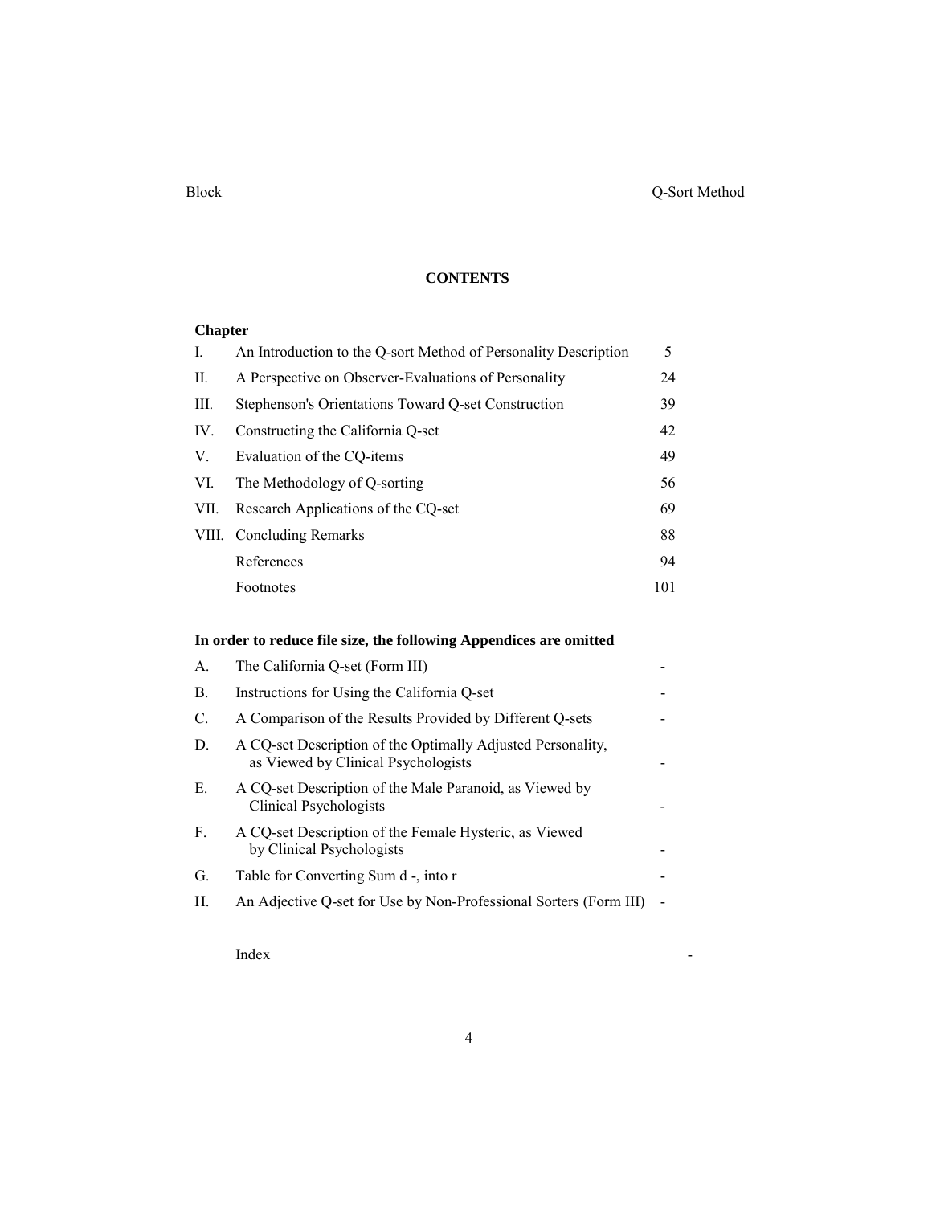# CONTENTS

| Chapter | | |
|---|---|---|
| I. | An Introduction to the Q-sort Method of Personality Description | 5 |
| II. | A Perspective on Observer-Evaluations of Personality | 24 |
| III. | Stephenson's Orientations Toward Q-set Construction | 39 |
| IV. | Constructing the California Q-set | 42 |
| V. | Evaluation of the CQ-items | 49 |
| VI. | The Methodology of Q-sorting | 56 |
| VII. | Research Applications of the CQ-set | 69 |
| VIII. | Concluding Remarks | 88 |
| | References | 94 |
| | Footnotes | 101 |

**In order to reduce file size, the following Appendices are omitted**

| | | |
|---|---|---|
| A. | The California Q-set (Form III) | - |
| B. | Instructions for Using the California Q-set | - |
| C. | A Comparison of the Results Provided by Different Q-sets | - |
| D. | A CQ-set Description of the Optimally Adjusted Personality, as Viewed by Clinical Psychologists | - |
| E. | A CQ-set Description of the Male Paranoid, as Viewed by Clinical Psychologists | - |
| F. | A CQ-set Description of the Female Hysteric, as Viewed by Clinical Psychologists | - |
| G. | Table for Converting Sum d -, into r | - |
| H. | An Adjective Q-set for Use by Non-Professional Sorters (Form III) | - |
| | Index | - |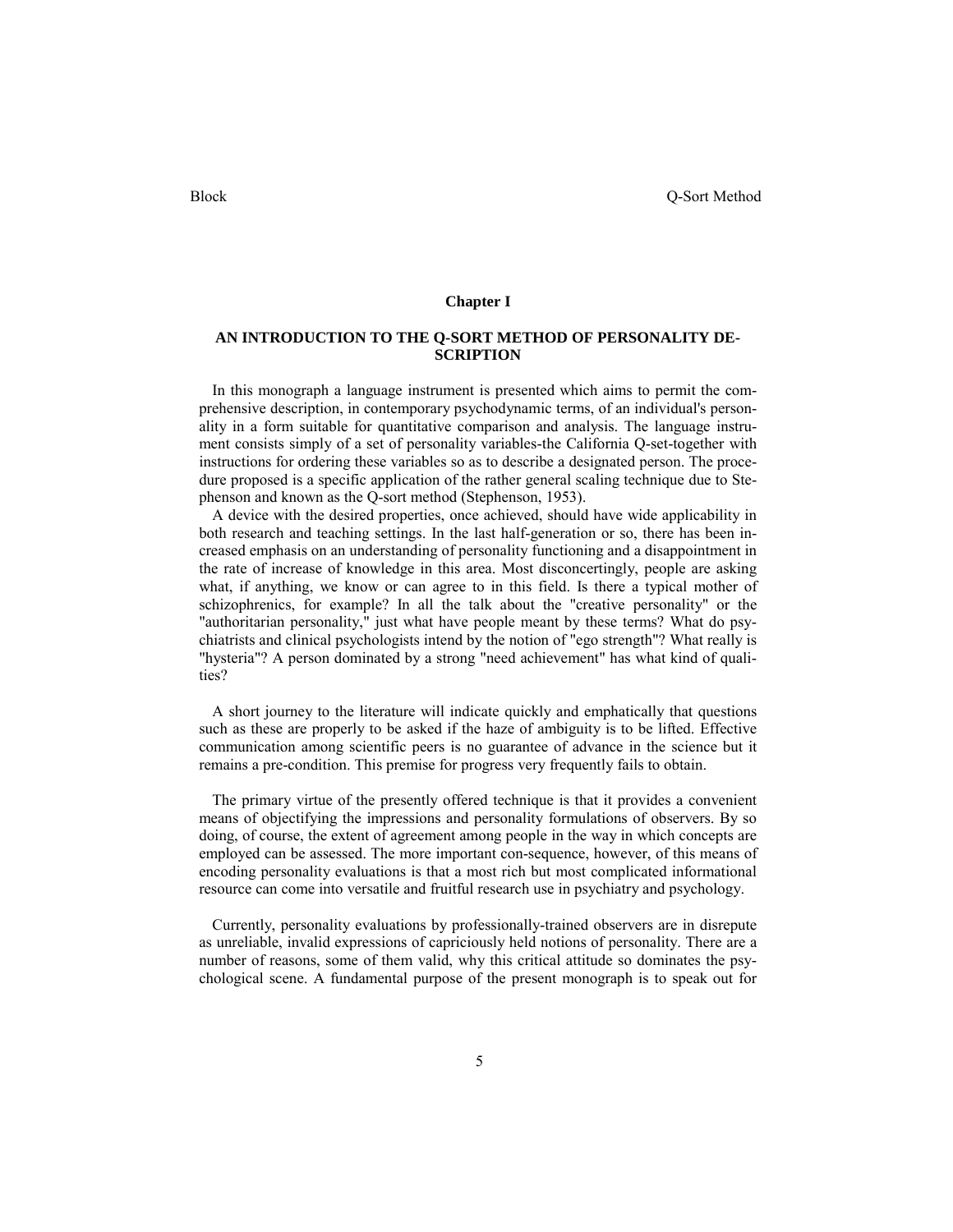## Chapter I

### AN INTRODUCTION TO THE Q-SORT METHOD OF PERSONALITY DESCRIPTION

In this monograph a language instrument is presented which aims to permit the comprehensive description, in contemporary psychodynamic terms, of an individual's personality in a form suitable for quantitative comparison and analysis. The language instrument consists simply of a set of personality variables-the California Q-set-together with instructions for ordering these variables so as to describe a designated person. The procedure proposed is a specific application of the rather general scaling technique due to Stephenson and known as the Q-sort method (Stephenson, 1953).

A device with the desired properties, once achieved, should have wide applicability in both research and teaching settings. In the last half-generation or so, there has been increased emphasis on an understanding of personality functioning and a disappointment in the rate of increase of knowledge in this area. Most disconcertingly, people are asking what, if anything, we know or can agree to in this field. Is there a typical mother of schizophrenics, for example? In all the talk about the "creative personality" or the "authoritarian personality," just what have people meant by these terms? What do psychiatrists and clinical psychologists intend by the notion of "ego strength"? What really is "hysteria"? A person dominated by a strong "need achievement" has what kind of qualities?

A short journey to the literature will indicate quickly and emphatically that questions such as these are properly to be asked if the haze of ambiguity is to be lifted. Effective communication among scientific peers is no guarantee of advance in the science but it remains a pre-condition. This premise for progress very frequently fails to obtain.

The primary virtue of the presently offered technique is that it provides a convenient means of objectifying the impressions and personality formulations of observers. By so doing, of course, the extent of agreement among people in the way in which concepts are employed can be assessed. The more important con-sequence, however, of this means of encoding personality evaluations is that a most rich but most complicated informational resource can come into versatile and fruitful research use in psychiatry and psychology.

Currently, personality evaluations by professionally-trained observers are in disrepute as unreliable, invalid expressions of capriciously held notions of personality. There are a number of reasons, some of them valid, why this critical attitude so dominates the psychological scene. A fundamental purpose of the present monograph is to speak out for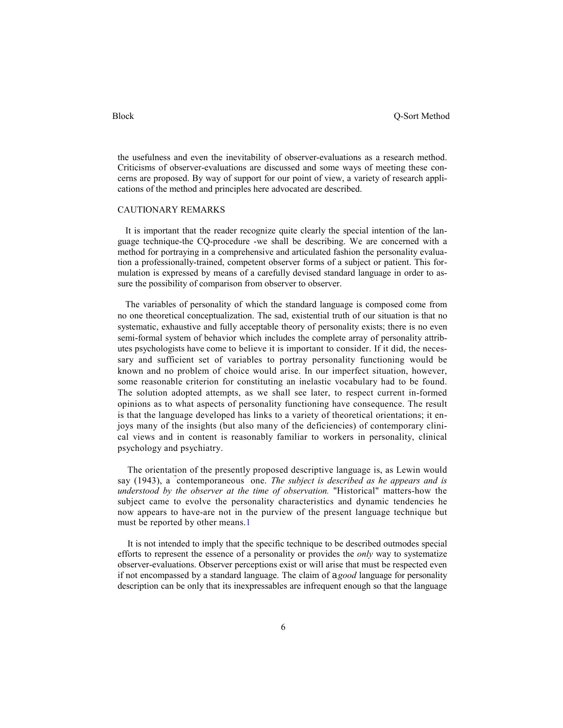the usefulness and even the inevitability of observer-evaluations as a research method. Criticisms of observer-evaluations are discussed and some ways of meeting these concerns are proposed. By way of support for our point of view, a variety of research applications of the method and principles here advocated are described.

## CAUTIONARY REMARKS

It is important that the reader recognize quite clearly the special intention of the language technique-the CQ-procedure -we shall be describing. We are concerned with a method for portraying in a comprehensive and articulated fashion the personality evaluation a professionally-trained, competent observer forms of a subject or patient. This formulation is expressed by means of a carefully devised standard language in order to assure the possibility of comparison from observer to observer.

The variables of personality of which the standard language is composed come from no one theoretical conceptualization. The sad, existential truth of our situation is that no systematic, exhaustive and fully acceptable theory of personality exists; there is no even semi-formal system of behavior which includes the complete array of personality attributes psychologists have come to believe it is important to consider. If it did, the necessary and sufficient set of variables to portray personality functioning would be known and no problem of choice would arise. In our imperfect situation, however, some reasonable criterion for constituting an inelastic vocabulary had to be found. The solution adopted attempts, as we shall see later, to respect current in-formed opinions as to what aspects of personality functioning have consequence. The result is that the language developed has links to a variety of theoretical orientations; it enjoys many of the insights (but also many of the deficiencies) of contemporary clinical views and in content is reasonably familiar to workers in personality, clinical psychology and psychiatry.

The orientation of the presently proposed descriptive language is, as Lewin would say (1943), a "contemporaneous" one. *The subject is described as he appears and is understood by the observer at the time of observation.* "Historical" matters-how the subject came to evolve the personality characteristics and dynamic tendencies he now appears to have-are not in the purview of the present language technique but must be reported by other means.1

It is not intended to imply that the specific technique to be described outmodes special efforts to represent the essence of a personality or provides the *only* way to systematize observer-evaluations. Observer perceptions exist or will arise that must be respected even if not encompassed by a standard language. The claim of a *good* language for personality description can be only that its inexpressables are infrequent enough so that the language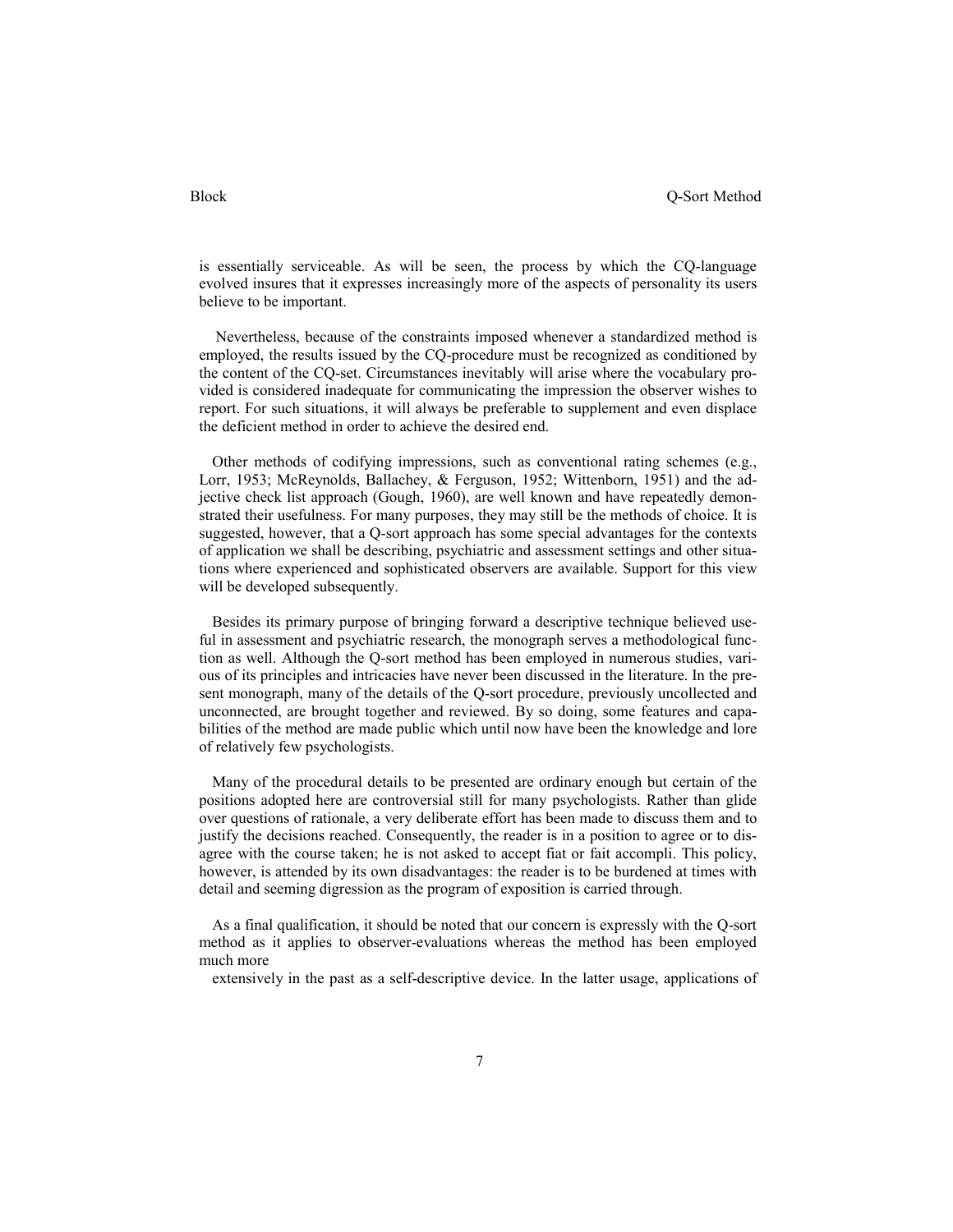is essentially serviceable. As will be seen, the process by which the CQ-language evolved insures that it expresses increasingly more of the aspects of personality its users believe to be important.

Nevertheless, because of the constraints imposed whenever a standardized method is employed, the results issued by the CQ-procedure must be recognized as conditioned by the content of the CQ-set. Circumstances inevitably will arise where the vocabulary provided is considered inadequate for communicating the impression the observer wishes to report. For such situations, it will always be preferable to supplement and even displace the deficient method in order to achieve the desired end.

Other methods of codifying impressions, such as conventional rating schemes (e.g., Lorr, 1953; McReynolds, Ballachey, & Ferguson, 1952; Wittenborn, 1951) and the adjective check list approach (Gough, 1960), are well known and have repeatedly demonstrated their usefulness. For many purposes, they may still be the methods of choice. It is suggested, however, that a Q-sort approach has some special advantages for the contexts of application we shall be describing, psychiatric and assessment settings and other situations where experienced and sophisticated observers are available. Support for this view will be developed subsequently.

Besides its primary purpose of bringing forward a descriptive technique believed useful in assessment and psychiatric research, the monograph serves a methodological function as well. Although the Q-sort method has been employed in numerous studies, various of its principles and intricacies have never been discussed in the literature. In the present monograph, many of the details of the Q-sort procedure, previously uncollected and unconnected, are brought together and reviewed. By so doing, some features and capabilities of the method are made public which until now have been the knowledge and lore of relatively few psychologists.

Many of the procedural details to be presented are ordinary enough but certain of the positions adopted here are controversial still for many psychologists. Rather than glide over questions of rationale, a very deliberate effort has been made to discuss them and to justify the decisions reached. Consequently, the reader is in a position to agree or to disagree with the course taken; he is not asked to accept fiat or fait accompli. This policy, however, is attended by its own disadvantages: the reader is to be burdened at times with detail and seeming digression as the program of exposition is carried through.

As a final qualification, it should be noted that our concern is expressly with the Q-sort method as it applies to observer-evaluations whereas the method has been employed much more extensively in the past as a self-descriptive device. In the latter usage, applications of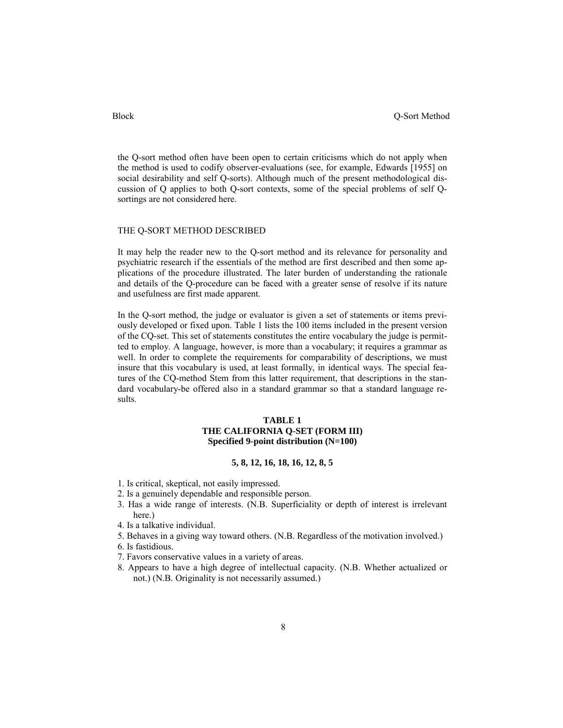the Q-sort method often have been open to certain criticisms which do not apply when the method is used to codify observer-evaluations (see, for example, Edwards [1955] on social desirability and self Q-sorts). Although much of the present methodological discussion of Q applies to both Q-sort contexts, some of the special problems of self Q-sortings are not considered here.

## THE Q-SORT METHOD DESCRIBED

It may help the reader new to the Q-sort method and its relevance for personality and psychiatric research if the essentials of the method are first described and then some applications of the procedure illustrated. The later burden of understanding the rationale and details of the Q-procedure can be faced with a greater sense of resolve if its nature and usefulness are first made apparent.

In the Q-sort method, the judge or evaluator is given a set of statements or items previously developed or fixed upon. Table 1 lists the 100 items included in the present version of the CQ-set. This set of statements constitutes the entire vocabulary the judge is permitted to employ. A language, however, is more than a vocabulary; it requires a grammar as well. In order to complete the requirements for comparability of descriptions, we must insure that this vocabulary is used, at least formally, in identical ways. The special features of the CQ-method Stem from this latter requirement, that descriptions in the standard vocabulary-be offered also in a standard grammar so that a standard language results.

**TABLE 1**
**THE CALIFORNIA Q-SET (FORM III)**
**Specified 9-point distribution (N=100)**

**5, 8, 12, 16, 18, 16, 12, 8, 5**

1. Is critical, skeptical, not easily impressed.
2. Is a genuinely dependable and responsible person.
3. Has a wide range of interests. (N.B. Superficiality or depth of interest is irrelevant here.)
4. Is a talkative individual.
5. Behaves in a giving way toward others. (N.B. Regardless of the motivation involved.)
6. Is fastidious.
7. Favors conservative values in a variety of areas.
8. Appears to have a high degree of intellectual capacity. (N.B. Whether actualized or not.) (N.B. Originality is not necessarily assumed.)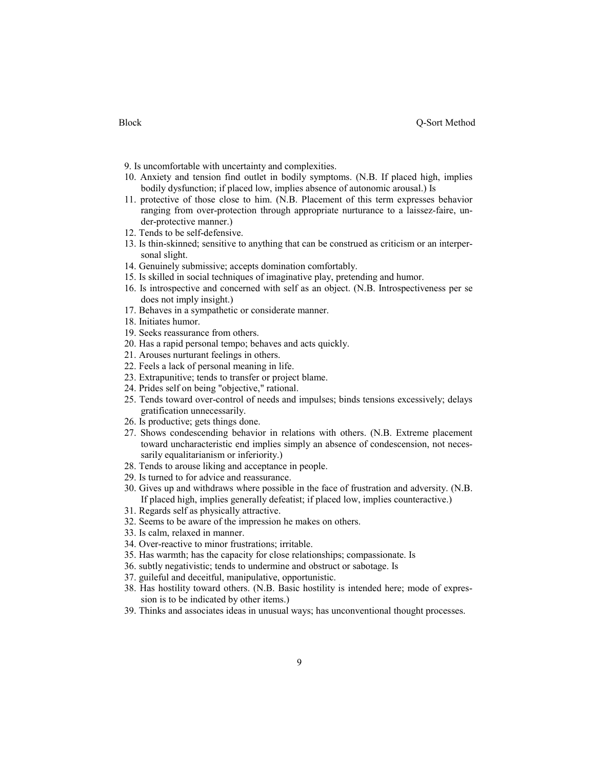9. Is uncomfortable with uncertainty and complexities.
10. Anxiety and tension find outlet in bodily symptoms. (N.B. If placed high, implies bodily dysfunction; if placed low, implies absence of autonomic arousal.) Is
11. protective of those close to him. (N.B. Placement of this term expresses behavior ranging from over-protection through appropriate nurturance to a laissez-faire, under-protective manner.)
12. Tends to be self-defensive.
13. Is thin-skinned; sensitive to anything that can be construed as criticism or an interpersonal slight.
14. Genuinely submissive; accepts domination comfortably.
15. Is skilled in social techniques of imaginative play, pretending and humor.
16. Is introspective and concerned with self as an object. (N.B. Introspectiveness per se does not imply insight.)
17. Behaves in a sympathetic or considerate manner.
18. Initiates humor.
19. Seeks reassurance from others.
20. Has a rapid personal tempo; behaves and acts quickly.
21. Arouses nurturant feelings in others.
22. Feels a lack of personal meaning in life.
23. Extrapunitive; tends to transfer or project blame.
24. Prides self on being "objective," rational.
25. Tends toward over-control of needs and impulses; binds tensions excessively; delays gratification unnecessarily.
26. Is productive; gets things done.
27. Shows condescending behavior in relations with others. (N.B. Extreme placement toward uncharacteristic end implies simply an absence of condescension, not necessarily equalitarianism or inferiority.)
28. Tends to arouse liking and acceptance in people.
29. Is turned to for advice and reassurance.
30. Gives up and withdraws where possible in the face of frustration and adversity. (N.B. If placed high, implies generally defeatist; if placed low, implies counteractive.)
31. Regards self as physically attractive.
32. Seems to be aware of the impression he makes on others.
33. Is calm, relaxed in manner.
34. Over-reactive to minor frustrations; irritable.
35. Has warmth; has the capacity for close relationships; compassionate. Is
36. subtly negativistic; tends to undermine and obstruct or sabotage. Is
37. guileful and deceitful, manipulative, opportunistic.
38. Has hostility toward others. (N.B. Basic hostility is intended here; mode of expression is to be indicated by other items.)
39. Thinks and associates ideas in unusual ways; has unconventional thought processes.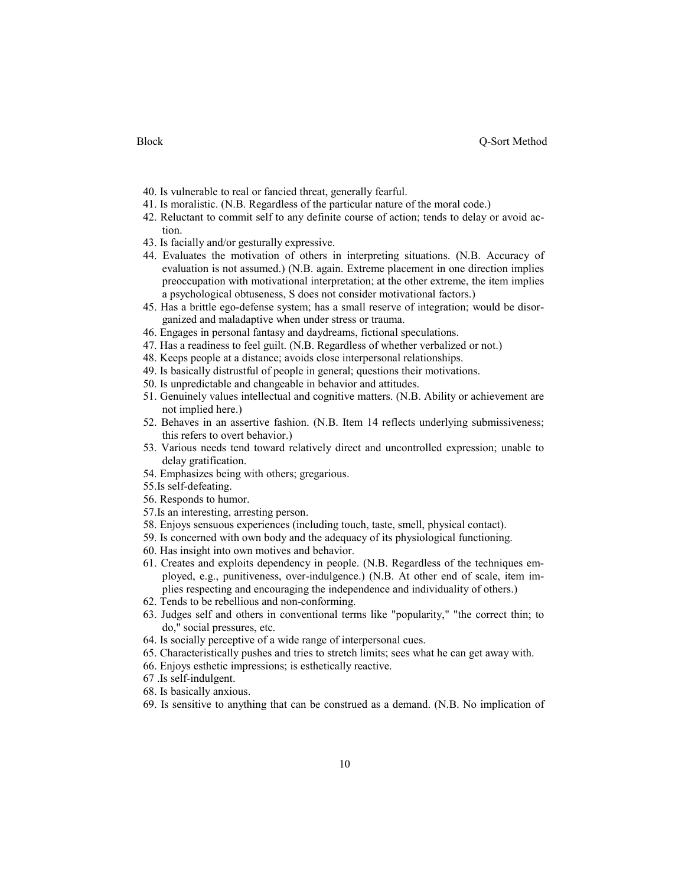40. Is vulnerable to real or fancied threat, generally fearful.
41. Is moralistic. (N.B. Regardless of the particular nature of the moral code.)
42. Reluctant to commit self to any definite course of action; tends to delay or avoid action.
43. Is facially and/or gesturally expressive.
44. Evaluates the motivation of others in interpreting situations. (N.B. Accuracy of evaluation is not assumed.) (N.B. again. Extreme placement in one direction implies preoccupation with motivational interpretation; at the other extreme, the item implies a psychological obtuseness, S does not consider motivational factors.)
45. Has a brittle ego-defense system; has a small reserve of integration; would be disorganized and maladaptive when under stress or trauma.
46. Engages in personal fantasy and daydreams, fictional speculations.
47. Has a readiness to feel guilt. (N.B. Regardless of whether verbalized or not.)
48. Keeps people at a distance; avoids close interpersonal relationships.
49. Is basically distrustful of people in general; questions their motivations.
50. Is unpredictable and changeable in behavior and attitudes.
51. Genuinely values intellectual and cognitive matters. (N.B. Ability or achievement are not implied here.)
52. Behaves in an assertive fashion. (N.B. Item 14 reflects underlying submissiveness; this refers to overt behavior.)
53. Various needs tend toward relatively direct and uncontrolled expression; unable to delay gratification.
54. Emphasizes being with others; gregarious.
55. Is self-defeating.
56. Responds to humor.
57. Is an interesting, arresting person.
58. Enjoys sensuous experiences (including touch, taste, smell, physical contact).
59. Is concerned with own body and the adequacy of its physiological functioning.
60. Has insight into own motives and behavior.
61. Creates and exploits dependency in people. (N.B. Regardless of the techniques employed, e.g., punitiveness, over-indulgence.) (N.B. At other end of scale, item implies respecting and encouraging the independence and individuality of others.)
62. Tends to be rebellious and non-conforming.
63. Judges self and others in conventional terms like "popularity," "the correct thin; to do," social pressures, etc.
64. Is socially perceptive of a wide range of interpersonal cues.
65. Characteristically pushes and tries to stretch limits; sees what he can get away with.
66. Enjoys esthetic impressions; is esthetically reactive.
67. Is self-indulgent.
68. Is basically anxious.
69. Is sensitive to anything that can be construed as a demand. (N.B. No implication of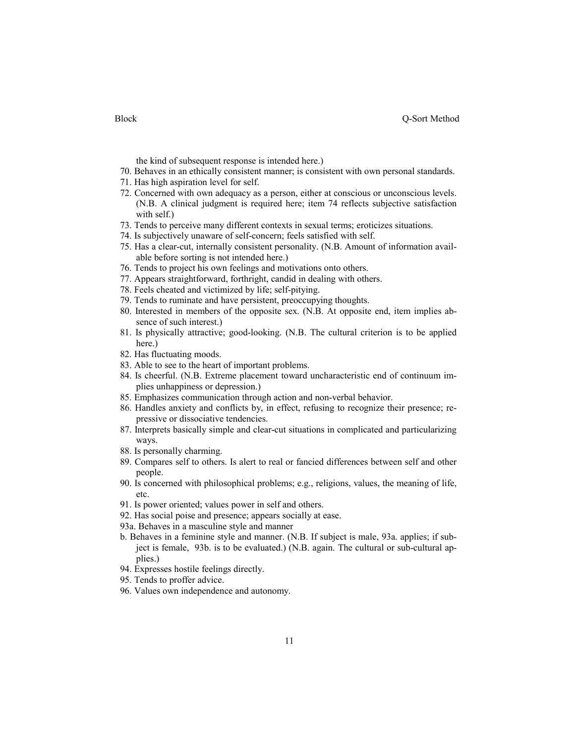the kind of subsequent response is intended here.)

70. Behaves in an ethically consistent manner; is consistent with own personal standards.
71. Has high aspiration level for self.
72. Concerned with own adequacy as a person, either at conscious or unconscious levels. (N.B. A clinical judgment is required here; item 74 reflects subjective satisfaction with self.)
73. Tends to perceive many different contexts in sexual terms; eroticizes situations.
74. Is subjectively unaware of self-concern; feels satisfied with self.
75. Has a clear-cut, internally consistent personality. (N.B. Amount of information available before sorting is not intended here.)
76. Tends to project his own feelings and motivations onto others.
77. Appears straightforward, forthright, candid in dealing with others.
78. Feels cheated and victimized by life; self-pitying.
79. Tends to ruminate and have persistent, preoccupying thoughts.
80. Interested in members of the opposite sex. (N.B. At opposite end, item implies absence of such interest.)
81. Is physically attractive; good-looking. (N.B. The cultural criterion is to be applied here.)
82. Has fluctuating moods.
83. Able to see to the heart of important problems.
84. Is cheerful. (N.B. Extreme placement toward uncharacteristic end of continuum implies unhappiness or depression.)
85. Emphasizes communication through action and non-verbal behavior.
86. Handles anxiety and conflicts by, in effect, refusing to recognize their presence; repressive or dissociative tendencies.
87. Interprets basically simple and clear-cut situations in complicated and particularizing ways.
88. Is personally charming.
89. Compares self to others. Is alert to real or fancied differences between self and other people.
90. Is concerned with philosophical problems; e.g., religions, values, the meaning of life, etc.
91. Is power oriented; values power in self and others.
92. Has social poise and presence; appears socially at ease.

93a. Behaves in a masculine style and manner

b. Behaves in a feminine style and manner. (N.B. If subject is male, 93a. applies; if subject is female, 93b. is to be evaluated.) (N.B. again. The cultural or sub-cultural applies.)

94. Expresses hostile feelings directly.
95. Tends to proffer advice.
96. Values own independence and autonomy.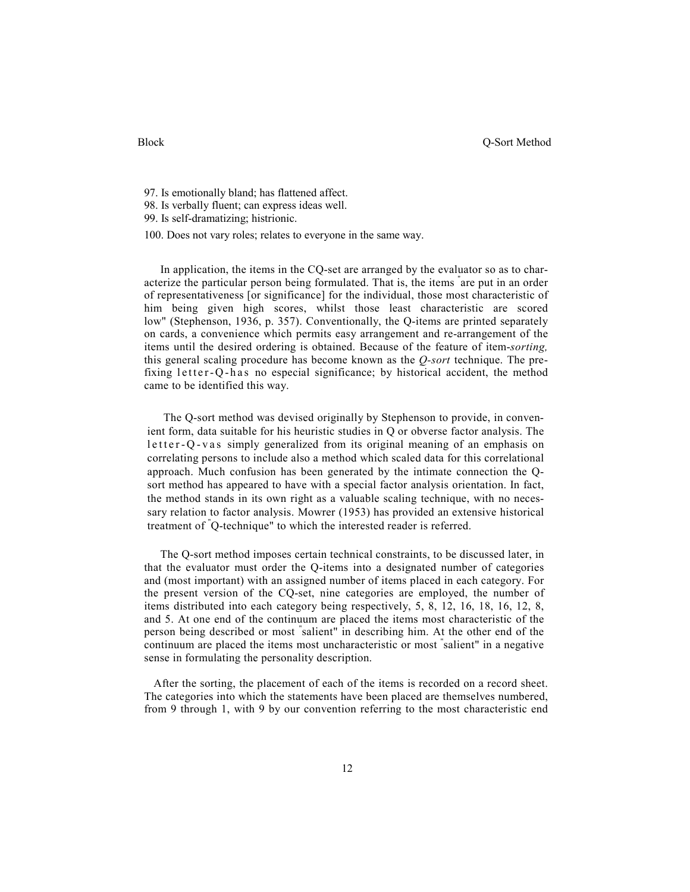97. Is emotionally bland; has flattened affect.
98. Is verbally fluent; can express ideas well.
99. Is self-dramatizing; histrionic.
100. Does not vary roles; relates to everyone in the same way.

In application, the items in the CQ-set are arranged by the evaluator so as to characterize the particular person being formulated. That is, the items "are put in an order of representativeness [or significance] for the individual, those most characteristic of him being given high scores, whilst those least characteristic are scored low" (Stephenson, 1936, p. 357). Conventionally, the Q-items are printed separately on cards, a convenience which permits easy arrangement and re-arrangement of the items until the desired ordering is obtained. Because of the feature of item-*sorting,* this general scaling procedure has become known as the *Q-sort* technique. The prefixing letter-Q-has no especial significance; by historical accident, the method came to be identified this way.

The Q-sort method was devised originally by Stephenson to provide, in convenient form, data suitable for his heuristic studies in Q or obverse factor analysis. The letter-Q-vas simply generalized from its original meaning of an emphasis on correlating persons to include also a method which scaled data for this correlational approach. Much confusion has been generated by the intimate connection the Q-sort method has appeared to have with a special factor analysis orientation. In fact, the method stands in its own right as a valuable scaling technique, with no necessary relation to factor analysis. Mowrer (1953) has provided an extensive historical treatment of "Q-technique" to which the interested reader is referred.

The Q-sort method imposes certain technical constraints, to be discussed later, in that the evaluator must order the Q-items into a designated number of categories and (most important) with an assigned number of items placed in each category. For the present version of the CQ-set, nine categories are employed, the number of items distributed into each category being respectively, 5, 8, 12, 16, 18, 16, 12, 8, and 5. At one end of the continuum are placed the items most characteristic of the person being described or most "salient" in describing him. At the other end of the continuum are placed the items most uncharacteristic or most "salient" in a negative sense in formulating the personality description.

After the sorting, the placement of each of the items is recorded on a record sheet. The categories into which the statements have been placed are themselves numbered, from 9 through 1, with 9 by our convention referring to the most characteristic end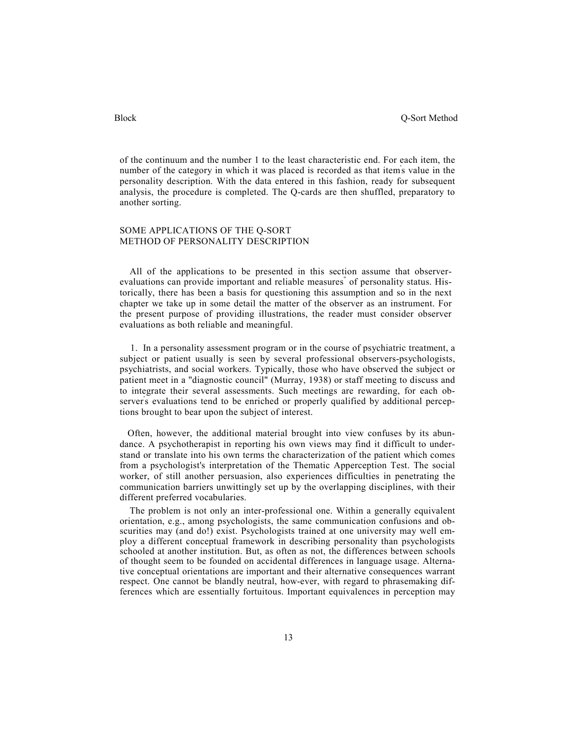of the continuum and the number 1 to the least characteristic end. For each item, the number of the category in which it was placed is recorded as that item's value in the personality description. With the data entered in this fashion, ready for subsequent analysis, the procedure is completed. The Q-cards are then shuffled, preparatory to another sorting.

## SOME APPLICATIONS OF THE Q-SORT METHOD OF PERSONALITY DESCRIPTION

All of the applications to be presented in this section assume that observer-evaluations can provide important and reliable measures" of personality status. Historically, there has been a basis for questioning this assumption and so in the next chapter we take up in some detail the matter of the observer as an instrument. For the present purpose of providing illustrations, the reader must consider observer evaluations as both reliable and meaningful.

1. In a personality assessment program or in the course of psychiatric treatment, a subject or patient usually is seen by several professional observers-psychologists, psychiatrists, and social workers. Typically, those who have observed the subject or patient meet in a "diagnostic council" (Murray, 1938) or staff meeting to discuss and to integrate their several assessments. Such meetings are rewarding, for each observer's evaluations tend to be enriched or properly qualified by additional perceptions brought to bear upon the subject of interest.

Often, however, the additional material brought into view confuses by its abundance. A psychotherapist in reporting his own views may find it difficult to understand or translate into his own terms the characterization of the patient which comes from a psychologist's interpretation of the Thematic Apperception Test. The social worker, of still another persuasion, also experiences difficulties in penetrating the communication barriers unwittingly set up by the overlapping disciplines, with their different preferred vocabularies.

The problem is not only an inter-professional one. Within a generally equivalent orientation, e.g., among psychologists, the same communication confusions and obscurities may (and do!) exist. Psychologists trained at one university may well employ a different conceptual framework in describing personality than psychologists schooled at another institution. But, as often as not, the differences between schools of thought seem to be founded on accidental differences in language usage. Alternative conceptual orientations are important and their alternative consequences warrant respect. One cannot be blandly neutral, how-ever, with regard to phrasemaking differences which are essentially fortuitous. Important equivalences in perception may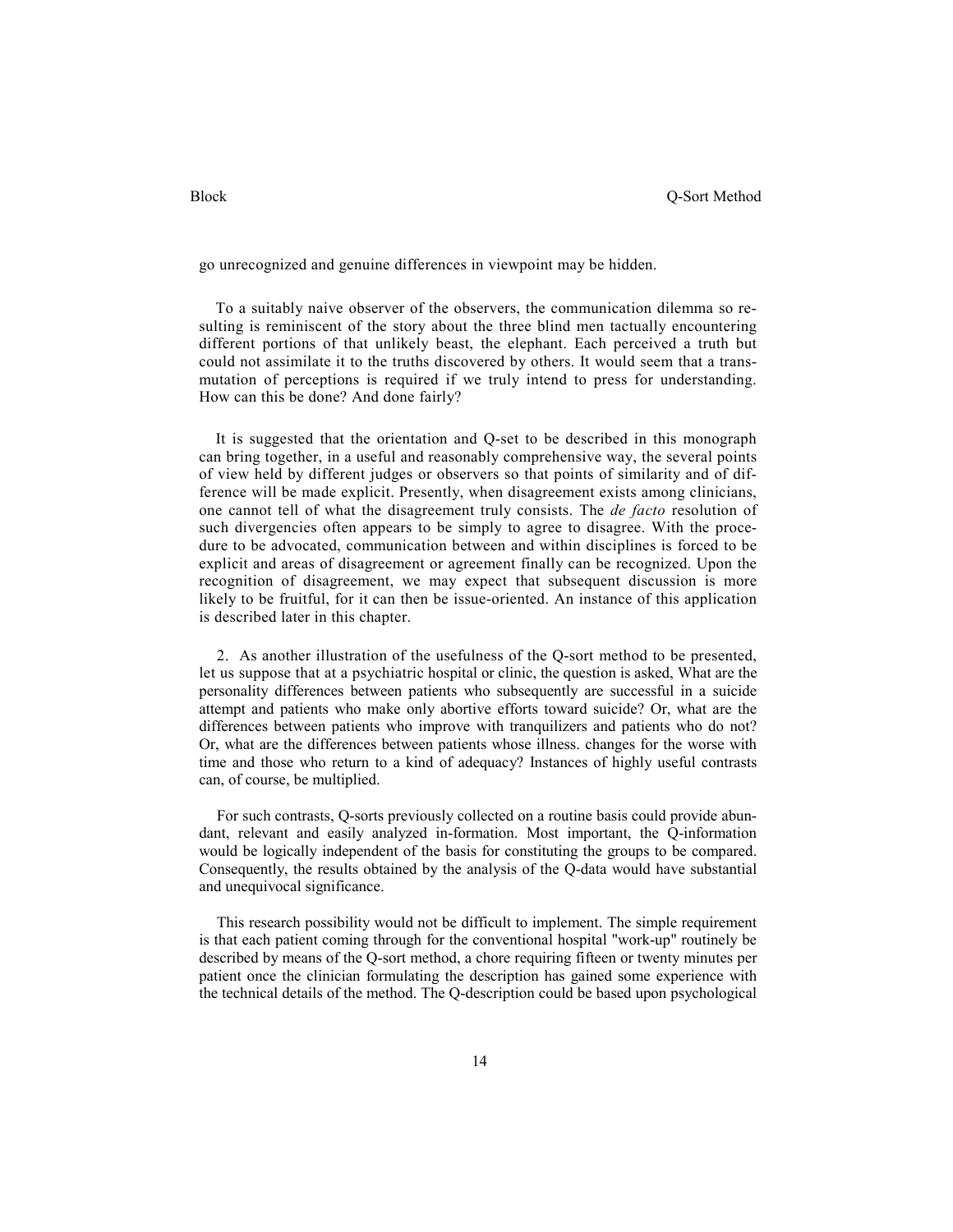go unrecognized and genuine differences in viewpoint may be hidden.

To a suitably naive observer of the observers, the communication dilemma so resulting is reminiscent of the story about the three blind men tactually encountering different portions of that unlikely beast, the elephant. Each perceived a truth but could not assimilate it to the truths discovered by others. It would seem that a transmutation of perceptions is required if we truly intend to press for understanding. How can this be done? And done fairly?

It is suggested that the orientation and Q-set to be described in this monograph can bring together, in a useful and reasonably comprehensive way, the several points of view held by different judges or observers so that points of similarity and of difference will be made explicit. Presently, when disagreement exists among clinicians, one cannot tell of what the disagreement truly consists. The *de facto* resolution of such divergencies often appears to be simply to agree to disagree. With the procedure to be advocated, communication between and within disciplines is forced to be explicit and areas of disagreement or agreement finally can be recognized. Upon the recognition of disagreement, we may expect that subsequent discussion is more likely to be fruitful, for it can then be issue-oriented. An instance of this application is described later in this chapter.

2. As another illustration of the usefulness of the Q-sort method to be presented, let us suppose that at a psychiatric hospital or clinic, the question is asked, What are the personality differences between patients who subsequently are successful in a suicide attempt and patients who make only abortive efforts toward suicide? Or, what are the differences between patients who improve with tranquilizers and patients who do not? Or, what are the differences between patients whose illness. changes for the worse with time and those who return to a kind of adequacy? Instances of highly useful contrasts can, of course, be multiplied.

For such contrasts, Q-sorts previously collected on a routine basis could provide abundant, relevant and easily analyzed in-formation. Most important, the Q-information would be logically independent of the basis for constituting the groups to be compared. Consequently, the results obtained by the analysis of the Q-data would have substantial and unequivocal significance.

This research possibility would not be difficult to implement. The simple requirement is that each patient coming through for the conventional hospital "work-up" routinely be described by means of the Q-sort method, a chore requiring fifteen or twenty minutes per patient once the clinician formulating the description has gained some experience with the technical details of the method. The Q-description could be based upon psychological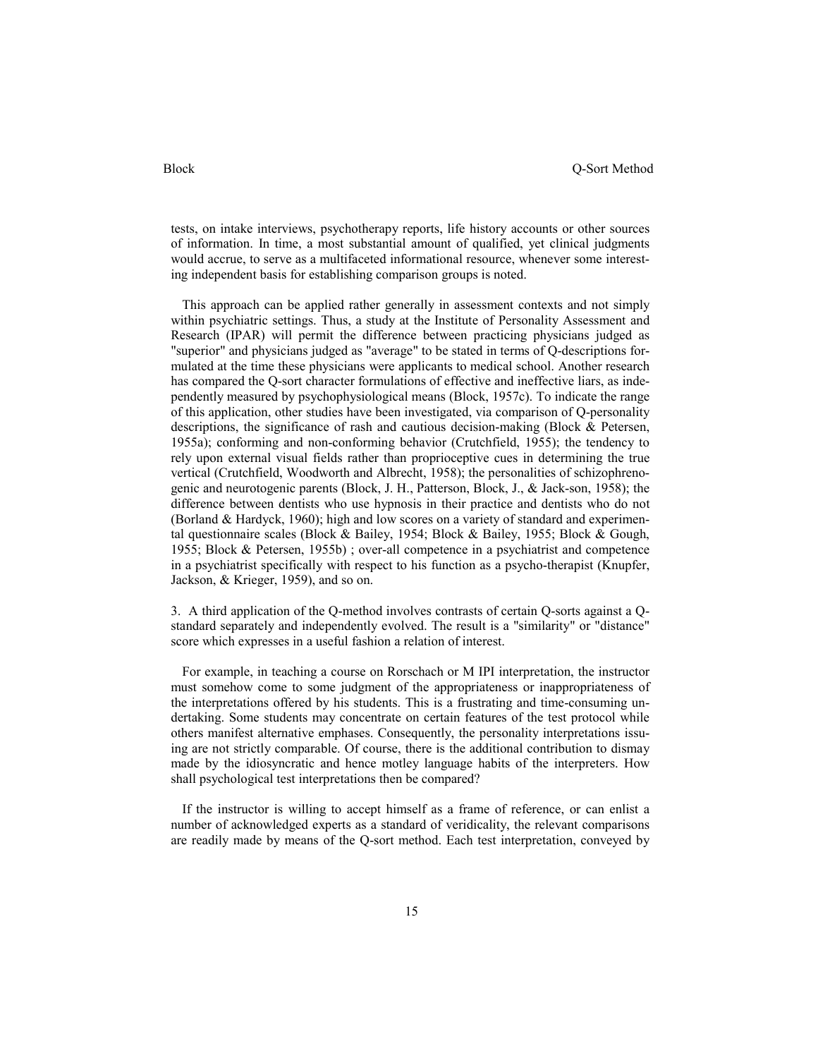tests, on intake interviews, psychotherapy reports, life history accounts or other sources of information. In time, a most substantial amount of qualified, yet clinical judgments would accrue, to serve as a multifaceted informational resource, whenever some interesting independent basis for establishing comparison groups is noted.

This approach can be applied rather generally in assessment contexts and not simply within psychiatric settings. Thus, a study at the Institute of Personality Assessment and Research (IPAR) will permit the difference between practicing physicians judged as "superior" and physicians judged as "average" to be stated in terms of Q-descriptions formulated at the time these physicians were applicants to medical school. Another research has compared the Q-sort character formulations of effective and ineffective liars, as independently measured by psychophysiological means (Block, 1957c). To indicate the range of this application, other studies have been investigated, via comparison of Q-personality descriptions, the significance of rash and cautious decision-making (Block & Petersen, 1955a); conforming and non-conforming behavior (Crutchfield, 1955); the tendency to rely upon external visual fields rather than proprioceptive cues in determining the true vertical (Crutchfield, Woodworth and Albrecht, 1958); the personalities of schizophrenogenic and neurotogenic parents (Block, J. H., Patterson, Block, J., & Jack-son, 1958); the difference between dentists who use hypnosis in their practice and dentists who do not (Borland & Hardyck, 1960); high and low scores on a variety of standard and experimental questionnaire scales (Block & Bailey, 1954; Block & Bailey, 1955; Block & Gough, 1955; Block & Petersen, 1955b) ; over-all competence in a psychiatrist and competence in a psychiatrist specifically with respect to his function as a psycho-therapist (Knupfer, Jackson, & Krieger, 1959), and so on.

3. A third application of the Q-method involves contrasts of certain Q-sorts against a Q-standard separately and independently evolved. The result is a "similarity" or "distance" score which expresses in a useful fashion a relation of interest.

For example, in teaching a course on Rorschach or M IPI interpretation, the instructor must somehow come to some judgment of the appropriateness or inappropriateness of the interpretations offered by his students. This is a frustrating and time-consuming undertaking. Some students may concentrate on certain features of the test protocol while others manifest alternative emphases. Consequently, the personality interpretations issuing are not strictly comparable. Of course, there is the additional contribution to dismay made by the idiosyncratic and hence motley language habits of the interpreters. How shall psychological test interpretations then be compared?

If the instructor is willing to accept himself as a frame of reference, or can enlist a number of acknowledged experts as a standard of veridicality, the relevant comparisons are readily made by means of the Q-sort method. Each test interpretation, conveyed by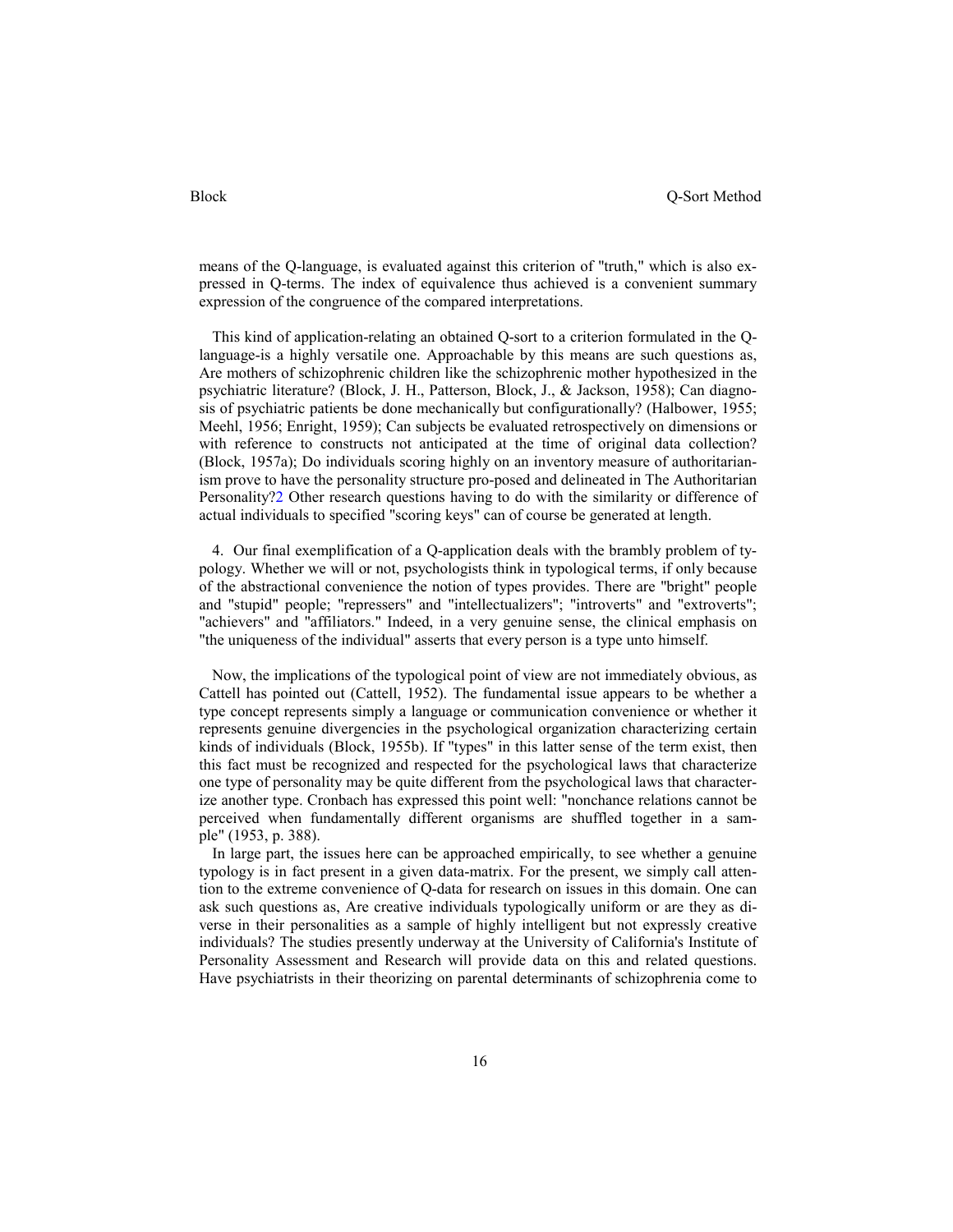means of the Q-language, is evaluated against this criterion of "truth," which is also expressed in Q-terms. The index of equivalence thus achieved is a convenient summary expression of the congruence of the compared interpretations.

This kind of application-relating an obtained Q-sort to a criterion formulated in the Q-language-is a highly versatile one. Approachable by this means are such questions as, Are mothers of schizophrenic children like the schizophrenic mother hypothesized in the psychiatric literature? (Block, J. H., Patterson, Block, J., & Jackson, 1958); Can diagnosis of psychiatric patients be done mechanically but configurationally? (Halbower, 1955; Meehl, 1956; Enright, 1959); Can subjects be evaluated retrospectively on dimensions or with reference to constructs not anticipated at the time of original data collection? (Block, 1957a); Do individuals scoring highly on an inventory measure of authoritarianism prove to have the personality structure pro-posed and delineated in The Authoritarian Personality?[2] Other research questions having to do with the similarity or difference of actual individuals to specified "scoring keys" can of course be generated at length.

4. Our final exemplification of a Q-application deals with the brambly problem of typology. Whether we will or not, psychologists think in typological terms, if only because of the abstractional convenience the notion of types provides. There are "bright" people and "stupid" people; "repressers" and "intellectualizers"; "introverts" and "extroverts"; "achievers" and "affiliators." Indeed, in a very genuine sense, the clinical emphasis on "the uniqueness of the individual" asserts that every person is a type unto himself.

Now, the implications of the typological point of view are not immediately obvious, as Cattell has pointed out (Cattell, 1952). The fundamental issue appears to be whether a type concept represents simply a language or communication convenience or whether it represents genuine divergencies in the psychological organization characterizing certain kinds of individuals (Block, 1955b). If "types" in this latter sense of the term exist, then this fact must be recognized and respected for the psychological laws that characterize one type of personality may be quite different from the psychological laws that characterize another type. Cronbach has expressed this point well: "nonchance relations cannot be perceived when fundamentally different organisms are shuffled together in a sample" (1953, p. 388).

In large part, the issues here can be approached empirically, to see whether a genuine typology is in fact present in a given data-matrix. For the present, we simply call attention to the extreme convenience of Q-data for research on issues in this domain. One can ask such questions as, Are creative individuals typologically uniform or are they as diverse in their personalities as a sample of highly intelligent but not expressly creative individuals? The studies presently underway at the University of California's Institute of Personality Assessment and Research will provide data on this and related questions. Have psychiatrists in their theorizing on parental determinants of schizophrenia come to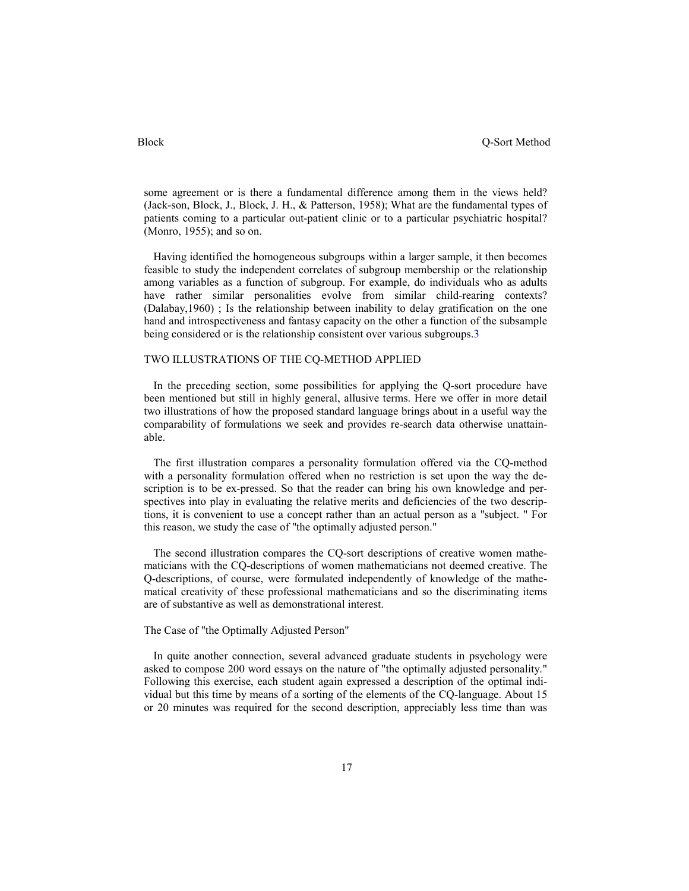some agreement or is there a fundamental difference among them in the views held? (Jack-son, Block, J., Block, J. H., & Patterson, 1958); What are the fundamental types of patients coming to a particular out-patient clinic or to a particular psychiatric hospital? (Monro, 1955); and so on.

Having identified the homogeneous subgroups within a larger sample, it then becomes feasible to study the independent correlates of subgroup membership or the relationship among variables as a function of subgroup. For example, do individuals who as adults have rather similar personalities evolve from similar child-rearing contexts? (Dalabay,1960) ; Is the relationship between inability to delay gratification on the one hand and introspectiveness and fantasy capacity on the other a function of the subsample being considered or is the relationship consistent over various subgroups.[3]

## TWO ILLUSTRATIONS OF THE CQ-METHOD APPLIED

In the preceding section, some possibilities for applying the Q-sort procedure have been mentioned but still in highly general, allusive terms. Here we offer in more detail two illustrations of how the proposed standard language brings about in a useful way the comparability of formulations we seek and provides re-search data otherwise unattainable.

The first illustration compares a personality formulation offered via the CQ-method with a personality formulation offered when no restriction is set upon the way the description is to be ex-pressed. So that the reader can bring his own knowledge and perspectives into play in evaluating the relative merits and deficiencies of the two descriptions, it is convenient to use a concept rather than an actual person as a "subject. " For this reason, we study the case of "the optimally adjusted person."

The second illustration compares the CQ-sort descriptions of creative women mathematicians with the CQ-descriptions of women mathematicians not deemed creative. The Q-descriptions, of course, were formulated independently of knowledge of the mathematical creativity of these professional mathematicians and so the discriminating items are of substantive as well as demonstrational interest.

### The Case of "the Optimally Adjusted Person"

In quite another connection, several advanced graduate students in psychology were asked to compose 200 word essays on the nature of "the optimally adjusted personality." Following this exercise, each student again expressed a description of the optimal individual but this time by means of a sorting of the elements of the CQ-language. About 15 or 20 minutes was required for the second description, appreciably less time than was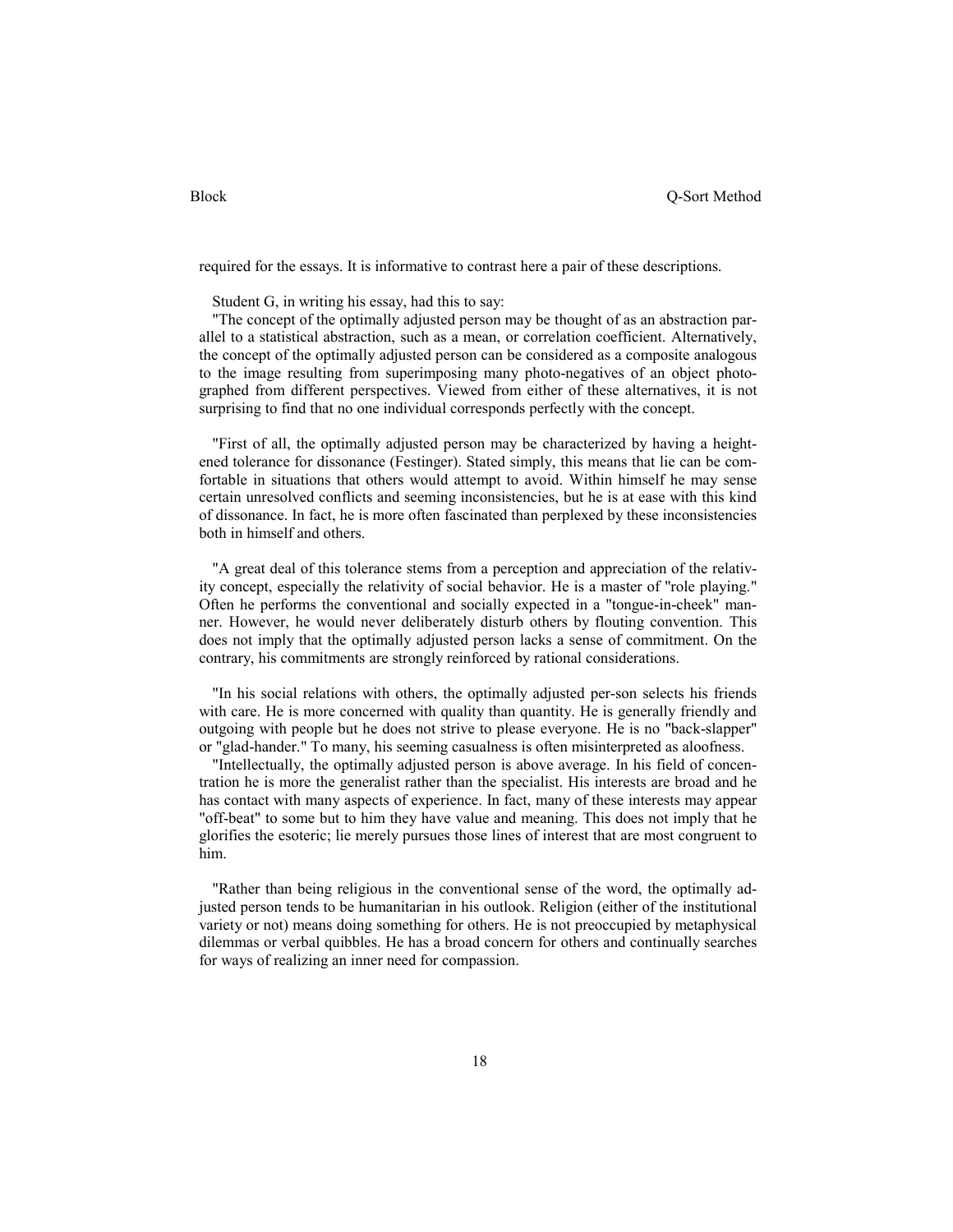required for the essays. It is informative to contrast here a pair of these descriptions.

Student G, in writing his essay, had this to say:

"The concept of the optimally adjusted person may be thought of as an abstraction parallel to a statistical abstraction, such as a mean, or correlation coefficient. Alternatively, the concept of the optimally adjusted person can be considered as a composite analogous to the image resulting from superimposing many photo-negatives of an object photographed from different perspectives. Viewed from either of these alternatives, it is not surprising to find that no one individual corresponds perfectly with the concept.

"First of all, the optimally adjusted person may be characterized by having a heightened tolerance for dissonance (Festinger). Stated simply, this means that lie can be comfortable in situations that others would attempt to avoid. Within himself he may sense certain unresolved conflicts and seeming inconsistencies, but he is at ease with this kind of dissonance. In fact, he is more often fascinated than perplexed by these inconsistencies both in himself and others.

"A great deal of this tolerance stems from a perception and appreciation of the relativity concept, especially the relativity of social behavior. He is a master of "role playing." Often he performs the conventional and socially expected in a "tongue-in-cheek" manner. However, he would never deliberately disturb others by flouting convention. This does not imply that the optimally adjusted person lacks a sense of commitment. On the contrary, his commitments are strongly reinforced by rational considerations.

"In his social relations with others, the optimally adjusted per-son selects his friends with care. He is more concerned with quality than quantity. He is generally friendly and outgoing with people but he does not strive to please everyone. He is no "back-slapper" or "glad-hander." To many, his seeming casualness is often misinterpreted as aloofness.

"Intellectually, the optimally adjusted person is above average. In his field of concentration he is more the generalist rather than the specialist. His interests are broad and he has contact with many aspects of experience. In fact, many of these interests may appear "off-beat" to some but to him they have value and meaning. This does not imply that he glorifies the esoteric; lie merely pursues those lines of interest that are most congruent to him.

"Rather than being religious in the conventional sense of the word, the optimally adjusted person tends to be humanitarian in his outlook. Religion (either of the institutional variety or not) means doing something for others. He is not preoccupied by metaphysical dilemmas or verbal quibbles. He has a broad concern for others and continually searches for ways of realizing an inner need for compassion.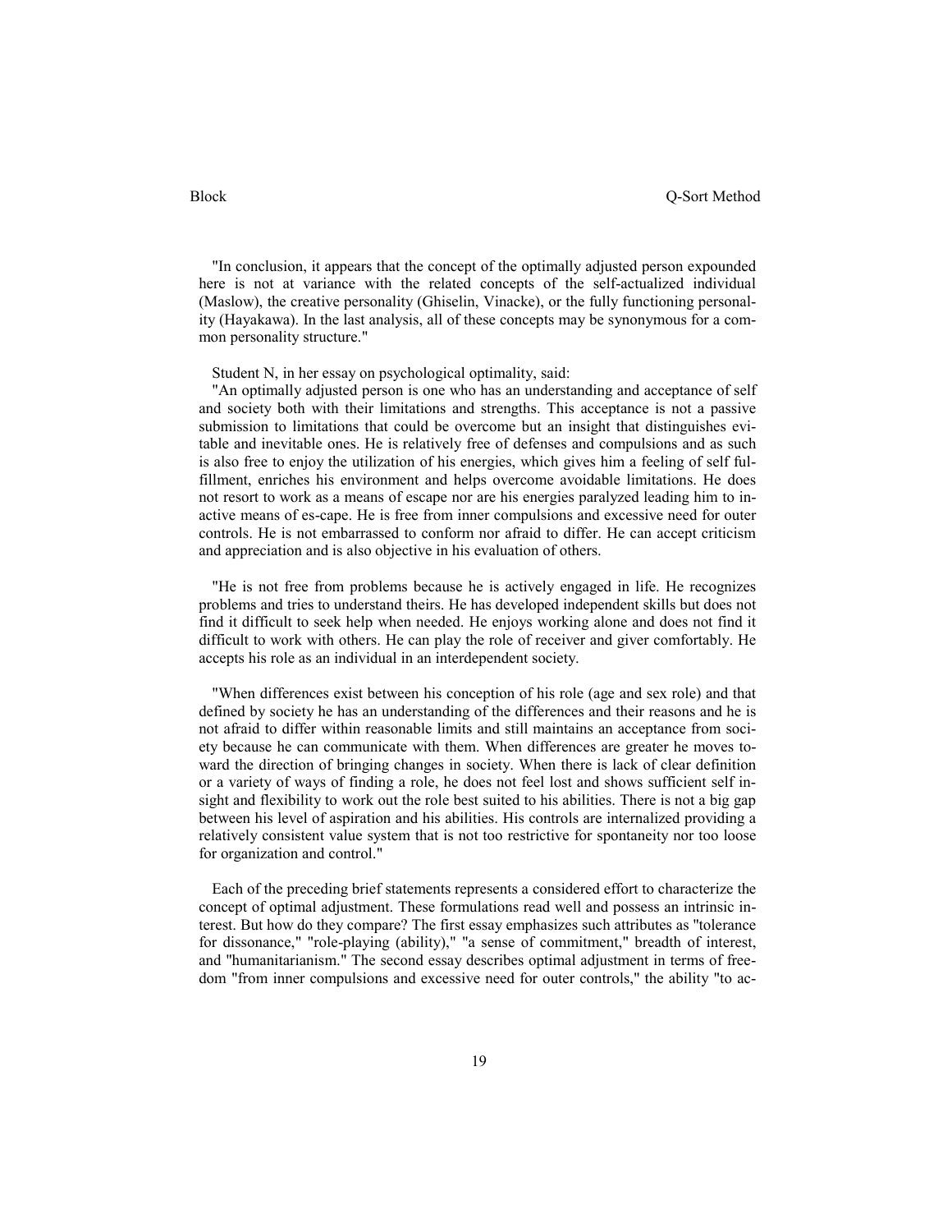"In conclusion, it appears that the concept of the optimally adjusted person expounded here is not at variance with the related concepts of the self-actualized individual (Maslow), the creative personality (Ghiselin, Vinacke), or the fully functioning personality (Hayakawa). In the last analysis, all of these concepts may be synonymous for a common personality structure."

Student N, in her essay on psychological optimality, said:

"An optimally adjusted person is one who has an understanding and acceptance of self and society both with their limitations and strengths. This acceptance is not a passive submission to limitations that could be overcome but an insight that distinguishes evitable and inevitable ones. He is relatively free of defenses and compulsions and as such is also free to enjoy the utilization of his energies, which gives him a feeling of self fulfillment, enriches his environment and helps overcome avoidable limitations. He does not resort to work as a means of escape nor are his energies paralyzed leading him to inactive means of es-cape. He is free from inner compulsions and excessive need for outer controls. He is not embarrassed to conform nor afraid to differ. He can accept criticism and appreciation and is also objective in his evaluation of others.

"He is not free from problems because he is actively engaged in life. He recognizes problems and tries to understand theirs. He has developed independent skills but does not find it difficult to seek help when needed. He enjoys working alone and does not find it difficult to work with others. He can play the role of receiver and giver comfortably. He accepts his role as an individual in an interdependent society.

"When differences exist between his conception of his role (age and sex role) and that defined by society he has an understanding of the differences and their reasons and he is not afraid to differ within reasonable limits and still maintains an acceptance from society because he can communicate with them. When differences are greater he moves toward the direction of bringing changes in society. When there is lack of clear definition or a variety of ways of finding a role, he does not feel lost and shows sufficient self insight and flexibility to work out the role best suited to his abilities. There is not a big gap between his level of aspiration and his abilities. His controls are internalized providing a relatively consistent value system that is not too restrictive for spontaneity nor too loose for organization and control."

Each of the preceding brief statements represents a considered effort to characterize the concept of optimal adjustment. These formulations read well and possess an intrinsic interest. But how do they compare? The first essay emphasizes such attributes as "tolerance for dissonance," "role-playing (ability)," "a sense of commitment," breadth of interest, and "humanitarianism." The second essay describes optimal adjustment in terms of freedom "from inner compulsions and excessive need for outer controls," the ability "to ac-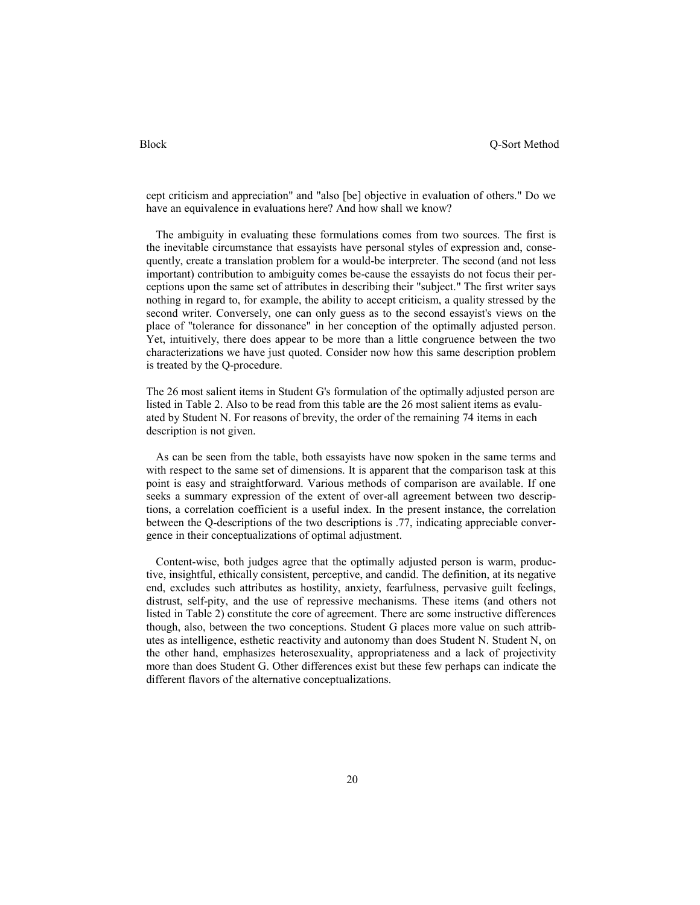cept criticism and appreciation" and "also [be] objective in evaluation of others." Do we have an equivalence in evaluations here? And how shall we know?

The ambiguity in evaluating these formulations comes from two sources. The first is the inevitable circumstance that essayists have personal styles of expression and, consequently, create a translation problem for a would-be interpreter. The second (and not less important) contribution to ambiguity comes be-cause the essayists do not focus their perceptions upon the same set of attributes in describing their "subject." The first writer says nothing in regard to, for example, the ability to accept criticism, a quality stressed by the second writer. Conversely, one can only guess as to the second essayist's views on the place of "tolerance for dissonance" in her conception of the optimally adjusted person. Yet, intuitively, there does appear to be more than a little congruence between the two characterizations we have just quoted. Consider now how this same description problem is treated by the Q-procedure.

The 26 most salient items in Student G's formulation of the optimally adjusted person are listed in Table 2. Also to be read from this table are the 26 most salient items as evaluated by Student N. For reasons of brevity, the order of the remaining 74 items in each description is not given.

As can be seen from the table, both essayists have now spoken in the same terms and with respect to the same set of dimensions. It is apparent that the comparison task at this point is easy and straightforward. Various methods of comparison are available. If one seeks a summary expression of the extent of over-all agreement between two descriptions, a correlation coefficient is a useful index. In the present instance, the correlation between the Q-descriptions of the two descriptions is .77, indicating appreciable convergence in their conceptualizations of optimal adjustment.

Content-wise, both judges agree that the optimally adjusted person is warm, productive, insightful, ethically consistent, perceptive, and candid. The definition, at its negative end, excludes such attributes as hostility, anxiety, fearfulness, pervasive guilt feelings, distrust, self-pity, and the use of repressive mechanisms. These items (and others not listed in Table 2) constitute the core of agreement. There are some instructive differences though, also, between the two conceptions. Student G places more value on such attributes as intelligence, esthetic reactivity and autonomy than does Student N. Student N, on the other hand, emphasizes heterosexuality, appropriateness and a lack of projectivity more than does Student G. Other differences exist but these few perhaps can indicate the different flavors of the alternative conceptualizations.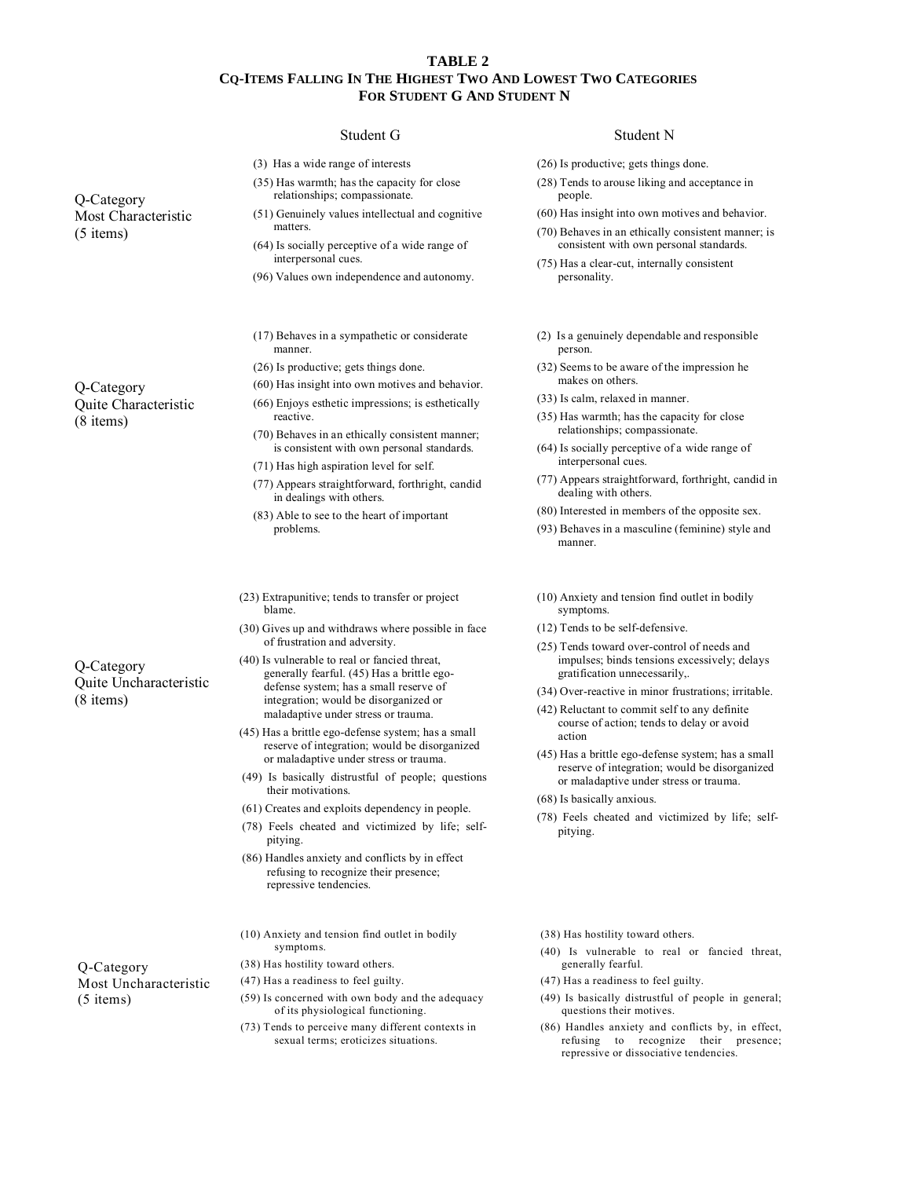**TABLE 2**
**CQ-ITEMS FALLING IN THE HIGHEST TWO AND LOWEST TWO CATEGORIES FOR STUDENT G AND STUDENT N**

| | Student G | Student N |
|---|---|---|
| Q-Category Most Characteristic (5 items) | (3) Has a wide range of interests<br>(35) Has warmth; has the capacity for close relationships; compassionate.<br>(51) Genuinely values intellectual and cognitive matters.<br>(64) Is socially perceptive of a wide range of interpersonal cues.<br>(96) Values own independence and autonomy. | (26) Is productive; gets things done.<br>(28) Tends to arouse liking and acceptance in people.<br>(60) Has insight into own motives and behavior.<br>(70) Behaves in an ethically consistent manner; is consistent with own personal standards.<br>(75) Has a clear-cut, internally consistent personality. |
| Q-Category Quite Characteristic (8 items) | (17) Behaves in a sympathetic or considerate manner.<br>(26) Is productive; gets things done.<br>(60) Has insight into own motives and behavior.<br>(66) Enjoys esthetic impressions; is esthetically reactive.<br>(70) Behaves in an ethically consistent manner; is consistent with own personal standards.<br>(71) Has high aspiration level for self.<br>(77) Appears straightforward, forthright, candid in dealings with others.<br>(83) Able to see to the heart of important problems. | (2) Is a genuinely dependable and responsible person.<br>(32) Seems to be aware of the impression he makes on others.<br>(33) Is calm, relaxed in manner.<br>(35) Has warmth; has the capacity for close relationships; compassionate.<br>(64) Is socially perceptive of a wide range of interpersonal cues.<br>(77) Appears straightforward, forthright, candid in dealing with others.<br>(80) Interested in members of the opposite sex.<br>(93) Behaves in a masculine (feminine) style and manner. |
| Q-Category Quite Uncharacteristic (8 items) | (23) Extrapunitive; tends to transfer or project blame.<br>(30) Gives up and withdraws where possible in face of frustration and adversity.<br>(40) Is vulnerable to real or fancied threat, generally fearful. (45) Has a brittle ego-defense system; has a small reserve of integration; would be disorganized or maladaptive under stress or trauma.<br>(45) Has a brittle ego-defense system; has a small reserve of integration; would be disorganized or maladaptive under stress or trauma.<br>(49) Is basically distrustful of people; questions their motivations.<br>(61) Creates and exploits dependency in people.<br>(78) Feels cheated and victimized by life; self-pitying.<br>(86) Handles anxiety and conflicts by in effect refusing to recognize their presence; repressive tendencies. | (10) Anxiety and tension find outlet in bodily symptoms.<br>(12) Tends to be self-defensive.<br>(25) Tends toward over-control of needs and impulses; binds tensions excessively; delays gratification unnecessarily,.<br>(34) Over-reactive in minor frustrations; irritable.<br>(42) Reluctant to commit self to any definite course of action; tends to delay or avoid action<br>(45) Has a brittle ego-defense system; has a small reserve of integration; would be disorganized or maladaptive under stress or trauma.<br>(68) Is basically anxious.<br>(78) Feels cheated and victimized by life; self-pitying. |
| Q-Category Most Uncharacteristic (5 items) | (10) Anxiety and tension find outlet in bodily symptoms.<br>(38) Has hostility toward others.<br>(47) Has a readiness to feel guilty.<br>(59) Is concerned with own body and the adequacy of its physiological functioning.<br>(73) Tends to perceive many different contexts in sexual terms; eroticizes situations. | (38) Has hostility toward others.<br>(40) Is vulnerable to real or fancied threat, generally fearful.<br>(47) Has a readiness to feel guilty.<br>(49) Is basically distrustful of people in general; questions their motives.<br>(86) Handles anxiety and conflicts by, in effect, refusing to recognize their presence; repressive or dissociative tendencies. |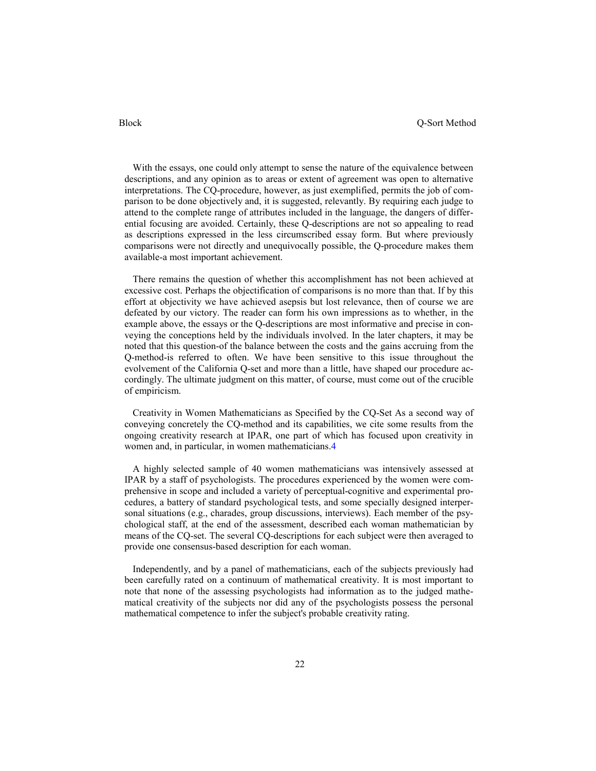With the essays, one could only attempt to sense the nature of the equivalence between descriptions, and any opinion as to areas or extent of agreement was open to alternative interpretations. The CQ-procedure, however, as just exemplified, permits the job of comparison to be done objectively and, it is suggested, relevantly. By requiring each judge to attend to the complete range of attributes included in the language, the dangers of differential focusing are avoided. Certainly, these Q-descriptions are not so appealing to read as descriptions expressed in the less circumscribed essay form. But where previously comparisons were not directly and unequivocally possible, the Q-procedure makes them available-a most important achievement.

There remains the question of whether this accomplishment has not been achieved at excessive cost. Perhaps the objectification of comparisons is no more than that. If by this effort at objectivity we have achieved asepsis but lost relevance, then of course we are defeated by our victory. The reader can form his own impressions as to whether, in the example above, the essays or the Q-descriptions are most informative and precise in conveying the conceptions held by the individuals involved. In the later chapters, it may be noted that this question-of the balance between the costs and the gains accruing from the Q-method-is referred to often. We have been sensitive to this issue throughout the evolvement of the California Q-set and more than a little, have shaped our procedure accordingly. The ultimate judgment on this matter, of course, must come out of the crucible of empiricism.

Creativity in Women Mathematicians as Specified by the CQ-Set As a second way of conveying concretely the CQ-method and its capabilities, we cite some results from the ongoing creativity research at IPAR, one part of which has focused upon creativity in women and, in particular, in women mathematicians.[4]

A highly selected sample of 40 women mathematicians was intensively assessed at IPAR by a staff of psychologists. The procedures experienced by the women were comprehensive in scope and included a variety of perceptual-cognitive and experimental procedures, a battery of standard psychological tests, and some specially designed interpersonal situations (e.g., charades, group discussions, interviews). Each member of the psychological staff, at the end of the assessment, described each woman mathematician by means of the CQ-set. The several CQ-descriptions for each subject were then averaged to provide one consensus-based description for each woman.

Independently, and by a panel of mathematicians, each of the subjects previously had been carefully rated on a continuum of mathematical creativity. It is most important to note that none of the assessing psychologists had information as to the judged mathematical creativity of the subjects nor did any of the psychologists possess the personal mathematical competence to infer the subject's probable creativity rating.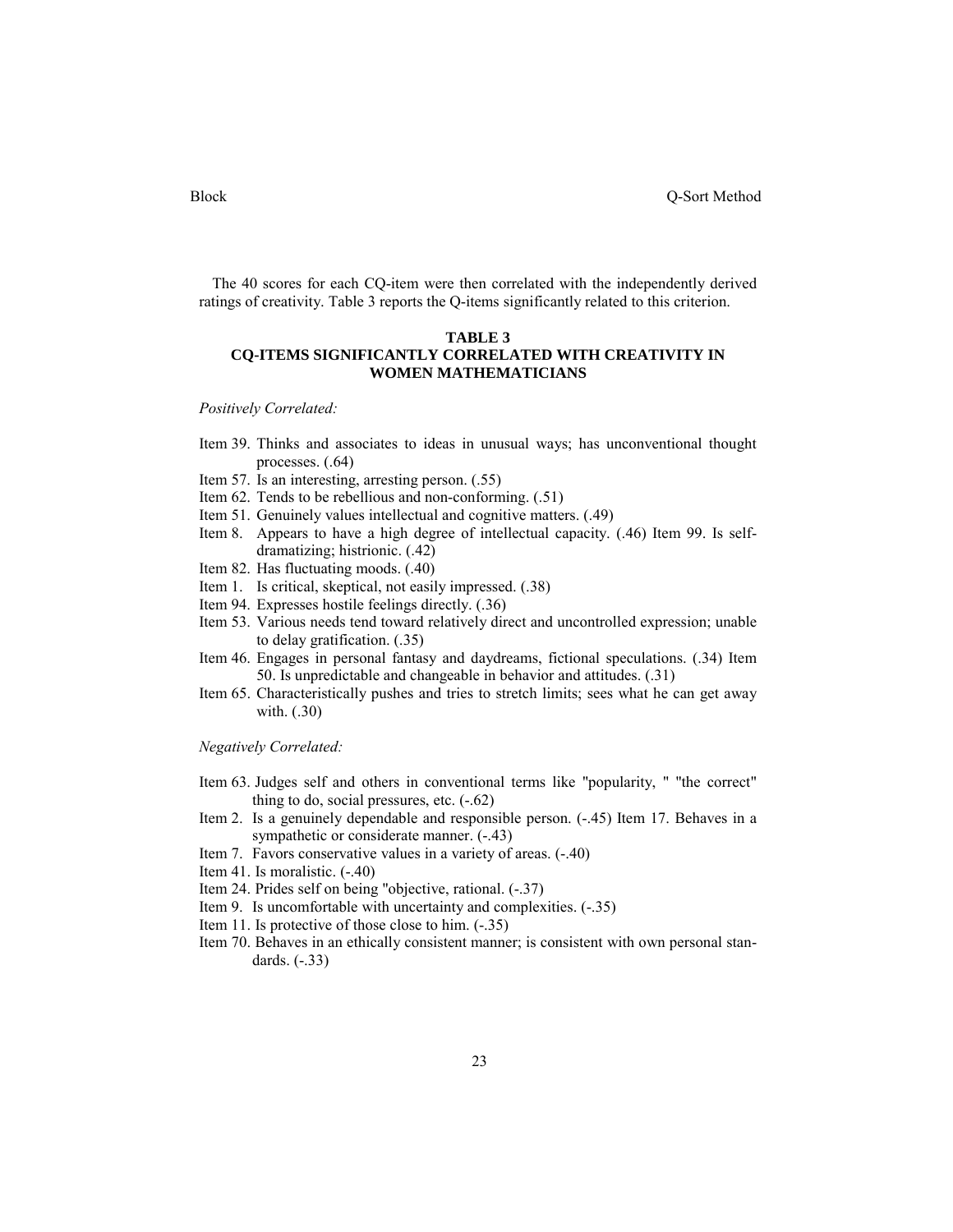The 40 scores for each CQ-item were then correlated with the independently derived ratings of creativity. Table 3 reports the Q-items significantly related to this criterion.

**TABLE 3**
**CQ-ITEMS SIGNIFICANTLY CORRELATED WITH CREATIVITY IN WOMEN MATHEMATICIANS**

*Positively Correlated:*

- Item 39. Thinks and associates to ideas in unusual ways; has unconventional thought processes. (.64)
- Item 57. Is an interesting, arresting person. (.55)
- Item 62. Tends to be rebellious and non-conforming. (.51)
- Item 51. Genuinely values intellectual and cognitive matters. (.49)
- Item 8. Appears to have a high degree of intellectual capacity. (.46)
- Item 99. Is self-dramatizing; histrionic. (.42)
- Item 82. Has fluctuating moods. (.40)
- Item 1. Is critical, skeptical, not easily impressed. (.38)
- Item 94. Expresses hostile feelings directly. (.36)
- Item 53. Various needs tend toward relatively direct and uncontrolled expression; unable to delay gratification. (.35)
- Item 46. Engages in personal fantasy and daydreams, fictional speculations. (.34)
- Item 50. Is unpredictable and changeable in behavior and attitudes. (.31)
- Item 65. Characteristically pushes and tries to stretch limits; sees what he can get away with. (.30)

*Negatively Correlated:*

- Item 63. Judges self and others in conventional terms like "popularity, " "the correct" thing to do, social pressures, etc. (-.62)
- Item 2. Is a genuinely dependable and responsible person. (-.45)
- Item 17. Behaves in a sympathetic or considerate manner. (-.43)
- Item 7. Favors conservative values in a variety of areas. (-.40)
- Item 41. Is moralistic. (-.40)
- Item 24. Prides self on being "objective, rational. (-.37)
- Item 9. Is uncomfortable with uncertainty and complexities. (-.35)
- Item 11. Is protective of those close to him. (-.35)
- Item 70. Behaves in an ethically consistent manner; is consistent with own personal standards. (-.33)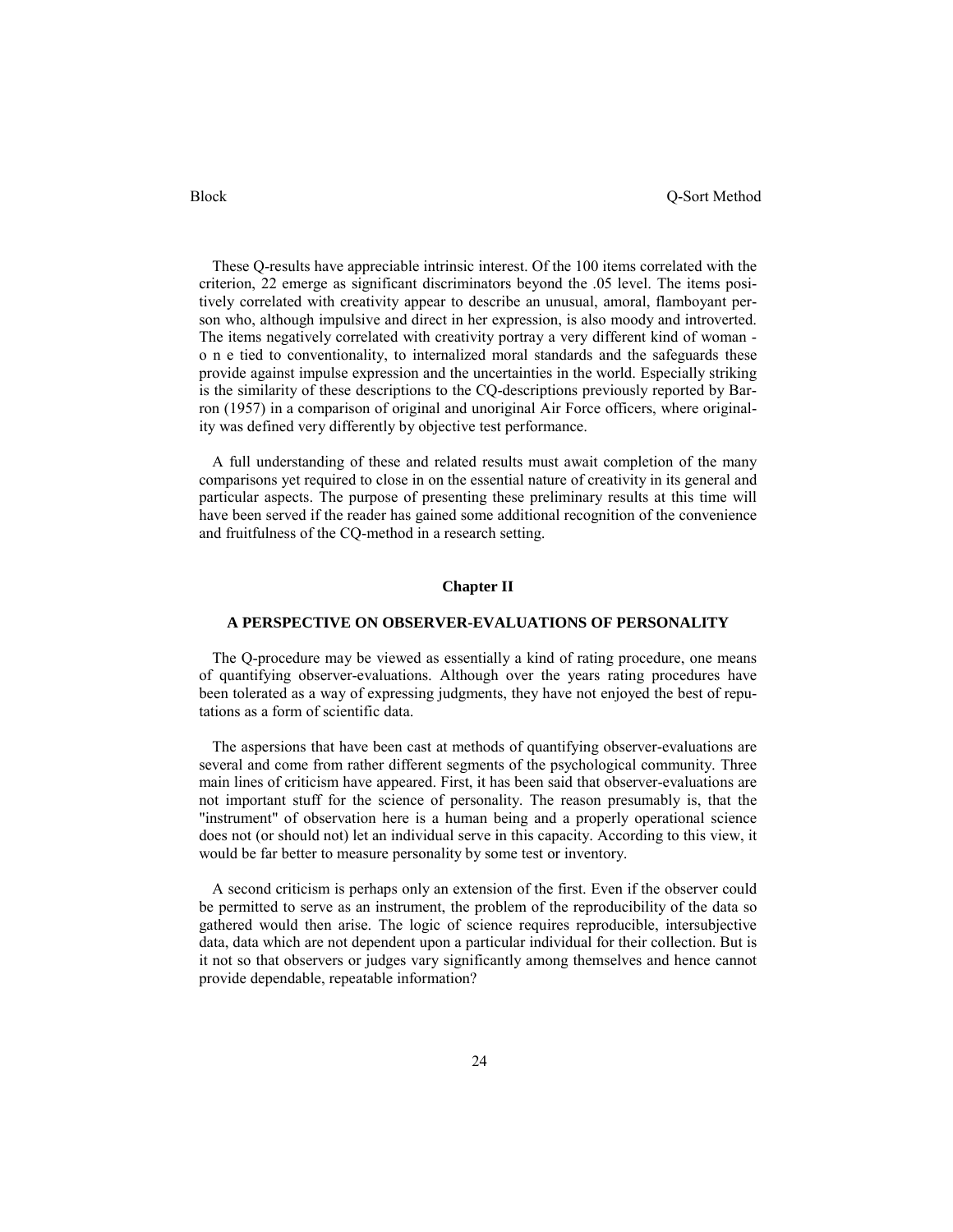These Q-results have appreciable intrinsic interest. Of the 100 items correlated with the criterion, 22 emerge as significant discriminators beyond the .05 level. The items positively correlated with creativity appear to describe an unusual, amoral, flamboyant person who, although impulsive and direct in her expression, is also moody and introverted. The items negatively correlated with creativity portray a very different kind of woman - one tied to conventionality, to internalized moral standards and the safeguards these provide against impulse expression and the uncertainties in the world. Especially striking is the similarity of these descriptions to the CQ-descriptions previously reported by Barron (1957) in a comparison of original and unoriginal Air Force officers, where originality was defined very differently by objective test performance.

A full understanding of these and related results must await completion of the many comparisons yet required to close in on the essential nature of creativity in its general and particular aspects. The purpose of presenting these preliminary results at this time will have been served if the reader has gained some additional recognition of the convenience and fruitfulness of the CQ-method in a research setting.

## Chapter II

### A PERSPECTIVE ON OBSERVER-EVALUATIONS OF PERSONALITY

The Q-procedure may be viewed as essentially a kind of rating procedure, one means of quantifying observer-evaluations. Although over the years rating procedures have been tolerated as a way of expressing judgments, they have not enjoyed the best of reputations as a form of scientific data.

The aspersions that have been cast at methods of quantifying observer-evaluations are several and come from rather different segments of the psychological community. Three main lines of criticism have appeared. First, it has been said that observer-evaluations are not important stuff for the science of personality. The reason presumably is, that the "instrument" of observation here is a human being and a properly operational science does not (or should not) let an individual serve in this capacity. According to this view, it would be far better to measure personality by some test or inventory.

A second criticism is perhaps only an extension of the first. Even if the observer could be permitted to serve as an instrument, the problem of the reproducibility of the data so gathered would then arise. The logic of science requires reproducible, intersubjective data, data which are not dependent upon a particular individual for their collection. But is it not so that observers or judges vary significantly among themselves and hence cannot provide dependable, repeatable information?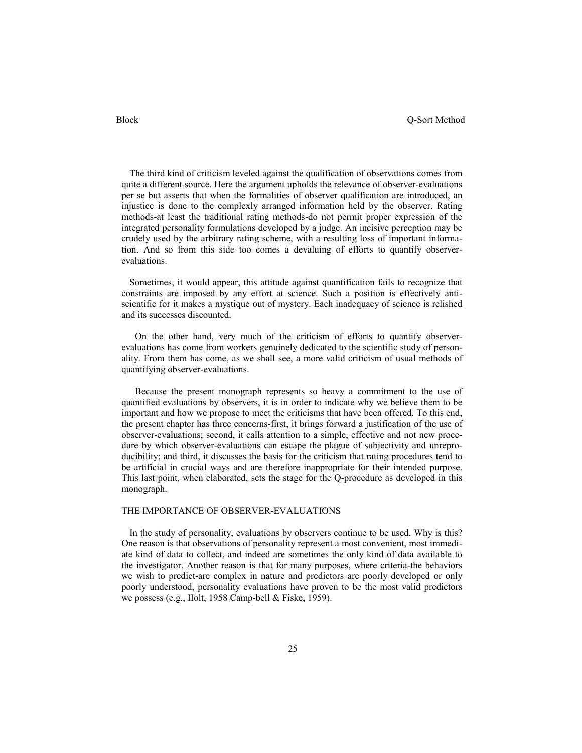The third kind of criticism leveled against the qualification of observations comes from quite a different source. Here the argument upholds the relevance of observer-evaluations per se but asserts that when the formalities of observer qualification are introduced, an injustice is done to the complexly arranged information held by the observer. Rating methods-at least the traditional rating methods-do not permit proper expression of the integrated personality formulations developed by a judge. An incisive perception may be crudely used by the arbitrary rating scheme, with a resulting loss of important information. And so from this side too comes a devaluing of efforts to quantify observer-evaluations.

Sometimes, it would appear, this attitude against quantification fails to recognize that constraints are imposed by any effort at science. Such a position is effectively anti-scientific for it makes a mystique out of mystery. Each inadequacy of science is relished and its successes discounted.

On the other hand, very much of the criticism of efforts to quantify observer-evaluations has come from workers genuinely dedicated to the scientific study of personality. From them has come, as we shall see, a more valid criticism of usual methods of quantifying observer-evaluations.

Because the present monograph represents so heavy a commitment to the use of quantified evaluations by observers, it is in order to indicate why we believe them to be important and how we propose to meet the criticisms that have been offered. To this end, the present chapter has three concerns-first, it brings forward a justification of the use of observer-evaluations; second, it calls attention to a simple, effective and not new procedure by which observer-evaluations can escape the plague of subjectivity and unreproducibility; and third, it discusses the basis for the criticism that rating procedures tend to be artificial in crucial ways and are therefore inappropriate for their intended purpose. This last point, when elaborated, sets the stage for the Q-procedure as developed in this monograph.

## THE IMPORTANCE OF OBSERVER-EVALUATIONS

In the study of personality, evaluations by observers continue to be used. Why is this? One reason is that observations of personality represent a most convenient, most immediate kind of data to collect, and indeed are sometimes the only kind of data available to the investigator. Another reason is that for many purposes, where criteria-the behaviors we wish to predict-are complex in nature and predictors are poorly developed or only poorly understood, personality evaluations have proven to be the most valid predictors we possess (e.g., IIolt, 1958 Camp-bell & Fiske, 1959).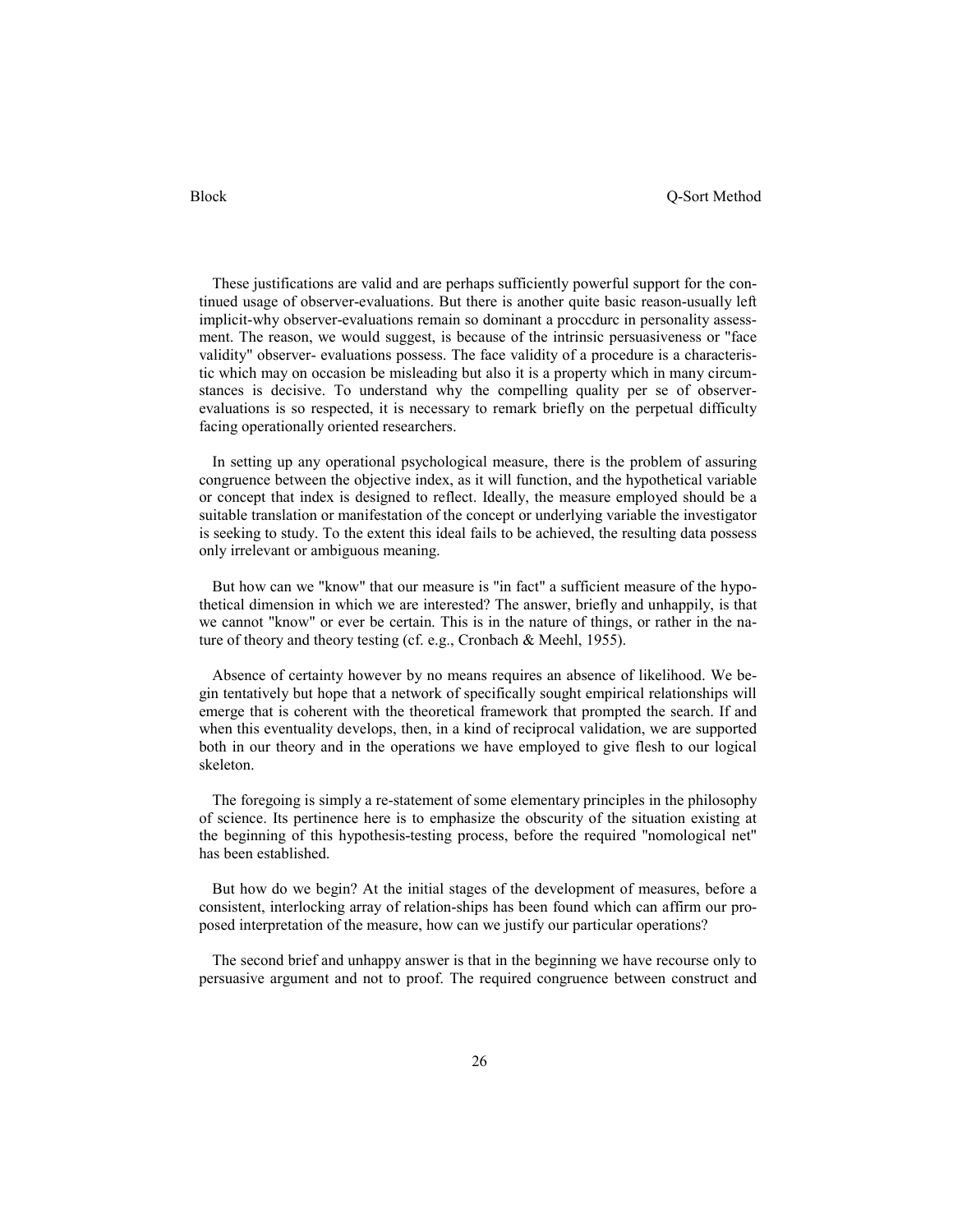These justifications are valid and are perhaps sufficiently powerful support for the continued usage of observer-evaluations. But there is another quite basic reason-usually left implicit-why observer-evaluations remain so dominant a proccdurc in personality assessment. The reason, we would suggest, is because of the intrinsic persuasiveness or "face validity" observer- evaluations possess. The face validity of a procedure is a characteristic which may on occasion be misleading but also it is a property which in many circumstances is decisive. To understand why the compelling quality per se of observer-evaluations is so respected, it is necessary to remark briefly on the perpetual difficulty facing operationally oriented researchers.

In setting up any operational psychological measure, there is the problem of assuring congruence between the objective index, as it will function, and the hypothetical variable or concept that index is designed to reflect. Ideally, the measure employed should be a suitable translation or manifestation of the concept or underlying variable the investigator is seeking to study. To the extent this ideal fails to be achieved, the resulting data possess only irrelevant or ambiguous meaning.

But how can we "know" that our measure is "in fact" a sufficient measure of the hypothetical dimension in which we are interested? The answer, briefly and unhappily, is that we cannot "know" or ever be certain. This is in the nature of things, or rather in the nature of theory and theory testing (cf. e.g., Cronbach & Meehl, 1955).

Absence of certainty however by no means requires an absence of likelihood. We begin tentatively but hope that a network of specifically sought empirical relationships will emerge that is coherent with the theoretical framework that prompted the search. If and when this eventuality develops, then, in a kind of reciprocal validation, we are supported both in our theory and in the operations we have employed to give flesh to our logical skeleton.

The foregoing is simply a re-statement of some elementary principles in the philosophy of science. Its pertinence here is to emphasize the obscurity of the situation existing at the beginning of this hypothesis-testing process, before the required "nomological net" has been established.

But how do we begin? At the initial stages of the development of measures, before a consistent, interlocking array of relation-ships has been found which can affirm our proposed interpretation of the measure, how can we justify our particular operations?

The second brief and unhappy answer is that in the beginning we have recourse only to persuasive argument and not to proof. The required congruence between construct and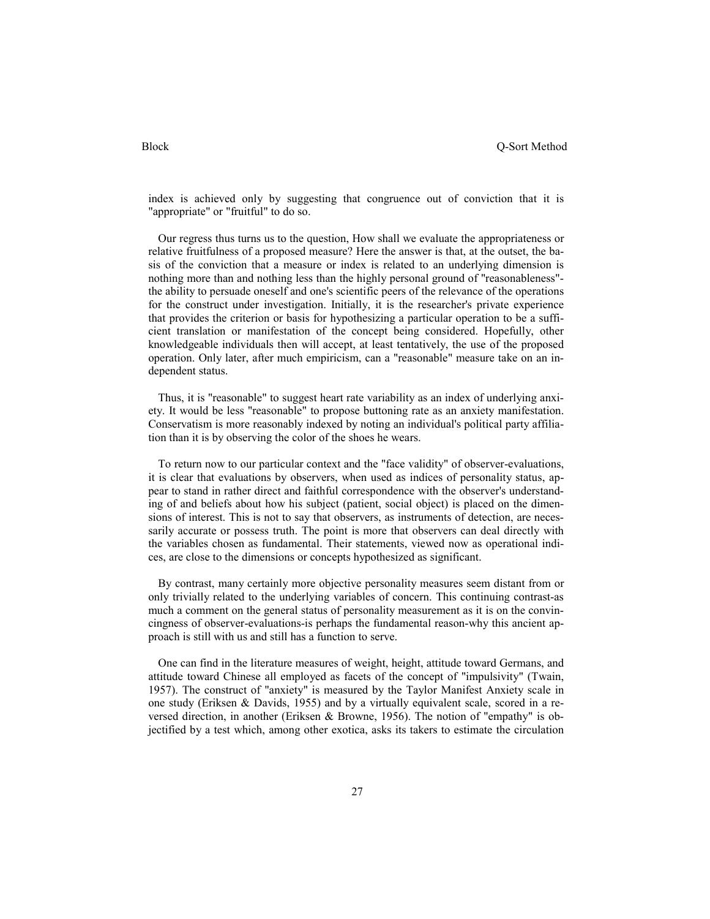index is achieved only by suggesting that congruence out of conviction that it is "appropriate" or "fruitful" to do so.

Our regress thus turns us to the question, How shall we evaluate the appropriateness or relative fruitfulness of a proposed measure? Here the answer is that, at the outset, the basis of the conviction that a measure or index is related to an underlying dimension is nothing more than and nothing less than the highly personal ground of "reasonableness"-the ability to persuade oneself and one's scientific peers of the relevance of the operations for the construct under investigation. Initially, it is the researcher's private experience that provides the criterion or basis for hypothesizing a particular operation to be a sufficient translation or manifestation of the concept being considered. Hopefully, other knowledgeable individuals then will accept, at least tentatively, the use of the proposed operation. Only later, after much empiricism, can a "reasonable" measure take on an independent status.

Thus, it is "reasonable" to suggest heart rate variability as an index of underlying anxiety. It would be less "reasonable" to propose buttoning rate as an anxiety manifestation. Conservatism is more reasonably indexed by noting an individual's political party affiliation than it is by observing the color of the shoes he wears.

To return now to our particular context and the "face validity" of observer-evaluations, it is clear that evaluations by observers, when used as indices of personality status, appear to stand in rather direct and faithful correspondence with the observer's understanding of and beliefs about how his subject (patient, social object) is placed on the dimensions of interest. This is not to say that observers, as instruments of detection, are necessarily accurate or possess truth. The point is more that observers can deal directly with the variables chosen as fundamental. Their statements, viewed now as operational indices, are close to the dimensions or concepts hypothesized as significant.

By contrast, many certainly more objective personality measures seem distant from or only trivially related to the underlying variables of concern. This continuing contrast-as much a comment on the general status of personality measurement as it is on the convincingness of observer-evaluations-is perhaps the fundamental reason-why this ancient approach is still with us and still has a function to serve.

One can find in the literature measures of weight, height, attitude toward Germans, and attitude toward Chinese all employed as facets of the concept of "impulsivity" (Twain, 1957). The construct of "anxiety" is measured by the Taylor Manifest Anxiety scale in one study (Eriksen & Davids, 1955) and by a virtually equivalent scale, scored in a reversed direction, in another (Eriksen & Browne, 1956). The notion of "empathy" is objectified by a test which, among other exotica, asks its takers to estimate the circulation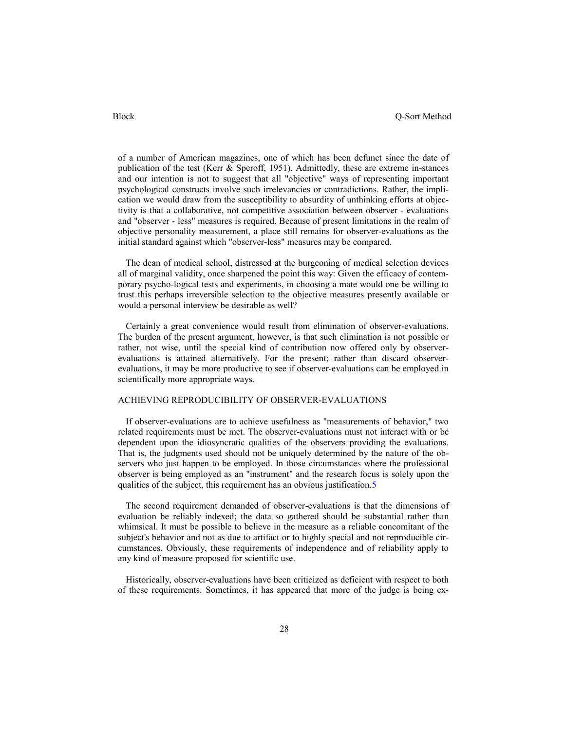of a number of American magazines, one of which has been defunct since the date of publication of the test (Kerr & Speroff, 1951). Admittedly, these are extreme in-stances and our intention is not to suggest that all "objective" ways of representing important psychological constructs involve such irrelevancies or contradictions. Rather, the implication we would draw from the susceptibility to absurdity of unthinking efforts at objectivity is that a collaborative, not competitive association between observer - evaluations and "observer - less" measures is required. Because of present limitations in the realm of objective personality measurement, a place still remains for observer-evaluations as the initial standard against which "observer-less" measures may be compared.

The dean of medical school, distressed at the burgeoning of medical selection devices all of marginal validity, once sharpened the point this way: Given the efficacy of contemporary psycho-logical tests and experiments, in choosing a mate would one be willing to trust this perhaps irreversible selection to the objective measures presently available or would a personal interview be desirable as well?

Certainly a great convenience would result from elimination of observer-evaluations. The burden of the present argument, however, is that such elimination is not possible or rather, not wise, until the special kind of contribution now offered only by observer-evaluations is attained alternatively. For the present; rather than discard observer-evaluations, it may be more productive to see if observer-evaluations can be employed in scientifically more appropriate ways.

## ACHIEVING REPRODUCIBILITY OF OBSERVER-EVALUATIONS

If observer-evaluations are to achieve usefulness as "measurements of behavior," two related requirements must be met. The observer-evaluations must not interact with or be dependent upon the idiosyncratic qualities of the observers providing the evaluations. That is, the judgments used should not be uniquely determined by the nature of the observers who just happen to be employed. In those circumstances where the professional observer is being employed as an "instrument" and the research focus is solely upon the qualities of the subject, this requirement has an obvious justification.[5]

The second requirement demanded of observer-evaluations is that the dimensions of evaluation be reliably indexed; the data so gathered should be substantial rather than whimsical. It must be possible to believe in the measure as a reliable concomitant of the subject's behavior and not as due to artifact or to highly special and not reproducible circumstances. Obviously, these requirements of independence and of reliability apply to any kind of measure proposed for scientific use.

Historically, observer-evaluations have been criticized as deficient with respect to both of these requirements. Sometimes, it has appeared that more of the judge is being ex-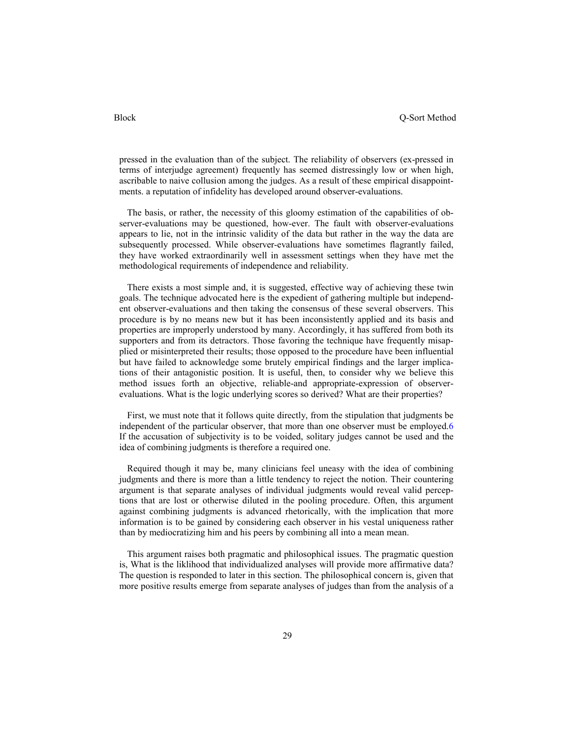pressed in the evaluation than of the subject. The reliability of observers (ex-pressed in terms of interjudge agreement) frequently has seemed distressingly low or when high, ascribable to naive collusion among the judges. As a result of these empirical disappointments. a reputation of infidelity has developed around observer-evaluations.

The basis, or rather, the necessity of this gloomy estimation of the capabilities of observer-evaluations may be questioned, how-ever. The fault with observer-evaluations appears to lie, not in the intrinsic validity of the data but rather in the way the data are subsequently processed. While observer-evaluations have sometimes flagrantly failed, they have worked extraordinarily well in assessment settings when they have met the methodological requirements of independence and reliability.

There exists a most simple and, it is suggested, effective way of achieving these twin goals. The technique advocated here is the expedient of gathering multiple but independent observer-evaluations and then taking the consensus of these several observers. This procedure is by no means new but it has been inconsistently applied and its basis and properties are improperly understood by many. Accordingly, it has suffered from both its supporters and from its detractors. Those favoring the technique have frequently misapplied or misinterpreted their results; those opposed to the procedure have been influential but have failed to acknowledge some brutely empirical findings and the larger implications of their antagonistic position. It is useful, then, to consider why we believe this method issues forth an objective, reliable-and appropriate-expression of observer-evaluations. What is the logic underlying scores so derived? What are their properties?

First, we must note that it follows quite directly, from the stipulation that judgments be independent of the particular observer, that more than one observer must be employed.[6] If the accusation of subjectivity is to be voided, solitary judges cannot be used and the idea of combining judgments is therefore a required one.

Required though it may be, many clinicians feel uneasy with the idea of combining judgments and there is more than a little tendency to reject the notion. Their countering argument is that separate analyses of individual judgments would reveal valid perceptions that are lost or otherwise diluted in the pooling procedure. Often, this argument against combining judgments is advanced rhetorically, with the implication that more information is to be gained by considering each observer in his vestal uniqueness rather than by mediocratizing him and his peers by combining all into a mean mean.

This argument raises both pragmatic and philosophical issues. The pragmatic question is, What is the liklihood that individualized analyses will provide more affirmative data? The question is responded to later in this section. The philosophical concern is, given that more positive results emerge from separate analyses of judges than from the analysis of a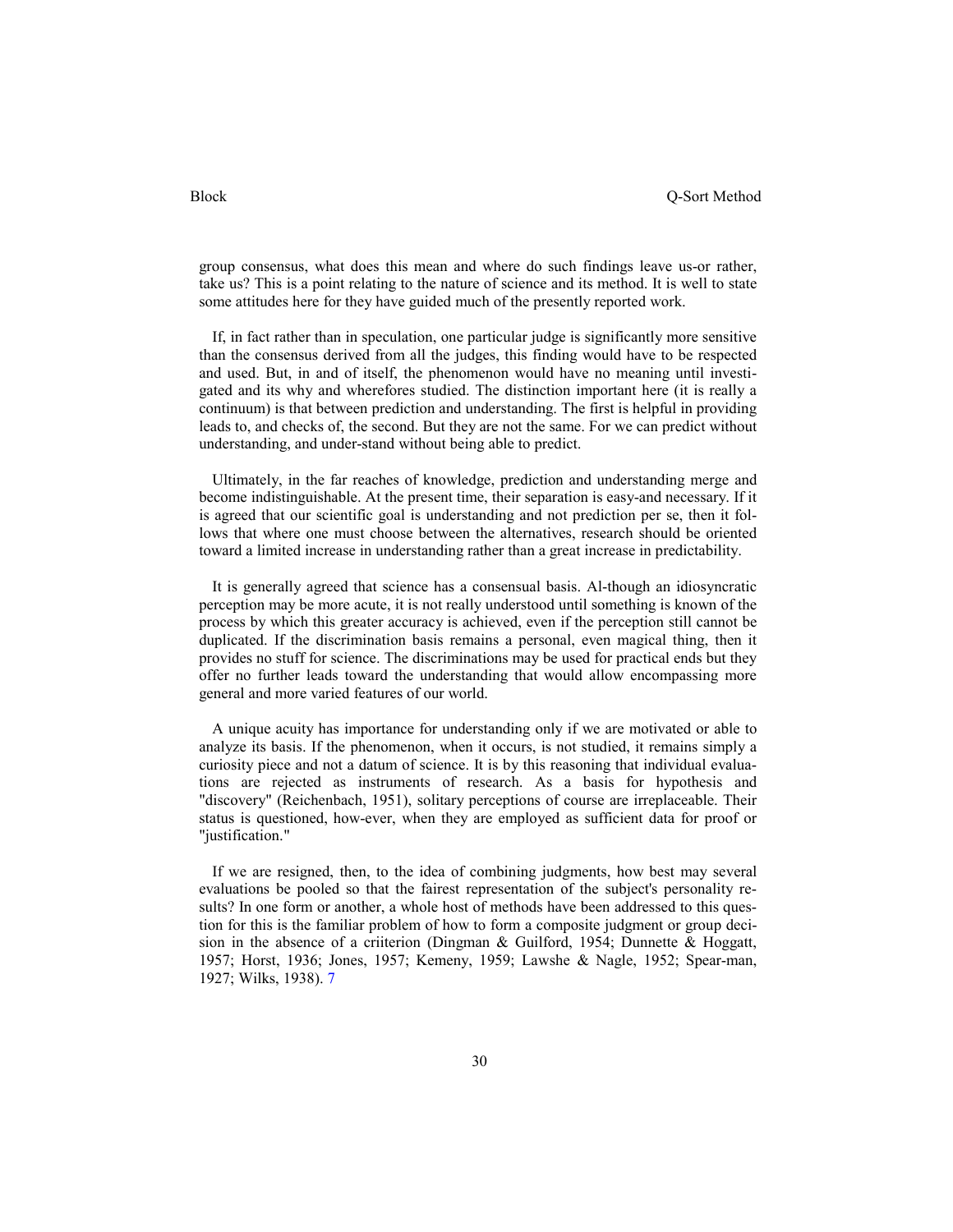group consensus, what does this mean and where do such findings leave us-or rather, take us? This is a point relating to the nature of science and its method. It is well to state some attitudes here for they have guided much of the presently reported work.

If, in fact rather than in speculation, one particular judge is significantly more sensitive than the consensus derived from all the judges, this finding would have to be respected and used. But, in and of itself, the phenomenon would have no meaning until investigated and its why and wherefores studied. The distinction important here (it is really a continuum) is that between prediction and understanding. The first is helpful in providing leads to, and checks of, the second. But they are not the same. For we can predict without understanding, and under-stand without being able to predict.

Ultimately, in the far reaches of knowledge, prediction and understanding merge and become indistinguishable. At the present time, their separation is easy-and necessary. If it is agreed that our scientific goal is understanding and not prediction per se, then it follows that where one must choose between the alternatives, research should be oriented toward a limited increase in understanding rather than a great increase in predictability.

It is generally agreed that science has a consensual basis. Al-though an idiosyncratic perception may be more acute, it is not really understood until something is known of the process by which this greater accuracy is achieved, even if the perception still cannot be duplicated. If the discrimination basis remains a personal, even magical thing, then it provides no stuff for science. The discriminations may be used for practical ends but they offer no further leads toward the understanding that would allow encompassing more general and more varied features of our world.

A unique acuity has importance for understanding only if we are motivated or able to analyze its basis. If the phenomenon, when it occurs, is not studied, it remains simply a curiosity piece and not a datum of science. It is by this reasoning that individual evaluations are rejected as instruments of research. As a basis for hypothesis and "discovery" (Reichenbach, 1951), solitary perceptions of course are irreplaceable. Their status is questioned, how-ever, when they are employed as sufficient data for proof or "justification."

If we are resigned, then, to the idea of combining judgments, how best may several evaluations be pooled so that the fairest representation of the subject's personality results? In one form or another, a whole host of methods have been addressed to this question for this is the familiar problem of how to form a composite judgment or group decision in the absence of a criiterion (Dingman & Guilford, 1954; Dunnette & Hoggatt, 1957; Horst, 1936; Jones, 1957; Kemeny, 1959; Lawshe & Nagle, 1952; Spear-man, 1927; Wilks, 1938). 7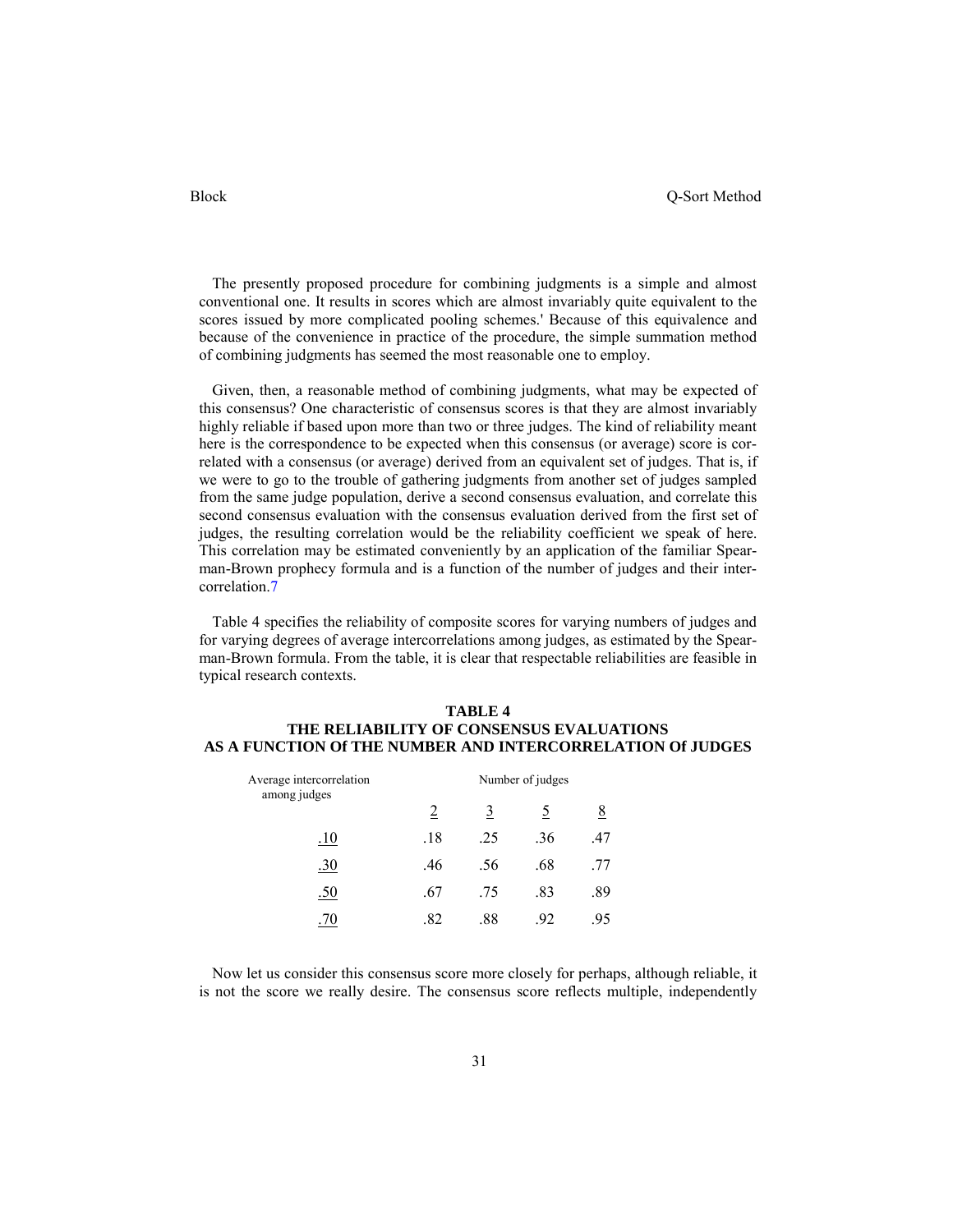The presently proposed procedure for combining judgments is a simple and almost conventional one. It results in scores which are almost invariably quite equivalent to the scores issued by more complicated pooling schemes.' Because of this equivalence and because of the convenience in practice of the procedure, the simple summation method of combining judgments has seemed the most reasonable one to employ.

Given, then, a reasonable method of combining judgments, what may be expected of this consensus? One characteristic of consensus scores is that they are almost invariably highly reliable if based upon more than two or three judges. The kind of reliability meant here is the correspondence to be expected when this consensus (or average) score is correlated with a consensus (or average) derived from an equivalent set of judges. That is, if we were to go to the trouble of gathering judgments from another set of judges sampled from the same judge population, derive a second consensus evaluation, and correlate this second consensus evaluation with the consensus evaluation derived from the first set of judges, the resulting correlation would be the reliability coefficient we speak of here. This correlation may be estimated conveniently by an application of the familiar Spearman-Brown prophecy formula and is a function of the number of judges and their intercorrelation.[7]

Table 4 specifies the reliability of composite scores for varying numbers of judges and for varying degrees of average intercorrelations among judges, as estimated by the Spearman-Brown formula. From the table, it is clear that respectable reliabilities are feasible in typical research contexts.

**TABLE 4**
**THE RELIABILITY OF CONSENSUS EVALUATIONS AS A FUNCTION Of THE NUMBER AND INTERCORRELATION Of JUDGES**

| Average intercorrelation among judges | Number of judges | | | |
|---|---|---|---|---|
| | 2 | 3 | 5 | 8 |
| .10 | .18 | .25 | .36 | .47 |
| .30 | .46 | .56 | .68 | .77 |
| .50 | .67 | .75 | .83 | .89 |
| .70 | .82 | .88 | .92 | .95 |

Now let us consider this consensus score more closely for perhaps, although reliable, it is not the score we really desire. The consensus score reflects multiple, independently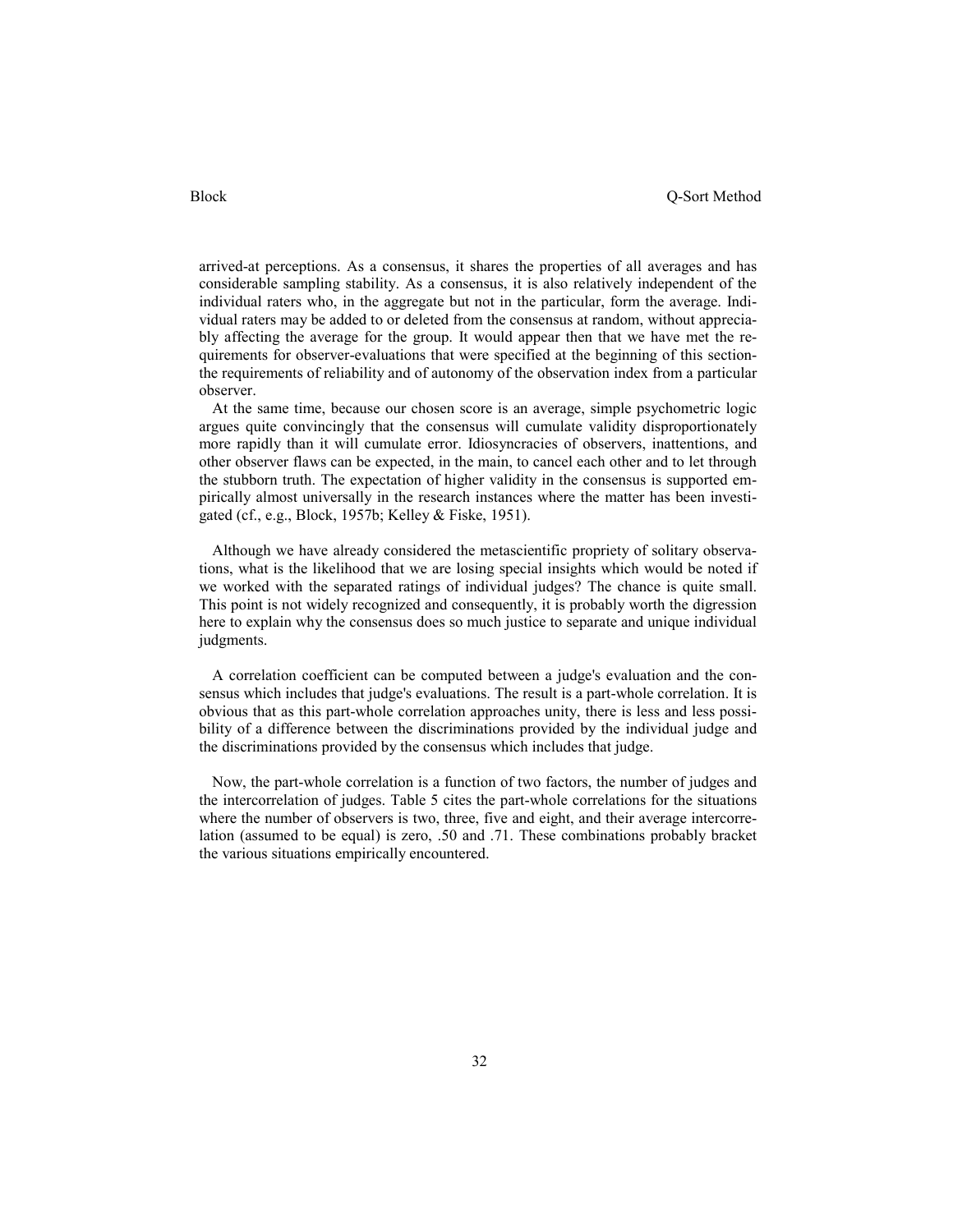arrived-at perceptions. As a consensus, it shares the properties of all averages and has considerable sampling stability. As a consensus, it is also relatively independent of the individual raters who, in the aggregate but not in the particular, form the average. Individual raters may be added to or deleted from the consensus at random, without appreciably affecting the average for the group. It would appear then that we have met the requirements for observer-evaluations that were specified at the beginning of this section-the requirements of reliability and of autonomy of the observation index from a particular observer.

At the same time, because our chosen score is an average, simple psychometric logic argues quite convincingly that the consensus will cumulate validity disproportionately more rapidly than it will cumulate error. Idiosyncracies of observers, inattentions, and other observer flaws can be expected, in the main, to cancel each other and to let through the stubborn truth. The expectation of higher validity in the consensus is supported empirically almost universally in the research instances where the matter has been investigated (cf., e.g., Block, 1957b; Kelley & Fiske, 1951).

Although we have already considered the metascientific propriety of solitary observations, what is the likelihood that we are losing special insights which would be noted if we worked with the separated ratings of individual judges? The chance is quite small. This point is not widely recognized and consequently, it is probably worth the digression here to explain why the consensus does so much justice to separate and unique individual judgments.

A correlation coefficient can be computed between a judge's evaluation and the consensus which includes that judge's evaluations. The result is a part-whole correlation. It is obvious that as this part-whole correlation approaches unity, there is less and less possibility of a difference between the discriminations provided by the individual judge and the discriminations provided by the consensus which includes that judge.

Now, the part-whole correlation is a function of two factors, the number of judges and the intercorrelation of judges. Table 5 cites the part-whole correlations for the situations where the number of observers is two, three, five and eight, and their average intercorrelation (assumed to be equal) is zero, .50 and .71. These combinations probably bracket the various situations empirically encountered.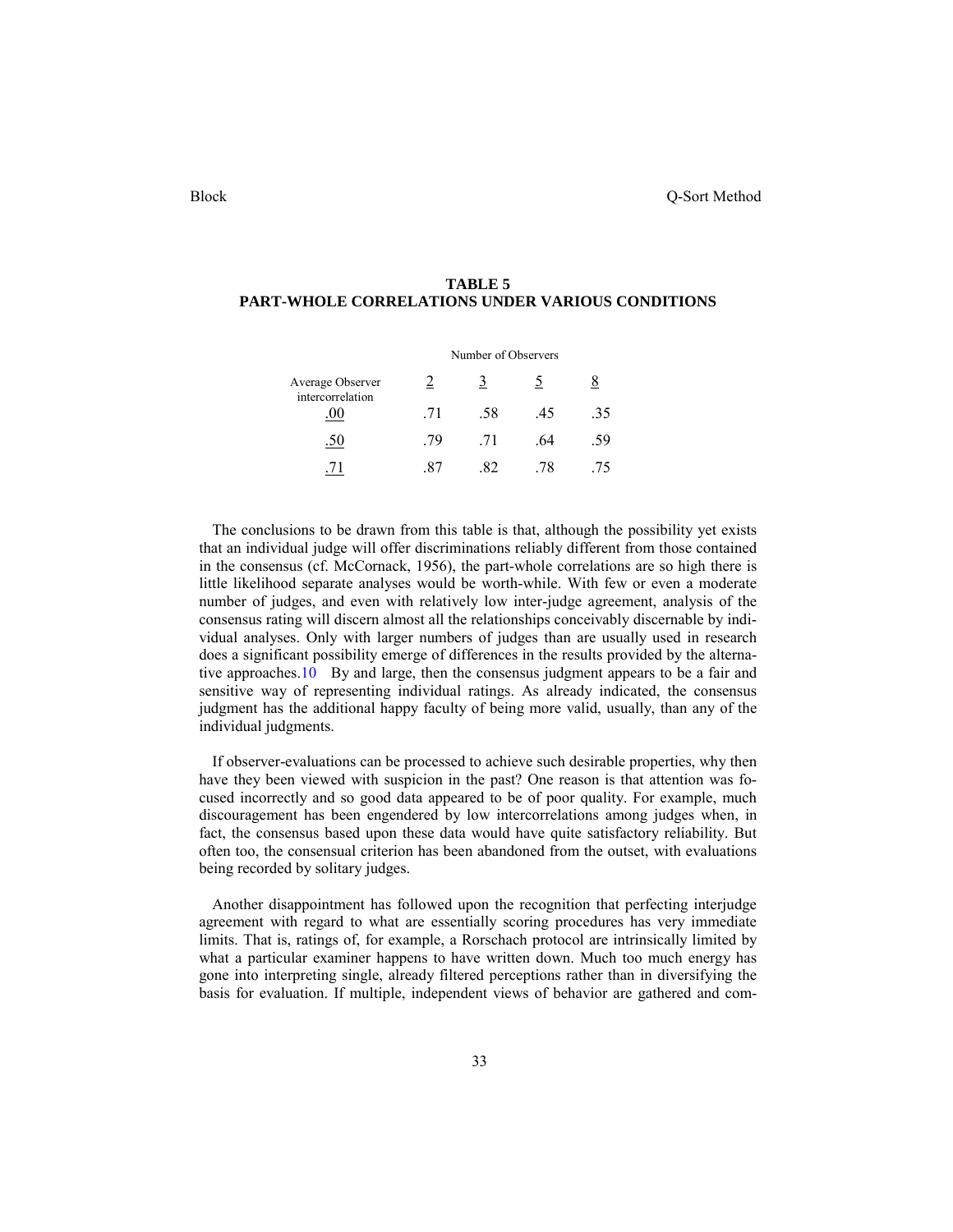**TABLE 5**
**PART-WHOLE CORRELATIONS UNDER VARIOUS CONDITIONS**

| | Number of Observers | | | |
|---|---|---|---|---|
| Average Observer intercorrelation | 2 | 3 | 5 | 8 |
| .00 | .71 | .58 | .45 | .35 |
| .50 | .79 | .71 | .64 | .59 |
| .71 | .87 | .82 | .78 | .75 |

The conclusions to be drawn from this table is that, although the possibility yet exists that an individual judge will offer discriminations reliably different from those contained in the consensus (cf. McCornack, 1956), the part-whole correlations are so high there is little likelihood separate analyses would be worth-while. With few or even a moderate number of judges, and even with relatively low inter-judge agreement, analysis of the consensus rating will discern almost all the relationships conceivably discernable by individual analyses. Only with larger numbers of judges than are usually used in research does a significant possibility emerge of differences in the results provided by the alternative approaches.[10] By and large, then the consensus judgment appears to be a fair and sensitive way of representing individual ratings. As already indicated, the consensus judgment has the additional happy faculty of being more valid, usually, than any of the individual judgments.

If observer-evaluations can be processed to achieve such desirable properties, why then have they been viewed with suspicion in the past? One reason is that attention was focused incorrectly and so good data appeared to be of poor quality. For example, much discouragement has been engendered by low intercorrelations among judges when, in fact, the consensus based upon these data would have quite satisfactory reliability. But often too, the consensual criterion has been abandoned from the outset, with evaluations being recorded by solitary judges.

Another disappointment has followed upon the recognition that perfecting interjudge agreement with regard to what are essentially scoring procedures has very immediate limits. That is, ratings of, for example, a Rorschach protocol are intrinsically limited by what a particular examiner happens to have written down. Much too much energy has gone into interpreting single, already filtered perceptions rather than in diversifying the basis for evaluation. If multiple, independent views of behavior are gathered and com-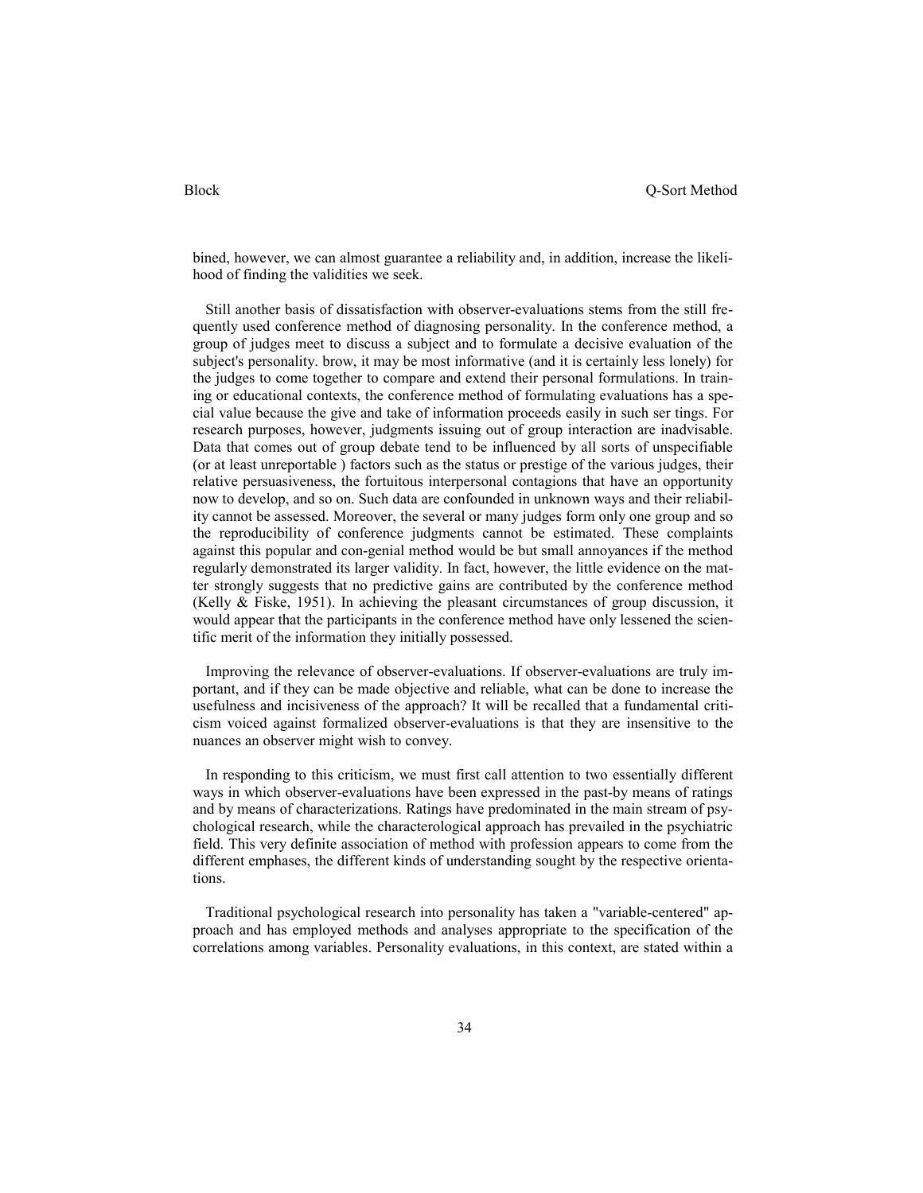bined, however, we can almost guarantee a reliability and, in addition, increase the likelihood of finding the validities we seek.

Still another basis of dissatisfaction with observer-evaluations stems from the still frequently used conference method of diagnosing personality. In the conference method, a group of judges meet to discuss a subject and to formulate a decisive evaluation of the subject's personality. brow, it may be most informative (and it is certainly less lonely) for the judges to come together to compare and extend their personal formulations. In training or educational contexts, the conference method of formulating evaluations has a special value because the give and take of information proceeds easily in such ser tings. For research purposes, however, judgments issuing out of group interaction are inadvisable. Data that comes out of group debate tend to be influenced by all sorts of unspecifiable (or at least unreportable ) factors such as the status or prestige of the various judges, their relative persuasiveness, the fortuitous interpersonal contagions that have an opportunity now to develop, and so on. Such data are confounded in unknown ways and their reliability cannot be assessed. Moreover, the several or many judges form only one group and so the reproducibility of conference judgments cannot be estimated. These complaints against this popular and con-genial method would be but small annoyances if the method regularly demonstrated its larger validity. In fact, however, the little evidence on the matter strongly suggests that no predictive gains are contributed by the conference method (Kelly & Fiske, 1951). In achieving the pleasant circumstances of group discussion, it would appear that the participants in the conference method have only lessened the scientific merit of the information they initially possessed.

Improving the relevance of observer-evaluations. If observer-evaluations are truly important, and if they can be made objective and reliable, what can be done to increase the usefulness and incisiveness of the approach? It will be recalled that a fundamental criticism voiced against formalized observer-evaluations is that they are insensitive to the nuances an observer might wish to convey.

In responding to this criticism, we must first call attention to two essentially different ways in which observer-evaluations have been expressed in the past-by means of ratings and by means of characterizations. Ratings have predominated in the main stream of psychological research, while the characterological approach has prevailed in the psychiatric field. This very definite association of method with profession appears to come from the different emphases, the different kinds of understanding sought by the respective orientations.

Traditional psychological research into personality has taken a "variable-centered" approach and has employed methods and analyses appropriate to the specification of the correlations among variables. Personality evaluations, in this context, are stated within a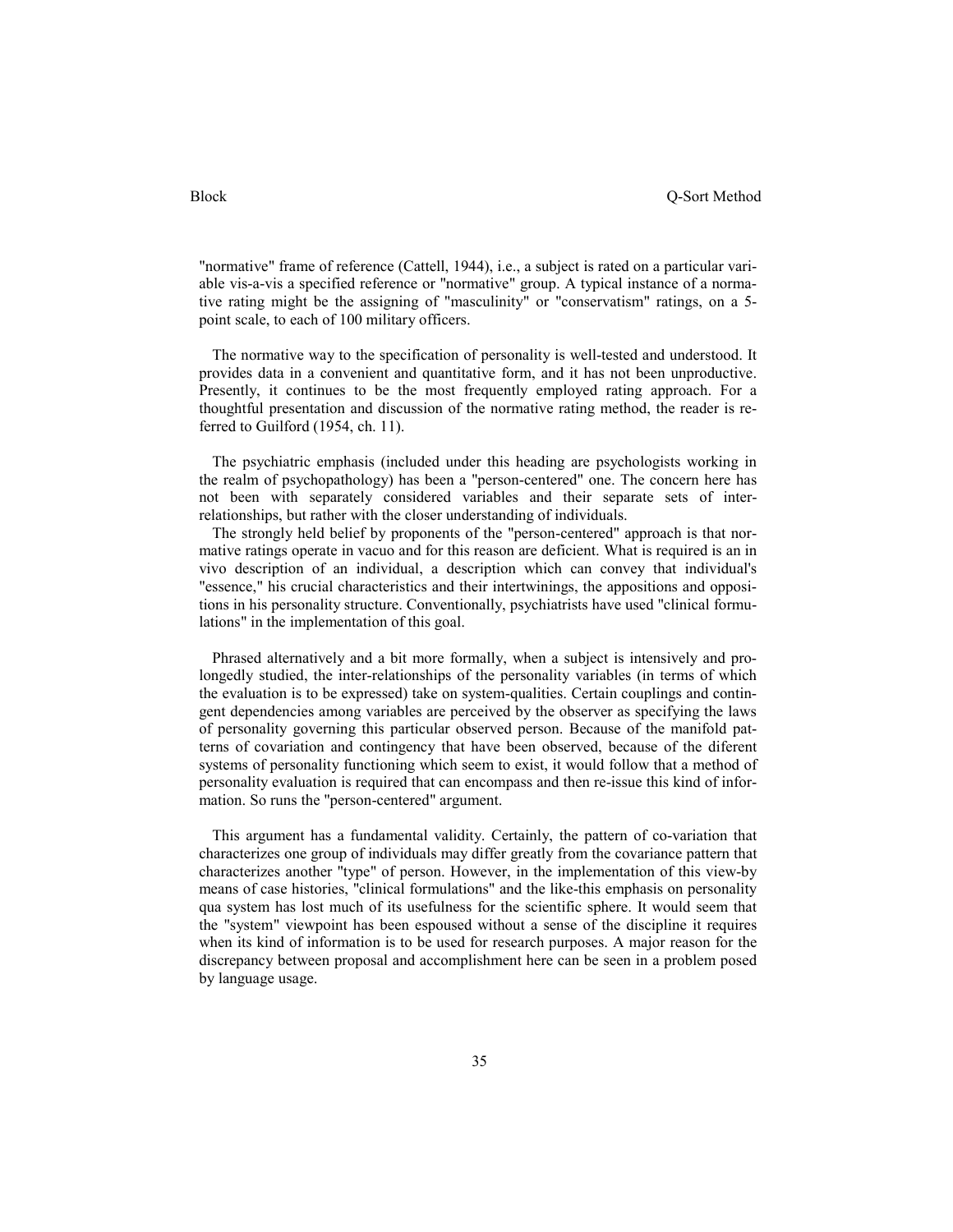"normative" frame of reference (Cattell, 1944), i.e., a subject is rated on a particular variable vis-a-vis a specified reference or "normative" group. A typical instance of a normative rating might be the assigning of "masculinity" or "conservatism" ratings, on a 5-point scale, to each of 100 military officers.

The normative way to the specification of personality is well-tested and understood. It provides data in a convenient and quantitative form, and it has not been unproductive. Presently, it continues to be the most frequently employed rating approach. For a thoughtful presentation and discussion of the normative rating method, the reader is referred to Guilford (1954, ch. 11).

The psychiatric emphasis (included under this heading are psychologists working in the realm of psychopathology) has been a "person-centered" one. The concern here has not been with separately considered variables and their separate sets of inter-relationships, but rather with the closer understanding of individuals.

The strongly held belief by proponents of the "person-centered" approach is that normative ratings operate in vacuo and for this reason are deficient. What is required is an in vivo description of an individual, a description which can convey that individual's "essence," his crucial characteristics and their intertwinings, the appositions and oppositions in his personality structure. Conventionally, psychiatrists have used "clinical formulations" in the implementation of this goal.

Phrased alternatively and a bit more formally, when a subject is intensively and prolongedly studied, the inter-relationships of the personality variables (in terms of which the evaluation is to be expressed) take on system-qualities. Certain couplings and contingent dependencies among variables are perceived by the observer as specifying the laws of personality governing this particular observed person. Because of the manifold patterns of covariation and contingency that have been observed, because of the diferent systems of personality functioning which seem to exist, it would follow that a method of personality evaluation is required that can encompass and then re-issue this kind of information. So runs the "person-centered" argument.

This argument has a fundamental validity. Certainly, the pattern of co-variation that characterizes one group of individuals may differ greatly from the covariance pattern that characterizes another "type" of person. However, in the implementation of this view-by means of case histories, "clinical formulations" and the like-this emphasis on personality qua system has lost much of its usefulness for the scientific sphere. It would seem that the "system" viewpoint has been espoused without a sense of the discipline it requires when its kind of information is to be used for research purposes. A major reason for the discrepancy between proposal and accomplishment here can be seen in a problem posed by language usage.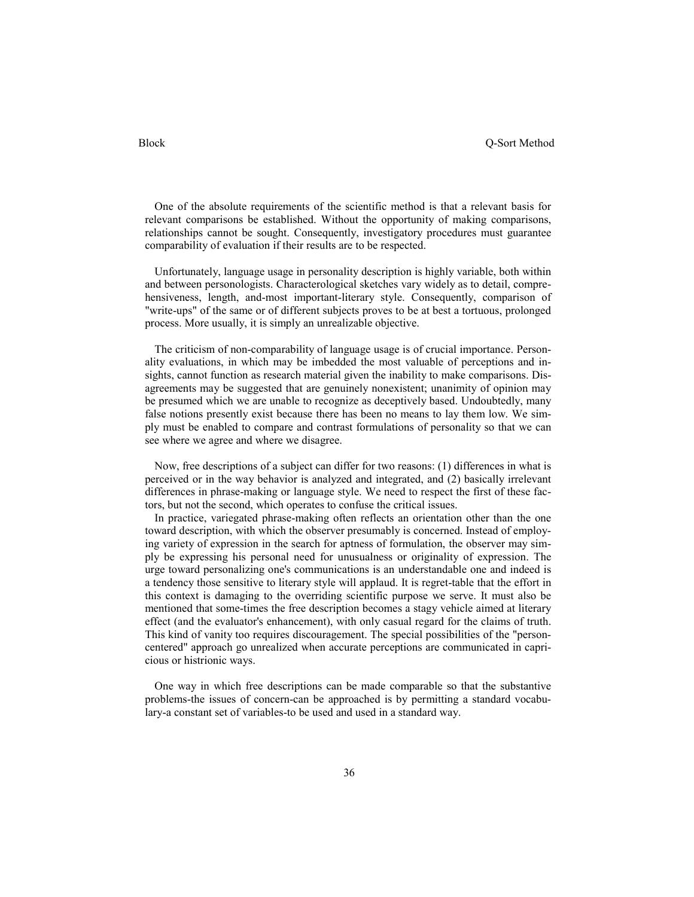One of the absolute requirements of the scientific method is that a relevant basis for relevant comparisons be established. Without the opportunity of making comparisons, relationships cannot be sought. Consequently, investigatory procedures must guarantee comparability of evaluation if their results are to be respected.

Unfortunately, language usage in personality description is highly variable, both within and between personologists. Characterological sketches vary widely as to detail, comprehensiveness, length, and-most important-literary style. Consequently, comparison of "write-ups" of the same or of different subjects proves to be at best a tortuous, prolonged process. More usually, it is simply an unrealizable objective.

The criticism of non-comparability of language usage is of crucial importance. Personality evaluations, in which may be imbedded the most valuable of perceptions and insights, cannot function as research material given the inability to make comparisons. Disagreements may be suggested that are genuinely nonexistent; unanimity of opinion may be presumed which we are unable to recognize as deceptively based. Undoubtedly, many false notions presently exist because there has been no means to lay them low. We simply must be enabled to compare and contrast formulations of personality so that we can see where we agree and where we disagree.

Now, free descriptions of a subject can differ for two reasons: (1) differences in what is perceived or in the way behavior is analyzed and integrated, and (2) basically irrelevant differences in phrase-making or language style. We need to respect the first of these factors, but not the second, which operates to confuse the critical issues.

In practice, variegated phrase-making often reflects an orientation other than the one toward description, with which the observer presumably is concerned. Instead of employing variety of expression in the search for aptness of formulation, the observer may simply be expressing his personal need for unusualness or originality of expression. The urge toward personalizing one's communications is an understandable one and indeed is a tendency those sensitive to literary style will applaud. It is regret-table that the effort in this context is damaging to the overriding scientific purpose we serve. It must also be mentioned that some-times the free description becomes a stagy vehicle aimed at literary effect (and the evaluator's enhancement), with only casual regard for the claims of truth. This kind of vanity too requires discouragement. The special possibilities of the "personcentered" approach go unrealized when accurate perceptions are communicated in capricious or histrionic ways.

One way in which free descriptions can be made comparable so that the substantive problems-the issues of concern-can be approached is by permitting a standard vocabulary-a constant set of variables-to be used and used in a standard way.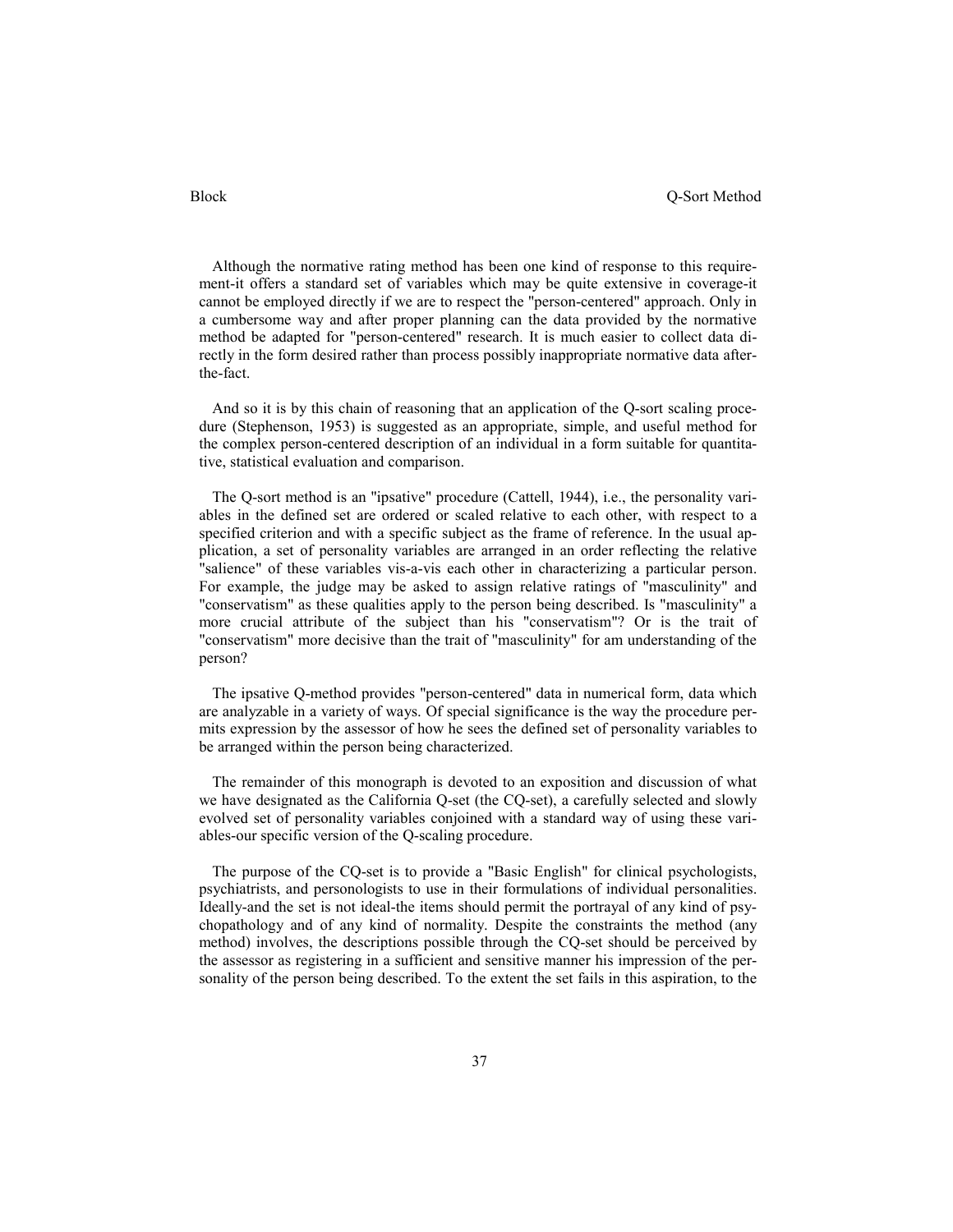Although the normative rating method has been one kind of response to this requirement-it offers a standard set of variables which may be quite extensive in coverage-it cannot be employed directly if we are to respect the "person-centered" approach. Only in a cumbersome way and after proper planning can the data provided by the normative method be adapted for "person-centered" research. It is much easier to collect data directly in the form desired rather than process possibly inappropriate normative data after-the-fact.

And so it is by this chain of reasoning that an application of the Q-sort scaling procedure (Stephenson, 1953) is suggested as an appropriate, simple, and useful method for the complex person-centered description of an individual in a form suitable for quantitative, statistical evaluation and comparison.

The Q-sort method is an "ipsative" procedure (Cattell, 1944), i.e., the personality variables in the defined set are ordered or scaled relative to each other, with respect to a specified criterion and with a specific subject as the frame of reference. In the usual application, a set of personality variables are arranged in an order reflecting the relative "salience" of these variables vis-a-vis each other in characterizing a particular person. For example, the judge may be asked to assign relative ratings of "masculinity" and "conservatism" as these qualities apply to the person being described. Is "masculinity" a more crucial attribute of the subject than his "conservatism"? Or is the trait of "conservatism" more decisive than the trait of "masculinity" for am understanding of the person?

The ipsative Q-method provides "person-centered" data in numerical form, data which are analyzable in a variety of ways. Of special significance is the way the procedure permits expression by the assessor of how he sees the defined set of personality variables to be arranged within the person being characterized.

The remainder of this monograph is devoted to an exposition and discussion of what we have designated as the California Q-set (the CQ-set), a carefully selected and slowly evolved set of personality variables conjoined with a standard way of using these variables-our specific version of the Q-scaling procedure.

The purpose of the CQ-set is to provide a "Basic English" for clinical psychologists, psychiatrists, and personologists to use in their formulations of individual personalities. Ideally-and the set is not ideal-the items should permit the portrayal of any kind of psychopathology and of any kind of normality. Despite the constraints the method (any method) involves, the descriptions possible through the CQ-set should be perceived by the assessor as registering in a sufficient and sensitive manner his impression of the personality of the person being described. To the extent the set fails in this aspiration, to the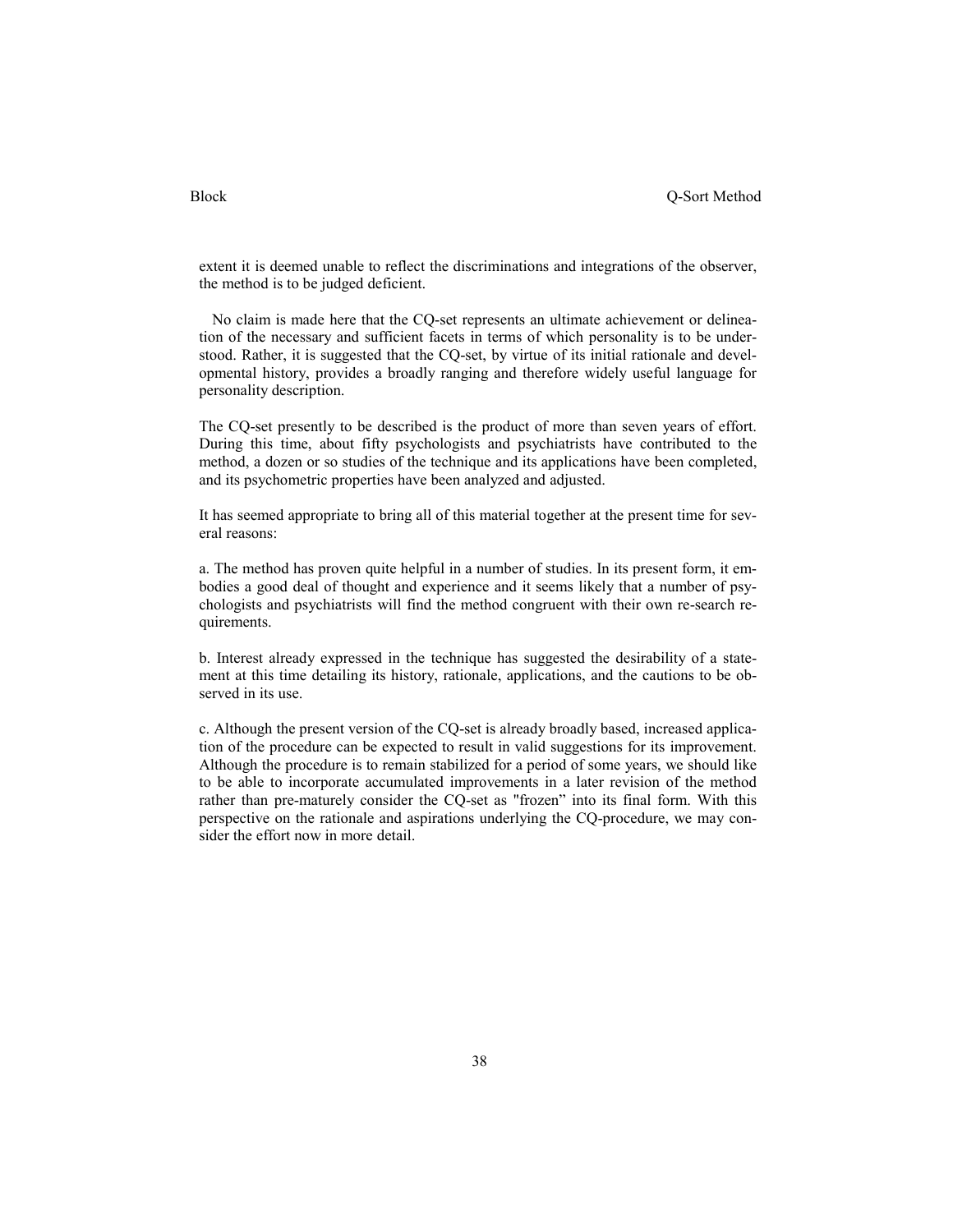extent it is deemed unable to reflect the discriminations and integrations of the observer, the method is to be judged deficient.

No claim is made here that the CQ-set represents an ultimate achievement or delineation of the necessary and sufficient facets in terms of which personality is to be understood. Rather, it is suggested that the CQ-set, by virtue of its initial rationale and developmental history, provides a broadly ranging and therefore widely useful language for personality description.

The CQ-set presently to be described is the product of more than seven years of effort. During this time, about fifty psychologists and psychiatrists have contributed to the method, a dozen or so studies of the technique and its applications have been completed, and its psychometric properties have been analyzed and adjusted.

It has seemed appropriate to bring all of this material together at the present time for several reasons:

a. The method has proven quite helpful in a number of studies. In its present form, it embodies a good deal of thought and experience and it seems likely that a number of psychologists and psychiatrists will find the method congruent with their own re-search requirements.

b. Interest already expressed in the technique has suggested the desirability of a statement at this time detailing its history, rationale, applications, and the cautions to be observed in its use.

c. Although the present version of the CQ-set is already broadly based, increased application of the procedure can be expected to result in valid suggestions for its improvement. Although the procedure is to remain stabilized for a period of some years, we should like to be able to incorporate accumulated improvements in a later revision of the method rather than pre-maturely consider the CQ-set as "frozen" into its final form. With this perspective on the rationale and aspirations underlying the CQ-procedure, we may consider the effort now in more detail.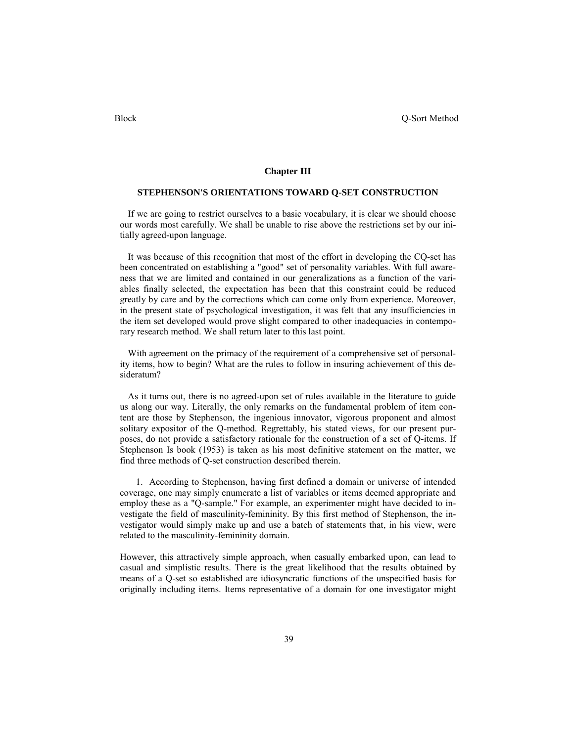## Chapter III

### STEPHENSON'S ORIENTATIONS TOWARD Q-SET CONSTRUCTION

If we are going to restrict ourselves to a basic vocabulary, it is clear we should choose our words most carefully. We shall be unable to rise above the restrictions set by our initially agreed-upon language.

It was because of this recognition that most of the effort in developing the CQ-set has been concentrated on establishing a "good" set of personality variables. With full awareness that we are limited and contained in our generalizations as a function of the variables finally selected, the expectation has been that this constraint could be reduced greatly by care and by the corrections which can come only from experience. Moreover, in the present state of psychological investigation, it was felt that any insufficiencies in the item set developed would prove slight compared to other inadequacies in contemporary research method. We shall return later to this last point.

With agreement on the primacy of the requirement of a comprehensive set of personality items, how to begin? What are the rules to follow in insuring achievement of this desideratum?

As it turns out, there is no agreed-upon set of rules available in the literature to guide us along our way. Literally, the only remarks on the fundamental problem of item content are those by Stephenson, the ingenious innovator, vigorous proponent and almost solitary expositor of the Q-method. Regrettably, his stated views, for our present purposes, do not provide a satisfactory rationale for the construction of a set of Q-items. If Stephenson Is book (1953) is taken as his most definitive statement on the matter, we find three methods of Q-set construction described therein.

1. According to Stephenson, having first defined a domain or universe of intended coverage, one may simply enumerate a list of variables or items deemed appropriate and employ these as a "Q-sample." For example, an experimenter might have decided to investigate the field of masculinity-femininity. By this first method of Stephenson, the investigator would simply make up and use a batch of statements that, in his view, were related to the masculinity-femininity domain.

However, this attractively simple approach, when casually embarked upon, can lead to casual and simplistic results. There is the great likelihood that the results obtained by means of a Q-set so established are idiosyncratic functions of the unspecified basis for originally including items. Items representative of a domain for one investigator might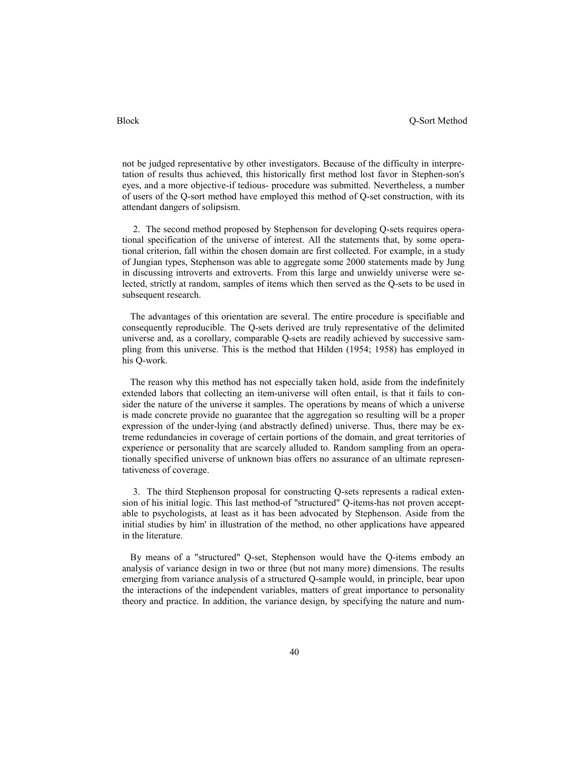not be judged representative by other investigators. Because of the difficulty in interpretation of results thus achieved, this historically first method lost favor in Stephen-son's eyes, and a more objective-if tedious- procedure was submitted. Nevertheless, a number of users of the Q-sort method have employed this method of Q-set construction, with its attendant dangers of solipsism.

2. The second method proposed by Stephenson for developing Q-sets requires operational specification of the universe of interest. All the statements that, by some operational criterion, fall within the chosen domain are first collected. For example, in a study of Jungian types, Stephenson was able to aggregate some 2000 statements made by Jung in discussing introverts and extroverts. From this large and unwieldy universe were selected, strictly at random, samples of items which then served as the Q-sets to be used in subsequent research.

The advantages of this orientation are several. The entire procedure is specifiable and consequently reproducible. The Q-sets derived are truly representative of the delimited universe and, as a corollary, comparable Q-sets are readily achieved by successive sampling from this universe. This is the method that Hilden (1954; 1958) has employed in his Q-work.

The reason why this method has not especially taken hold, aside from the indefinitely extended labors that collecting an item-universe will often entail, is that it fails to consider the nature of the universe it samples. The operations by means of which a universe is made concrete provide no guarantee that the aggregation so resulting will be a proper expression of the under-lying (and abstractly defined) universe. Thus, there may be extreme redundancies in coverage of certain portions of the domain, and great territories of experience or personality that are scarcely alluded to. Random sampling from an operationally specified universe of unknown bias offers no assurance of an ultimate representativeness of coverage.

3. The third Stephenson proposal for constructing Q-sets represents a radical extension of his initial logic. This last method-of "structured" Q-items-has not proven acceptable to psychologists, at least as it has been advocated by Stephenson. Aside from the initial studies by him' in illustration of the method, no other applications have appeared in the literature.

By means of a "structured" Q-set, Stephenson would have the Q-items embody an analysis of variance design in two or three (but not many more) dimensions. The results emerging from variance analysis of a structured Q-sample would, in principle, bear upon the interactions of the independent variables, matters of great importance to personality theory and practice. In addition, the variance design, by specifying the nature and num-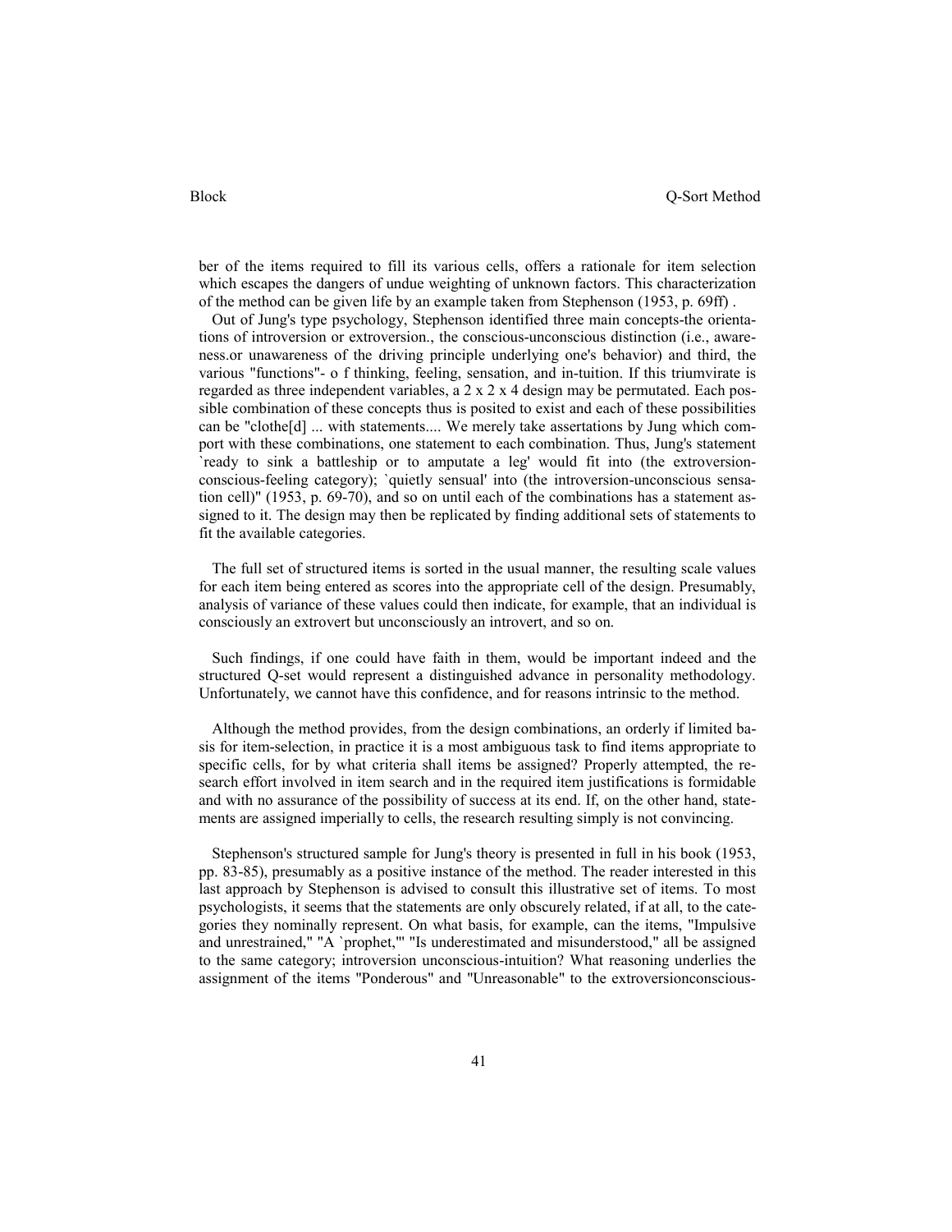ber of the items required to fill its various cells, offers a rationale for item selection which escapes the dangers of undue weighting of unknown factors. This characterization of the method can be given life by an example taken from Stephenson (1953, p. 69ff) .

Out of Jung's type psychology, Stephenson identified three main concepts-the orientations of introversion or extroversion., the conscious-unconscious distinction (i.e., awareness.or unawareness of the driving principle underlying one's behavior) and third, the various "functions"- o f thinking, feeling, sensation, and in-tuition. If this triumvirate is regarded as three independent variables, a 2 x 2 x 4 design may be permutated. Each possible combination of these concepts thus is posited to exist and each of these possibilities can be "clothe[d] ... with statements.... We merely take assertions by Jung which comport with these combinations, one statement to each combination. Thus, Jung's statement `ready to sink a battleship or to amputate a leg' would fit into (the extroversion-conscious-feeling category); `quietly sensual' into (the introversion-unconscious sensation cell)" (1953, p. 69-70), and so on until each of the combinations has a statement assigned to it. The design may then be replicated by finding additional sets of statements to fit the available categories.

The full set of structured items is sorted in the usual manner, the resulting scale values for each item being entered as scores into the appropriate cell of the design. Presumably, analysis of variance of these values could then indicate, for example, that an individual is consciously an extrovert but unconsciously an introvert, and so on.

Such findings, if one could have faith in them, would be important indeed and the structured Q-set would represent a distinguished advance in personality methodology. Unfortunately, we cannot have this confidence, and for reasons intrinsic to the method.

Although the method provides, from the design combinations, an orderly if limited basis for item-selection, in practice it is a most ambiguous task to find items appropriate to specific cells, for by what criteria shall items be assigned? Properly attempted, the research effort involved in item search and in the required item justifications is formidable and with no assurance of the possibility of success at its end. If, on the other hand, statements are assigned imperially to cells, the research resulting simply is not convincing.

Stephenson's structured sample for Jung's theory is presented in full in his book (1953, pp. 83-85), presumably as a positive instance of the method. The reader interested in this last approach by Stephenson is advised to consult this illustrative set of items. To most psychologists, it seems that the statements are only obscurely related, if at all, to the categories they nominally represent. On what basis, for example, can the items, "Impulsive and unrestrained," "A `prophet,'" "Is underestimated and misunderstood," all be assigned to the same category; introversion unconscious-intuition? What reasoning underlies the assignment of the items "Ponderous" and "Unreasonable" to the extroversionconscious-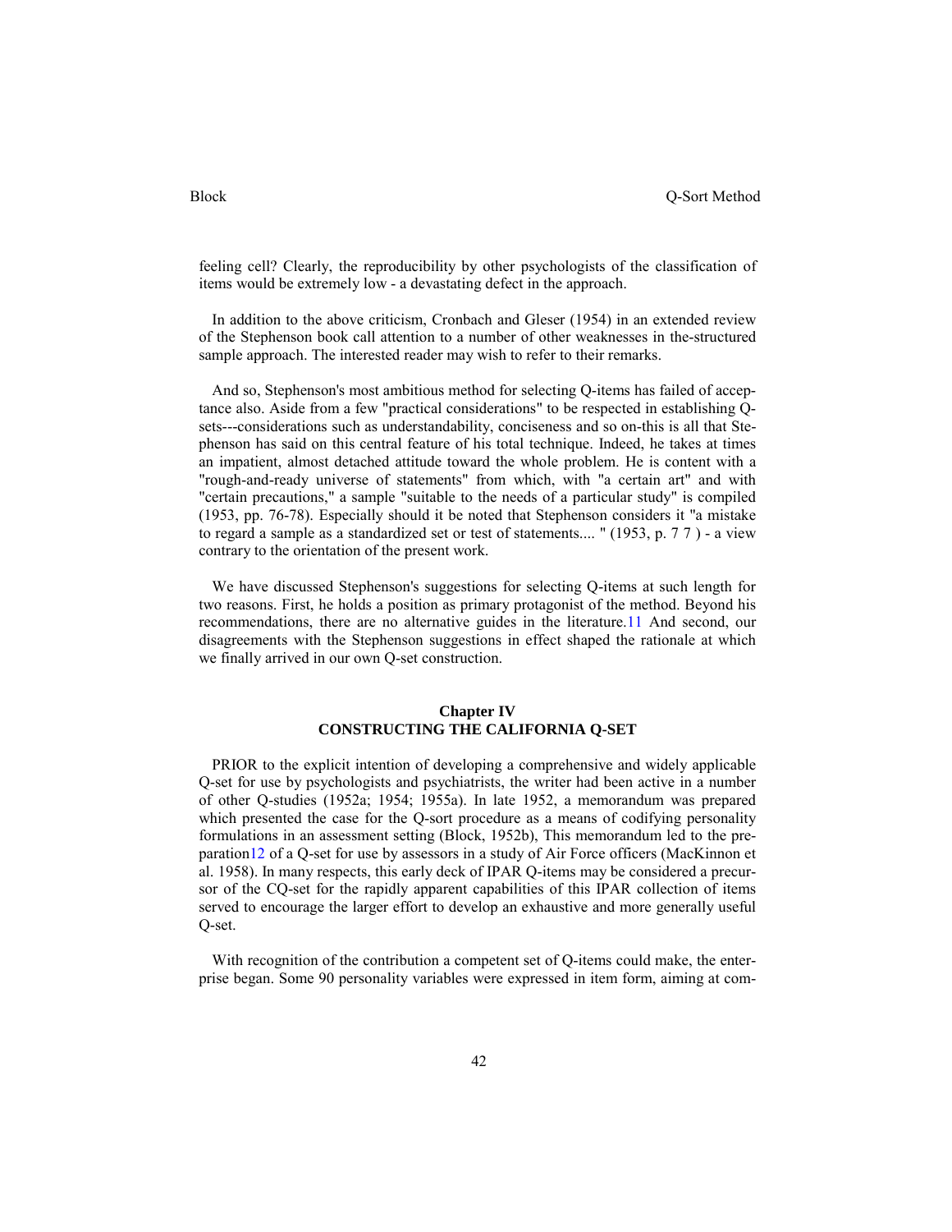feeling cell? Clearly, the reproducibility by other psychologists of the classification of items would be extremely low - a devastating defect in the approach.

In addition to the above criticism, Cronbach and Gleser (1954) in an extended review of the Stephenson book call attention to a number of other weaknesses in the-structured sample approach. The interested reader may wish to refer to their remarks.

And so, Stephenson's most ambitious method for selecting Q-items has failed of acceptance also. Aside from a few "practical considerations" to be respected in establishing Q-sets---considerations such as understandability, conciseness and so on-this is all that Stephenson has said on this central feature of his total technique. Indeed, he takes at times an impatient, almost detached attitude toward the whole problem. He is content with a "rough-and-ready universe of statements" from which, with "a certain art" and with "certain precautions," a sample "suitable to the needs of a particular study" is compiled (1953, pp. 76-78). Especially should it be noted that Stephenson considers it "a mistake to regard a sample as a standardized set or test of statements.... " (1953, p. 7 7 ) - a view contrary to the orientation of the present work.

We have discussed Stephenson's suggestions for selecting Q-items at such length for two reasons. First, he holds a position as primary protagonist of the method. Beyond his recommendations, there are no alternative guides in the literature.[11] And second, our disagreements with the Stephenson suggestions in effect shaped the rationale at which we finally arrived in our own Q-set construction.

## Chapter IV
## CONSTRUCTING THE CALIFORNIA Q-SET

PRIOR to the explicit intention of developing a comprehensive and widely applicable Q-set for use by psychologists and psychiatrists, the writer had been active in a number of other Q-studies (1952a; 1954; 1955a). In late 1952, a memorandum was prepared which presented the case for the Q-sort procedure as a means of codifying personality formulations in an assessment setting (Block, 1952b), This memorandum led to the preparation[12] of a Q-set for use by assessors in a study of Air Force officers (MacKinnon et al. 1958). In many respects, this early deck of IPAR Q-items may be considered a precursor of the CQ-set for the rapidly apparent capabilities of this IPAR collection of items served to encourage the larger effort to develop an exhaustive and more generally useful Q-set.

With recognition of the contribution a competent set of Q-items could make, the enterprise began. Some 90 personality variables were expressed in item form, aiming at com-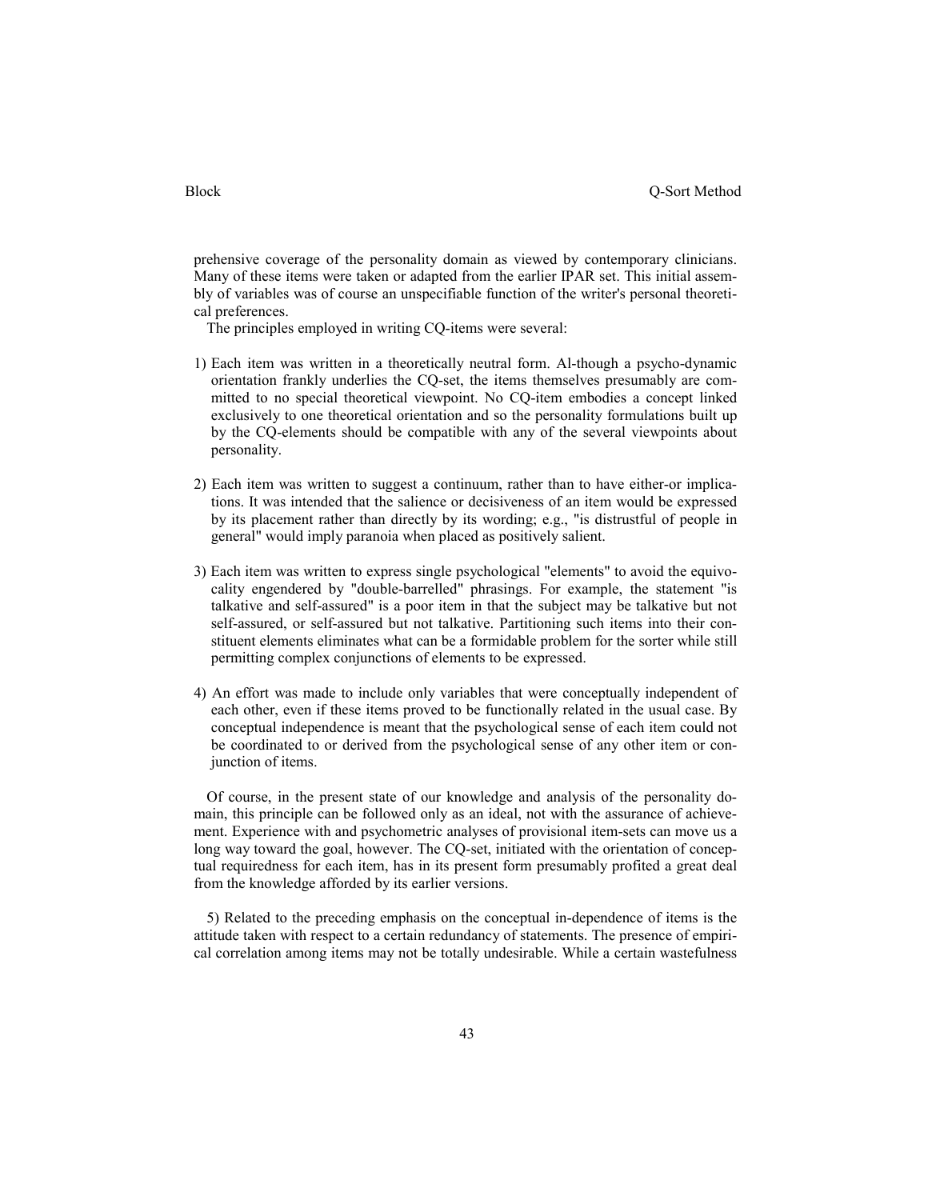prehensive coverage of the personality domain as viewed by contemporary clinicians. Many of these items were taken or adapted from the earlier IPAR set. This initial assembly of variables was of course an unspecifiable function of the writer's personal theoretical preferences.

The principles employed in writing CQ-items were several:

1) Each item was written in a theoretically neutral form. Al-though a psycho-dynamic orientation frankly underlies the CQ-set, the items themselves presumably are committed to no special theoretical viewpoint. No CQ-item embodies a concept linked exclusively to one theoretical orientation and so the personality formulations built up by the CQ-elements should be compatible with any of the several viewpoints about personality.

2) Each item was written to suggest a continuum, rather than to have either-or implications. It was intended that the salience or decisiveness of an item would be expressed by its placement rather than directly by its wording; e.g., "is distrustful of people in general" would imply paranoia when placed as positively salient.

3) Each item was written to express single psychological "elements" to avoid the equivocality engendered by "double-barrelled" phrasings. For example, the statement "is talkative and self-assured" is a poor item in that the subject may be talkative but not self-assured, or self-assured but not talkative. Partitioning such items into their constituent elements eliminates what can be a formidable problem for the sorter while still permitting complex conjunctions of elements to be expressed.

4) An effort was made to include only variables that were conceptually independent of each other, even if these items proved to be functionally related in the usual case. By conceptual independence is meant that the psychological sense of each item could not be coordinated to or derived from the psychological sense of any other item or conjunction of items.

Of course, in the present state of our knowledge and analysis of the personality domain, this principle can be followed only as an ideal, not with the assurance of achievement. Experience with and psychometric analyses of provisional item-sets can move us a long way toward the goal, however. The CQ-set, initiated with the orientation of conceptual requiredness for each item, has in its present form presumably profited a great deal from the knowledge afforded by its earlier versions.

5) Related to the preceding emphasis on the conceptual in-dependence of items is the attitude taken with respect to a certain redundancy of statements. The presence of empirical correlation among items may not be totally undesirable. While a certain wastefulness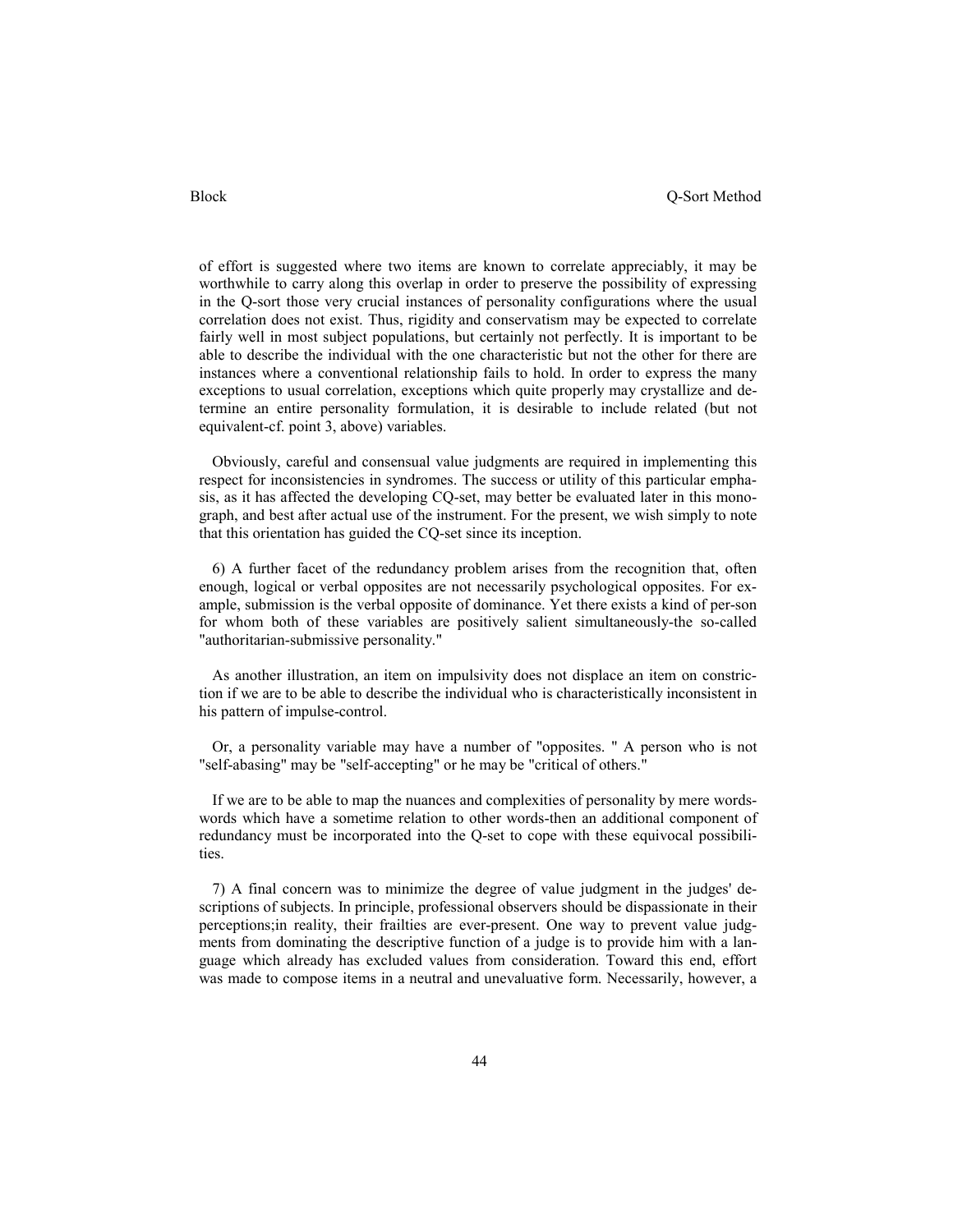of effort is suggested where two items are known to correlate appreciably, it may be worthwhile to carry along this overlap in order to preserve the possibility of expressing in the Q-sort those very crucial instances of personality configurations where the usual correlation does not exist. Thus, rigidity and conservatism may be expected to correlate fairly well in most subject populations, but certainly not perfectly. It is important to be able to describe the individual with the one characteristic but not the other for there are instances where a conventional relationship fails to hold. In order to express the many exceptions to usual correlation, exceptions which quite properly may crystallize and determine an entire personality formulation, it is desirable to include related (but not equivalent-cf. point 3, above) variables.

Obviously, careful and consensual value judgments are required in implementing this respect for inconsistencies in syndromes. The success or utility of this particular emphasis, as it has affected the developing CQ-set, may better be evaluated later in this monograph, and best after actual use of the instrument. For the present, we wish simply to note that this orientation has guided the CQ-set since its inception.

6) A further facet of the redundancy problem arises from the recognition that, often enough, logical or verbal opposites are not necessarily psychological opposites. For example, submission is the verbal opposite of dominance. Yet there exists a kind of per-son for whom both of these variables are positively salient simultaneously-the so-called "authoritarian-submissive personality."

As another illustration, an item on impulsivity does not displace an item on constriction if we are to be able to describe the individual who is characteristically inconsistent in his pattern of impulse-control.

Or, a personality variable may have a number of "opposites. " A person who is not "self-abasing" may be "self-accepting" or he may be "critical of others."

If we are to be able to map the nuances and complexities of personality by mere words-words which have a sometime relation to other words-then an additional component of redundancy must be incorporated into the Q-set to cope with these equivocal possibilities.

7) A final concern was to minimize the degree of value judgment in the judges' descriptions of subjects. In principle, professional observers should be dispassionate in their perceptions;in reality, their frailties are ever-present. One way to prevent value judgments from dominating the descriptive function of a judge is to provide him with a language which already has excluded values from consideration. Toward this end, effort was made to compose items in a neutral and unevaluative form. Necessarily, however, a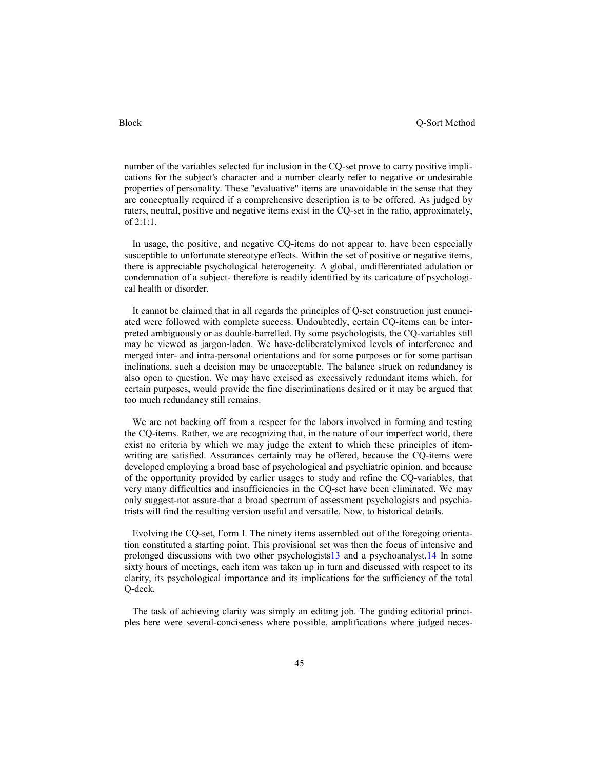number of the variables selected for inclusion in the CQ-set prove to carry positive implications for the subject's character and a number clearly refer to negative or undesirable properties of personality. These "evaluative" items are unavoidable in the sense that they are conceptually required if a comprehensive description is to be offered. As judged by raters, neutral, positive and negative items exist in the CQ-set in the ratio, approximately, of 2:1:1.

In usage, the positive, and negative CQ-items do not appear to. have been especially susceptible to unfortunate stereotype effects. Within the set of positive or negative items, there is appreciable psychological heterogeneity. A global, undifferentiated adulation or condemnation of a subject- therefore is readily identified by its caricature of psychological health or disorder.

It cannot be claimed that in all regards the principles of Q-set construction just enunciated were followed with complete success. Undoubtedly, certain CQ-items can be interpreted ambiguously or as double-barrelled. By some psychologists, the CQ-variables still may be viewed as jargon-laden. We have-deliberatelymixed levels of interference and merged inter- and intra-personal orientations and for some purposes or for some partisan inclinations, such a decision may be unacceptable. The balance struck on redundancy is also open to question. We may have excised as excessively redundant items which, for certain purposes, would provide the fine discriminations desired or it may be argued that too much redundancy still remains.

We are not backing off from a respect for the labors involved in forming and testing the CQ-items. Rather, we are recognizing that, in the nature of our imperfect world, there exist no criteria by which we may judge the extent to which these principles of item-writing are satisfied. Assurances certainly may be offered, because the CQ-items were developed employing a broad base of psychological and psychiatric opinion, and because of the opportunity provided by earlier usages to study and refine the CQ-variables, that very many difficulties and insufficiencies in the CQ-set have been eliminated. We may only suggest-not assure-that a broad spectrum of assessment psychologists and psychiatrists will find the resulting version useful and versatile. Now, to historical details.

Evolving the CQ-set, Form I. The ninety items assembled out of the foregoing orientation constituted a starting point. This provisional set was then the focus of intensive and prolonged discussions with two other psychologists[13] and a psychoanalyst.[14] In some sixty hours of meetings, each item was taken up in turn and discussed with respect to its clarity, its psychological importance and its implications for the sufficiency of the total Q-deck.

The task of achieving clarity was simply an editing job. The guiding editorial principles here were several-conciseness where possible, amplifications where judged neces-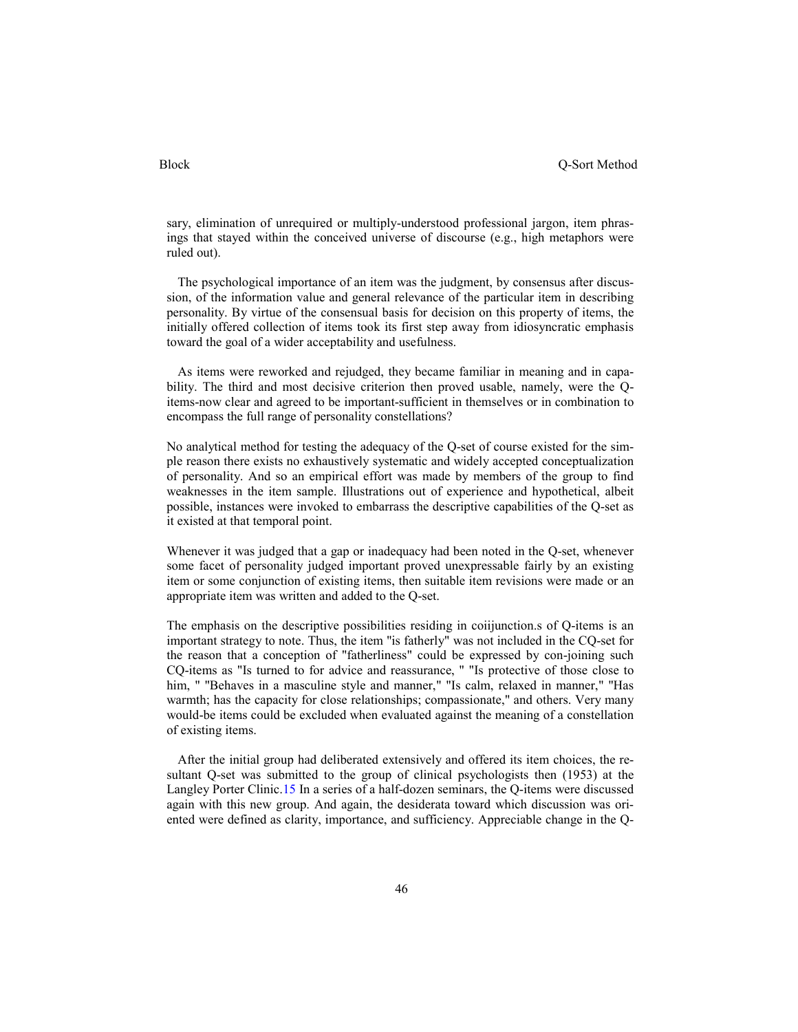sary, elimination of unrequired or multiply-understood professional jargon, item phrasings that stayed within the conceived universe of discourse (e.g., high metaphors were ruled out).

The psychological importance of an item was the judgment, by consensus after discussion, of the information value and general relevance of the particular item in describing personality. By virtue of the consensual basis for decision on this property of items, the initially offered collection of items took its first step away from idiosyncratic emphasis toward the goal of a wider acceptability and usefulness.

As items were reworked and rejudged, they became familiar in meaning and in capability. The third and most decisive criterion then proved usable, namely, were the Q-items-now clear and agreed to be important-sufficient in themselves or in combination to encompass the full range of personality constellations?

No analytical method for testing the adequacy of the Q-set of course existed for the simple reason there exists no exhaustively systematic and widely accepted conceptualization of personality. And so an empirical effort was made by members of the group to find weaknesses in the item sample. Illustrations out of experience and hypothetical, albeit possible, instances were invoked to embarrass the descriptive capabilities of the Q-set as it existed at that temporal point.

Whenever it was judged that a gap or inadequacy had been noted in the Q-set, whenever some facet of personality judged important proved unexpressable fairly by an existing item or some conjunction of existing items, then suitable item revisions were made or an appropriate item was written and added to the Q-set.

The emphasis on the descriptive possibilities residing in coiijunction.s of Q-items is an important strategy to note. Thus, the item "is fatherly" was not included in the CQ-set for the reason that a conception of "fatherliness" could be expressed by con-joining such CQ-items as "Is turned to for advice and reassurance, " "Is protective of those close to him, " "Behaves in a masculine style and manner," "Is calm, relaxed in manner," "Has warmth; has the capacity for close relationships; compassionate," and others. Very many would-be items could be excluded when evaluated against the meaning of a constellation of existing items.

After the initial group had deliberated extensively and offered its item choices, the resultant Q-set was submitted to the group of clinical psychologists then (1953) at the Langley Porter Clinic.[15] In a series of a half-dozen seminars, the Q-items were discussed again with this new group. And again, the desiderata toward which discussion was oriented were defined as clarity, importance, and sufficiency. Appreciable change in the Q-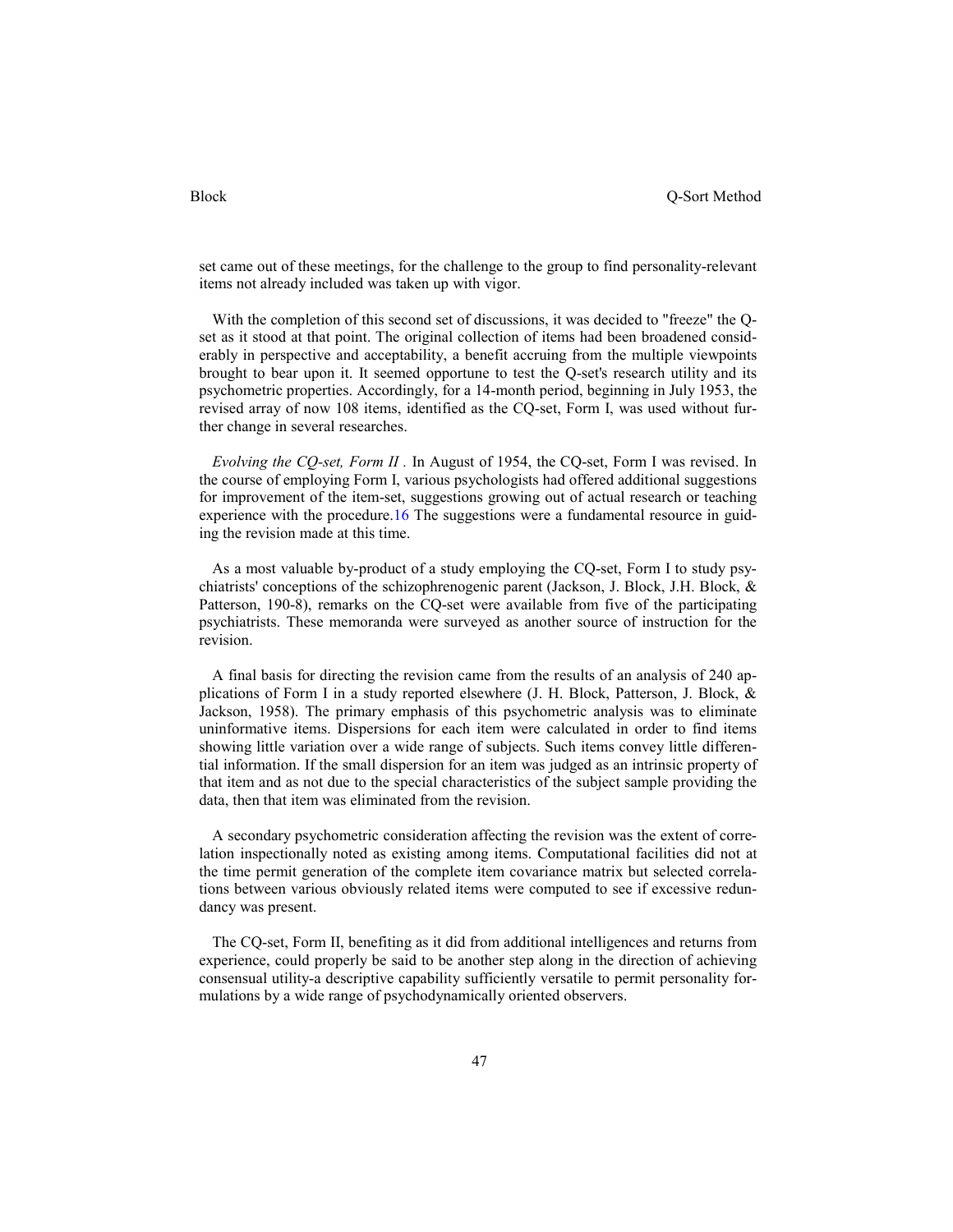set came out of these meetings, for the challenge to the group to find personality-relevant items not already included was taken up with vigor.

With the completion of this second set of discussions, it was decided to "freeze" the Q-set as it stood at that point. The original collection of items had been broadened considerably in perspective and acceptability, a benefit accruing from the multiple viewpoints brought to bear upon it. It seemed opportune to test the Q-set's research utility and its psychometric properties. Accordingly, for a 14-month period, beginning in July 1953, the revised array of now 108 items, identified as the CQ-set, Form I, was used without further change in several researches.

*Evolving the CQ-set, Form II .* In August of 1954, the CQ-set, Form I was revised. In the course of employing Form I, various psychologists had offered additional suggestions for improvement of the item-set, suggestions growing out of actual research or teaching experience with the procedure.16 The suggestions were a fundamental resource in guiding the revision made at this time.

As a most valuable by-product of a study employing the CQ-set, Form I to study psychiatrists' conceptions of the schizophrenogenic parent (Jackson, J. Block, J.H. Block, & Patterson, 190-8), remarks on the CQ-set were available from five of the participating psychiatrists. These memoranda were surveyed as another source of instruction for the revision.

A final basis for directing the revision came from the results of an analysis of 240 applications of Form I in a study reported elsewhere (J. H. Block, Patterson, J. Block, & Jackson, 1958). The primary emphasis of this psychometric analysis was to eliminate uninformative items. Dispersions for each item were calculated in order to find items showing little variation over a wide range of subjects. Such items convey little differential information. If the small dispersion for an item was judged as an intrinsic property of that item and as not due to the special characteristics of the subject sample providing the data, then that item was eliminated from the revision.

A secondary psychometric consideration affecting the revision was the extent of correlation inspectionally noted as existing among items. Computational facilities did not at the time permit generation of the complete item covariance matrix but selected correlations between various obviously related items were computed to see if excessive redundancy was present.

The CQ-set, Form II, benefiting as it did from additional intelligences and returns from experience, could properly be said to be another step along in the direction of achieving consensual utility-a descriptive capability sufficiently versatile to permit personality formulations by a wide range of psychodynamically oriented observers.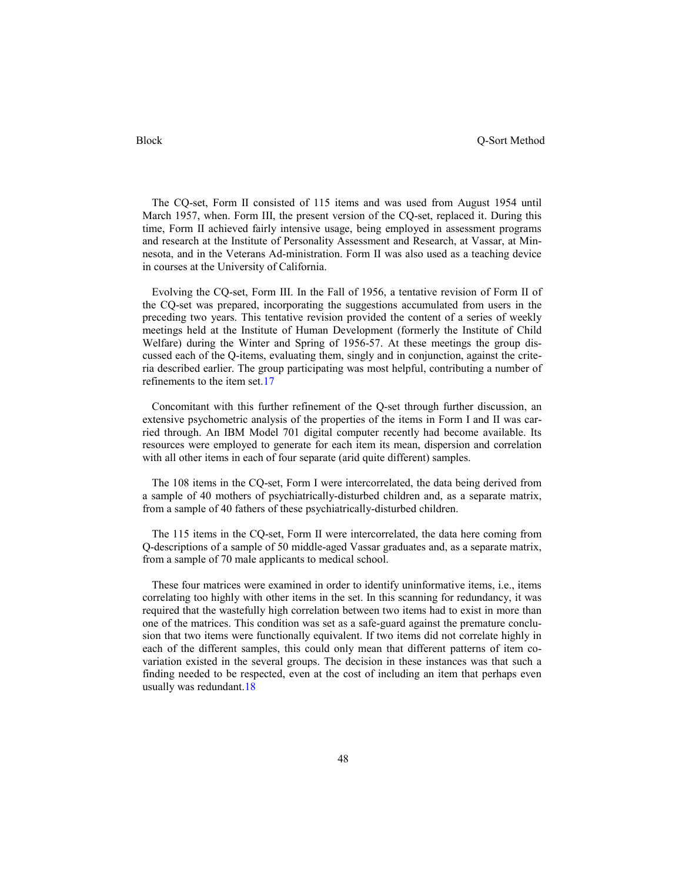The CQ-set, Form II consisted of 115 items and was used from August 1954 until March 1957, when. Form III, the present version of the CQ-set, replaced it. During this time, Form II achieved fairly intensive usage, being employed in assessment programs and research at the Institute of Personality Assessment and Research, at Vassar, at Minnesota, and in the Veterans Ad-ministration. Form II was also used as a teaching device in courses at the University of California.

Evolving the CQ-set, Form III. In the Fall of 1956, a tentative revision of Form II of the CQ-set was prepared, incorporating the suggestions accumulated from users in the preceding two years. This tentative revision provided the content of a series of weekly meetings held at the Institute of Human Development (formerly the Institute of Child Welfare) during the Winter and Spring of 1956-57. At these meetings the group discussed each of the Q-items, evaluating them, singly and in conjunction, against the criteria described earlier. The group participating was most helpful, contributing a number of refinements to the item set.17

Concomitant with this further refinement of the Q-set through further discussion, an extensive psychometric analysis of the properties of the items in Form I and II was carried through. An IBM Model 701 digital computer recently had become available. Its resources were employed to generate for each item its mean, dispersion and correlation with all other items in each of four separate (arid quite different) samples.

The 108 items in the CQ-set, Form I were intercorrelated, the data being derived from a sample of 40 mothers of psychiatrically-disturbed children and, as a separate matrix, from a sample of 40 fathers of these psychiatrically-disturbed children.

The 115 items in the CQ-set, Form II were intercorrelated, the data here coming from Q-descriptions of a sample of 50 middle-aged Vassar graduates and, as a separate matrix, from a sample of 70 male applicants to medical school.

These four matrices were examined in order to identify uninformative items, i.e., items correlating too highly with other items in the set. In this scanning for redundancy, it was required that the wastefully high correlation between two items had to exist in more than one of the matrices. This condition was set as a safe-guard against the premature conclusion that two items were functionally equivalent. If two items did not correlate highly in each of the different samples, this could only mean that different patterns of item co-variation existed in the several groups. The decision in these instances was that such a finding needed to be respected, even at the cost of including an item that perhaps even usually was redundant.18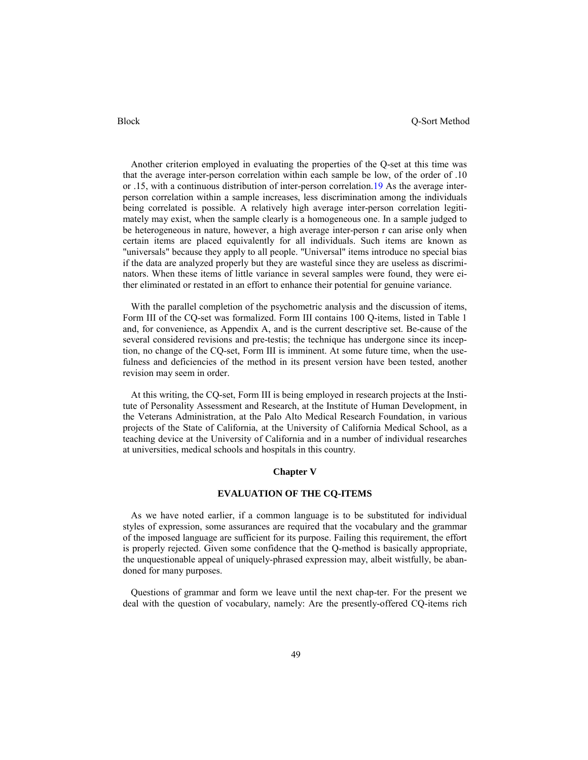Another criterion employed in evaluating the properties of the Q-set at this time was that the average inter-person correlation within each sample be low, of the order of .10 or .15, with a continuous distribution of inter-person correlation.[19] As the average inter-person correlation within a sample increases, less discrimination among the individuals being correlated is possible. A relatively high average inter-person correlation legitimately may exist, when the sample clearly is a homogeneous one. In a sample judged to be heterogeneous in nature, however, a high average inter-person r can arise only when certain items are placed equivalently for all individuals. Such items are known as "universals" because they apply to all people. "Universal" items introduce no special bias if the data are analyzed properly but they are wasteful since they are useless as discriminators. When these items of little variance in several samples were found, they were either eliminated or restated in an effort to enhance their potential for genuine variance.

With the parallel completion of the psychometric analysis and the discussion of items, Form III of the CQ-set was formalized. Form III contains 100 Q-items, listed in Table 1 and, for convenience, as Appendix A, and is the current descriptive set. Be-cause of the several considered revisions and pre-testis; the technique has undergone since its inception, no change of the CQ-set, Form III is imminent. At some future time, when the usefulness and deficiencies of the method in its present version have been tested, another revision may seem in order.

At this writing, the CQ-set, Form III is being employed in research projects at the Institute of Personality Assessment and Research, at the Institute of Human Development, in the Veterans Administration, at the Palo Alto Medical Research Foundation, in various projects of the State of California, at the University of California Medical School, as a teaching device at the University of California and in a number of individual researches at universities, medical schools and hospitals in this country.

## Chapter V

## EVALUATION OF THE CQ-ITEMS

As we have noted earlier, if a common language is to be substituted for individual styles of expression, some assurances are required that the vocabulary and the grammar of the imposed language are sufficient for its purpose. Failing this requirement, the effort is properly rejected. Given some confidence that the Q-method is basically appropriate, the unquestionable appeal of uniquely-phrased expression may, albeit wistfully, be abandoned for many purposes.

Questions of grammar and form we leave until the next chap-ter. For the present we deal with the question of vocabulary, namely: Are the presently-offered CQ-items rich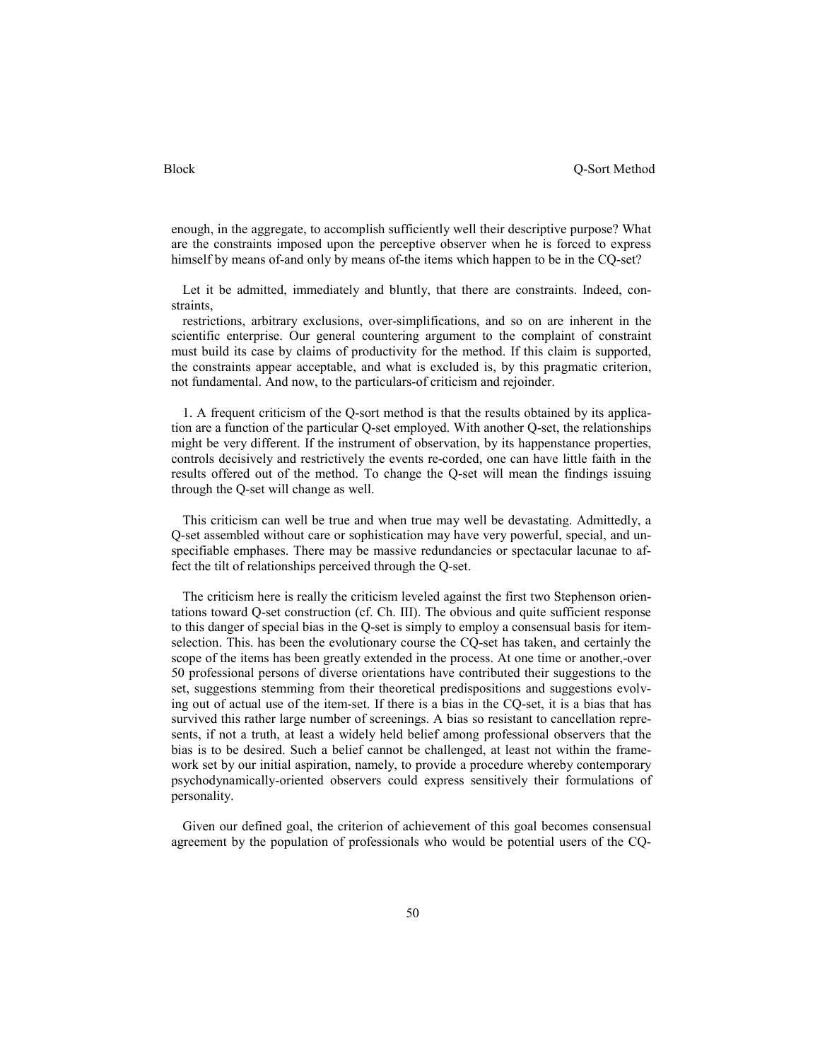enough, in the aggregate, to accomplish sufficiently well their descriptive purpose? What are the constraints imposed upon the perceptive observer when he is forced to express himself by means of-and only by means of-the items which happen to be in the CQ-set?

Let it be admitted, immediately and bluntly, that there are constraints. Indeed, constraints,

restrictions, arbitrary exclusions, over-simplifications, and so on are inherent in the scientific enterprise. Our general countering argument to the complaint of constraint must build its case by claims of productivity for the method. If this claim is supported, the constraints appear acceptable, and what is excluded is, by this pragmatic criterion, not fundamental. And now, to the particulars-of criticism and rejoinder.

1. A frequent criticism of the Q-sort method is that the results obtained by its application are a function of the particular Q-set employed. With another Q-set, the relationships might be very different. If the instrument of observation, by its happenstance properties, controls decisively and restrictively the events re-corded, one can have little faith in the results offered out of the method. To change the Q-set will mean the findings issuing through the Q-set will change as well.

This criticism can well be true and when true may well be devastating. Admittedly, a Q-set assembled without care or sophistication may have very powerful, special, and unspecifiable emphases. There may be massive redundancies or spectacular lacunae to affect the tilt of relationships perceived through the Q-set.

The criticism here is really the criticism leveled against the first two Stephenson orientations toward Q-set construction (cf. Ch. III). The obvious and quite sufficient response to this danger of special bias in the Q-set is simply to employ a consensual basis for item-selection. This. has been the evolutionary course the CQ-set has taken, and certainly the scope of the items has been greatly extended in the process. At one time or another,-over 50 professional persons of diverse orientations have contributed their suggestions to the set, suggestions stemming from their theoretical predispositions and suggestions evolving out of actual use of the item-set. If there is a bias in the CQ-set, it is a bias that has survived this rather large number of screenings. A bias so resistant to cancellation represents, if not a truth, at least a widely held belief among professional observers that the bias is to be desired. Such a belief cannot be challenged, at least not within the framework set by our initial aspiration, namely, to provide a procedure whereby contemporary psychodynamically-oriented observers could express sensitively their formulations of personality.

Given our defined goal, the criterion of achievement of this goal becomes consensual agreement by the population of professionals who would be potential users of the CQ-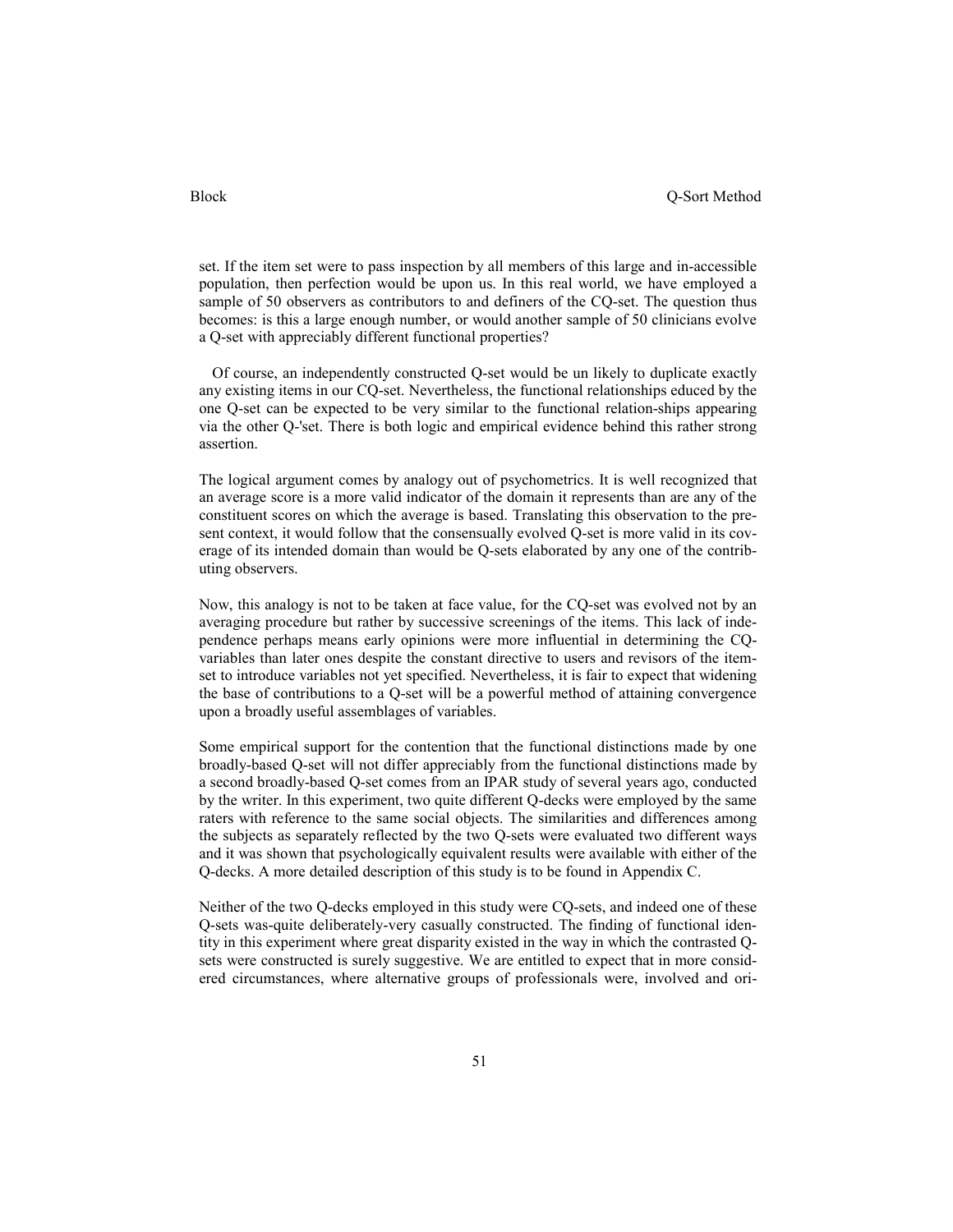set. If the item set were to pass inspection by all members of this large and in-accessible population, then perfection would be upon us. In this real world, we have employed a sample of 50 observers as contributors to and definers of the CQ-set. The question thus becomes: is this a large enough number, or would another sample of 50 clinicians evolve a Q-set with appreciably different functional properties?

Of course, an independently constructed Q-set would be un likely to duplicate exactly any existing items in our CQ-set. Nevertheless, the functional relationships educed by the one Q-set can be expected to be very similar to the functional relation-ships appearing via the other Q-'set. There is both logic and empirical evidence behind this rather strong assertion.

The logical argument comes by analogy out of psychometrics. It is well recognized that an average score is a more valid indicator of the domain it represents than are any of the constituent scores on which the average is based. Translating this observation to the present context, it would follow that the consensually evolved Q-set is more valid in its coverage of its intended domain than would be Q-sets elaborated by any one of the contributing observers.

Now, this analogy is not to be taken at face value, for the CQ-set was evolved not by an averaging procedure but rather by successive screenings of the items. This lack of independence perhaps means early opinions were more influential in determining the CQ-variables than later ones despite the constant directive to users and revisors of the item-set to introduce variables not yet specified. Nevertheless, it is fair to expect that widening the base of contributions to a Q-set will be a powerful method of attaining convergence upon a broadly useful assemblages of variables.

Some empirical support for the contention that the functional distinctions made by one broadly-based Q-set will not differ appreciably from the functional distinctions made by a second broadly-based Q-set comes from an IPAR study of several years ago, conducted by the writer. In this experiment, two quite different Q-decks were employed by the same raters with reference to the same social objects. The similarities and differences among the subjects as separately reflected by the two Q-sets were evaluated two different ways and it was shown that psychologically equivalent results were available with either of the Q-decks. A more detailed description of this study is to be found in Appendix C.

Neither of the two Q-decks employed in this study were CQ-sets, and indeed one of these Q-sets was-quite deliberately-very casually constructed. The finding of functional identity in this experiment where great disparity existed in the way in which the contrasted Q-sets were constructed is surely suggestive. We are entitled to expect that in more considered circumstances, where alternative groups of professionals were, involved and ori-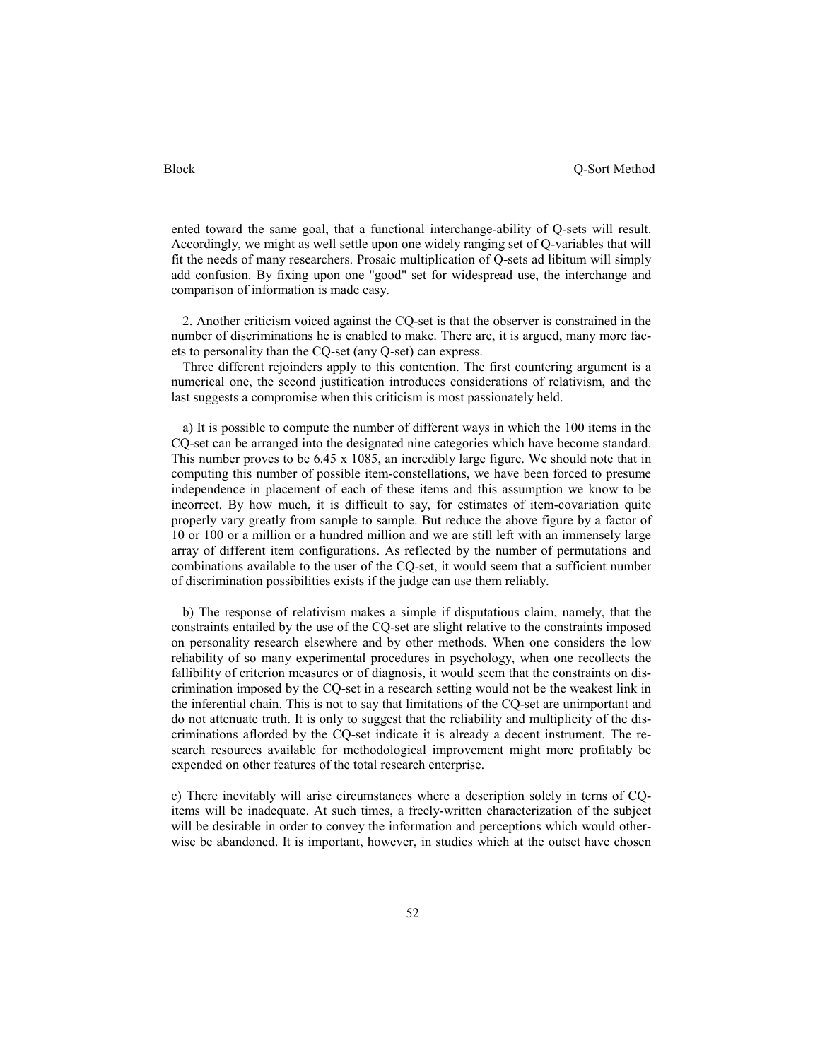ented toward the same goal, that a functional interchange-ability of Q-sets will result. Accordingly, we might as well settle upon one widely ranging set of Q-variables that will fit the needs of many researchers. Prosaic multiplication of Q-sets ad libitum will simply add confusion. By fixing upon one "good" set for widespread use, the interchange and comparison of information is made easy.

2. Another criticism voiced against the CQ-set is that the observer is constrained in the number of discriminations he is enabled to make. There are, it is argued, many more facets to personality than the CQ-set (any Q-set) can express.

Three different rejoinders apply to this contention. The first countering argument is a numerical one, the second justification introduces considerations of relativism, and the last suggests a compromise when this criticism is most passionately held.

a) It is possible to compute the number of different ways in which the 100 items in the CQ-set can be arranged into the designated nine categories which have become standard. This number proves to be 6.45 x 1085, an incredibly large figure. We should note that in computing this number of possible item-constellations, we have been forced to presume independence in placement of each of these items and this assumption we know to be incorrect. By how much, it is difficult to say, for estimates of item-covariation quite properly vary greatly from sample to sample. But reduce the above figure by a factor of 10 or 100 or a million or a hundred million and we are still left with an immensely large array of different item configurations. As reflected by the number of permutations and combinations available to the user of the CQ-set, it would seem that a sufficient number of discrimination possibilities exists if the judge can use them reliably.

b) The response of relativism makes a simple if disputatious claim, namely, that the constraints entailed by the use of the CQ-set are slight relative to the constraints imposed on personality research elsewhere and by other methods. When one considers the low reliability of so many experimental procedures in psychology, when one recollects the fallibility of criterion measures or of diagnosis, it would seem that the constraints on discrimination imposed by the CQ-set in a research setting would not be the weakest link in the inferential chain. This is not to say that limitations of the CQ-set are unimportant and do not attenuate truth. It is only to suggest that the reliability and multiplicity of the discriminations aflorded by the CQ-set indicate it is already a decent instrument. The research resources available for methodological improvement might more profitably be expended on other features of the total research enterprise.

c) There inevitably will arise circumstances where a description solely in terns of CQ-items will be inadequate. At such times, a freely-written characterization of the subject will be desirable in order to convey the information and perceptions which would otherwise be abandoned. It is important, however, in studies which at the outset have chosen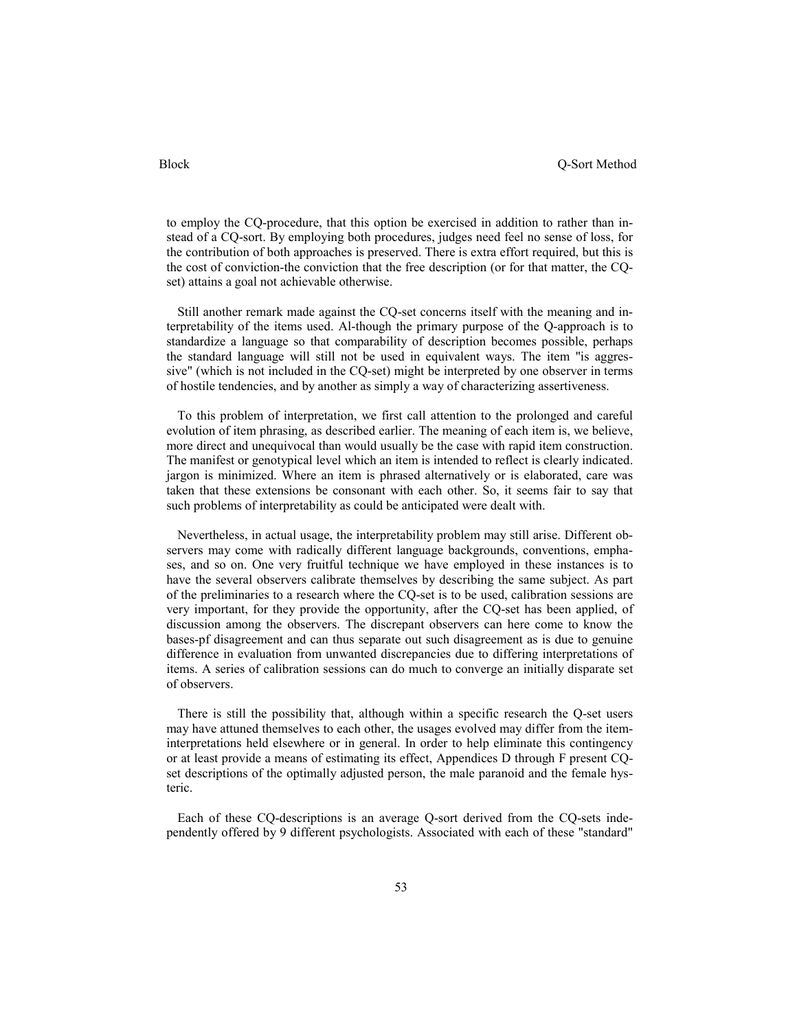to employ the CQ-procedure, that this option be exercised in addition to rather than instead of a CQ-sort. By employing both procedures, judges need feel no sense of loss, for the contribution of both approaches is preserved. There is extra effort required, but this is the cost of conviction-the conviction that the free description (or for that matter, the CQ-set) attains a goal not achievable otherwise.

Still another remark made against the CQ-set concerns itself with the meaning and interpretability of the items used. Al-though the primary purpose of the Q-approach is to standardize a language so that comparability of description becomes possible, perhaps the standard language will still not be used in equivalent ways. The item "is aggressive" (which is not included in the CQ-set) might be interpreted by one observer in terms of hostile tendencies, and by another as simply a way of characterizing assertiveness.

To this problem of interpretation, we first call attention to the prolonged and careful evolution of item phrasing, as described earlier. The meaning of each item is, we believe, more direct and unequivocal than would usually be the case with rapid item construction. The manifest or genotypical level which an item is intended to reflect is clearly indicated. jargon is minimized. Where an item is phrased alternatively or is elaborated, care was taken that these extensions be consonant with each other. So, it seems fair to say that such problems of interpretability as could be anticipated were dealt with.

Nevertheless, in actual usage, the interpretability problem may still arise. Different observers may come with radically different language backgrounds, conventions, emphases, and so on. One very fruitful technique we have employed in these instances is to have the several observers calibrate themselves by describing the same subject. As part of the preliminaries to a research where the CQ-set is to be used, calibration sessions are very important, for they provide the opportunity, after the CQ-set has been applied, of discussion among the observers. The discrepant observers can here come to know the bases-pf disagreement and can thus separate out such disagreement as is due to genuine difference in evaluation from unwanted discrepancies due to differing interpretations of items. A series of calibration sessions can do much to converge an initially disparate set of observers.

There is still the possibility that, although within a specific research the Q-set users may have attuned themselves to each other, the usages evolved may differ from the item-interpretations held elsewhere or in general. In order to help eliminate this contingency or at least provide a means of estimating its effect, Appendices D through F present CQ-set descriptions of the optimally adjusted person, the male paranoid and the female hysteric.

Each of these CQ-descriptions is an average Q-sort derived from the CQ-sets independently offered by 9 different psychologists. Associated with each of these "standard"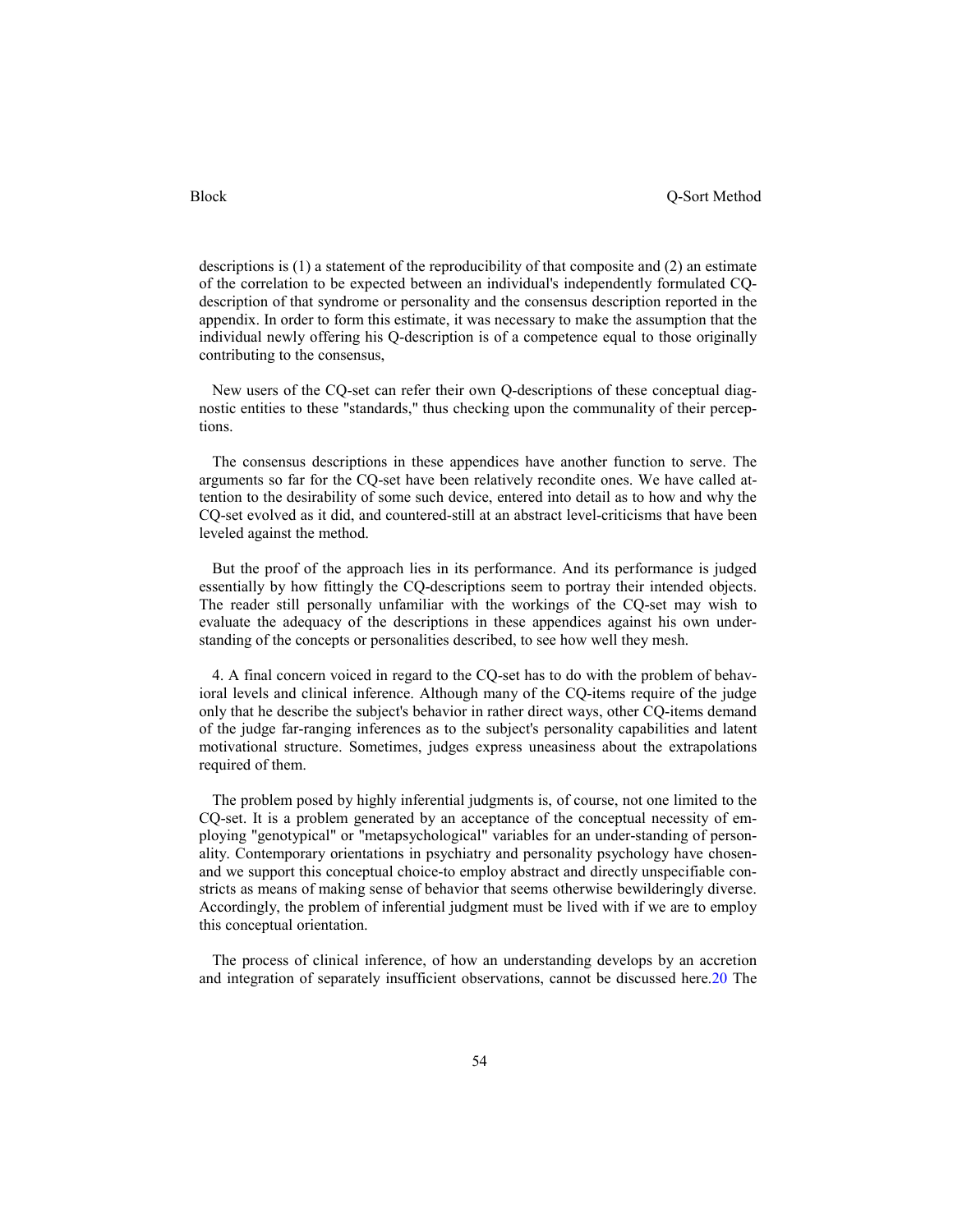descriptions is (1) a statement of the reproducibility of that composite and (2) an estimate of the correlation to be expected between an individual's independently formulated CQ-description of that syndrome or personality and the consensus description reported in the appendix. In order to form this estimate, it was necessary to make the assumption that the individual newly offering his Q-description is of a competence equal to those originally contributing to the consensus,

New users of the CQ-set can refer their own Q-descriptions of these conceptual diagnostic entities to these "standards," thus checking upon the communality of their perceptions.

The consensus descriptions in these appendices have another function to serve. The arguments so far for the CQ-set have been relatively recondite ones. We have called attention to the desirability of some such device, entered into detail as to how and why the CQ-set evolved as it did, and countered-still at an abstract level-criticisms that have been leveled against the method.

But the proof of the approach lies in its performance. And its performance is judged essentially by how fittingly the CQ-descriptions seem to portray their intended objects. The reader still personally unfamiliar with the workings of the CQ-set may wish to evaluate the adequacy of the descriptions in these appendices against his own understanding of the concepts or personalities described, to see how well they mesh.

4. A final concern voiced in regard to the CQ-set has to do with the problem of behavioral levels and clinical inference. Although many of the CQ-items require of the judge only that he describe the subject's behavior in rather direct ways, other CQ-items demand of the judge far-ranging inferences as to the subject's personality capabilities and latent motivational structure. Sometimes, judges express uneasiness about the extrapolations required of them.

The problem posed by highly inferential judgments is, of course, not one limited to the CQ-set. It is a problem generated by an acceptance of the conceptual necessity of employing "genotypical" or "metapsychological" variables for an under-standing of personality. Contemporary orientations in psychiatry and personality psychology have chosen-and we support this conceptual choice-to employ abstract and directly unspecifiable constricts as means of making sense of behavior that seems otherwise bewilderingly diverse. Accordingly, the problem of inferential judgment must be lived with if we are to employ this conceptual orientation.

The process of clinical inference, of how an understanding develops by an accretion and integration of separately insufficient observations, cannot be discussed here.[20] The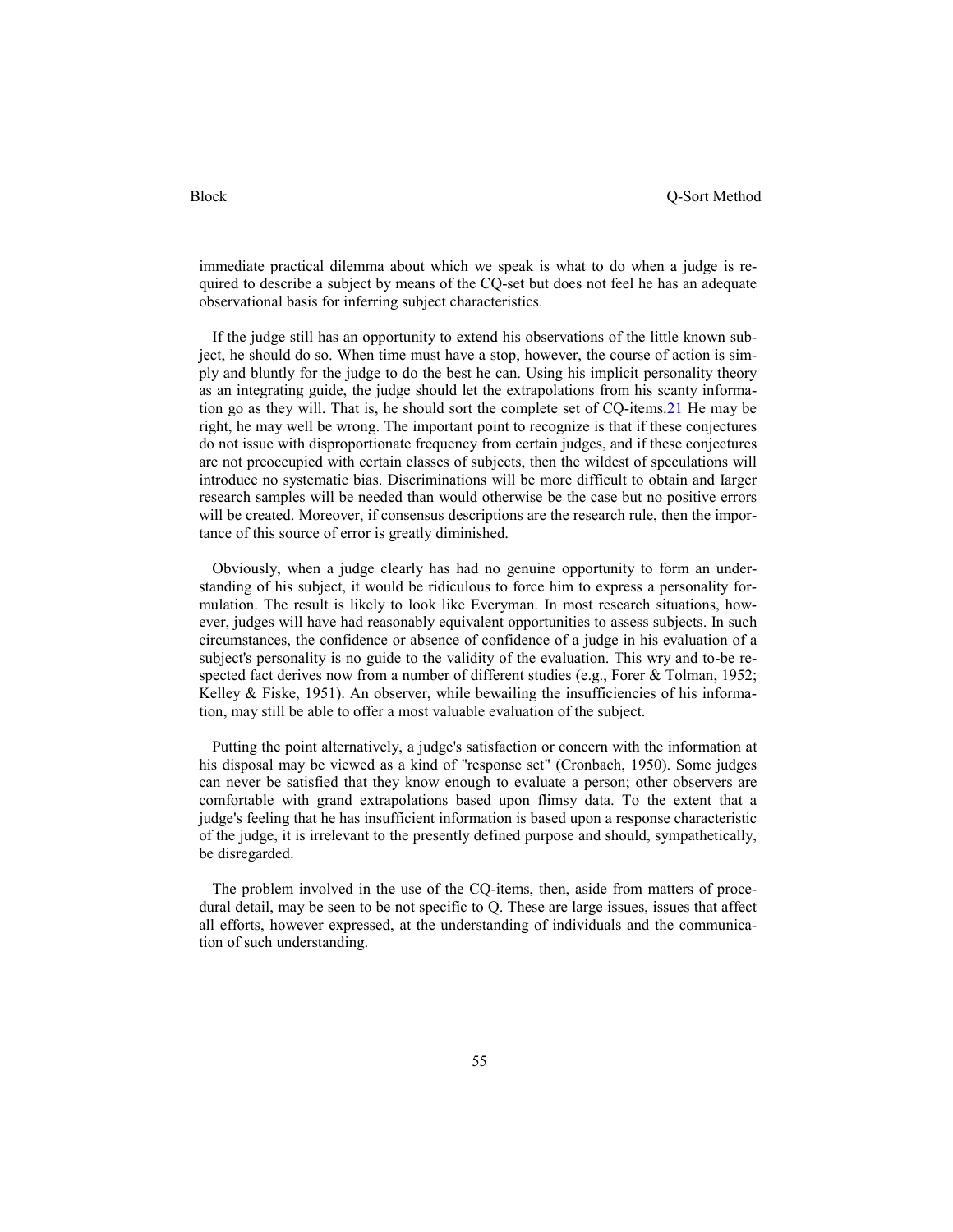immediate practical dilemma about which we speak is what to do when a judge is required to describe a subject by means of the CQ-set but does not feel he has an adequate observational basis for inferring subject characteristics.

If the judge still has an opportunity to extend his observations of the little known subject, he should do so. When time must have a stop, however, the course of action is simply and bluntly for the judge to do the best he can. Using his implicit personality theory as an integrating guide, the judge should let the extrapolations from his scanty information go as they will. That is, he should sort the complete set of CQ-items.[21] He may be right, he may well be wrong. The important point to recognize is that if these conjectures do not issue with disproportionate frequency from certain judges, and if these conjectures are not preoccupied with certain classes of subjects, then the wildest of speculations will introduce no systematic bias. Discriminations will be more difficult to obtain and larger research samples will be needed than would otherwise be the case but no positive errors will be created. Moreover, if consensus descriptions are the research rule, then the importance of this source of error is greatly diminished.

Obviously, when a judge clearly has had no genuine opportunity to form an understanding of his subject, it would be ridiculous to force him to express a personality formulation. The result is likely to look like Everyman. In most research situations, however, judges will have had reasonably equivalent opportunities to assess subjects. In such circumstances, the confidence or absence of confidence of a judge in his evaluation of a subject's personality is no guide to the validity of the evaluation. This wry and to-be respected fact derives now from a number of different studies (e.g., Forer & Tolman, 1952; Kelley & Fiske, 1951). An observer, while bewailing the insufficiencies of his information, may still be able to offer a most valuable evaluation of the subject.

Putting the point alternatively, a judge's satisfaction or concern with the information at his disposal may be viewed as a kind of "response set" (Cronbach, 1950). Some judges can never be satisfied that they know enough to evaluate a person; other observers are comfortable with grand extrapolations based upon flimsy data. To the extent that a judge's feeling that he has insufficient information is based upon a response characteristic of the judge, it is irrelevant to the presently defined purpose and should, sympathetically, be disregarded.

The problem involved in the use of the CQ-items, then, aside from matters of procedural detail, may be seen to be not specific to Q. These are large issues, issues that affect all efforts, however expressed, at the understanding of individuals and the communication of such understanding.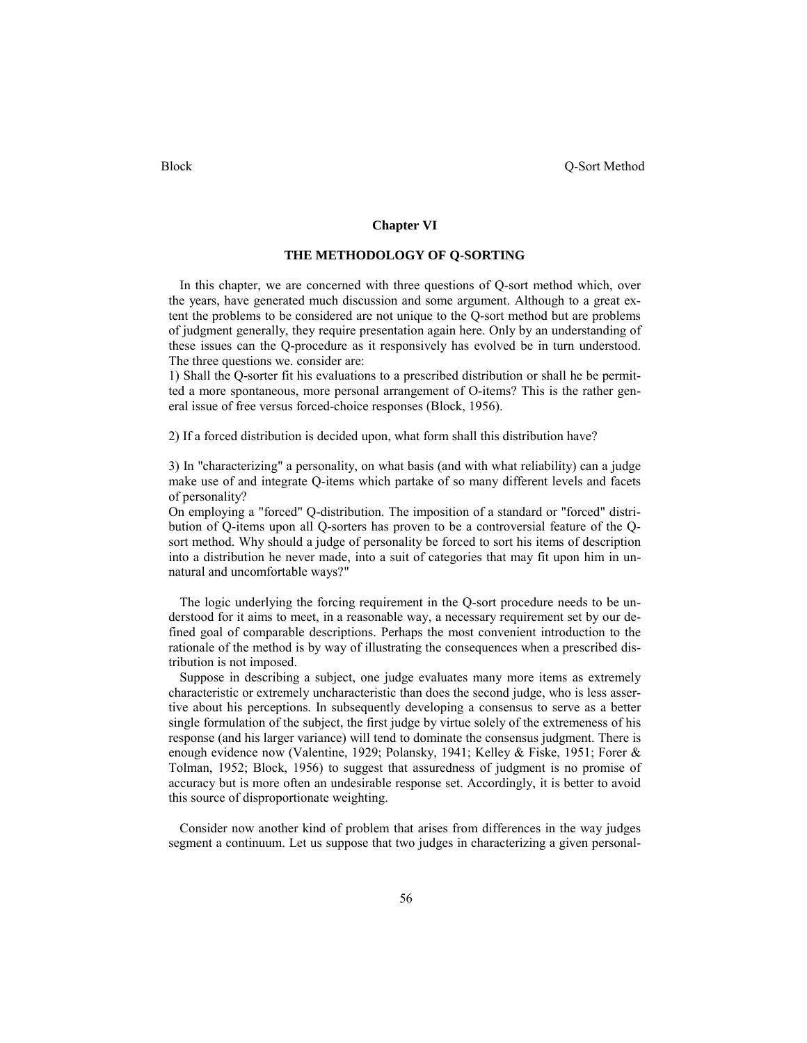## Chapter VI

### THE METHODOLOGY OF Q-SORTING

In this chapter, we are concerned with three questions of Q-sort method which, over the years, have generated much discussion and some argument. Although to a great extent the problems to be considered are not unique to the Q-sort method but are problems of judgment generally, they require presentation again here. Only by an understanding of these issues can the Q-procedure as it responsively has evolved be in turn understood. The three questions we. consider are:

1) Shall the Q-sorter fit his evaluations to a prescribed distribution or shall he be permitted a more spontaneous, more personal arrangement of O-items? This is the rather general issue of free versus forced-choice responses (Block, 1956).

2) If a forced distribution is decided upon, what form shall this distribution have?

3) In "characterizing" a personality, on what basis (and with what reliability) can a judge make use of and integrate Q-items which partake of so many different levels and facets of personality?

On employing a "forced" Q-distribution. The imposition of a standard or "forced" distribution of Q-items upon all Q-sorters has proven to be a controversial feature of the Q-sort method. Why should a judge of personality be forced to sort his items of description into a distribution he never made, into a suit of categories that may fit upon him in unnatural and uncomfortable ways?"

The logic underlying the forcing requirement in the Q-sort procedure needs to be understood for it aims to meet, in a reasonable way, a necessary requirement set by our defined goal of comparable descriptions. Perhaps the most convenient introduction to the rationale of the method is by way of illustrating the consequences when a prescribed distribution is not imposed.

Suppose in describing a subject, one judge evaluates many more items as extremely characteristic or extremely uncharacteristic than does the second judge, who is less assertive about his perceptions. In subsequently developing a consensus to serve as a better single formulation of the subject, the first judge by virtue solely of the extremeness of his response (and his larger variance) will tend to dominate the consensus judgment. There is enough evidence now (Valentine, 1929; Polansky, 1941; Kelley & Fiske, 1951; Forer & Tolman, 1952; Block, 1956) to suggest that assuredness of judgment is no promise of accuracy but is more often an undesirable response set. Accordingly, it is better to avoid this source of disproportionate weighting.

Consider now another kind of problem that arises from differences in the way judges segment a continuum. Let us suppose that two judges in characterizing a given personal-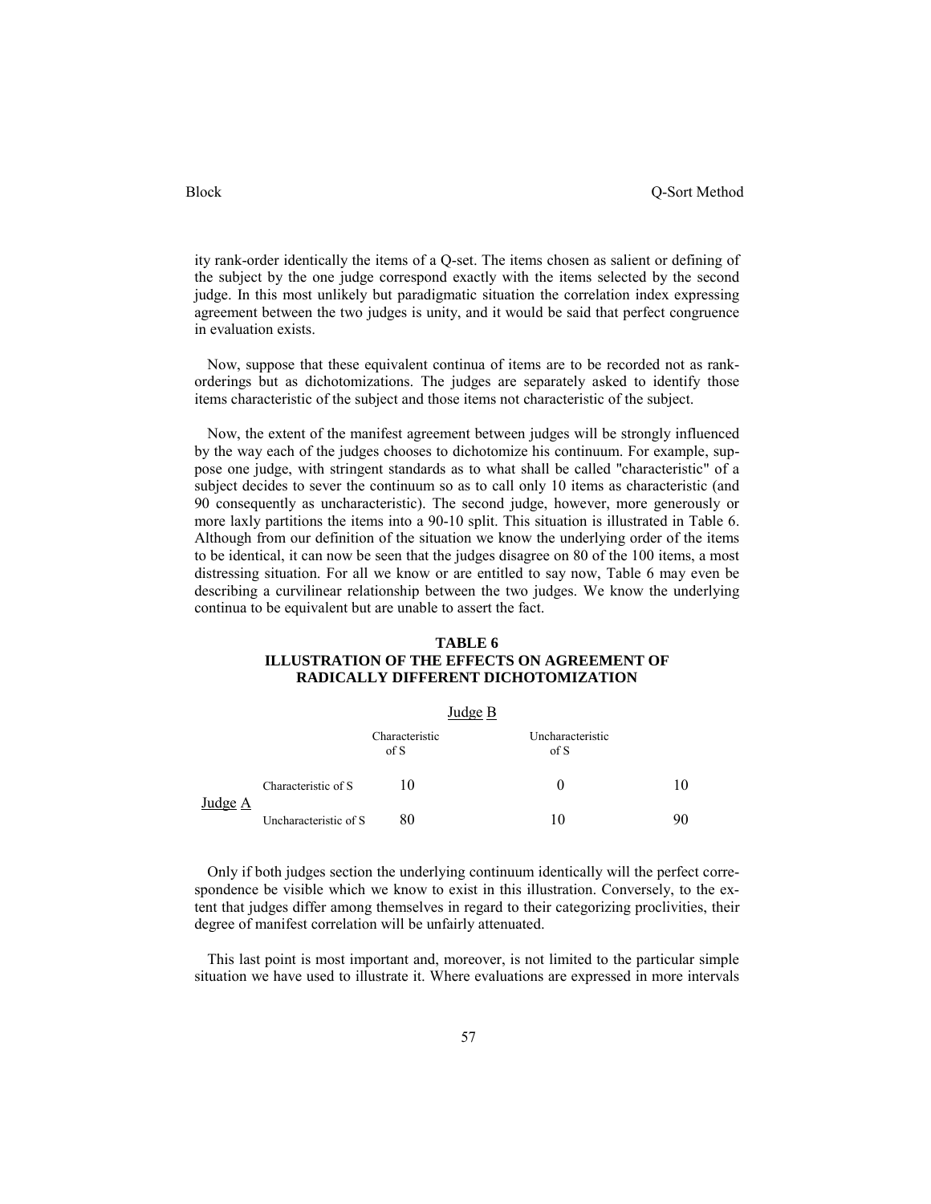ity rank-order identically the items of a Q-set. The items chosen as salient or defining of the subject by the one judge correspond exactly with the items selected by the second judge. In this most unlikely but paradigmatic situation the correlation index expressing agreement between the two judges is unity, and it would be said that perfect congruence in evaluation exists.

Now, suppose that these equivalent continua of items are to be recorded not as rank-orderings but as dichotomizations. The judges are separately asked to identify those items characteristic of the subject and those items not characteristic of the subject.

Now, the extent of the manifest agreement between judges will be strongly influenced by the way each of the judges chooses to dichotomize his continuum. For example, suppose one judge, with stringent standards as to what shall be called "characteristic" of a subject decides to sever the continuum so as to call only 10 items as characteristic (and 90 consequently as uncharacteristic). The second judge, however, more generously or more laxly partitions the items into a 90-10 split. This situation is illustrated in Table 6. Although from our definition of the situation we know the underlying order of the items to be identical, it can now be seen that the judges disagree on 80 of the 100 items, a most distressing situation. For all we know or are entitled to say now, Table 6 may even be describing a curvilinear relationship between the two judges. We know the underlying continua to be equivalent but are unable to assert the fact.

**TABLE 6**
**ILLUSTRATION OF THE EFFECTS ON AGREEMENT OF RADICALLY DIFFERENT DICHOTOMIZATION**

| | | Judge B | | |
|---|---|---|---|---|
| | | Characteristic of S | Uncharacteristic of S | |
| Judge A | Characteristic of S | 10 | 0 | 10 |
| | Uncharacteristic of S | 80 | 10 | 90 |

Only if both judges section the underlying continuum identically will the perfect correspondence be visible which we know to exist in this illustration. Conversely, to the extent that judges differ among themselves in regard to their categorizing proclivities, their degree of manifest correlation will be unfairly attenuated.

This last point is most important and, moreover, is not limited to the particular simple situation we have used to illustrate it. Where evaluations are expressed in more intervals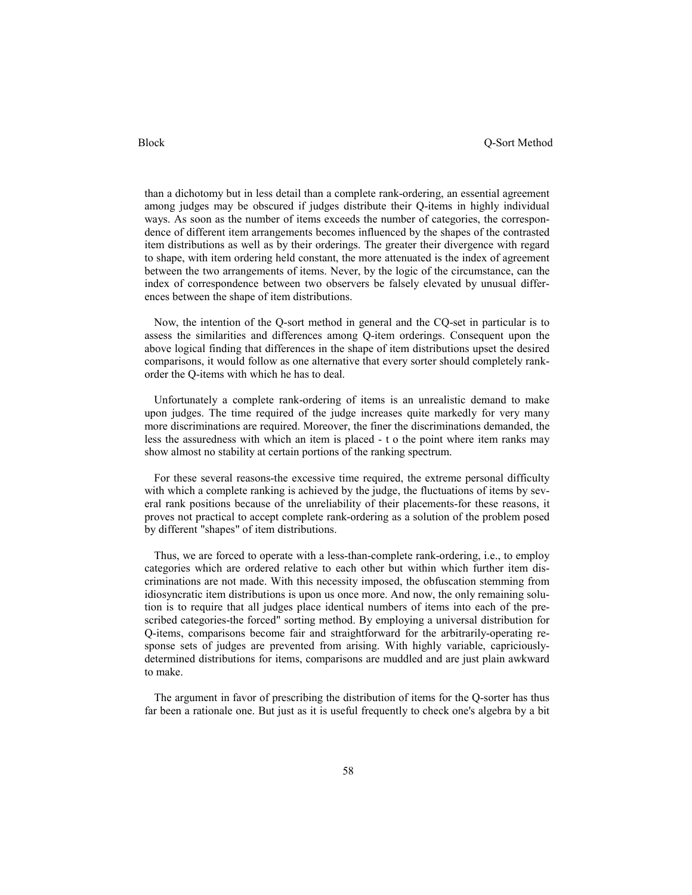than a dichotomy but in less detail than a complete rank-ordering, an essential agreement among judges may be obscured if judges distribute their Q-items in highly individual ways. As soon as the number of items exceeds the number of categories, the correspondence of different item arrangements becomes influenced by the shapes of the contrasted item distributions as well as by their orderings. The greater their divergence with regard to shape, with item ordering held constant, the more attenuated is the index of agreement between the two arrangements of items. Never, by the logic of the circumstance, can the index of correspondence between two observers be falsely elevated by unusual differences between the shape of item distributions.

Now, the intention of the Q-sort method in general and the CQ-set in particular is to assess the similarities and differences among Q-item orderings. Consequent upon the above logical finding that differences in the shape of item distributions upset the desired comparisons, it would follow as one alternative that every sorter should completely rank-order the Q-items with which he has to deal.

Unfortunately a complete rank-ordering of items is an unrealistic demand to make upon judges. The time required of the judge increases quite markedly for very many more discriminations are required. Moreover, the finer the discriminations demanded, the less the assuredness with which an item is placed - t o the point where item ranks may show almost no stability at certain portions of the ranking spectrum.

For these several reasons-the excessive time required, the extreme personal difficulty with which a complete ranking is achieved by the judge, the fluctuations of items by several rank positions because of the unreliability of their placements-for these reasons, it proves not practical to accept complete rank-ordering as a solution of the problem posed by different "shapes" of item distributions.

Thus, we are forced to operate with a less-than-complete rank-ordering, i.e., to employ categories which are ordered relative to each other but within which further item discriminations are not made. With this necessity imposed, the obfuscation stemming from idiosyncratic item distributions is upon us once more. And now, the only remaining solution is to require that all judges place identical numbers of items into each of the prescribed categories-the forced" sorting method. By employing a universal distribution for Q-items, comparisons become fair and straightforward for the arbitrarily-operating response sets of judges are prevented from arising. With highly variable, capriciously-determined distributions for items, comparisons are muddled and are just plain awkward to make.

The argument in favor of prescribing the distribution of items for the Q-sorter has thus far been a rationale one. But just as it is useful frequently to check one's algebra by a bit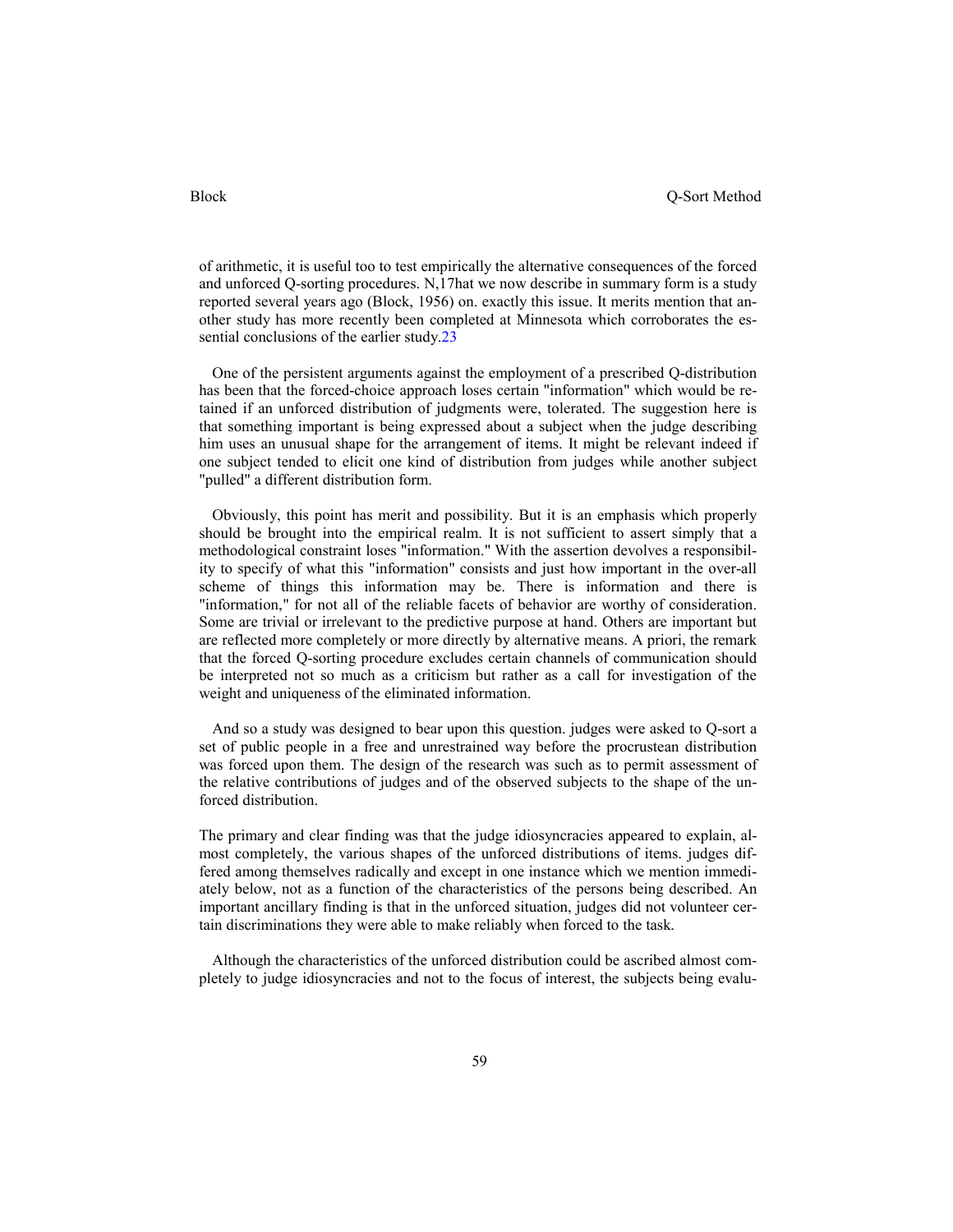of arithmetic, it is useful too to test empirically the alternative consequences of the forced and unforced Q-sorting procedures. N,17hat we now describe in summary form is a study reported several years ago (Block, 1956) on. exactly this issue. It merits mention that another study has more recently been completed at Minnesota which corroborates the essential conclusions of the earlier study.23

One of the persistent arguments against the employment of a prescribed Q-distribution has been that the forced-choice approach loses certain "information" which would be retained if an unforced distribution of judgments were, tolerated. The suggestion here is that something important is being expressed about a subject when the judge describing him uses an unusual shape for the arrangement of items. It might be relevant indeed if one subject tended to elicit one kind of distribution from judges while another subject "pulled" a different distribution form.

Obviously, this point has merit and possibility. But it is an emphasis which properly should be brought into the empirical realm. It is not sufficient to assert simply that a methodological constraint loses "information." With the assertion devolves a responsibility to specify of what this "information" consists and just how important in the over-all scheme of things this information may be. There is information and there is "information," for not all of the reliable facets of behavior are worthy of consideration. Some are trivial or irrelevant to the predictive purpose at hand. Others are important but are reflected more completely or more directly by alternative means. A priori, the remark that the forced Q-sorting procedure excludes certain channels of communication should be interpreted not so much as a criticism but rather as a call for investigation of the weight and uniqueness of the eliminated information.

And so a study was designed to bear upon this question. judges were asked to Q-sort a set of public people in a free and unrestrained way before the procrustean distribution was forced upon them. The design of the research was such as to permit assessment of the relative contributions of judges and of the observed subjects to the shape of the unforced distribution.

The primary and clear finding was that the judge idiosyncracies appeared to explain, almost completely, the various shapes of the unforced distributions of items. judges differed among themselves radically and except in one instance which we mention immediately below, not as a function of the characteristics of the persons being described. An important ancillary finding is that in the unforced situation, judges did not volunteer certain discriminations they were able to make reliably when forced to the task.

Although the characteristics of the unforced distribution could be ascribed almost completely to judge idiosyncracies and not to the focus of interest, the subjects being evalu-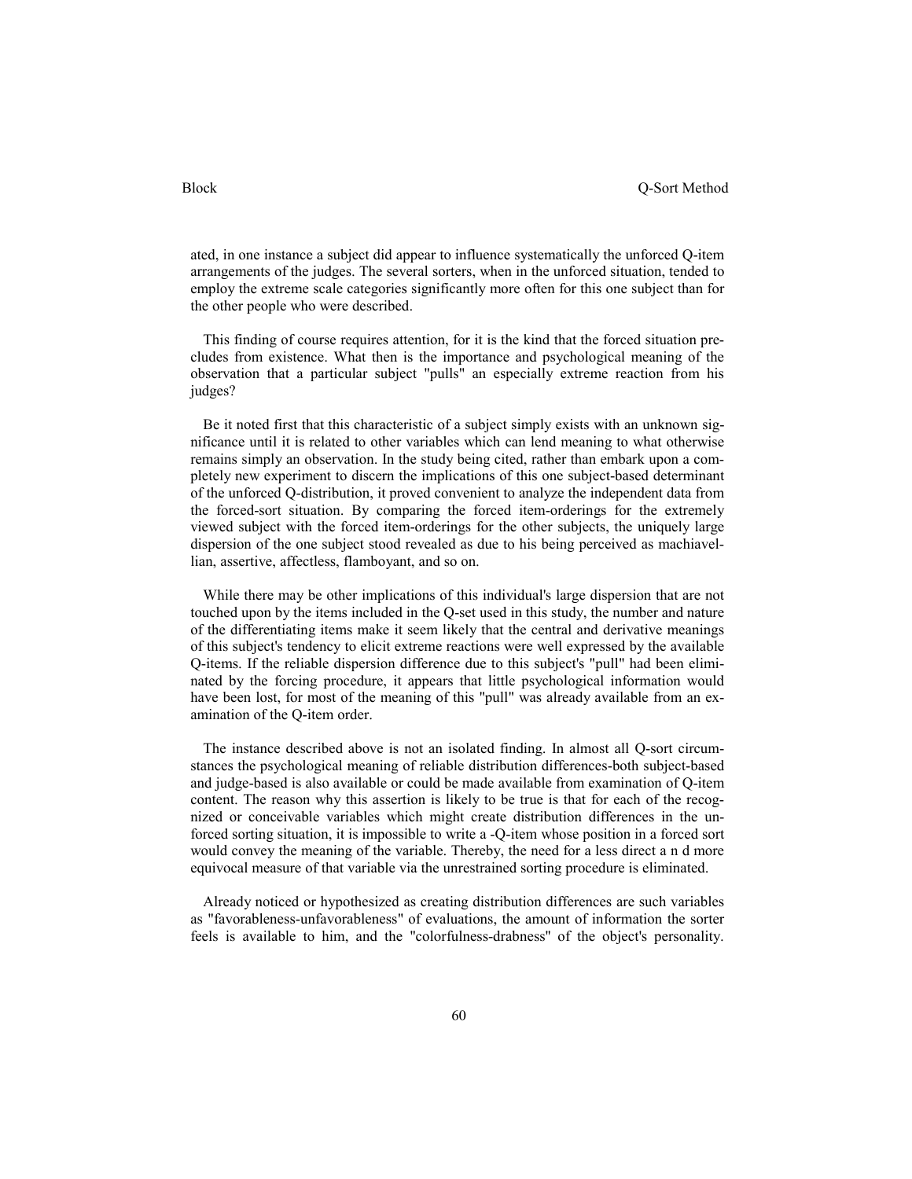ated, in one instance a subject did appear to influence systematically the unforced Q-item arrangements of the judges. The several sorters, when in the unforced situation, tended to employ the extreme scale categories significantly more often for this one subject than for the other people who were described.

This finding of course requires attention, for it is the kind that the forced situation precludes from existence. What then is the importance and psychological meaning of the observation that a particular subject "pulls" an especially extreme reaction from his judges?

Be it noted first that this characteristic of a subject simply exists with an unknown significance until it is related to other variables which can lend meaning to what otherwise remains simply an observation. In the study being cited, rather than embark upon a completely new experiment to discern the implications of this one subject-based determinant of the unforced Q-distribution, it proved convenient to analyze the independent data from the forced-sort situation. By comparing the forced item-orderings for the extremely viewed subject with the forced item-orderings for the other subjects, the uniquely large dispersion of the one subject stood revealed as due to his being perceived as machiavellian, assertive, affectless, flamboyant, and so on.

While there may be other implications of this individual's large dispersion that are not touched upon by the items included in the Q-set used in this study, the number and nature of the differentiating items make it seem likely that the central and derivative meanings of this subject's tendency to elicit extreme reactions were well expressed by the available Q-items. If the reliable dispersion difference due to this subject's "pull" had been eliminated by the forcing procedure, it appears that little psychological information would have been lost, for most of the meaning of this "pull" was already available from an examination of the Q-item order.

The instance described above is not an isolated finding. In almost all Q-sort circumstances the psychological meaning of reliable distribution differences-both subject-based and judge-based is also available or could be made available from examination of Q-item content. The reason why this assertion is likely to be true is that for each of the recognized or conceivable variables which might create distribution differences in the unforced sorting situation, it is impossible to write a -Q-item whose position in a forced sort would convey the meaning of the variable. Thereby, the need for a less direct a n d more equivocal measure of that variable via the unrestrained sorting procedure is eliminated.

Already noticed or hypothesized as creating distribution differences are such variables as "favorableness-unfavorableness" of evaluations, the amount of information the sorter feels is available to him, and the "colorfulness-drabness" of the object's personality.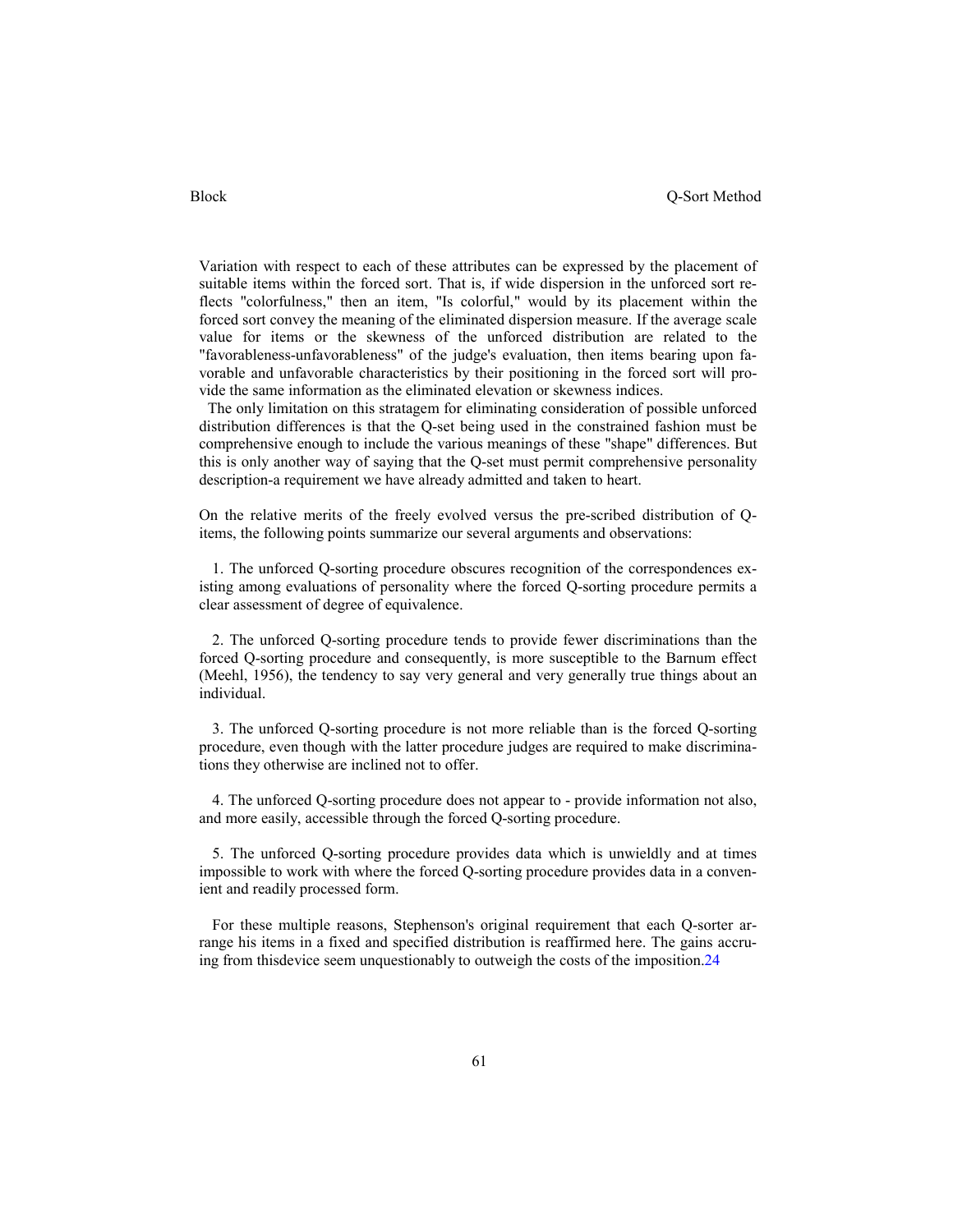Variation with respect to each of these attributes can be expressed by the placement of suitable items within the forced sort. That is, if wide dispersion in the unforced sort reflects "colorfulness," then an item, "Is colorful," would by its placement within the forced sort convey the meaning of the eliminated dispersion measure. If the average scale value for items or the skewness of the unforced distribution are related to the "favorableness-unfavorableness" of the judge's evaluation, then items bearing upon favorable and unfavorable characteristics by their positioning in the forced sort will provide the same information as the eliminated elevation or skewness indices.

The only limitation on this stratagem for eliminating consideration of possible unforced distribution differences is that the Q-set being used in the constrained fashion must be comprehensive enough to include the various meanings of these "shape" differences. But this is only another way of saying that the Q-set must permit comprehensive personality description-a requirement we have already admitted and taken to heart.

On the relative merits of the freely evolved versus the pre-scribed distribution of Q-items, the following points summarize our several arguments and observations:

1. The unforced Q-sorting procedure obscures recognition of the correspondences existing among evaluations of personality where the forced Q-sorting procedure permits a clear assessment of degree of equivalence.

2. The unforced Q-sorting procedure tends to provide fewer discriminations than the forced Q-sorting procedure and consequently, is more susceptible to the Barnum effect (Meehl, 1956), the tendency to say very general and very generally true things about an individual.

3. The unforced Q-sorting procedure is not more reliable than is the forced Q-sorting procedure, even though with the latter procedure judges are required to make discriminations they otherwise are inclined not to offer.

4. The unforced Q-sorting procedure does not appear to - provide information not also, and more easily, accessible through the forced Q-sorting procedure.

5. The unforced Q-sorting procedure provides data which is unwieldly and at times impossible to work with where the forced Q-sorting procedure provides data in a convenient and readily processed form.

For these multiple reasons, Stephenson's original requirement that each Q-sorter arrange his items in a fixed and specified distribution is reaffirmed here. The gains accruing from thisdevice seem unquestionably to outweigh the costs of the imposition.[24]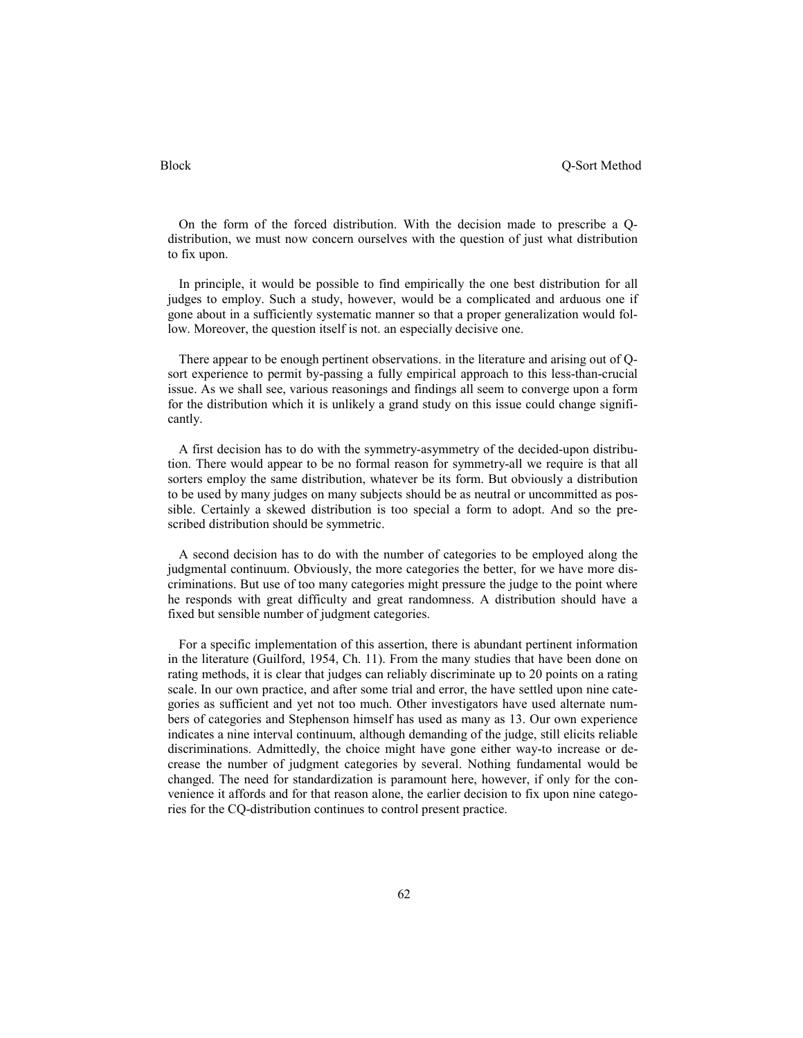On the form of the forced distribution. With the decision made to prescribe a Q-distribution, we must now concern ourselves with the question of just what distribution to fix upon.

In principle, it would be possible to find empirically the one best distribution for all judges to employ. Such a study, however, would be a complicated and arduous one if gone about in a sufficiently systematic manner so that a proper generalization would follow. Moreover, the question itself is not. an especially decisive one.

There appear to be enough pertinent observations. in the literature and arising out of Q-sort experience to permit by-passing a fully empirical approach to this less-than-crucial issue. As we shall see, various reasonings and findings all seem to converge upon a form for the distribution which it is unlikely a grand study on this issue could change significantly.

A first decision has to do with the symmetry-asymmetry of the decided-upon distribution. There would appear to be no formal reason for symmetry-all we require is that all sorters employ the same distribution, whatever be its form. But obviously a distribution to be used by many judges on many subjects should be as neutral or uncommitted as possible. Certainly a skewed distribution is too special a form to adopt. And so the prescribed distribution should be symmetric.

A second decision has to do with the number of categories to be employed along the judgmental continuum. Obviously, the more categories the better, for we have more discriminations. But use of too many categories might pressure the judge to the point where he responds with great difficulty and great randomness. A distribution should have a fixed but sensible number of judgment categories.

For a specific implementation of this assertion, there is abundant pertinent information in the literature (Guilford, 1954, Ch. 11). From the many studies that have been done on rating methods, it is clear that judges can reliably discriminate up to 20 points on a rating scale. In our own practice, and after some trial and error, the have settled upon nine categories as sufficient and yet not too much. Other investigators have used alternate numbers of categories and Stephenson himself has used as many as 13. Our own experience indicates a nine interval continuum, although demanding of the judge, still elicits reliable discriminations. Admittedly, the choice might have gone either way-to increase or decrease the number of judgment categories by several. Nothing fundamental would be changed. The need for standardization is paramount here, however, if only for the convenience it affords and for that reason alone, the earlier decision to fix upon nine categories for the CQ-distribution continues to control present practice.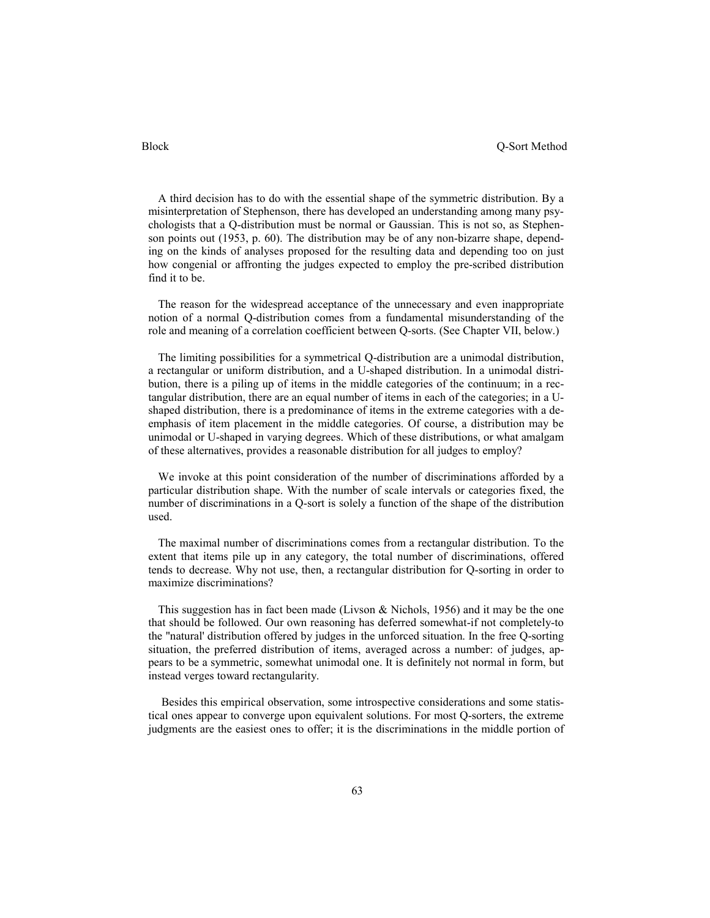A third decision has to do with the essential shape of the symmetric distribution. By a misinterpretation of Stephenson, there has developed an understanding among many psychologists that a Q-distribution must be normal or Gaussian. This is not so, as Stephenson points out (1953, p. 60). The distribution may be of any non-bizarre shape, depending on the kinds of analyses proposed for the resulting data and depending too on just how congenial or affronting the judges expected to employ the pre-scribed distribution find it to be.

The reason for the widespread acceptance of the unnecessary and even inappropriate notion of a normal Q-distribution comes from a fundamental misunderstanding of the role and meaning of a correlation coefficient between Q-sorts. (See Chapter VII, below.)

The limiting possibilities for a symmetrical Q-distribution are a unimodal distribution, a rectangular or uniform distribution, and a U-shaped distribution. In a unimodal distribution, there is a piling up of items in the middle categories of the continuum; in a rectangular distribution, there are an equal number of items in each of the categories; in a U-shaped distribution, there is a predominance of items in the extreme categories with a de-emphasis of item placement in the middle categories. Of course, a distribution may be unimodal or U-shaped in varying degrees. Which of these distributions, or what amalgam of these alternatives, provides a reasonable distribution for all judges to employ?

We invoke at this point consideration of the number of discriminations afforded by a particular distribution shape. With the number of scale intervals or categories fixed, the number of discriminations in a Q-sort is solely a function of the shape of the distribution used.

The maximal number of discriminations comes from a rectangular distribution. To the extent that items pile up in any category, the total number of discriminations, offered tends to decrease. Why not use, then, a rectangular distribution for Q-sorting in order to maximize discriminations?

This suggestion has in fact been made (Livson & Nichols, 1956) and it may be the one that should be followed. Our own reasoning has deferred somewhat-if not completely-to the "natural' distribution offered by judges in the unforced situation. In the free Q-sorting situation, the preferred distribution of items, averaged across a number: of judges, appears to be a symmetric, somewhat unimodal one. It is definitely not normal in form, but instead verges toward rectangularity.

Besides this empirical observation, some introspective considerations and some statistical ones appear to converge upon equivalent solutions. For most Q-sorters, the extreme judgments are the easiest ones to offer; it is the discriminations in the middle portion of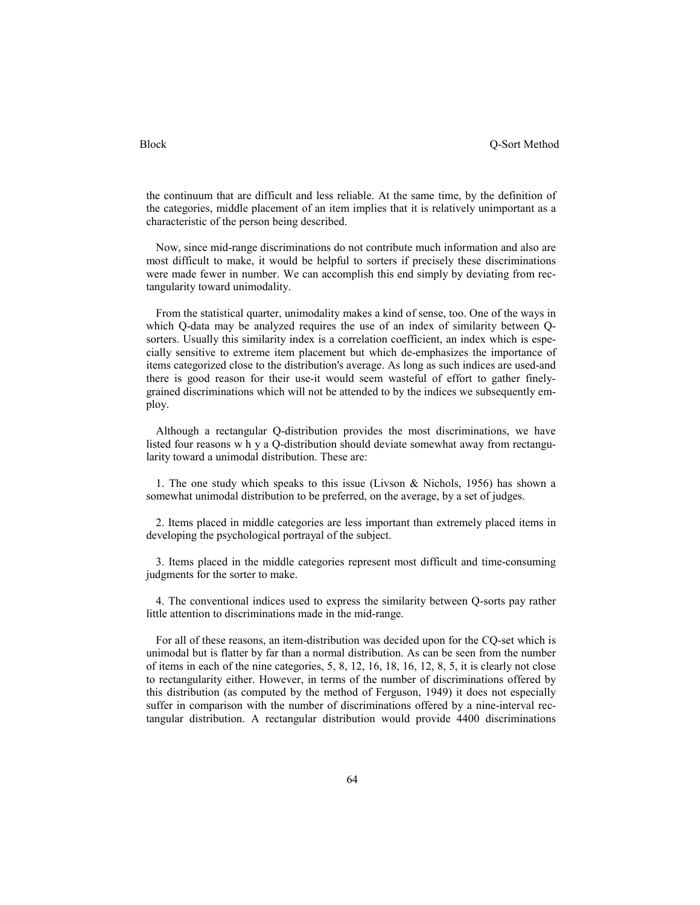the continuum that are difficult and less reliable. At the same time, by the definition of the categories, middle placement of an item implies that it is relatively unimportant as a characteristic of the person being described.

Now, since mid-range discriminations do not contribute much information and also are most difficult to make, it would be helpful to sorters if precisely these discriminations were made fewer in number. We can accomplish this end simply by deviating from rectangularity toward unimodality.

From the statistical quarter, unimodality makes a kind of sense, too. One of the ways in which Q-data may be analyzed requires the use of an index of similarity between Q-sorters. Usually this similarity index is a correlation coefficient, an index which is especially sensitive to extreme item placement but which de-emphasizes the importance of items categorized close to the distribution's average. As long as such indices are used-and there is good reason for their use-it would seem wasteful of effort to gather finely-grained discriminations which will not be attended to by the indices we subsequently employ.

Although a rectangular Q-distribution provides the most discriminations, we have listed four reasons w h y a Q-distribution should deviate somewhat away from rectangularity toward a unimodal distribution. These are:

1. The one study which speaks to this issue (Livson & Nichols, 1956) has shown a somewhat unimodal distribution to be preferred, on the average, by a set of judges.

2. Items placed in middle categories are less important than extremely placed items in developing the psychological portrayal of the subject.

3. Items placed in the middle categories represent most difficult and time-consuming judgments for the sorter to make.

4. The conventional indices used to express the similarity between Q-sorts pay rather little attention to discriminations made in the mid-range.

For all of these reasons, an item-distribution was decided upon for the CQ-set which is unimodal but is flatter by far than a normal distribution. As can be seen from the number of items in each of the nine categories, 5, 8, 12, 16, 18, 16, 12, 8, 5, it is clearly not close to rectangularity either. However, in terms of the number of discriminations offered by this distribution (as computed by the method of Ferguson, 1949) it does not especially suffer in comparison with the number of discriminations offered by a nine-interval rectangular distribution. A rectangular distribution would provide 4400 discriminations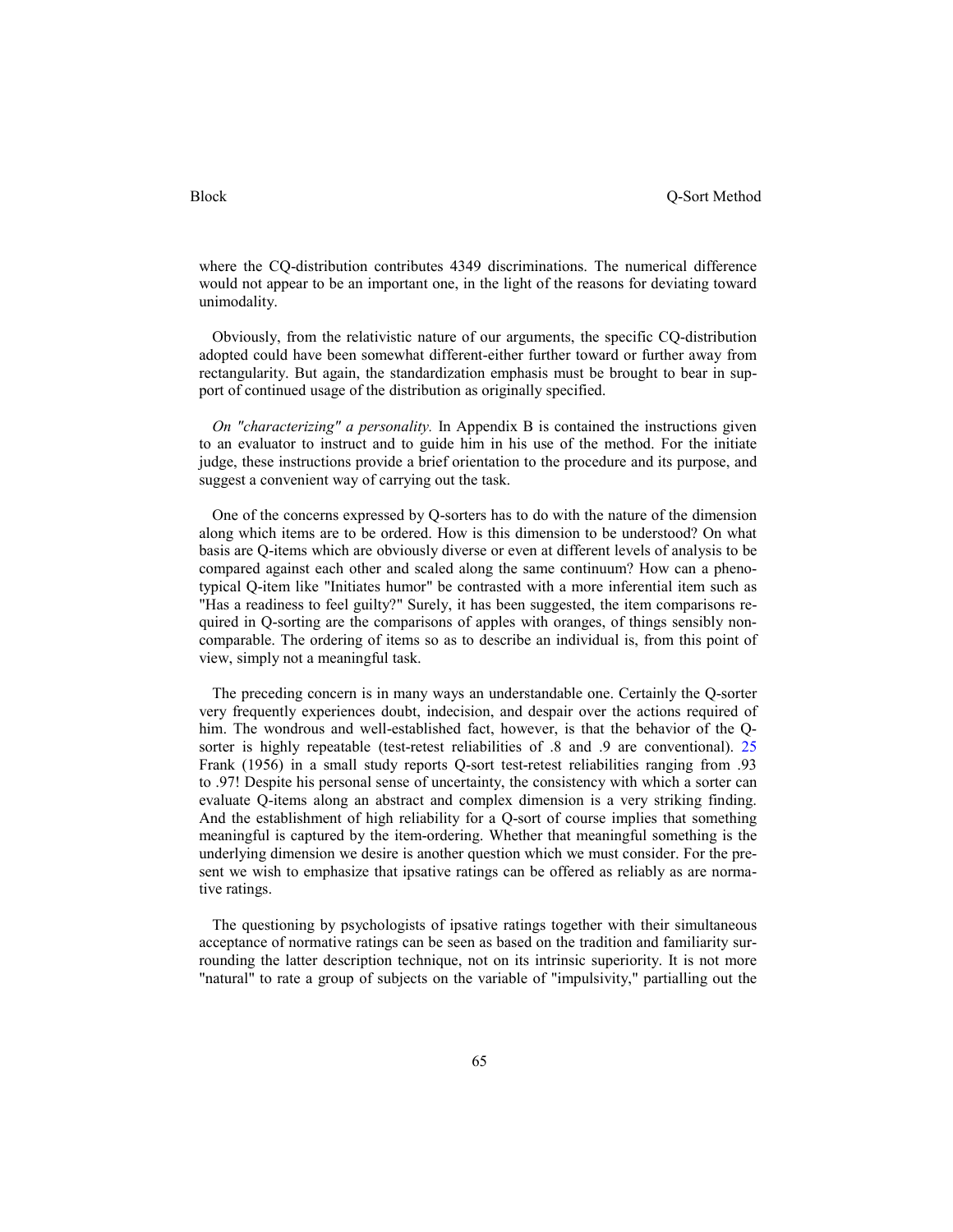where the CQ-distribution contributes 4349 discriminations. The numerical difference would not appear to be an important one, in the light of the reasons for deviating toward unimodality.

Obviously, from the relativistic nature of our arguments, the specific CQ-distribution adopted could have been somewhat different-either further toward or further away from rectangularity. But again, the standardization emphasis must be brought to bear in support of continued usage of the distribution as originally specified.

*On "characterizing" a personality.* In Appendix B is contained the instructions given to an evaluator to instruct and to guide him in his use of the method. For the initiate judge, these instructions provide a brief orientation to the procedure and its purpose, and suggest a convenient way of carrying out the task.

One of the concerns expressed by Q-sorters has to do with the nature of the dimension along which items are to be ordered. How is this dimension to be understood? On what basis are Q-items which are obviously diverse or even at different levels of analysis to be compared against each other and scaled along the same continuum? How can a phenotypical Q-item like "Initiates humor" be contrasted with a more inferential item such as "Has a readiness to feel guilty?" Surely, it has been suggested, the item comparisons required in Q-sorting are the comparisons of apples with oranges, of things sensibly noncomparable. The ordering of items so as to describe an individual is, from this point of view, simply not a meaningful task.

The preceding concern is in many ways an understandable one. Certainly the Q-sorter very frequently experiences doubt, indecision, and despair over the actions required of him. The wondrous and well-established fact, however, is that the behavior of the Q-sorter is highly repeatable (test-retest reliabilities of .8 and .9 are conventional). [25] Frank (1956) in a small study reports Q-sort test-retest reliabilities ranging from .93 to .97! Despite his personal sense of uncertainty, the consistency with which a sorter can evaluate Q-items along an abstract and complex dimension is a very striking finding. And the establishment of high reliability for a Q-sort of course implies that something meaningful is captured by the item-ordering. Whether that meaningful something is the underlying dimension we desire is another question which we must consider. For the present we wish to emphasize that ipsative ratings can be offered as reliably as are normative ratings.

The questioning by psychologists of ipsative ratings together with their simultaneous acceptance of normative ratings can be seen as based on the tradition and familiarity surrounding the latter description technique, not on its intrinsic superiority. It is not more "natural" to rate a group of subjects on the variable of "impulsivity," partialling out the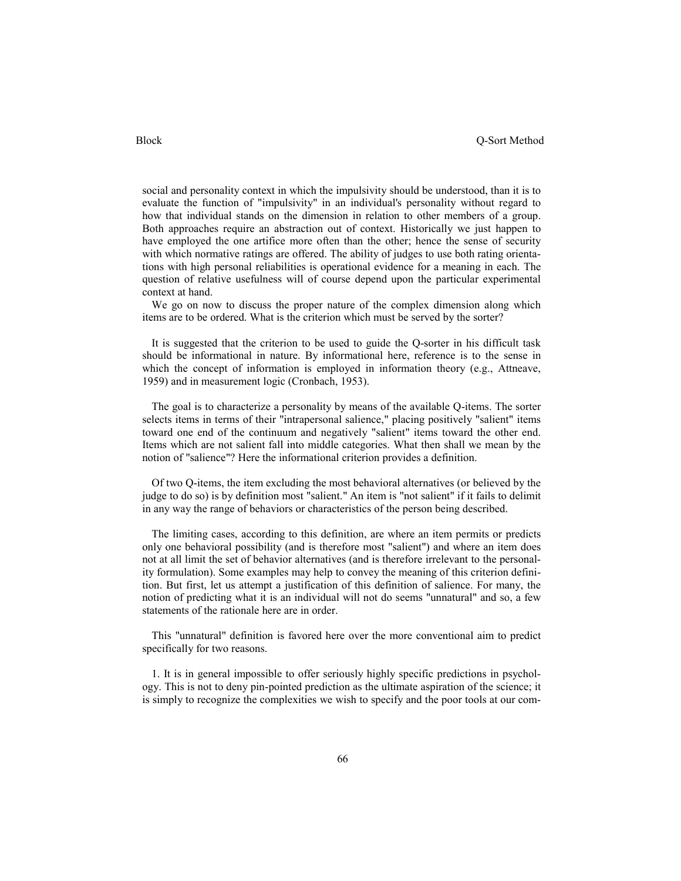social and personality context in which the impulsivity should be understood, than it is to evaluate the function of "impulsivity" in an individual's personality without regard to how that individual stands on the dimension in relation to other members of a group. Both approaches require an abstraction out of context. Historically we just happen to have employed the one artifice more often than the other; hence the sense of security with which normative ratings are offered. The ability of judges to use both rating orientations with high personal reliabilities is operational evidence for a meaning in each. The question of relative usefulness will of course depend upon the particular experimental context at hand.

We go on now to discuss the proper nature of the complex dimension along which items are to be ordered. What is the criterion which must be served by the sorter?

It is suggested that the criterion to be used to guide the Q-sorter in his difficult task should be informational in nature. By informational here, reference is to the sense in which the concept of information is employed in information theory (e.g., Attneave, 1959) and in measurement logic (Cronbach, 1953).

The goal is to characterize a personality by means of the available Q-items. The sorter selects items in terms of their "intrapersonal salience," placing positively "salient" items toward one end of the continuum and negatively "salient" items toward the other end. Items which are not salient fall into middle categories. What then shall we mean by the notion of "salience"? Here the informational criterion provides a definition.

Of two Q-items, the item excluding the most behavioral alternatives (or believed by the judge to do so) is by definition most "salient." An item is "not salient" if it fails to delimit in any way the range of behaviors or characteristics of the person being described.

The limiting cases, according to this definition, are where an item permits or predicts only one behavioral possibility (and is therefore most "salient") and where an item does not at all limit the set of behavior alternatives (and is therefore irrelevant to the personality formulation). Some examples may help to convey the meaning of this criterion definition. But first, let us attempt a justification of this definition of salience. For many, the notion of predicting what it is an individual will not do seems "unnatural" and so, a few statements of the rationale here are in order.

This "unnatural" definition is favored here over the more conventional aim to predict specifically for two reasons.

1. It is in general impossible to offer seriously highly specific predictions in psychology. This is not to deny pin-pointed prediction as the ultimate aspiration of the science; it is simply to recognize the complexities we wish to specify and the poor tools at our com-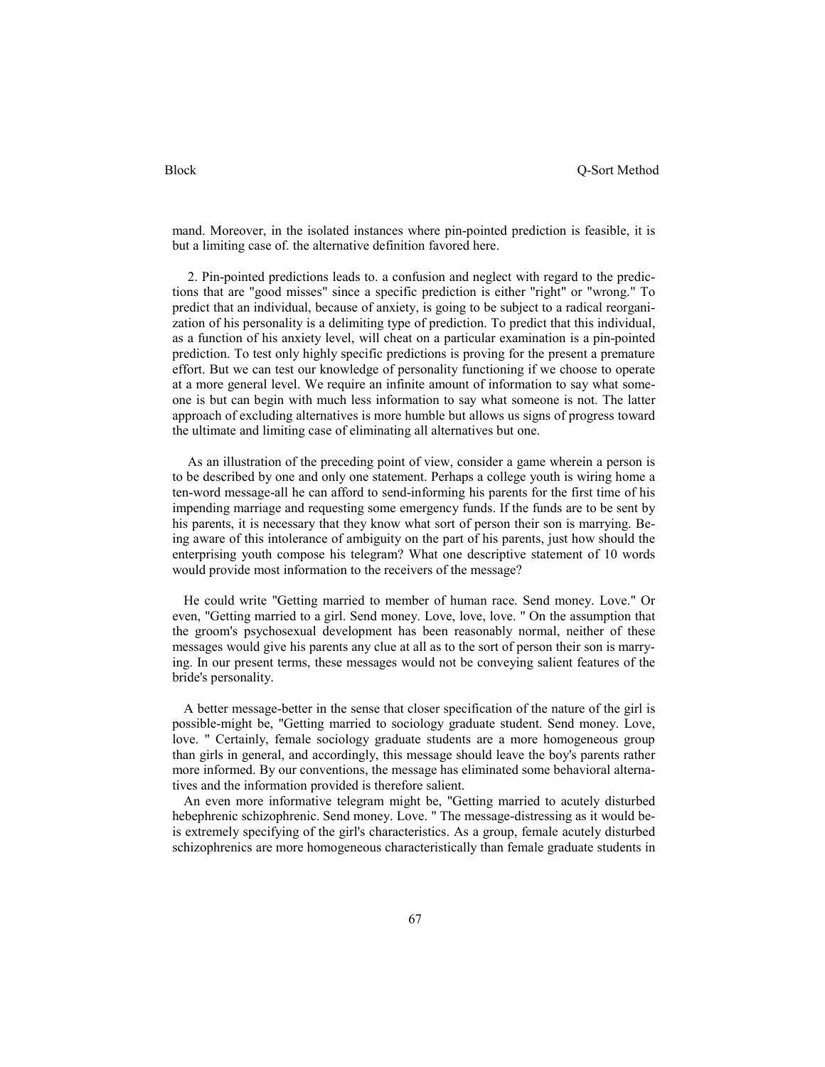mand. Moreover, in the isolated instances where pin-pointed prediction is feasible, it is but a limiting case of. the alternative definition favored here.

2. Pin-pointed predictions leads to. a confusion and neglect with regard to the predictions that are "good misses" since a specific prediction is either "right" or "wrong." To predict that an individual, because of anxiety, is going to be subject to a radical reorganization of his personality is a delimiting type of prediction. To predict that this individual, as a function of his anxiety level, will cheat on a particular examination is a pin-pointed prediction. To test only highly specific predictions is proving for the present a premature effort. But we can test our knowledge of personality functioning if we choose to operate at a more general level. We require an infinite amount of information to say what someone is but can begin with much less information to say what someone is not. The latter approach of excluding alternatives is more humble but allows us signs of progress toward the ultimate and limiting case of eliminating all alternatives but one.

As an illustration of the preceding point of view, consider a game wherein a person is to be described by one and only one statement. Perhaps a college youth is wiring home a ten-word message-all he can afford to send-informing his parents for the first time of his impending marriage and requesting some emergency funds. If the funds are to be sent by his parents, it is necessary that they know what sort of person their son is marrying. Being aware of this intolerance of ambiguity on the part of his parents, just how should the enterprising youth compose his telegram? What one descriptive statement of 10 words would provide most information to the receivers of the message?

He could write "Getting married to member of human race. Send money. Love." Or even, "Getting married to a girl. Send money. Love, love, love. " On the assumption that the groom's psychosexual development has been reasonably normal, neither of these messages would give his parents any clue at all as to the sort of person their son is marrying. In our present terms, these messages would not be conveying salient features of the bride's personality.

A better message-better in the sense that closer specification of the nature of the girl is possible-might be, "Getting married to sociology graduate student. Send money. Love, love. " Certainly, female sociology graduate students are a more homogeneous group than girls in general, and accordingly, this message should leave the boy's parents rather more informed. By our conventions, the message has eliminated some behavioral alternatives and the information provided is therefore salient.

An even more informative telegram might be, "Getting married to acutely disturbed hebephrenic schizophrenic. Send money. Love. " The message-distressing as it would be-is extremely specifying of the girl's characteristics. As a group, female acutely disturbed schizophrenics are more homogeneous characteristically than female graduate students in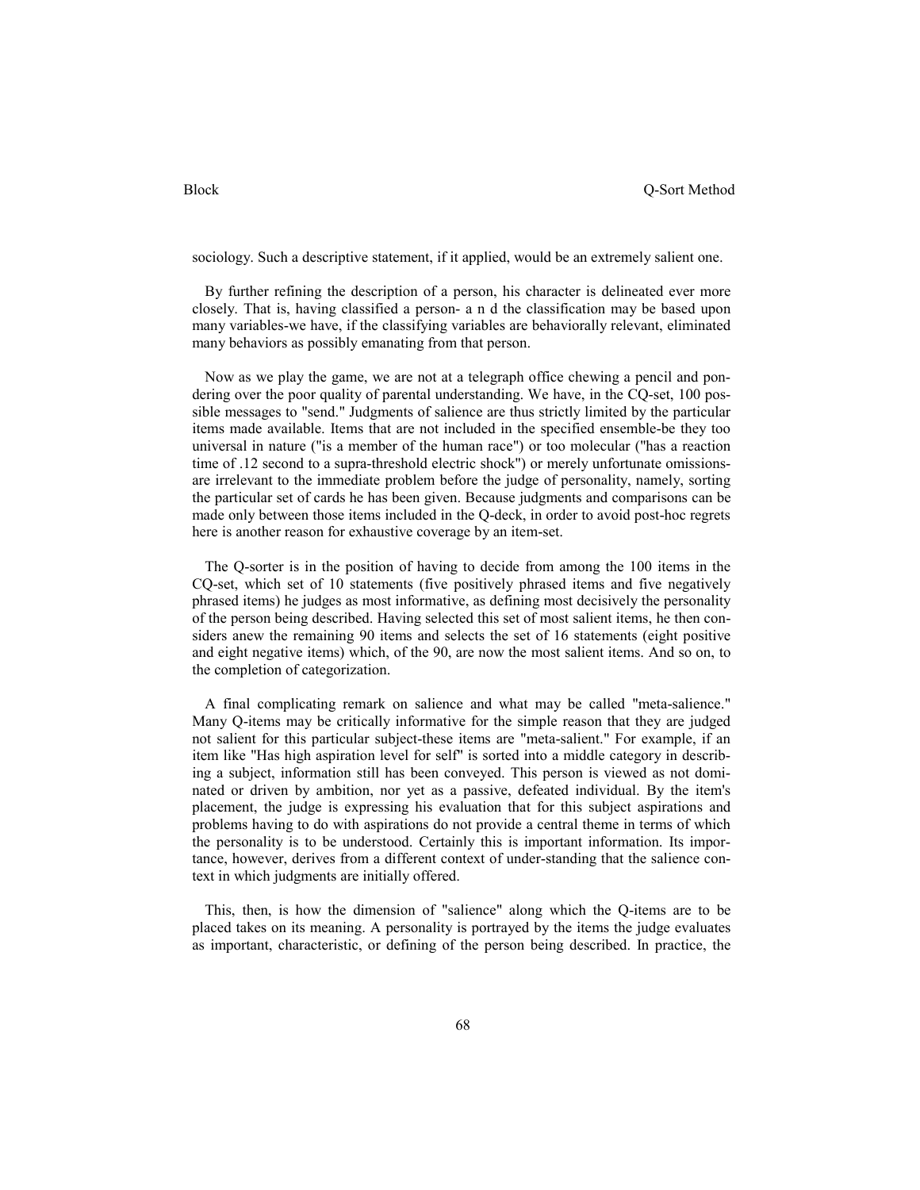sociology. Such a descriptive statement, if it applied, would be an extremely salient one.

By further refining the description of a person, his character is delineated ever more closely. That is, having classified a person- a n d the classification may be based upon many variables-we have, if the classifying variables are behaviorally relevant, eliminated many behaviors as possibly emanating from that person.

Now as we play the game, we are not at a telegraph office chewing a pencil and pondering over the poor quality of parental understanding. We have, in the CQ-set, 100 possible messages to "send." Judgments of salience are thus strictly limited by the particular items made available. Items that are not included in the specified ensemble-be they too universal in nature ("is a member of the human race") or too molecular ("has a reaction time of .12 second to a supra-threshold electric shock") or merely unfortunate omissions-are irrelevant to the immediate problem before the judge of personality, namely, sorting the particular set of cards he has been given. Because judgments and comparisons can be made only between those items included in the Q-deck, in order to avoid post-hoc regrets here is another reason for exhaustive coverage by an item-set.

The Q-sorter is in the position of having to decide from among the 100 items in the CQ-set, which set of 10 statements (five positively phrased items and five negatively phrased items) he judges as most informative, as defining most decisively the personality of the person being described. Having selected this set of most salient items, he then considers anew the remaining 90 items and selects the set of 16 statements (eight positive and eight negative items) which, of the 90, are now the most salient items. And so on, to the completion of categorization.

A final complicating remark on salience and what may be called "meta-salience." Many Q-items may be critically informative for the simple reason that they are judged not salient for this particular subject-these items are "meta-salient." For example, if an item like "Has high aspiration level for self" is sorted into a middle category in describing a subject, information still has been conveyed. This person is viewed as not dominated or driven by ambition, nor yet as a passive, defeated individual. By the item's placement, the judge is expressing his evaluation that for this subject aspirations and problems having to do with aspirations do not provide a central theme in terms of which the personality is to be understood. Certainly this is important information. Its importance, however, derives from a different context of under-standing that the salience context in which judgments are initially offered.

This, then, is how the dimension of "salience" along which the Q-items are to be placed takes on its meaning. A personality is portrayed by the items the judge evaluates as important, characteristic, or defining of the person being described. In practice, the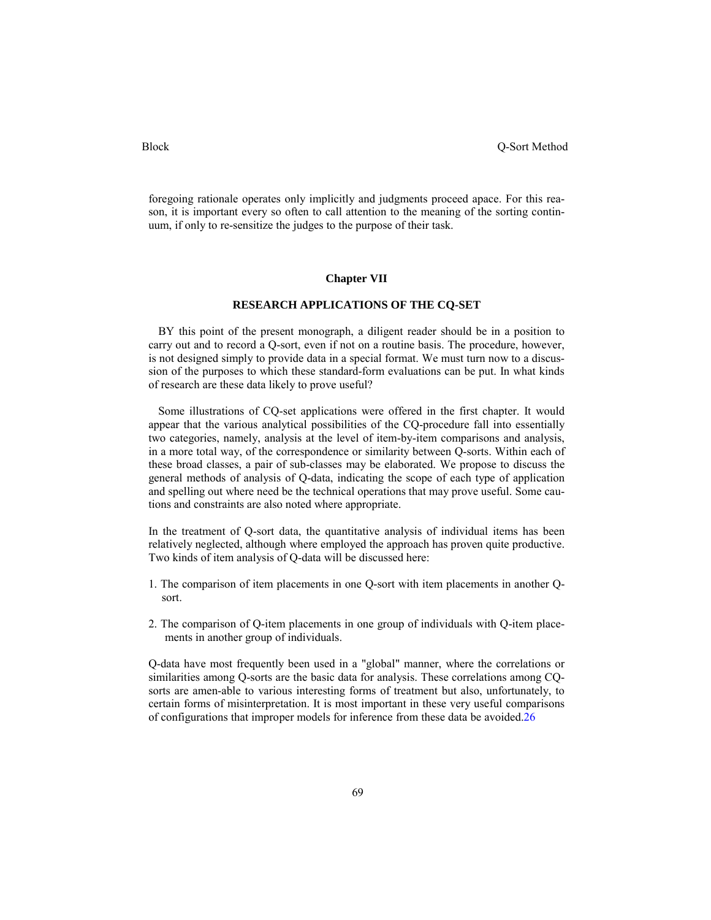foregoing rationale operates only implicitly and judgments proceed apace. For this reason, it is important every so often to call attention to the meaning of the sorting continuum, if only to re-sensitize the judges to the purpose of their task.

## Chapter VII

### RESEARCH APPLICATIONS OF THE CQ-SET

BY this point of the present monograph, a diligent reader should be in a position to carry out and to record a Q-sort, even if not on a routine basis. The procedure, however, is not designed simply to provide data in a special format. We must turn now to a discussion of the purposes to which these standard-form evaluations can be put. In what kinds of research are these data likely to prove useful?

Some illustrations of CQ-set applications were offered in the first chapter. It would appear that the various analytical possibilities of the CQ-procedure fall into essentially two categories, namely, analysis at the level of item-by-item comparisons and analysis, in a more total way, of the correspondence or similarity between Q-sorts. Within each of these broad classes, a pair of sub-classes may be elaborated. We propose to discuss the general methods of analysis of Q-data, indicating the scope of each type of application and spelling out where need be the technical operations that may prove useful. Some cautions and constraints are also noted where appropriate.

In the treatment of Q-sort data, the quantitative analysis of individual items has been relatively neglected, although where employed the approach has proven quite productive. Two kinds of item analysis of Q-data will be discussed here:

1. The comparison of item placements in one Q-sort with item placements in another Q-sort.

2. The comparison of Q-item placements in one group of individuals with Q-item placements in another group of individuals.

Q-data have most frequently been used in a "global" manner, where the correlations or similarities among Q-sorts are the basic data for analysis. These correlations among CQ-sorts are amen-able to various interesting forms of treatment but also, unfortunately, to certain forms of misinterpretation. It is most important in these very useful comparisons of configurations that improper models for inference from these data be avoided.[26]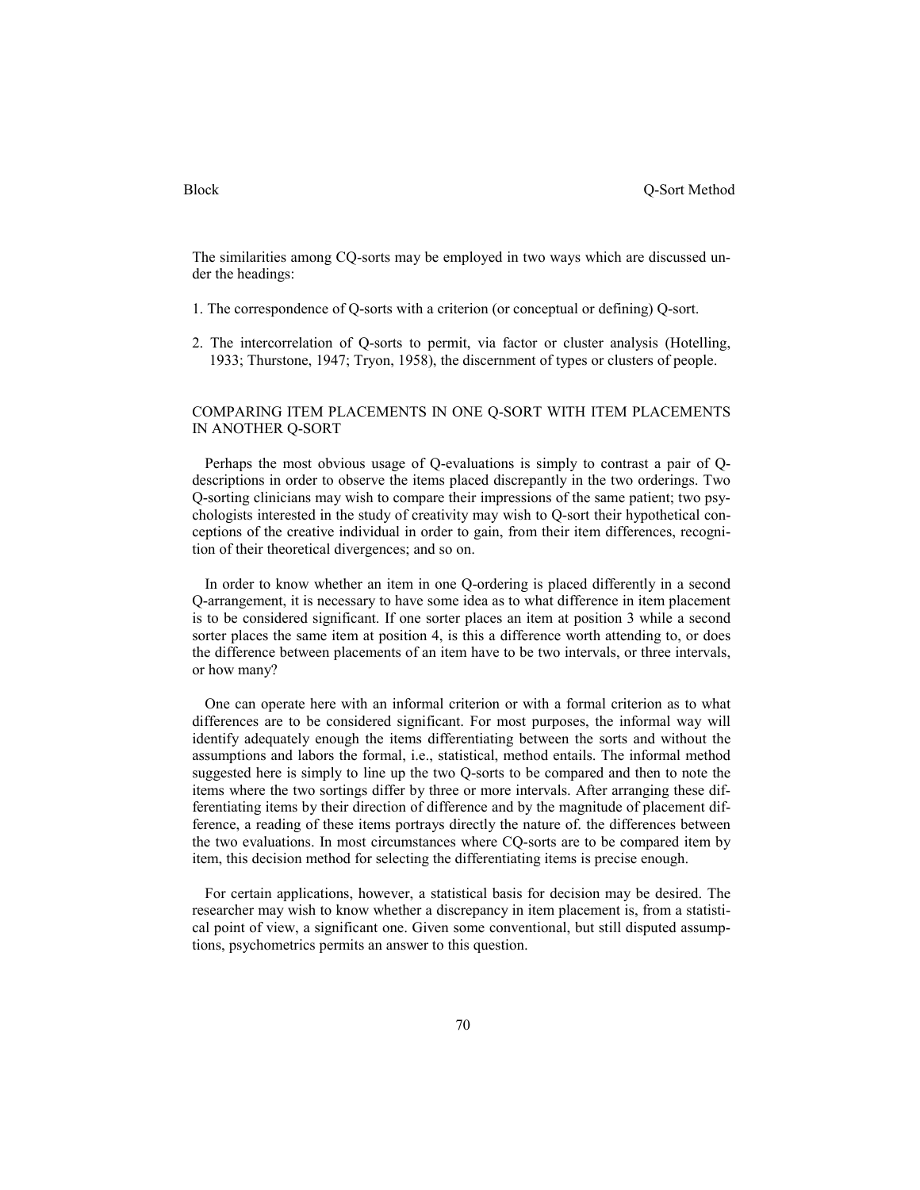The similarities among CQ-sorts may be employed in two ways which are discussed under the headings:

1. The correspondence of Q-sorts with a criterion (or conceptual or defining) Q-sort.

2. The intercorrelation of Q-sorts to permit, via factor or cluster analysis (Hotelling, 1933; Thurstone, 1947; Tryon, 1958), the discernment of types or clusters of people.

## COMPARING ITEM PLACEMENTS IN ONE Q-SORT WITH ITEM PLACEMENTS IN ANOTHER Q-SORT

Perhaps the most obvious usage of Q-evaluations is simply to contrast a pair of Q-descriptions in order to observe the items placed discrepantly in the two orderings. Two Q-sorting clinicians may wish to compare their impressions of the same patient; two psychologists interested in the study of creativity may wish to Q-sort their hypothetical conceptions of the creative individual in order to gain, from their item differences, recognition of their theoretical divergences; and so on.

In order to know whether an item in one Q-ordering is placed differently in a second Q-arrangement, it is necessary to have some idea as to what difference in item placement is to be considered significant. If one sorter places an item at position 3 while a second sorter places the same item at position 4, is this a difference worth attending to, or does the difference between placements of an item have to be two intervals, or three intervals, or how many?

One can operate here with an informal criterion or with a formal criterion as to what differences are to be considered significant. For most purposes, the informal way will identify adequately enough the items differentiating between the sorts and without the assumptions and labors the formal, i.e., statistical, method entails. The informal method suggested here is simply to line up the two Q-sorts to be compared and then to note the items where the two sortings differ by three or more intervals. After arranging these differentiating items by their direction of difference and by the magnitude of placement difference, a reading of these items portrays directly the nature of. the differences between the two evaluations. In most circumstances where CQ-sorts are to be compared item by item, this decision method for selecting the differentiating items is precise enough.

For certain applications, however, a statistical basis for decision may be desired. The researcher may wish to know whether a discrepancy in item placement is, from a statistical point of view, a significant one. Given some conventional, but still disputed assumptions, psychometrics permits an answer to this question.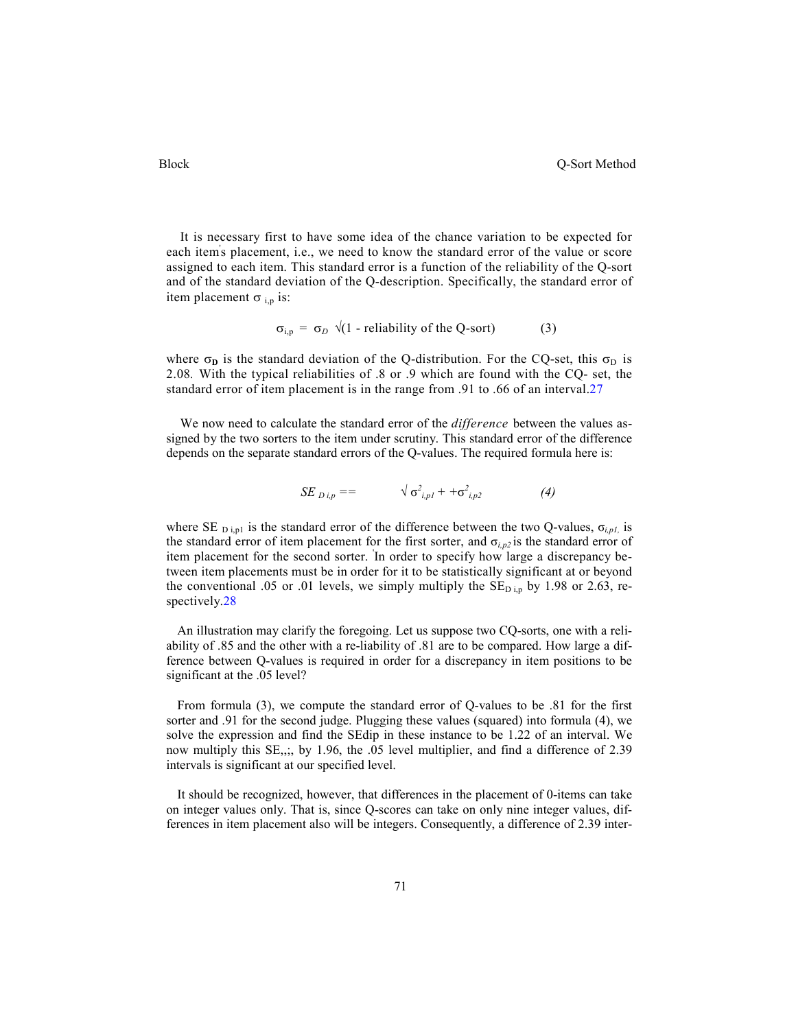It is necessary first to have some idea of the chance variation to be expected for each item's placement, i.e., we need to know the standard error of the value or score assigned to each item. This standard error is a function of the reliability of the Q-sort and of the standard deviation of the Q-description. Specifically, the standard error of item placement $\sigma_{i,p}$ is:

$$\sigma_{i,p} = \sigma_D \sqrt{(1 - \text{reliability of the Q-sort})} \qquad (3)$$

where $\sigma_D$ is the standard deviation of the Q-distribution. For the CQ-set, this $\sigma_D$ is 2.08. With the typical reliabilities of .8 or .9 which are found with the CQ- set, the standard error of item placement is in the range from .91 to .66 of an interval.27

We now need to calculate the standard error of the *difference* between the values assigned by the two sorters to the item under scrutiny. This standard error of the difference depends on the separate standard errors of the Q-values. The required formula here is:

$$SE_{D\,i,p} == \sqrt{\sigma^2_{i,p1} + +\sigma^2_{i,p2}} \qquad (4)$$

where $SE_{D\,i,p1}$ is the standard error of the difference between the two Q-values, $\sigma_{i,p1,}$ is the standard error of item placement for the first sorter, and $\sigma_{i,p2}$ is the standard error of item placement for the second sorter. In order to specify how large a discrepancy between item placements must be in order for it to be statistically significant at or beyond the conventional .05 or .01 levels, we simply multiply the $SE_{D\,i,p}$ by 1.98 or 2.63, respectively.28

An illustration may clarify the foregoing. Let us suppose two CQ-sorts, one with a reliability of .85 and the other with a re-liability of .81 are to be compared. How large a difference between Q-values is required in order for a discrepancy in item positions to be significant at the .05 level?

From formula (3), we compute the standard error of Q-values to be .81 for the first sorter and .91 for the second judge. Plugging these values (squared) into formula (4), we solve the expression and find the SEdip in these instance to be 1.22 of an interval. We now multiply this SE,,;, by 1.96, the .05 level multiplier, and find a difference of 2.39 intervals is significant at our specified level.

It should be recognized, however, that differences in the placement of 0-items can take on integer values only. That is, since Q-scores can take on only nine integer values, differences in item placement also will be integers. Consequently, a difference of 2.39 inter-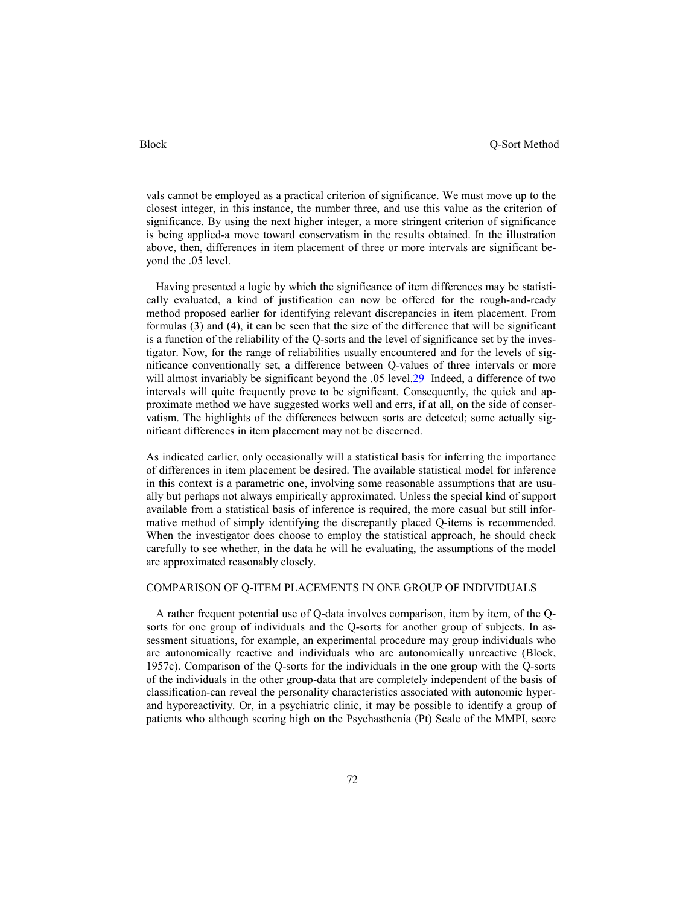vals cannot be employed as a practical criterion of significance. We must move up to the closest integer, in this instance, the number three, and use this value as the criterion of significance. By using the next higher integer, a more stringent criterion of significance is being applied-a move toward conservatism in the results obtained. In the illustration above, then, differences in item placement of three or more intervals are significant beyond the .05 level.

Having presented a logic by which the significance of item differences may be statistically evaluated, a kind of justification can now be offered for the rough-and-ready method proposed earlier for identifying relevant discrepancies in item placement. From formulas (3) and (4), it can be seen that the size of the difference that will be significant is a function of the reliability of the Q-sorts and the level of significance set by the investigator. Now, for the range of reliabilities usually encountered and for the levels of significance conventionally set, a difference between Q-values of three intervals or more will almost invariably be significant beyond the .05 level.[29] Indeed, a difference of two intervals will quite frequently prove to be significant. Consequently, the quick and approximate method we have suggested works well and errs, if at all, on the side of conservatism. The highlights of the differences between sorts are detected; some actually significant differences in item placement may not be discerned.

As indicated earlier, only occasionally will a statistical basis for inferring the importance of differences in item placement be desired. The available statistical model for inference in this context is a parametric one, involving some reasonable assumptions that are usually but perhaps not always empirically approximated. Unless the special kind of support available from a statistical basis of inference is required, the more casual but still informative method of simply identifying the discrepantly placed Q-items is recommended. When the investigator does choose to employ the statistical approach, he should check carefully to see whether, in the data he will he evaluating, the assumptions of the model are approximated reasonably closely.

## COMPARISON OF Q-ITEM PLACEMENTS IN ONE GROUP OF INDIVIDUALS

A rather frequent potential use of Q-data involves comparison, item by item, of the Q-sorts for one group of individuals and the Q-sorts for another group of subjects. In assessment situations, for example, an experimental procedure may group individuals who are autonomically reactive and individuals who are autonomically unreactive (Block, 1957c). Comparison of the Q-sorts for the individuals in the one group with the Q-sorts of the individuals in the other group-data that are completely independent of the basis of classification-can reveal the personality characteristics associated with autonomic hyper- and hyporeactivity. Or, in a psychiatric clinic, it may be possible to identify a group of patients who although scoring high on the Psychasthenia (Pt) Scale of the MMPI, score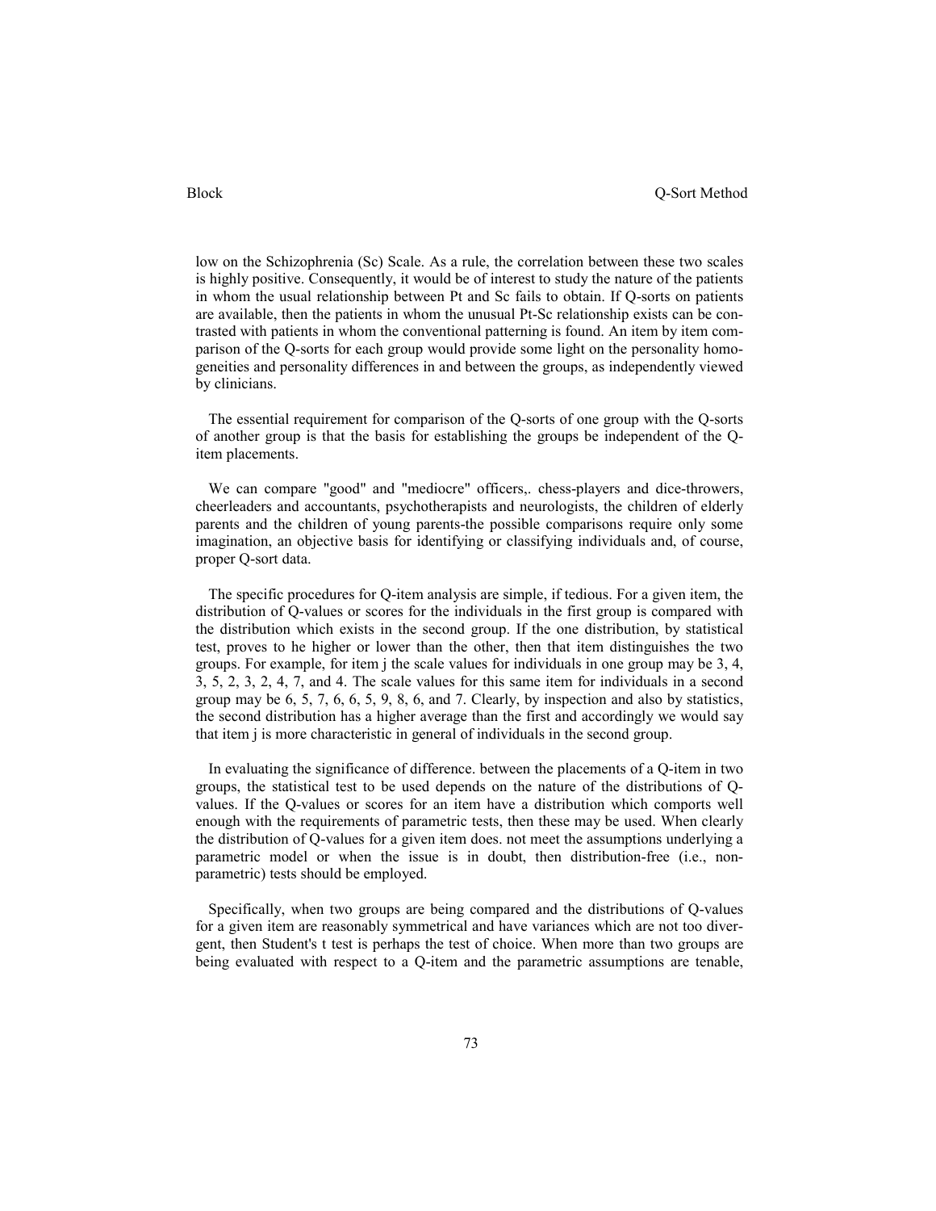low on the Schizophrenia (Sc) Scale. As a rule, the correlation between these two scales is highly positive. Consequently, it would be of interest to study the nature of the patients in whom the usual relationship between Pt and Sc fails to obtain. If Q-sorts on patients are available, then the patients in whom the unusual Pt-Sc relationship exists can be contrasted with patients in whom the conventional patterning is found. An item by item comparison of the Q-sorts for each group would provide some light on the personality homogeneities and personality differences in and between the groups, as independently viewed by clinicians.

The essential requirement for comparison of the Q-sorts of one group with the Q-sorts of another group is that the basis for establishing the groups be independent of the Q-item placements.

We can compare "good" and "mediocre" officers,. chess-players and dice-throwers, cheerleaders and accountants, psychotherapists and neurologists, the children of elderly parents and the children of young parents-the possible comparisons require only some imagination, an objective basis for identifying or classifying individuals and, of course, proper Q-sort data.

The specific procedures for Q-item analysis are simple, if tedious. For a given item, the distribution of Q-values or scores for the individuals in the first group is compared with the distribution which exists in the second group. If the one distribution, by statistical test, proves to he higher or lower than the other, then that item distinguishes the two groups. For example, for item j the scale values for individuals in one group may be 3, 4, 3, 5, 2, 3, 2, 4, 7, and 4. The scale values for this same item for individuals in a second group may be 6, 5, 7, 6, 6, 5, 9, 8, 6, and 7. Clearly, by inspection and also by statistics, the second distribution has a higher average than the first and accordingly we would say that item j is more characteristic in general of individuals in the second group.

In evaluating the significance of difference. between the placements of a Q-item in two groups, the statistical test to be used depends on the nature of the distributions of Q-values. If the Q-values or scores for an item have a distribution which comports well enough with the requirements of parametric tests, then these may be used. When clearly the distribution of Q-values for a given item does. not meet the assumptions underlying a parametric model or when the issue is in doubt, then distribution-free (i.e., non-parametric) tests should be employed.

Specifically, when two groups are being compared and the distributions of Q-values for a given item are reasonably symmetrical and have variances which are not too divergent, then Student's t test is perhaps the test of choice. When more than two groups are being evaluated with respect to a Q-item and the parametric assumptions are tenable,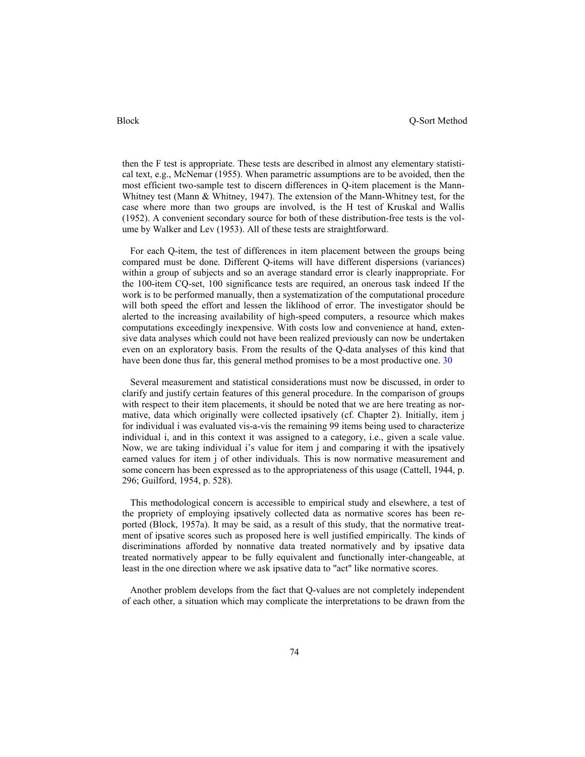then the F test is appropriate. These tests are described in almost any elementary statistical text, e.g., McNemar (1955). When parametric assumptions are to be avoided, then the most efficient two-sample test to discern differences in Q-item placement is the Mann-Whitney test (Mann & Whitney, 1947). The extension of the Mann-Whitney test, for the case where more than two groups are involved, is the H test of Kruskal and Wallis (1952). A convenient secondary source for both of these distribution-free tests is the volume by Walker and Lev (1953). All of these tests are straightforward.

For each Q-item, the test of differences in item placement between the groups being compared must be done. Different Q-items will have different dispersions (variances) within a group of subjects and so an average standard error is clearly inappropriate. For the 100-item CQ-set, 100 significance tests are required, an onerous task indeed If the work is to be performed manually, then a systematization of the computational procedure will both speed the effort and lessen the liklihood of error. The investigator should be alerted to the increasing availability of high-speed computers, a resource which makes computations exceedingly inexpensive. With costs low and convenience at hand, extensive data analyses which could not have been realized previously can now be undertaken even on an exploratory basis. From the results of the Q-data analyses of this kind that have been done thus far, this general method promises to be a most productive one. 30

Several measurement and statistical considerations must now be discussed, in order to clarify and justify certain features of this general procedure. In the comparison of groups with respect to their item placements, it should be noted that we are here treating as normative, data which originally were collected ipsatively (cf. Chapter 2). Initially, item j for individual i was evaluated vis-a-vis the remaining 99 items being used to characterize individual i, and in this context it was assigned to a category, i.e., given a scale value. Now, we are taking individual i's value for item j and comparing it with the ipsatively earned values for item j of other individuals. This is now normative measurement and some concern has been expressed as to the appropriateness of this usage (Cattell, 1944, p. 296; Guilford, 1954, p. 528).

This methodological concern is accessible to empirical study and elsewhere, a test of the propriety of employing ipsatively collected data as normative scores has been reported (Block, 1957a). It may be said, as a result of this study, that the normative treatment of ipsative scores such as proposed here is well justified empirically. The kinds of discriminations afforded by nonnative data treated normatively and by ipsative data treated normatively appear to be fully equivalent and functionally inter-changeable, at least in the one direction where we ask ipsative data to "act" like normative scores.

Another problem develops from the fact that Q-values are not completely independent of each other, a situation which may complicate the interpretations to be drawn from the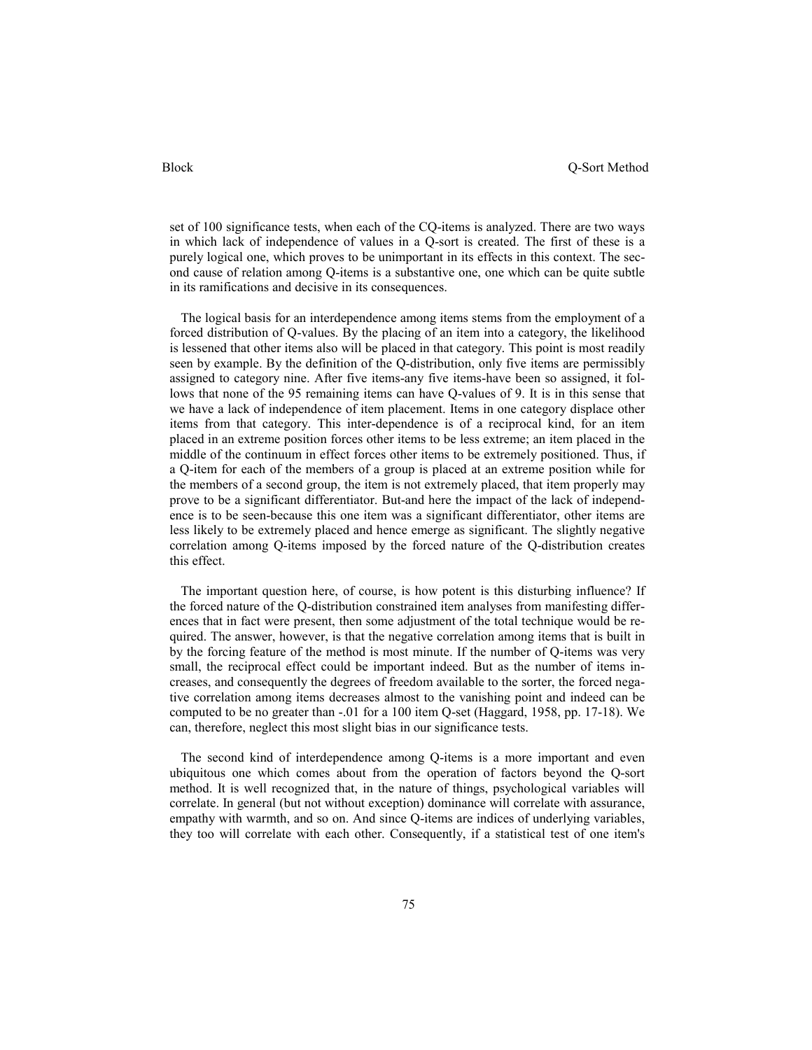set of 100 significance tests, when each of the CQ-items is analyzed. There are two ways in which lack of independence of values in a Q-sort is created. The first of these is a purely logical one, which proves to be unimportant in its effects in this context. The second cause of relation among Q-items is a substantive one, one which can be quite subtle in its ramifications and decisive in its consequences.

The logical basis for an interdependence among items stems from the employment of a forced distribution of Q-values. By the placing of an item into a category, the likelihood is lessened that other items also will be placed in that category. This point is most readily seen by example. By the definition of the Q-distribution, only five items are permissibly assigned to category nine. After five items-any five items-have been so assigned, it follows that none of the 95 remaining items can have Q-values of 9. It is in this sense that we have a lack of independence of item placement. Items in one category displace other items from that category. This inter-dependence is of a reciprocal kind, for an item placed in an extreme position forces other items to be less extreme; an item placed in the middle of the continuum in effect forces other items to be extremely positioned. Thus, if a Q-item for each of the members of a group is placed at an extreme position while for the members of a second group, the item is not extremely placed, that item properly may prove to be a significant differentiator. But-and here the impact of the lack of independence is to be seen-because this one item was a significant differentiator, other items are less likely to be extremely placed and hence emerge as significant. The slightly negative correlation among Q-items imposed by the forced nature of the Q-distribution creates this effect.

The important question here, of course, is how potent is this disturbing influence? If the forced nature of the Q-distribution constrained item analyses from manifesting differences that in fact were present, then some adjustment of the total technique would be required. The answer, however, is that the negative correlation among items that is built in by the forcing feature of the method is most minute. If the number of Q-items was very small, the reciprocal effect could be important indeed. But as the number of items increases, and consequently the degrees of freedom available to the sorter, the forced negative correlation among items decreases almost to the vanishing point and indeed can be computed to be no greater than -.01 for a 100 item Q-set (Haggard, 1958, pp. 17-18). We can, therefore, neglect this most slight bias in our significance tests.

The second kind of interdependence among Q-items is a more important and even ubiquitous one which comes about from the operation of factors beyond the Q-sort method. It is well recognized that, in the nature of things, psychological variables will correlate. In general (but not without exception) dominance will correlate with assurance, empathy with warmth, and so on. And since Q-items are indices of underlying variables, they too will correlate with each other. Consequently, if a statistical test of one item's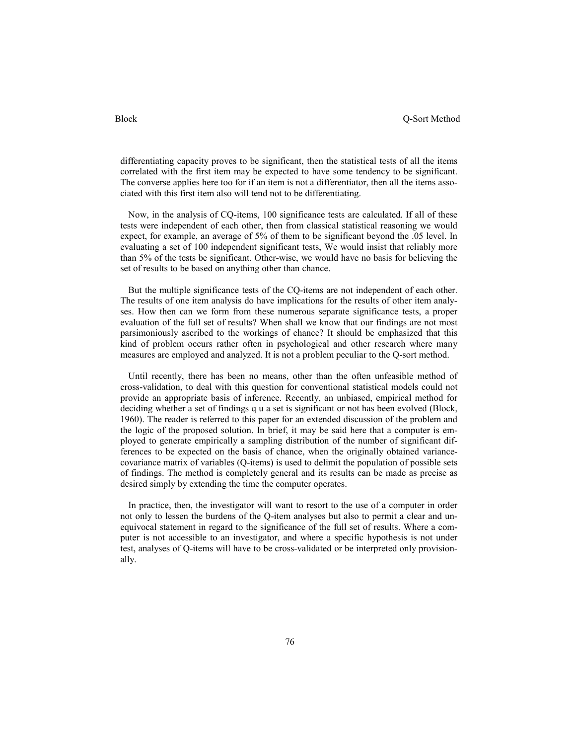differentiating capacity proves to be significant, then the statistical tests of all the items correlated with the first item may be expected to have some tendency to be significant. The converse applies here too for if an item is not a differentiator, then all the items associated with this first item also will tend not to be differentiating.

Now, in the analysis of CQ-items, 100 significance tests are calculated. If all of these tests were independent of each other, then from classical statistical reasoning we would expect, for example, an average of 5% of them to be significant beyond the .05 level. In evaluating a set of 100 independent significant tests, We would insist that reliably more than 5% of the tests be significant. Other-wise, we would have no basis for believing the set of results to be based on anything other than chance.

But the multiple significance tests of the CQ-items are not independent of each other. The results of one item analysis do have implications for the results of other item analyses. How then can we form from these numerous separate significance tests, a proper evaluation of the full set of results? When shall we know that our findings are not most parsimoniously ascribed to the workings of chance? It should be emphasized that this kind of problem occurs rather often in psychological and other research where many measures are employed and analyzed. It is not a problem peculiar to the Q-sort method.

Until recently, there has been no means, other than the often unfeasible method of cross-validation, to deal with this question for conventional statistical models could not provide an appropriate basis of inference. Recently, an unbiased, empirical method for deciding whether a set of findings q u a set is significant or not has been evolved (Block, 1960). The reader is referred to this paper for an extended discussion of the problem and the logic of the proposed solution. In brief, it may be said here that a computer is employed to generate empirically a sampling distribution of the number of significant differences to be expected on the basis of chance, when the originally obtained variance-covariance matrix of variables (Q-items) is used to delimit the population of possible sets of findings. The method is completely general and its results can be made as precise as desired simply by extending the time the computer operates.

In practice, then, the investigator will want to resort to the use of a computer in order not only to lessen the burdens of the Q-item analyses but also to permit a clear and unequivocal statement in regard to the significance of the full set of results. Where a computer is not accessible to an investigator, and where a specific hypothesis is not under test, analyses of Q-items will have to be cross-validated or be interpreted only provisionally.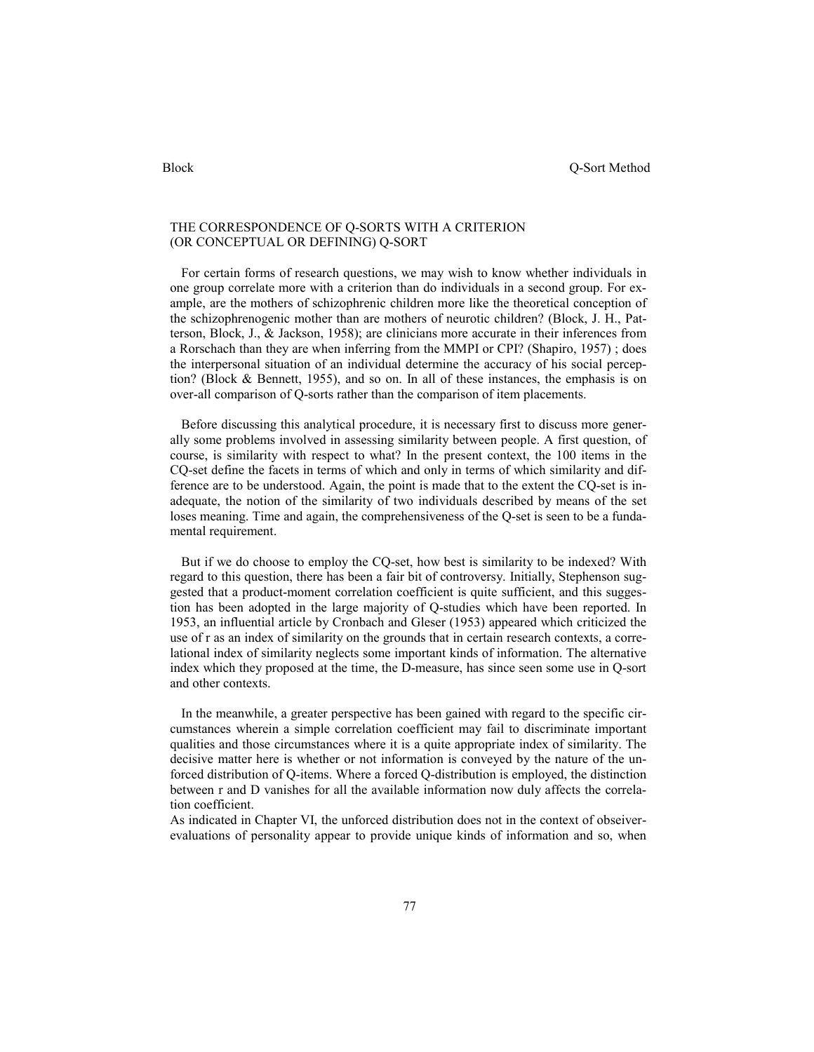## THE CORRESPONDENCE OF Q-SORTS WITH A CRITERION (OR CONCEPTUAL OR DEFINING) Q-SORT

For certain forms of research questions, we may wish to know whether individuals in one group correlate more with a criterion than do individuals in a second group. For example, are the mothers of schizophrenic children more like the theoretical conception of the schizophrenogenic mother than are mothers of neurotic children? (Block, J. H., Patterson, Block, J., & Jackson, 1958); are clinicians more accurate in their inferences from a Rorschach than they are when inferring from the MMPI or CPI? (Shapiro, 1957) ; does the interpersonal situation of an individual determine the accuracy of his social perception? (Block & Bennett, 1955), and so on. In all of these instances, the emphasis is on over-all comparison of Q-sorts rather than the comparison of item placements.

Before discussing this analytical procedure, it is necessary first to discuss more generally some problems involved in assessing similarity between people. A first question, of course, is similarity with respect to what? In the present context, the 100 items in the CQ-set define the facets in terms of which and only in terms of which similarity and difference are to be understood. Again, the point is made that to the extent the CQ-set is inadequate, the notion of the similarity of two individuals described by means of the set loses meaning. Time and again, the comprehensiveness of the Q-set is seen to be a fundamental requirement.

But if we do choose to employ the CQ-set, how best is similarity to be indexed? With regard to this question, there has been a fair bit of controversy. Initially, Stephenson suggested that a product-moment correlation coefficient is quite sufficient, and this suggestion has been adopted in the large majority of Q-studies which have been reported. In 1953, an influential article by Cronbach and Gleser (1953) appeared which criticized the use of r as an index of similarity on the grounds that in certain research contexts, a correlational index of similarity neglects some important kinds of information. The alternative index which they proposed at the time, the D-measure, has since seen some use in Q-sort and other contexts.

In the meanwhile, a greater perspective has been gained with regard to the specific circumstances wherein a simple correlation coefficient may fail to discriminate important qualities and those circumstances where it is a quite appropriate index of similarity. The decisive matter here is whether or not information is conveyed by the nature of the unforced distribution of Q-items. Where a forced Q-distribution is employed, the distinction between r and D vanishes for all the available information now duly affects the correlation coefficient.

As indicated in Chapter VI, the unforced distribution does not in the context of obseiver-evaluations of personality appear to provide unique kinds of information and so, when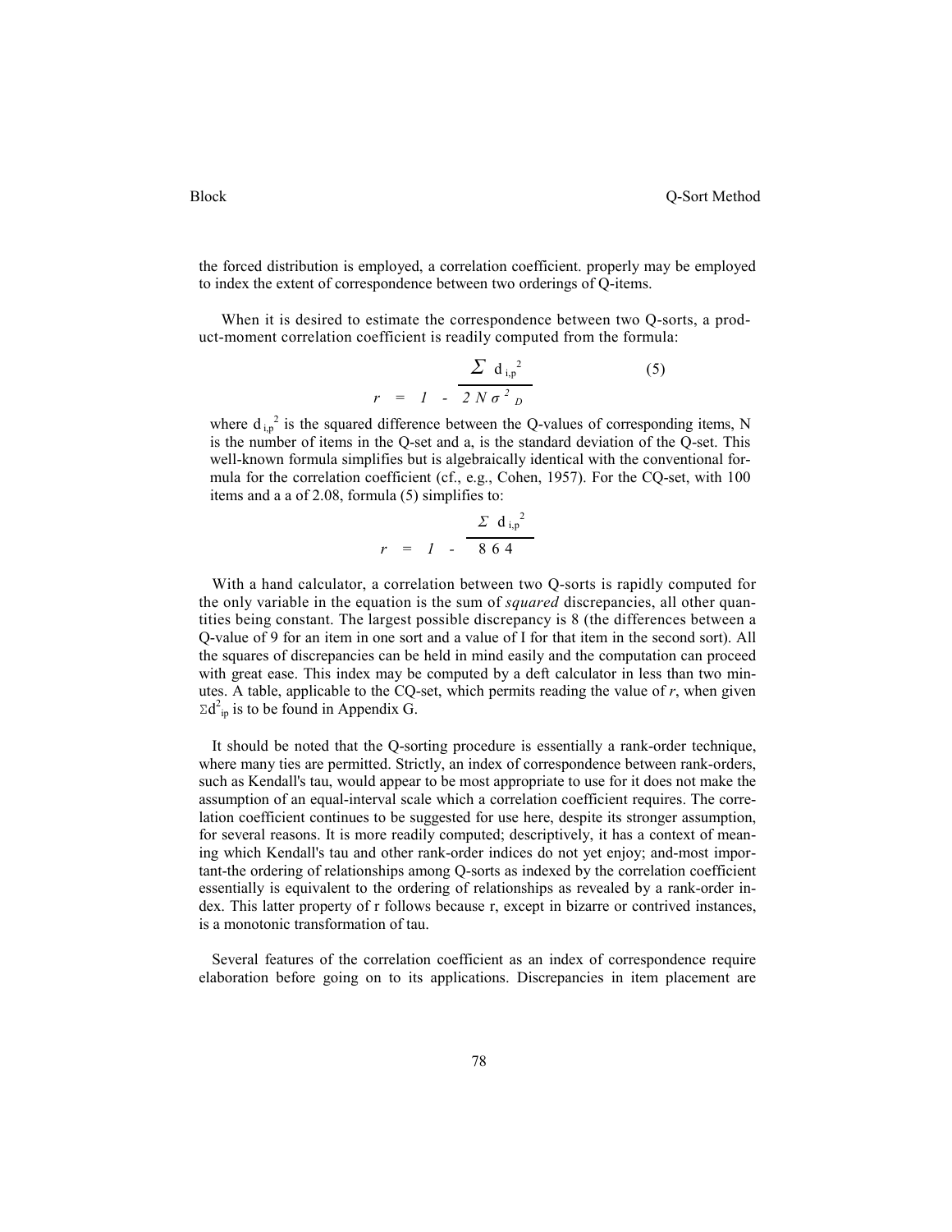the forced distribution is employed, a correlation coefficient. properly may be employed to index the extent of correspondence between two orderings of Q-items.

When it is desired to estimate the correspondence between two Q-sorts, a product-moment correlation coefficient is readily computed from the formula:

$$r = 1 - \frac{\Sigma \ d_{i,p}^{2}}{2 N \sigma^{2}_{D}} \qquad (5)$$

where $d_{i,p}^{2}$ is the squared difference between the Q-values of corresponding items, N is the number of items in the Q-set and a, is the standard deviation of the Q-set. This well-known formula simplifies but is algebraically identical with the conventional formula for the correlation coefficient (cf., e.g., Cohen, 1957). For the CQ-set, with 100 items and a a of 2.08, formula (5) simplifies to:

$$r = 1 - \frac{\Sigma \ d_{i,p}^{2}}{864}$$

With a hand calculator, a correlation between two Q-sorts is rapidly computed for the only variable in the equation is the sum of *squared* discrepancies, all other quantities being constant. The largest possible discrepancy is 8 (the differences between a Q-value of 9 for an item in one sort and a value of I for that item in the second sort). All the squares of discrepancies can be held in mind easily and the computation can proceed with great ease. This index may be computed by a deft calculator in less than two minutes. A table, applicable to the CQ-set, which permits reading the value of *r*, when given $\Sigma d^{2}_{ip}$ is to be found in Appendix G.

It should be noted that the Q-sorting procedure is essentially a rank-order technique, where many ties are permitted. Strictly, an index of correspondence between rank-orders, such as Kendall's tau, would appear to be most appropriate to use for it does not make the assumption of an equal-interval scale which a correlation coefficient requires. The correlation coefficient continues to be suggested for use here, despite its stronger assumption, for several reasons. It is more readily computed; descriptively, it has a context of meaning which Kendall's tau and other rank-order indices do not yet enjoy; and-most important-the ordering of relationships among Q-sorts as indexed by the correlation coefficient essentially is equivalent to the ordering of relationships as revealed by a rank-order index. This latter property of r follows because r, except in bizarre or contrived instances, is a monotonic transformation of tau.

Several features of the correlation coefficient as an index of correspondence require elaboration before going on to its applications. Discrepancies in item placement are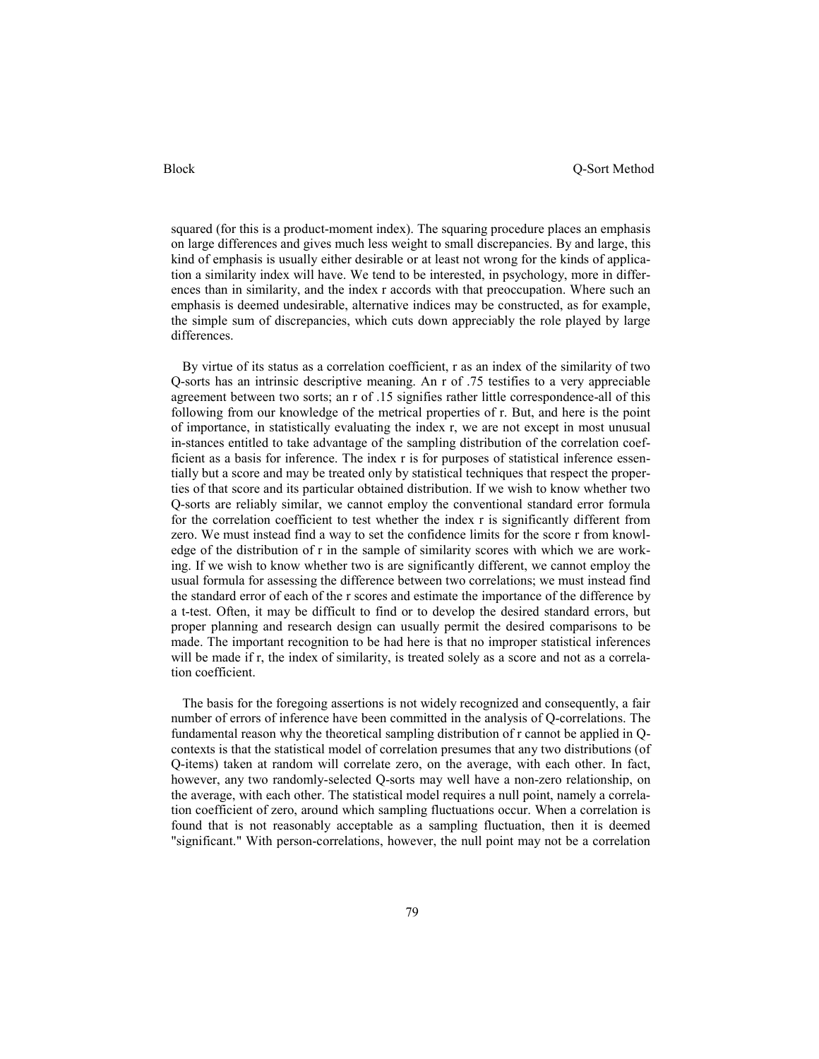squared (for this is a product-moment index). The squaring procedure places an emphasis on large differences and gives much less weight to small discrepancies. By and large, this kind of emphasis is usually either desirable or at least not wrong for the kinds of application a similarity index will have. We tend to be interested, in psychology, more in differences than in similarity, and the index r accords with that preoccupation. Where such an emphasis is deemed undesirable, alternative indices may be constructed, as for example, the simple sum of discrepancies, which cuts down appreciably the role played by large differences.

By virtue of its status as a correlation coefficient, r as an index of the similarity of two Q-sorts has an intrinsic descriptive meaning. An r of .75 testifies to a very appreciable agreement between two sorts; an r of .15 signifies rather little correspondence-all of this following from our knowledge of the metrical properties of r. But, and here is the point of importance, in statistically evaluating the index r, we are not except in most unusual in-stances entitled to take advantage of the sampling distribution of the correlation coefficient as a basis for inference. The index r is for purposes of statistical inference essentially but a score and may be treated only by statistical techniques that respect the properties of that score and its particular obtained distribution. If we wish to know whether two Q-sorts are reliably similar, we cannot employ the conventional standard error formula for the correlation coefficient to test whether the index r is significantly different from zero. We must instead find a way to set the confidence limits for the score r from knowledge of the distribution of r in the sample of similarity scores with which we are working. If we wish to know whether two is are significantly different, we cannot employ the usual formula for assessing the difference between two correlations; we must instead find the standard error of each of the r scores and estimate the importance of the difference by a t-test. Often, it may be difficult to find or to develop the desired standard errors, but proper planning and research design can usually permit the desired comparisons to be made. The important recognition to be had here is that no improper statistical inferences will be made if r, the index of similarity, is treated solely as a score and not as a correlation coefficient.

The basis for the foregoing assertions is not widely recognized and consequently, a fair number of errors of inference have been committed in the analysis of Q-correlations. The fundamental reason why the theoretical sampling distribution of r cannot be applied in Q-contexts is that the statistical model of correlation presumes that any two distributions (of Q-items) taken at random will correlate zero, on the average, with each other. In fact, however, any two randomly-selected Q-sorts may well have a non-zero relationship, on the average, with each other. The statistical model requires a null point, namely a correlation coefficient of zero, around which sampling fluctuations occur. When a correlation is found that is not reasonably acceptable as a sampling fluctuation, then it is deemed "significant." With person-correlations, however, the null point may not be a correlation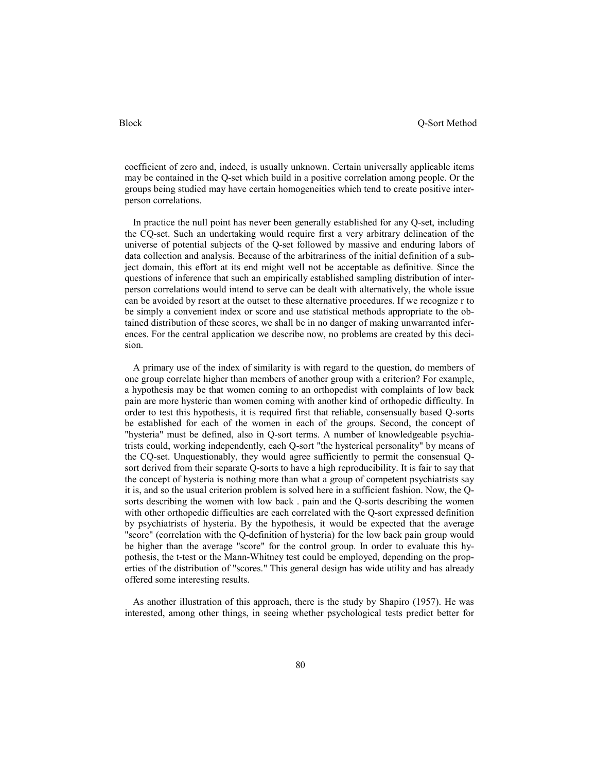coefficient of zero and, indeed, is usually unknown. Certain universally applicable items may be contained in the Q-set which build in a positive correlation among people. Or the groups being studied may have certain homogeneities which tend to create positive inter-person correlations.

In practice the null point has never been generally established for any Q-set, including the CQ-set. Such an undertaking would require first a very arbitrary delineation of the universe of potential subjects of the Q-set followed by massive and enduring labors of data collection and analysis. Because of the arbitrariness of the initial definition of a subject domain, this effort at its end might well not be acceptable as definitive. Since the questions of inference that such an empirically established sampling distribution of inter-person correlations would intend to serve can be dealt with alternatively, the whole issue can be avoided by resort at the outset to these alternative procedures. If we recognize r to be simply a convenient index or score and use statistical methods appropriate to the obtained distribution of these scores, we shall be in no danger of making unwarranted inferences. For the central application we describe now, no problems are created by this decision.

A primary use of the index of similarity is with regard to the question, do members of one group correlate higher than members of another group with a criterion? For example, a hypothesis may be that women coming to an orthopedist with complaints of low back pain are more hysteric than women coming with another kind of orthopedic difficulty. In order to test this hypothesis, it is required first that reliable, consensually based Q-sorts be established for each of the women in each of the groups. Second, the concept of "hysteria" must be defined, also in Q-sort terms. A number of knowledgeable psychiatrists could, working independently, each Q-sort "the hysterical personality" by means of the CQ-set. Unquestionably, they would agree sufficiently to permit the consensual Q-sort derived from their separate Q-sorts to have a high reproducibility. It is fair to say that the concept of hysteria is nothing more than what a group of competent psychiatrists say it is, and so the usual criterion problem is solved here in a sufficient fashion. Now, the Q-sorts describing the women with low back . pain and the Q-sorts describing the women with other orthopedic difficulties are each correlated with the Q-sort expressed definition by psychiatrists of hysteria. By the hypothesis, it would be expected that the average "score" (correlation with the Q-definition of hysteria) for the low back pain group would be higher than the average "score" for the control group. In order to evaluate this hypothesis, the t-test or the Mann-Whitney test could be employed, depending on the properties of the distribution of "scores." This general design has wide utility and has already offered some interesting results.

As another illustration of this approach, there is the study by Shapiro (1957). He was interested, among other things, in seeing whether psychological tests predict better for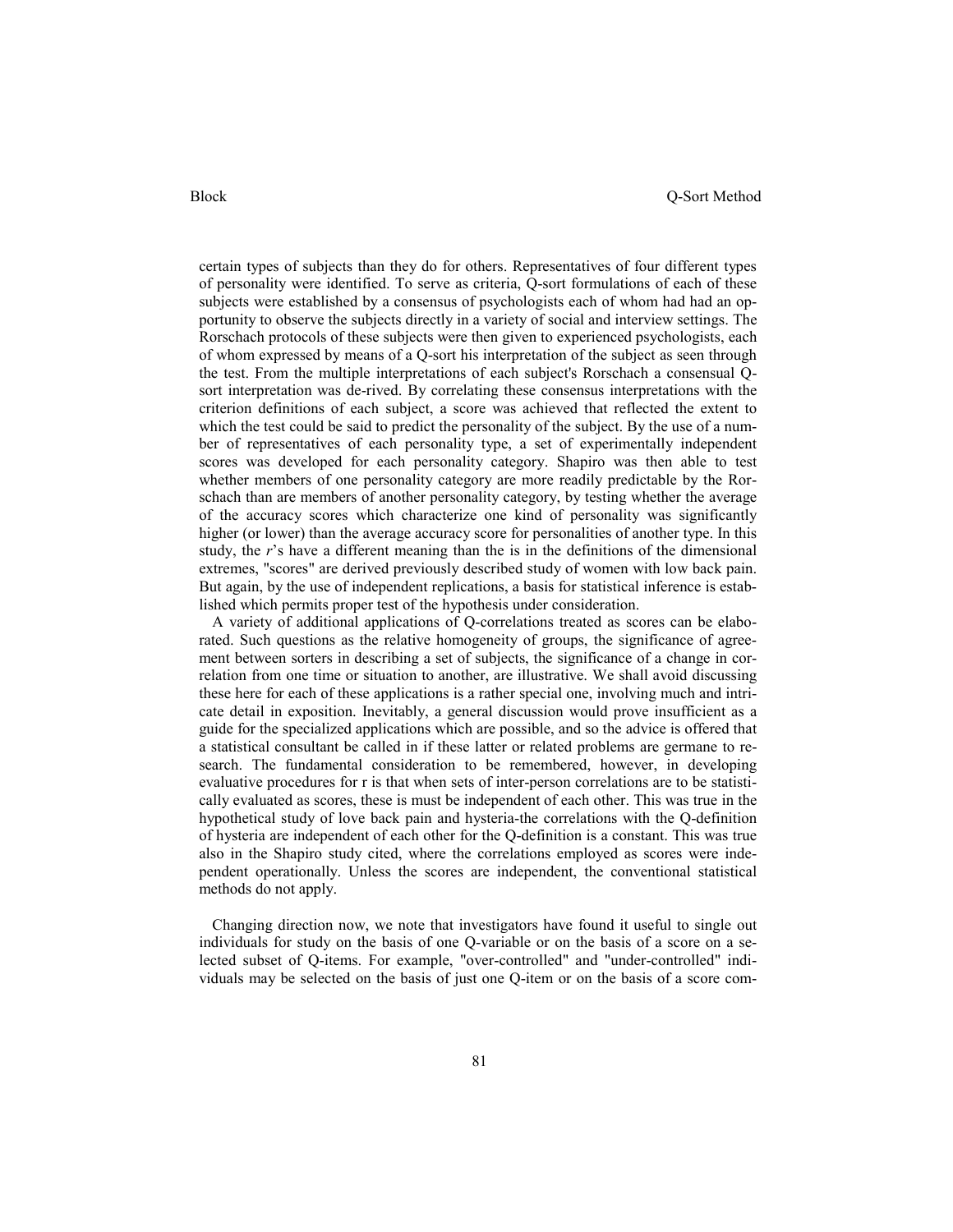certain types of subjects than they do for others. Representatives of four different types of personality were identified. To serve as criteria, Q-sort formulations of each of these subjects were established by a consensus of psychologists each of whom had had an opportunity to observe the subjects directly in a variety of social and interview settings. The Rorschach protocols of these subjects were then given to experienced psychologists, each of whom expressed by means of a Q-sort his interpretation of the subject as seen through the test. From the multiple interpretations of each subject's Rorschach a consensual Q-sort interpretation was de-rived. By correlating these consensus interpretations with the criterion definitions of each subject, a score was achieved that reflected the extent to which the test could be said to predict the personality of the subject. By the use of a number of representatives of each personality type, a set of experimentally independent scores was developed for each personality category. Shapiro was then able to test whether members of one personality category are more readily predictable by the Rorschach than are members of another personality category, by testing whether the average of the accuracy scores which characterize one kind of personality was significantly higher (or lower) than the average accuracy score for personalities of another type. In this study, the *r*'s have a different meaning than the is in the definitions of the dimensional extremes, "scores" are derived previously described study of women with low back pain. But again, by the use of independent replications, a basis for statistical inference is established which permits proper test of the hypothesis under consideration.

A variety of additional applications of Q-correlations treated as scores can be elaborated. Such questions as the relative homogeneity of groups, the significance of agreement between sorters in describing a set of subjects, the significance of a change in correlation from one time or situation to another, are illustrative. We shall avoid discussing these here for each of these applications is a rather special one, involving much and intricate detail in exposition. Inevitably, a general discussion would prove insufficient as a guide for the specialized applications which are possible, and so the advice is offered that a statistical consultant be called in if these latter or related problems are germane to research. The fundamental consideration to be remembered, however, in developing evaluative procedures for r is that when sets of inter-person correlations are to be statistically evaluated as scores, these is must be independent of each other. This was true in the hypothetical study of love back pain and hysteria-the correlations with the Q-definition of hysteria are independent of each other for the Q-definition is a constant. This was true also in the Shapiro study cited, where the correlations employed as scores were independent operationally. Unless the scores are independent, the conventional statistical methods do not apply.

Changing direction now, we note that investigators have found it useful to single out individuals for study on the basis of one Q-variable or on the basis of a score on a selected subset of Q-items. For example, "over-controlled" and "under-controlled" individuals may be selected on the basis of just one Q-item or on the basis of a score com-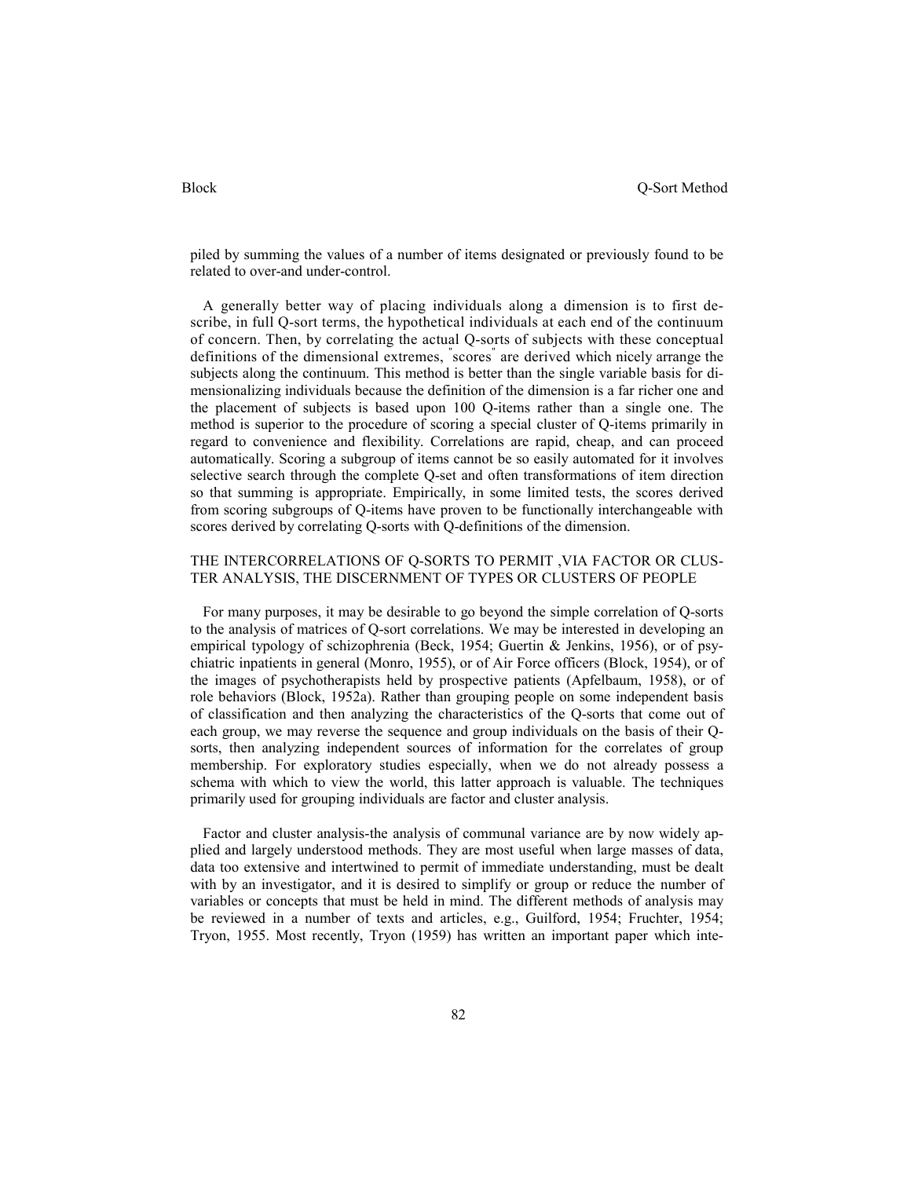piled by summing the values of a number of items designated or previously found to be related to over-and under-control.

A generally better way of placing individuals along a dimension is to first describe, in full Q-sort terms, the hypothetical individuals at each end of the continuum of concern. Then, by correlating the actual Q-sorts of subjects with these conceptual definitions of the dimensional extremes, "scores" are derived which nicely arrange the subjects along the continuum. This method is better than the single variable basis for dimensionalizing individuals because the definition of the dimension is a far richer one and the placement of subjects is based upon 100 Q-items rather than a single one. The method is superior to the procedure of scoring a special cluster of Q-items primarily in regard to convenience and flexibility. Correlations are rapid, cheap, and can proceed automatically. Scoring a subgroup of items cannot be so easily automated for it involves selective search through the complete Q-set and often transformations of item direction so that summing is appropriate. Empirically, in some limited tests, the scores derived from scoring subgroups of Q-items have proven to be functionally interchangeable with scores derived by correlating Q-sorts with Q-definitions of the dimension.

## THE INTERCORRELATIONS OF Q-SORTS TO PERMIT ,VIA FACTOR OR CLUSTER ANALYSIS, THE DISCERNMENT OF TYPES OR CLUSTERS OF PEOPLE

For many purposes, it may be desirable to go beyond the simple correlation of Q-sorts to the analysis of matrices of Q-sort correlations. We may be interested in developing an empirical typology of schizophrenia (Beck, 1954; Guertin & Jenkins, 1956), or of psychiatric inpatients in general (Monro, 1955), or of Air Force officers (Block, 1954), or of the images of psychotherapists held by prospective patients (Apfelbaum, 1958), or of role behaviors (Block, 1952a). Rather than grouping people on some independent basis of classification and then analyzing the characteristics of the Q-sorts that come out of each group, we may reverse the sequence and group individuals on the basis of their Q-sorts, then analyzing independent sources of information for the correlates of group membership. For exploratory studies especially, when we do not already possess a schema with which to view the world, this latter approach is valuable. The techniques primarily used for grouping individuals are factor and cluster analysis.

Factor and cluster analysis-the analysis of communal variance are by now widely applied and largely understood methods. They are most useful when large masses of data, data too extensive and intertwined to permit of immediate understanding, must be dealt with by an investigator, and it is desired to simplify or group or reduce the number of variables or concepts that must be held in mind. The different methods of analysis may be reviewed in a number of texts and articles, e.g., Guilford, 1954; Fruchter, 1954; Tryon, 1955. Most recently, Tryon (1959) has written an important paper which inte-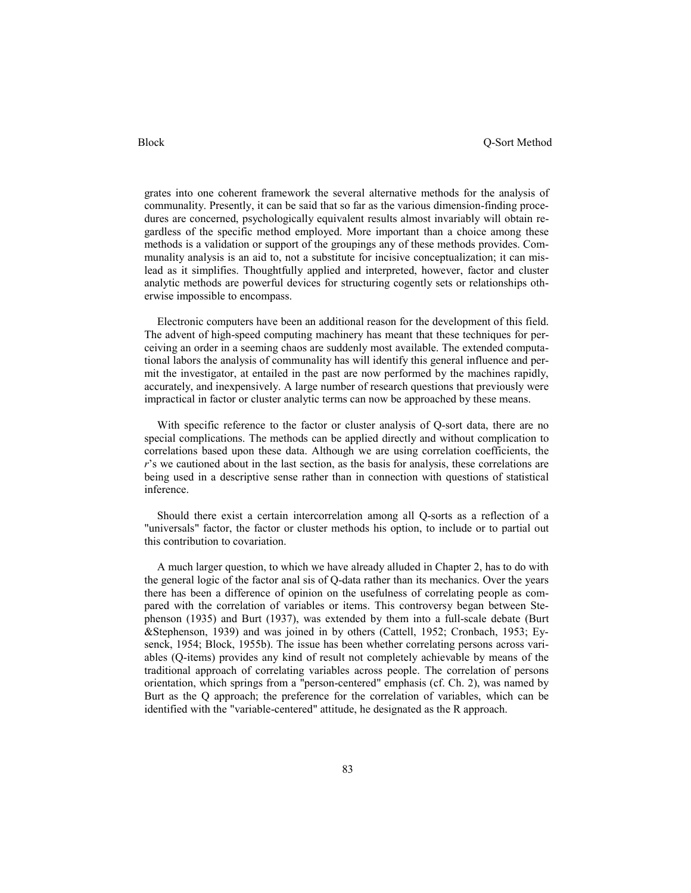grates into one coherent framework the several alternative methods for the analysis of communality. Presently, it can be said that so far as the various dimension-finding procedures are concerned, psychologically equivalent results almost invariably will obtain regardless of the specific method employed. More important than a choice among these methods is a validation or support of the groupings any of these methods provides. Communality analysis is an aid to, not a substitute for incisive conceptualization; it can mislead as it simplifies. Thoughtfully applied and interpreted, however, factor and cluster analytic methods are powerful devices for structuring cogently sets or relationships otherwise impossible to encompass.

Electronic computers have been an additional reason for the development of this field. The advent of high-speed computing machinery has meant that these techniques for perceiving an order in a seeming chaos are suddenly most available. The extended computational labors the analysis of communality has will identify this general influence and permit the investigator, at entailed in the past are now performed by the machines rapidly, accurately, and inexpensively. A large number of research questions that previously were impractical in factor or cluster analytic terms can now be approached by these means.

With specific reference to the factor or cluster analysis of Q-sort data, there are no special complications. The methods can be applied directly and without complication to correlations based upon these data. Although we are using correlation coefficients, the *r*'s we cautioned about in the last section, as the basis for analysis, these correlations are being used in a descriptive sense rather than in connection with questions of statistical inference.

Should there exist a certain intercorrelation among all Q-sorts as a reflection of a "universals" factor, the factor or cluster methods his option, to include or to partial out this contribution to covariation.

A much larger question, to which we have already alluded in Chapter 2, has to do with the general logic of the factor anal sis of Q-data rather than its mechanics. Over the years there has been a difference of opinion on the usefulness of correlating people as compared with the correlation of variables or items. This controversy began between Stephenson (1935) and Burt (1937), was extended by them into a full-scale debate (Burt &Stephenson, 1939) and was joined in by others (Cattell, 1952; Cronbach, 1953; Eysenck, 1954; Block, 1955b). The issue has been whether correlating persons across variables (Q-items) provides any kind of result not completely achievable by means of the traditional approach of correlating variables across people. The correlation of persons orientation, which springs from a "person-centered" emphasis (cf. Ch. 2), was named by Burt as the Q approach; the preference for the correlation of variables, which can be identified with the "variable-centered" attitude, he designated as the R approach.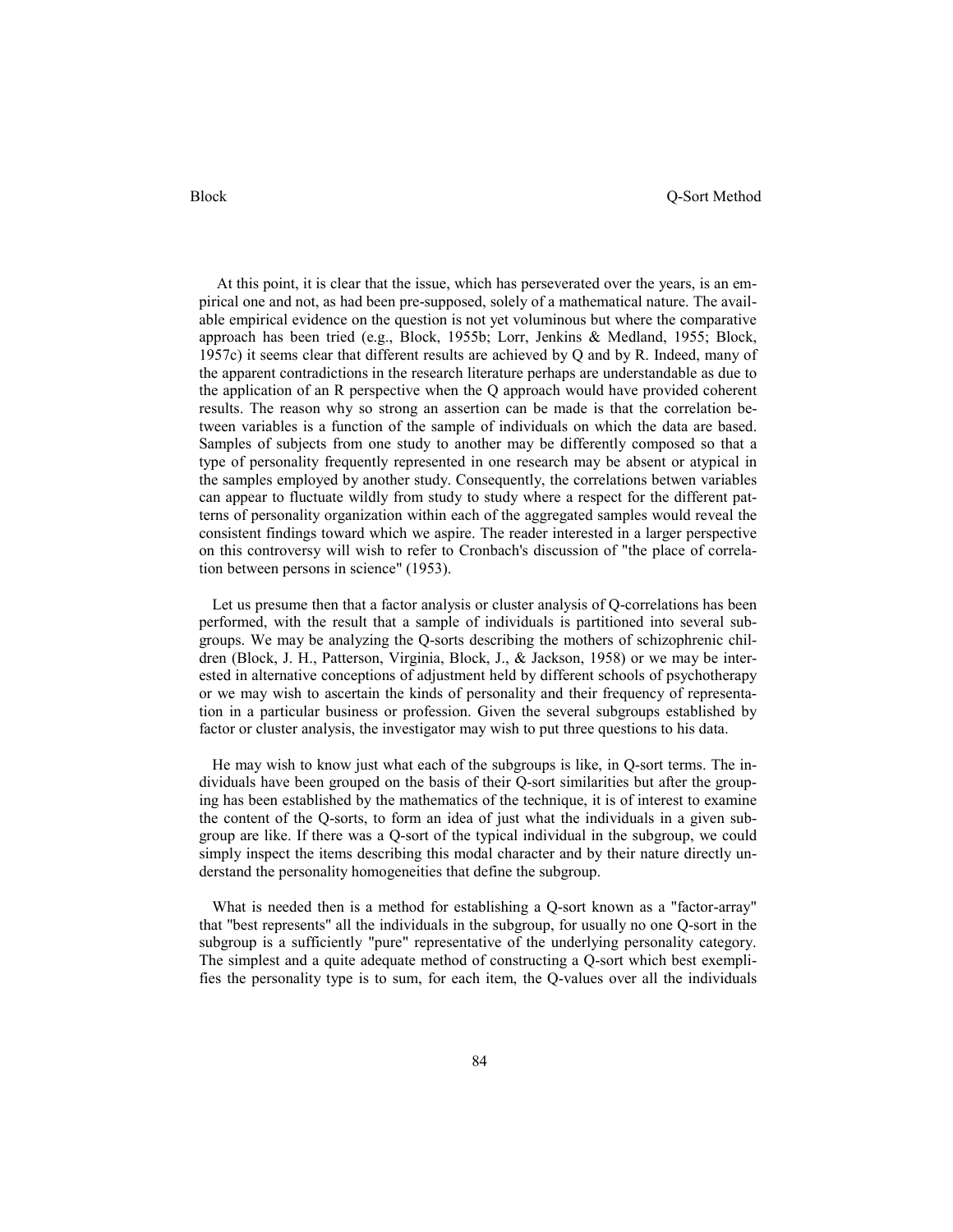At this point, it is clear that the issue, which has perseverated over the years, is an empirical one and not, as had been pre-supposed, solely of a mathematical nature. The available empirical evidence on the question is not yet voluminous but where the comparative approach has been tried (e.g., Block, 1955b; Lorr, Jenkins & Medland, 1955; Block, 1957c) it seems clear that different results are achieved by Q and by R. Indeed, many of the apparent contradictions in the research literature perhaps are understandable as due to the application of an R perspective when the Q approach would have provided coherent results. The reason why so strong an assertion can be made is that the correlation between variables is a function of the sample of individuals on which the data are based. Samples of subjects from one study to another may be differently composed so that a type of personality frequently represented in one research may be absent or atypical in the samples employed by another study. Consequently, the correlations betwen variables can appear to fluctuate wildly from study to study where a respect for the different patterns of personality organization within each of the aggregated samples would reveal the consistent findings toward which we aspire. The reader interested in a larger perspective on this controversy will wish to refer to Cronbach's discussion of "the place of correlation between persons in science" (1953).

Let us presume then that a factor analysis or cluster analysis of Q-correlations has been performed, with the result that a sample of individuals is partitioned into several subgroups. We may be analyzing the Q-sorts describing the mothers of schizophrenic children (Block, J. H., Patterson, Virginia, Block, J., & Jackson, 1958) or we may be interested in alternative conceptions of adjustment held by different schools of psychotherapy or we may wish to ascertain the kinds of personality and their frequency of representation in a particular business or profession. Given the several subgroups established by factor or cluster analysis, the investigator may wish to put three questions to his data.

He may wish to know just what each of the subgroups is like, in Q-sort terms. The individuals have been grouped on the basis of their Q-sort similarities but after the grouping has been established by the mathematics of the technique, it is of interest to examine the content of the Q-sorts, to form an idea of just what the individuals in a given subgroup are like. If there was a Q-sort of the typical individual in the subgroup, we could simply inspect the items describing this modal character and by their nature directly understand the personality homogeneities that define the subgroup.

What is needed then is a method for establishing a Q-sort known as a "factor-array" that "best represents" all the individuals in the subgroup, for usually no one Q-sort in the subgroup is a sufficiently "pure" representative of the underlying personality category. The simplest and a quite adequate method of constructing a Q-sort which best exemplifies the personality type is to sum, for each item, the Q-values over all the individuals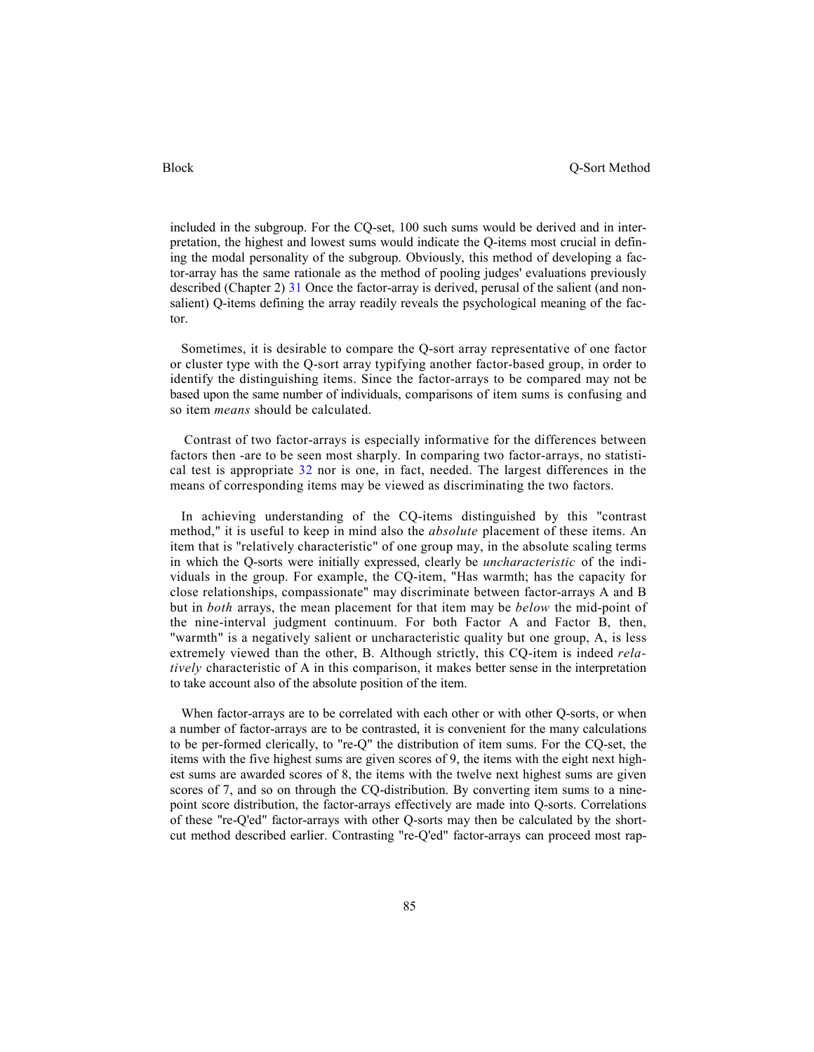included in the subgroup. For the CQ-set, 100 such sums would be derived and in interpretation, the highest and lowest sums would indicate the Q-items most crucial in defining the modal personality of the subgroup. Obviously, this method of developing a factor-array has the same rationale as the method of pooling judges' evaluations previously described (Chapter 2) 31 Once the factor-array is derived, perusal of the salient (and non-salient) Q-items defining the array readily reveals the psychological meaning of the factor.

Sometimes, it is desirable to compare the Q-sort array representative of one factor or cluster type with the Q-sort array typifying another factor-based group, in order to identify the distinguishing items. Since the factor-arrays to be compared may not be based upon the same number of individuals, comparisons of item sums is confusing and so item *means* should be calculated.

Contrast of two factor-arrays is especially informative for the differences between factors then -are to be seen most sharply. In comparing two factor-arrays, no statistical test is appropriate 32 nor is one, in fact, needed. The largest differences in the means of corresponding items may be viewed as discriminating the two factors.

In achieving understanding of the CQ-items distinguished by this "contrast method," it is useful to keep in mind also the *absolute* placement of these items. An item that is "relatively characteristic" of one group may, in the absolute scaling terms in which the Q-sorts were initially expressed, clearly be *uncharacteristic* of the individuals in the group. For example, the CQ-item, "Has warmth; has the capacity for close relationships, compassionate" may discriminate between factor-arrays A and B but in *both* arrays, the mean placement for that item may be *below* the mid-point of the nine-interval judgment continuum. For both Factor A and Factor B, then, "warmth" is a negatively salient or uncharacteristic quality but one group, A, is less extremely viewed than the other, B. Although strictly, this CQ-item is indeed *relatively* characteristic of A in this comparison, it makes better sense in the interpretation to take account also of the absolute position of the item.

When factor-arrays are to be correlated with each other or with other Q-sorts, or when a number of factor-arrays are to be contrasted, it is convenient for the many calculations to be per-formed clerically, to "re-Q" the distribution of item sums. For the CQ-set, the items with the five highest sums are given scores of 9, the items with the eight next highest sums are awarded scores of 8, the items with the twelve next highest sums are given scores of 7, and so on through the CQ-distribution. By converting item sums to a nine-point score distribution, the factor-arrays effectively are made into Q-sorts. Correlations of these "re-Q'ed" factor-arrays with other Q-sorts may then be calculated by the short-cut method described earlier. Contrasting "re-Q'ed" factor-arrays can proceed most rap-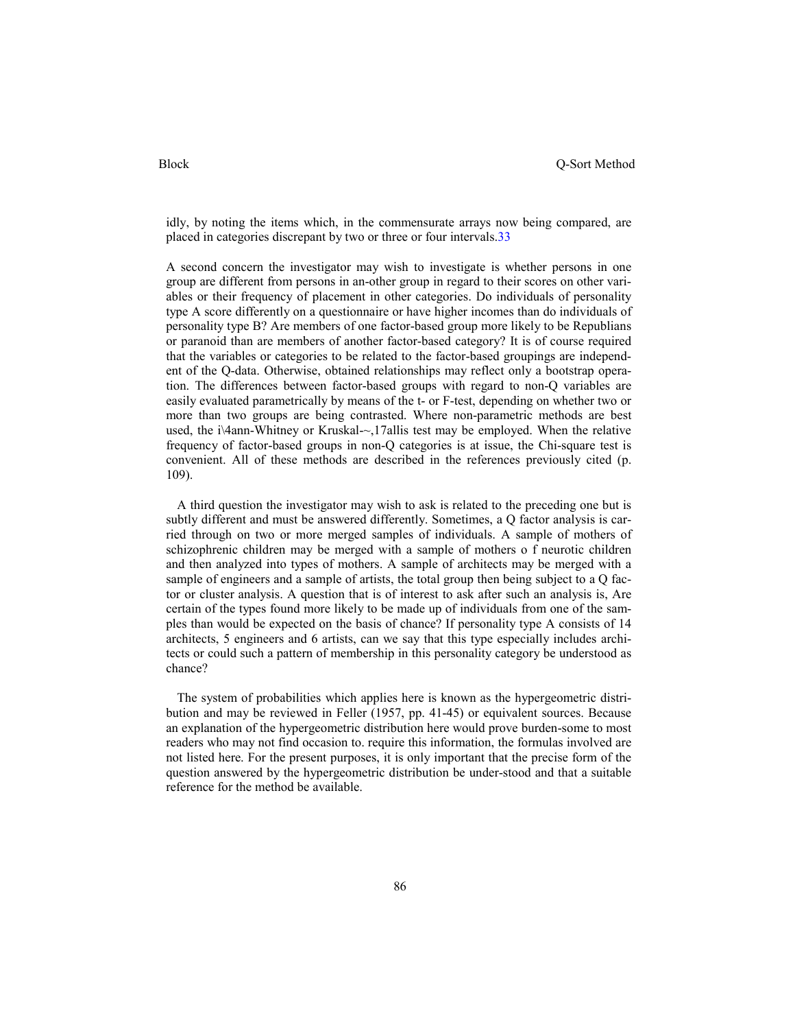idly, by noting the items which, in the commensurate arrays now being compared, are placed in categories discrepant by two or three or four intervals.33

A second concern the investigator may wish to investigate is whether persons in one group are different from persons in an-other group in regard to their scores on other variables or their frequency of placement in other categories. Do individuals of personality type A score differently on a questionnaire or have higher incomes than do individuals of personality type B? Are members of one factor-based group more likely to be Republians or paranoid than are members of another factor-based category? It is of course required that the variables or categories to be related to the factor-based groupings are independent of the Q-data. Otherwise, obtained relationships may reflect only a bootstrap operation. The differences between factor-based groups with regard to non-Q variables are easily evaluated parametrically by means of the t- or F-test, depending on whether two or more than two groups are being contrasted. Where non-parametric methods are best used, the i\4ann-Whitney or Kruskal-~,17allis test may be employed. When the relative frequency of factor-based groups in non-Q categories is at issue, the Chi-square test is convenient. All of these methods are described in the references previously cited (p. 109).

A third question the investigator may wish to ask is related to the preceding one but is subtly different and must be answered differently. Sometimes, a Q factor analysis is carried through on two or more merged samples of individuals. A sample of mothers of schizophrenic children may be merged with a sample of mothers o f neurotic children and then analyzed into types of mothers. A sample of architects may be merged with a sample of engineers and a sample of artists, the total group then being subject to a Q factor or cluster analysis. A question that is of interest to ask after such an analysis is, Are certain of the types found more likely to be made up of individuals from one of the samples than would be expected on the basis of chance? If personality type A consists of 14 architects, 5 engineers and 6 artists, can we say that this type especially includes architects or could such a pattern of membership in this personality category be understood as chance?

The system of probabilities which applies here is known as the hypergeometric distribution and may be reviewed in Feller (1957, pp. 41-45) or equivalent sources. Because an explanation of the hypergeometric distribution here would prove burden-some to most readers who may not find occasion to. require this information, the formulas involved are not listed here. For the present purposes, it is only important that the precise form of the question answered by the hypergeometric distribution be under-stood and that a suitable reference for the method be available.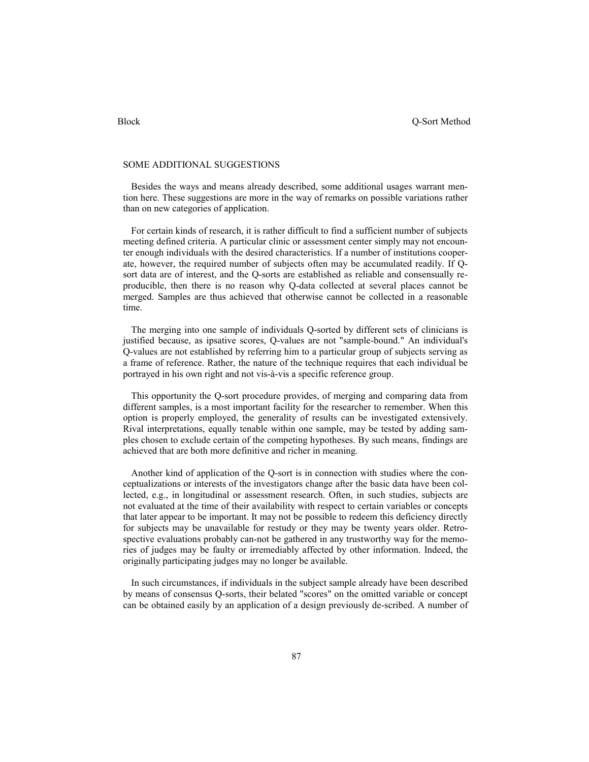## SOME ADDITIONAL SUGGESTIONS

Besides the ways and means already described, some additional usages warrant mention here. These suggestions are more in the way of remarks on possible variations rather than on new categories of application.

For certain kinds of research, it is rather difficult to find a sufficient number of subjects meeting defined criteria. A particular clinic or assessment center simply may not encounter enough individuals with the desired characteristics. If a number of institutions cooperate, however, the required number of subjects often may be accumulated readily. If Q-sort data are of interest, and the Q-sorts are established as reliable and consensually reproducible, then there is no reason why Q-data collected at several places cannot be merged. Samples are thus achieved that otherwise cannot be collected in a reasonable time.

The merging into one sample of individuals Q-sorted by different sets of clinicians is justified because, as ipsative scores, Q-values are not "sample-bound." An individual's Q-values are not established by referring him to a particular group of subjects serving as a frame of reference. Rather, the nature of the technique requires that each individual be portrayed in his own right and not vis-à-vis a specific reference group.

This opportunity the Q-sort procedure provides, of merging and comparing data from different samples, is a most important facility for the researcher to remember. When this option is properly employed, the generality of results can be investigated extensively. Rival interpretations, equally tenable within one sample, may be tested by adding samples chosen to exclude certain of the competing hypotheses. By such means, findings are achieved that are both more definitive and richer in meaning.

Another kind of application of the Q-sort is in connection with studies where the conceptualizations or interests of the investigators change after the basic data have been collected, e.g., in longitudinal or assessment research. Often, in such studies, subjects are not evaluated at the time of their availability with respect to certain variables or concepts that later appear to be important. It may not be possible to redeem this deficiency directly for subjects may be unavailable for restudy or they may be twenty years older. Retrospective evaluations probably can-not be gathered in any trustworthy way for the memories of judges may be faulty or irremediably affected by other information. Indeed, the originally participating judges may no longer be available.

In such circumstances, if individuals in the subject sample already have been described by means of consensus Q-sorts, their belated "scores" on the omitted variable or concept can be obtained easily by an application of a design previously de-scribed. A number of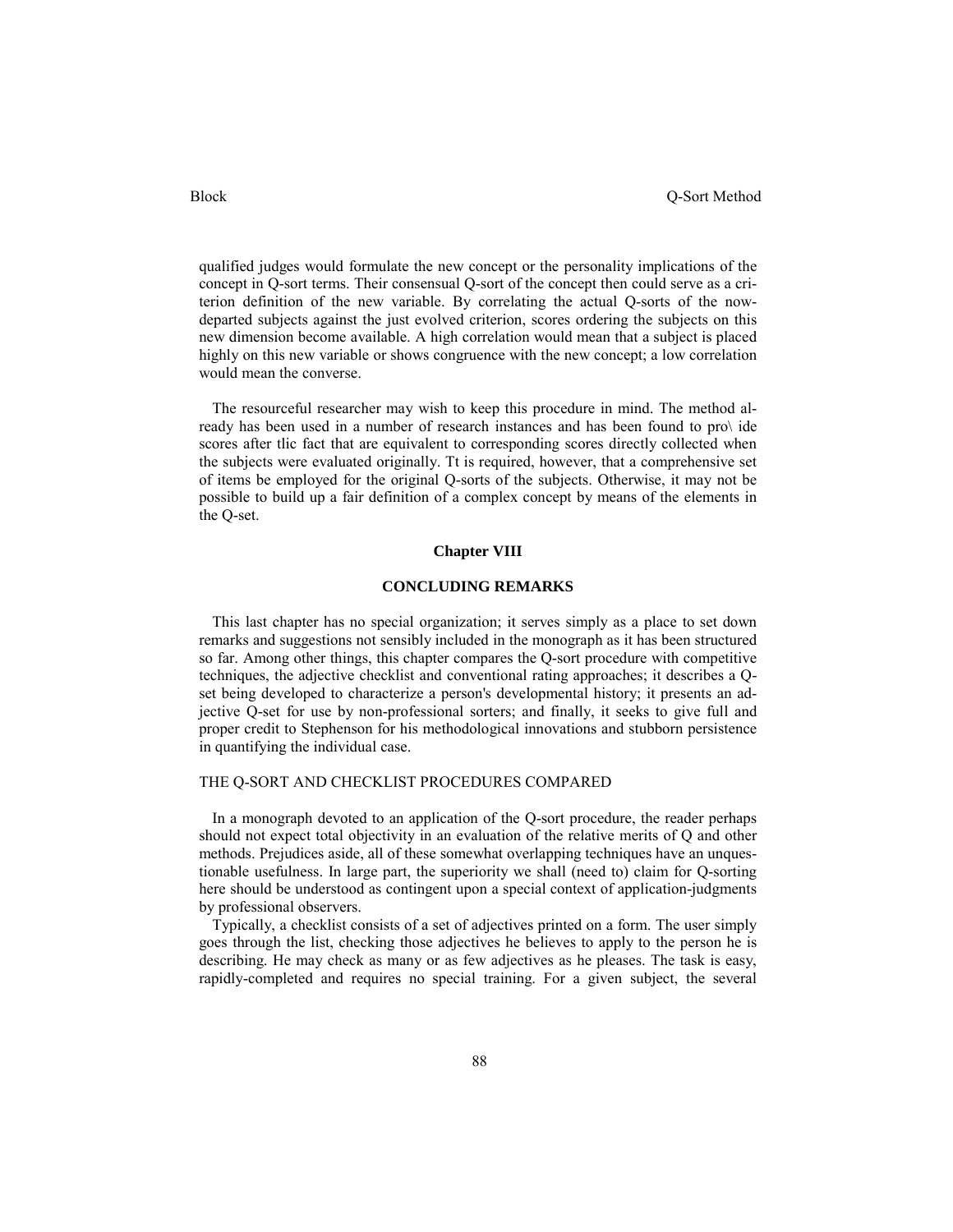qualified judges would formulate the new concept or the personality implications of the concept in Q-sort terms. Their consensual Q-sort of the concept then could serve as a criterion definition of the new variable. By correlating the actual Q-sorts of the now-departed subjects against the just evolved criterion, scores ordering the subjects on this new dimension become available. A high correlation would mean that a subject is placed highly on this new variable or shows congruence with the new concept; a low correlation would mean the converse.

The resourceful researcher may wish to keep this procedure in mind. The method already has been used in a number of research instances and has been found to pro\ ide scores after tlic fact that are equivalent to corresponding scores directly collected when the subjects were evaluated originally. Tt is required, however, that a comprehensive set of items be employed for the original Q-sorts of the subjects. Otherwise, it may not be possible to build up a fair definition of a complex concept by means of the elements in the Q-set.

## Chapter VIII

## CONCLUDING REMARKS

This last chapter has no special organization; it serves simply as a place to set down remarks and suggestions not sensibly included in the monograph as it has been structured so far. Among other things, this chapter compares the Q-sort procedure with competitive techniques, the adjective checklist and conventional rating approaches; it describes a Q-set being developed to characterize a person's developmental history; it presents an adjective Q-set for use by non-professional sorters; and finally, it seeks to give full and proper credit to Stephenson for his methodological innovations and stubborn persistence in quantifying the individual case.

### THE Q-SORT AND CHECKLIST PROCEDURES COMPARED

In a monograph devoted to an application of the Q-sort procedure, the reader perhaps should not expect total objectivity in an evaluation of the relative merits of Q and other methods. Prejudices aside, all of these somewhat overlapping techniques have an unquestionable usefulness. In large part, the superiority we shall (need to) claim for Q-sorting here should be understood as contingent upon a special context of application-judgments by professional observers.

Typically, a checklist consists of a set of adjectives printed on a form. The user simply goes through the list, checking those adjectives he believes to apply to the person he is describing. He may check as many or as few adjectives as he pleases. The task is easy, rapidly-completed and requires no special training. For a given subject, the several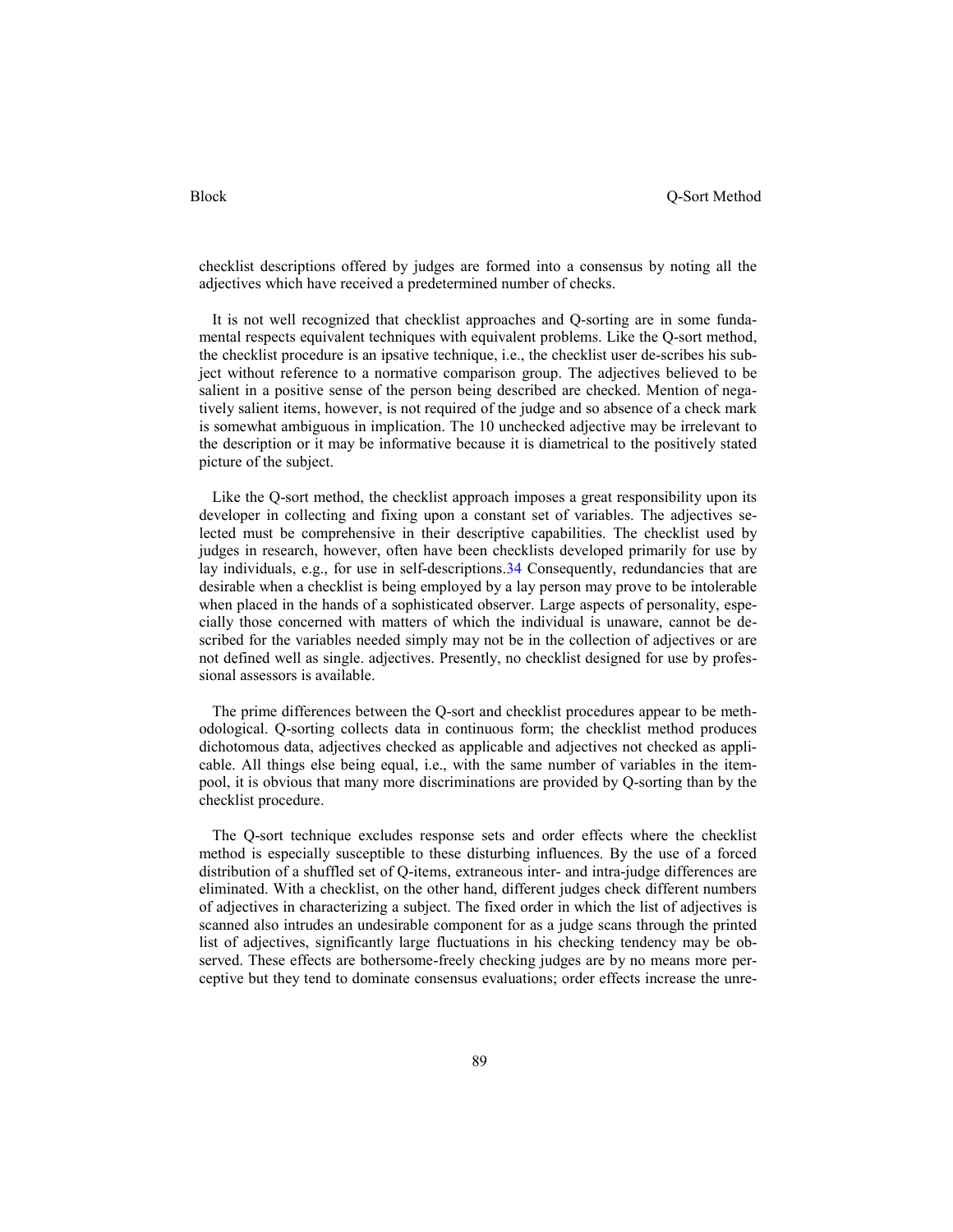checklist descriptions offered by judges are formed into a consensus by noting all the adjectives which have received a predetermined number of checks.

It is not well recognized that checklist approaches and Q-sorting are in some fundamental respects equivalent techniques with equivalent problems. Like the Q-sort method, the checklist procedure is an ipsative technique, i.e., the checklist user de-scribes his subject without reference to a normative comparison group. The adjectives believed to be salient in a positive sense of the person being described are checked. Mention of negatively salient items, however, is not required of the judge and so absence of a check mark is somewhat ambiguous in implication. The 10 unchecked adjective may be irrelevant to the description or it may be informative because it is diametrical to the positively stated picture of the subject.

Like the Q-sort method, the checklist approach imposes a great responsibility upon its developer in collecting and fixing upon a constant set of variables. The adjectives selected must be comprehensive in their descriptive capabilities. The checklist used by judges in research, however, often have been checklists developed primarily for use by lay individuals, e.g., for use in self-descriptions.[34] Consequently, redundancies that are desirable when a checklist is being employed by a lay person may prove to be intolerable when placed in the hands of a sophisticated observer. Large aspects of personality, especially those concerned with matters of which the individual is unaware, cannot be described for the variables needed simply may not be in the collection of adjectives or are not defined well as single. adjectives. Presently, no checklist designed for use by professional assessors is available.

The prime differences between the Q-sort and checklist procedures appear to be methodological. Q-sorting collects data in continuous form; the checklist method produces dichotomous data, adjectives checked as applicable and adjectives not checked as applicable. All things else being equal, i.e., with the same number of variables in the item-pool, it is obvious that many more discriminations are provided by Q-sorting than by the checklist procedure.

The Q-sort technique excludes response sets and order effects where the checklist method is especially susceptible to these disturbing influences. By the use of a forced distribution of a shuffled set of Q-items, extraneous inter- and intra-judge differences are eliminated. With a checklist, on the other hand, different judges check different numbers of adjectives in characterizing a subject. The fixed order in which the list of adjectives is scanned also intrudes an undesirable component for as a judge scans through the printed list of adjectives, significantly large fluctuations in his checking tendency may be observed. These effects are bothersome-freely checking judges are by no means more perceptive but they tend to dominate consensus evaluations; order effects increase the unre-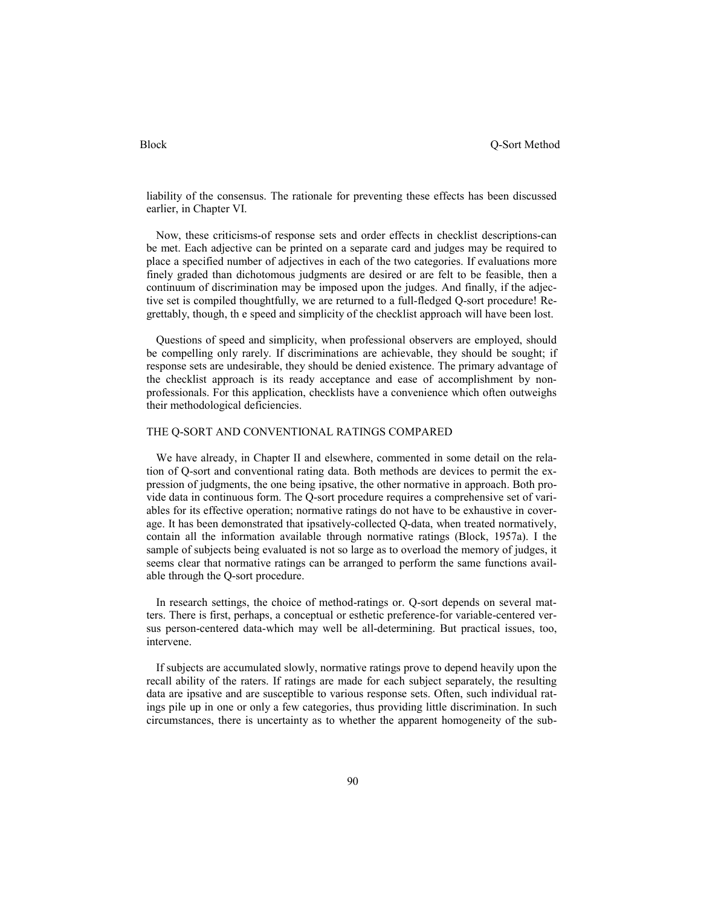liability of the consensus. The rationale for preventing these effects has been discussed earlier, in Chapter VI.

Now, these criticisms-of response sets and order effects in checklist descriptions-can be met. Each adjective can be printed on a separate card and judges may be required to place a specified number of adjectives in each of the two categories. If evaluations more finely graded than dichotomous judgments are desired or are felt to be feasible, then a continuum of discrimination may be imposed upon the judges. And finally, if the adjective set is compiled thoughtfully, we are returned to a full-fledged Q-sort procedure! Regrettably, though, th e speed and simplicity of the checklist approach will have been lost.

Questions of speed and simplicity, when professional observers are employed, should be compelling only rarely. If discriminations are achievable, they should be sought; if response sets are undesirable, they should be denied existence. The primary advantage of the checklist approach is its ready acceptance and ease of accomplishment by non-professionals. For this application, checklists have a convenience which often outweighs their methodological deficiencies.

## THE Q-SORT AND CONVENTIONAL RATINGS COMPARED

We have already, in Chapter II and elsewhere, commented in some detail on the relation of Q-sort and conventional rating data. Both methods are devices to permit the expression of judgments, the one being ipsative, the other normative in approach. Both provide data in continuous form. The Q-sort procedure requires a comprehensive set of variables for its effective operation; normative ratings do not have to be exhaustive in coverage. It has been demonstrated that ipsatively-collected Q-data, when treated normatively, contain all the information available through normative ratings (Block, 1957a). I the sample of subjects being evaluated is not so large as to overload the memory of judges, it seems clear that normative ratings can be arranged to perform the same functions available through the Q-sort procedure.

In research settings, the choice of method-ratings or. Q-sort depends on several matters. There is first, perhaps, a conceptual or esthetic preference-for variable-centered versus person-centered data-which may well be all-determining. But practical issues, too, intervene.

If subjects are accumulated slowly, normative ratings prove to depend heavily upon the recall ability of the raters. If ratings are made for each subject separately, the resulting data are ipsative and are susceptible to various response sets. Often, such individual ratings pile up in one or only a few categories, thus providing little discrimination. In such circumstances, there is uncertainty as to whether the apparent homogeneity of the sub-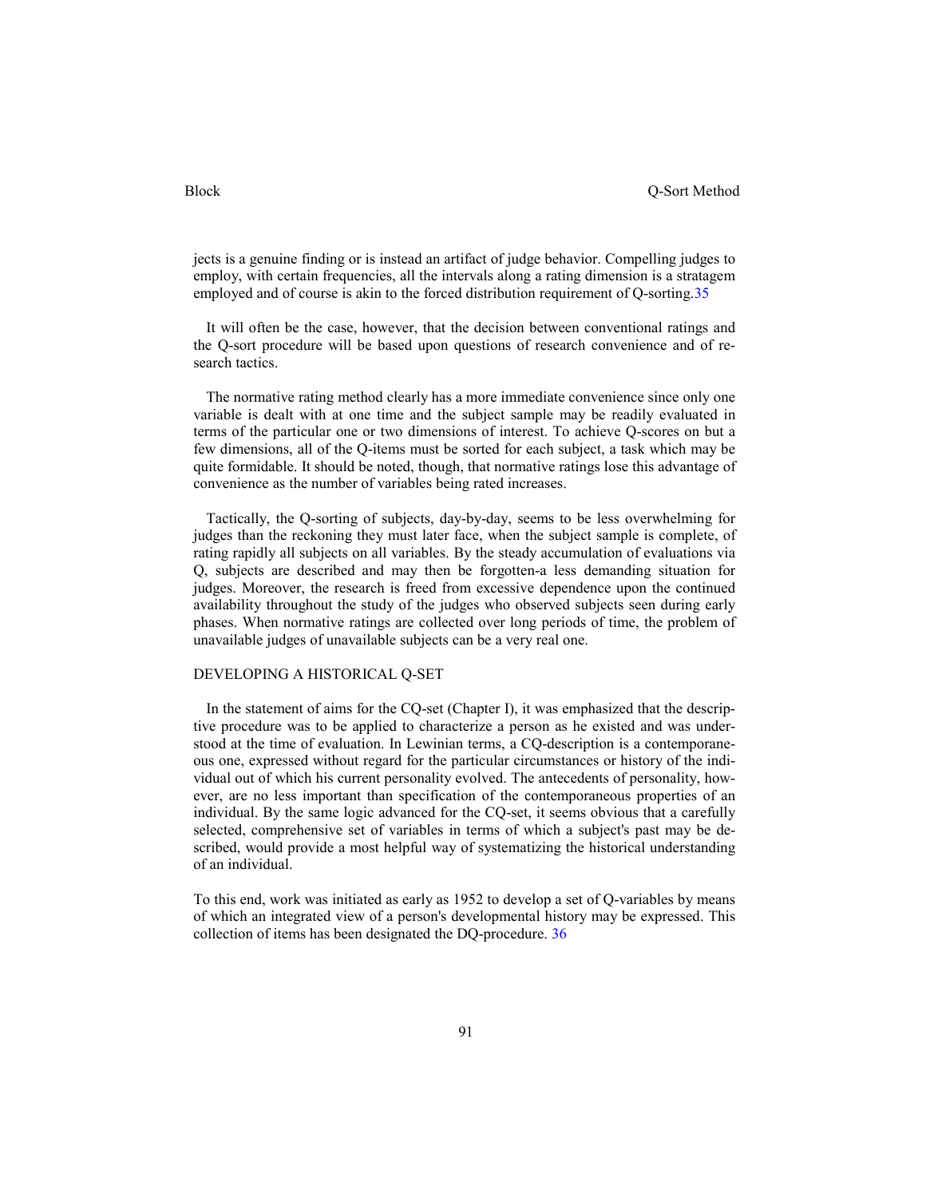jects is a genuine finding or is instead an artifact of judge behavior. Compelling judges to employ, with certain frequencies, all the intervals along a rating dimension is a stratagem employed and of course is akin to the forced distribution requirement of Q-sorting.[35]

It will often be the case, however, that the decision between conventional ratings and the Q-sort procedure will be based upon questions of research convenience and of research tactics.

The normative rating method clearly has a more immediate convenience since only one variable is dealt with at one time and the subject sample may be readily evaluated in terms of the particular one or two dimensions of interest. To achieve Q-scores on but a few dimensions, all of the Q-items must be sorted for each subject, a task which may be quite formidable. It should be noted, though, that normative ratings lose this advantage of convenience as the number of variables being rated increases.

Tactically, the Q-sorting of subjects, day-by-day, seems to be less overwhelming for judges than the reckoning they must later face, when the subject sample is complete, of rating rapidly all subjects on all variables. By the steady accumulation of evaluations via Q, subjects are described and may then be forgotten-a less demanding situation for judges. Moreover, the research is freed from excessive dependence upon the continued availability throughout the study of the judges who observed subjects seen during early phases. When normative ratings are collected over long periods of time, the problem of unavailable judges of unavailable subjects can be a very real one.

## DEVELOPING A HISTORICAL Q-SET

In the statement of aims for the CQ-set (Chapter I), it was emphasized that the descriptive procedure was to be applied to characterize a person as he existed and was understood at the time of evaluation. In Lewinian terms, a CQ-description is a contemporaneous one, expressed without regard for the particular circumstances or history of the individual out of which his current personality evolved. The antecedents of personality, however, are no less important than specification of the contemporaneous properties of an individual. By the same logic advanced for the CQ-set, it seems obvious that a carefully selected, comprehensive set of variables in terms of which a subject's past may be described, would provide a most helpful way of systematizing the historical understanding of an individual.

To this end, work was initiated as early as 1952 to develop a set of Q-variables by means of which an integrated view of a person's developmental history may be expressed. This collection of items has been designated the DQ-procedure. [36]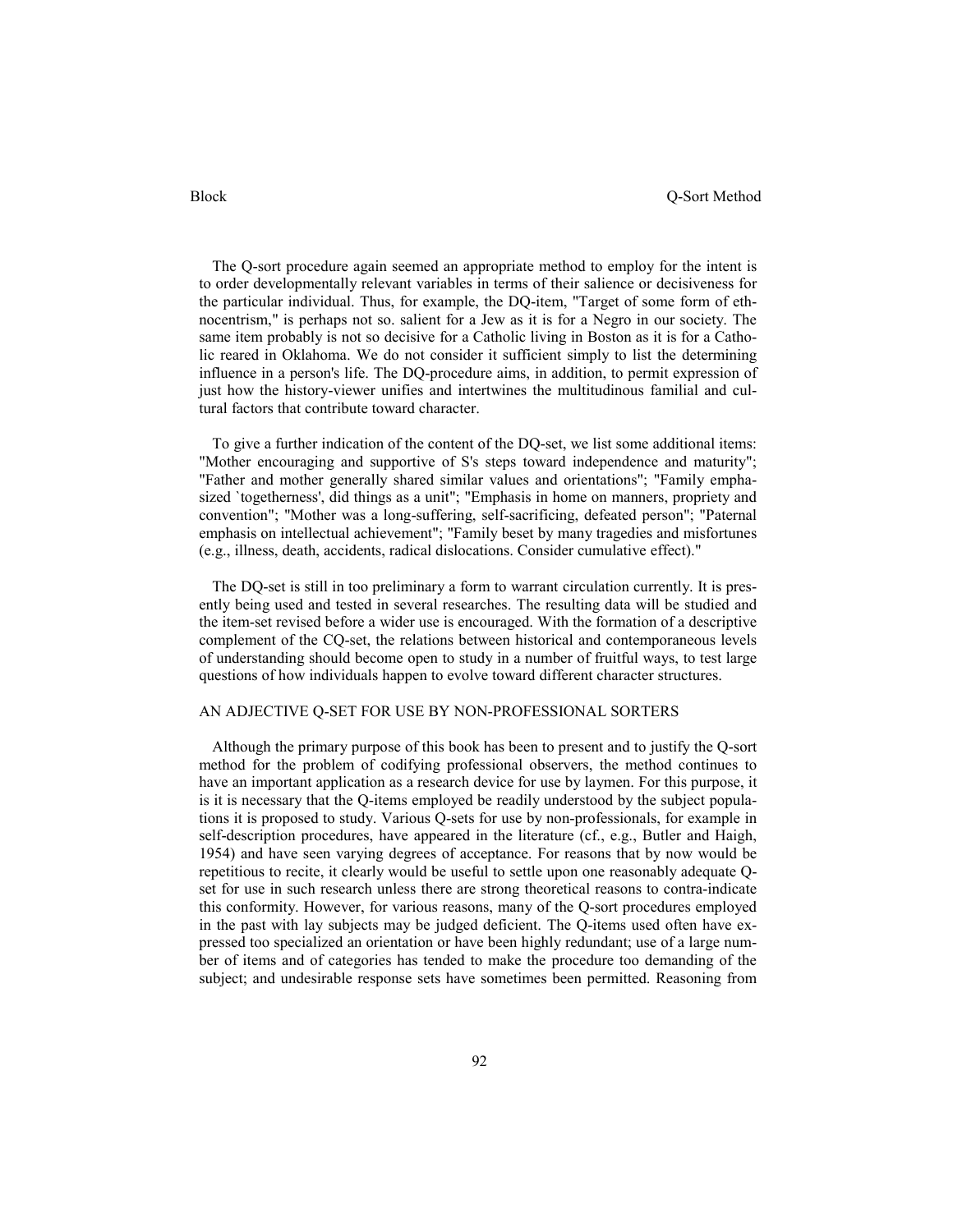The Q-sort procedure again seemed an appropriate method to employ for the intent is to order developmentally relevant variables in terms of their salience or decisiveness for the particular individual. Thus, for example, the DQ-item, "Target of some form of ethnocentrism," is perhaps not so. salient for a Jew as it is for a Negro in our society. The same item probably is not so decisive for a Catholic living in Boston as it is for a Catholic reared in Oklahoma. We do not consider it sufficient simply to list the determining influence in a person's life. The DQ-procedure aims, in addition, to permit expression of just how the history-viewer unifies and intertwines the multitudinous familial and cultural factors that contribute toward character.

To give a further indication of the content of the DQ-set, we list some additional items: "Mother encouraging and supportive of S's steps toward independence and maturity"; "Father and mother generally shared similar values and orientations"; "Family emphasized `togetherness', did things as a unit"; "Emphasis in home on manners, propriety and convention"; "Mother was a long-suffering, self-sacrificing, defeated person"; "Paternal emphasis on intellectual achievement"; "Family beset by many tragedies and misfortunes (e.g., illness, death, accidents, radical dislocations. Consider cumulative effect)."

The DQ-set is still in too preliminary a form to warrant circulation currently. It is presently being used and tested in several researches. The resulting data will be studied and the item-set revised before a wider use is encouraged. With the formation of a descriptive complement of the CQ-set, the relations between historical and contemporaneous levels of understanding should become open to study in a number of fruitful ways, to test large questions of how individuals happen to evolve toward different character structures.

## AN ADJECTIVE Q-SET FOR USE BY NON-PROFESSIONAL SORTERS

Although the primary purpose of this book has been to present and to justify the Q-sort method for the problem of codifying professional observers, the method continues to have an important application as a research device for use by laymen. For this purpose, it is it is necessary that the Q-items employed be readily understood by the subject populations it is proposed to study. Various Q-sets for use by non-professionals, for example in self-description procedures, have appeared in the literature (cf., e.g., Butler and Haigh, 1954) and have seen varying degrees of acceptance. For reasons that by now would be repetitious to recite, it clearly would be useful to settle upon one reasonably adequate Q-set for use in such research unless there are strong theoretical reasons to contra-indicate this conformity. However, for various reasons, many of the Q-sort procedures employed in the past with lay subjects may be judged deficient. The Q-items used often have expressed too specialized an orientation or have been highly redundant; use of a large number of items and of categories has tended to make the procedure too demanding of the subject; and undesirable response sets have sometimes been permitted. Reasoning from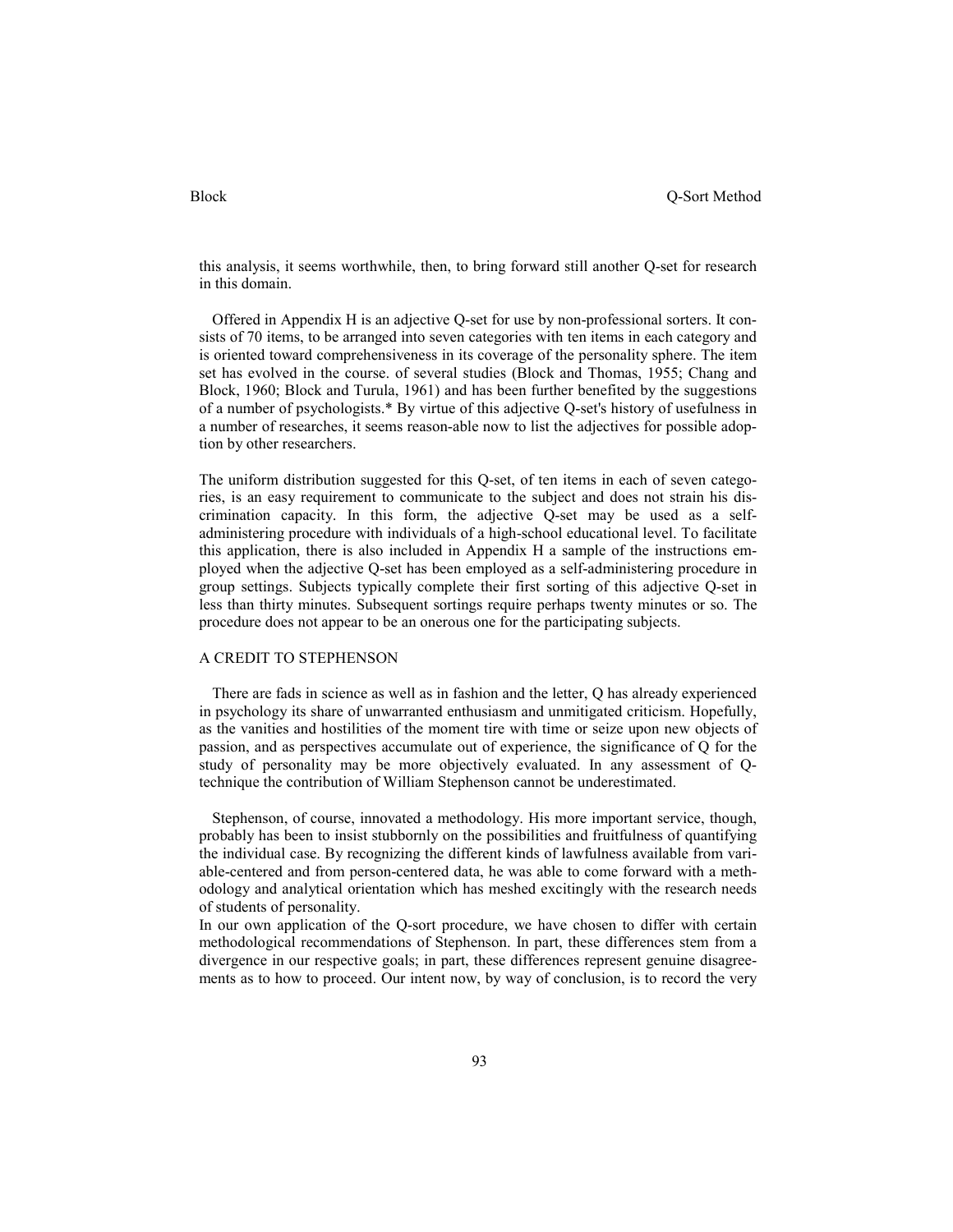this analysis, it seems worthwhile, then, to bring forward still another Q-set for research in this domain.

Offered in Appendix H is an adjective Q-set for use by non-professional sorters. It consists of 70 items, to be arranged into seven categories with ten items in each category and is oriented toward comprehensiveness in its coverage of the personality sphere. The item set has evolved in the course. of several studies (Block and Thomas, 1955; Chang and Block, 1960; Block and Turula, 1961) and has been further benefited by the suggestions of a number of psychologists.* By virtue of this adjective Q-set's history of usefulness in a number of researches, it seems reason-able now to list the adjectives for possible adoption by other researchers.

The uniform distribution suggested for this Q-set, of ten items in each of seven categories, is an easy requirement to communicate to the subject and does not strain his discrimination capacity. In this form, the adjective Q-set may be used as a self-administering procedure with individuals of a high-school educational level. To facilitate this application, there is also included in Appendix H a sample of the instructions employed when the adjective Q-set has been employed as a self-administering procedure in group settings. Subjects typically complete their first sorting of this adjective Q-set in less than thirty minutes. Subsequent sortings require perhaps twenty minutes or so. The procedure does not appear to be an onerous one for the participating subjects.

## A CREDIT TO STEPHENSON

There are fads in science as well as in fashion and the letter, Q has already experienced in psychology its share of unwarranted enthusiasm and unmitigated criticism. Hopefully, as the vanities and hostilities of the moment tire with time or seize upon new objects of passion, and as perspectives accumulate out of experience, the significance of Q for the study of personality may be more objectively evaluated. In any assessment of Q-technique the contribution of William Stephenson cannot be underestimated.

Stephenson, of course, innovated a methodology. His more important service, though, probably has been to insist stubbornly on the possibilities and fruitfulness of quantifying the individual case. By recognizing the different kinds of lawfulness available from variable-centered and from person-centered data, he was able to come forward with a methodology and analytical orientation which has meshed excitingly with the research needs of students of personality.

In our own application of the Q-sort procedure, we have chosen to differ with certain methodological recommendations of Stephenson. In part, these differences stem from a divergence in our respective goals; in part, these differences represent genuine disagreements as to how to proceed. Our intent now, by way of conclusion, is to record the very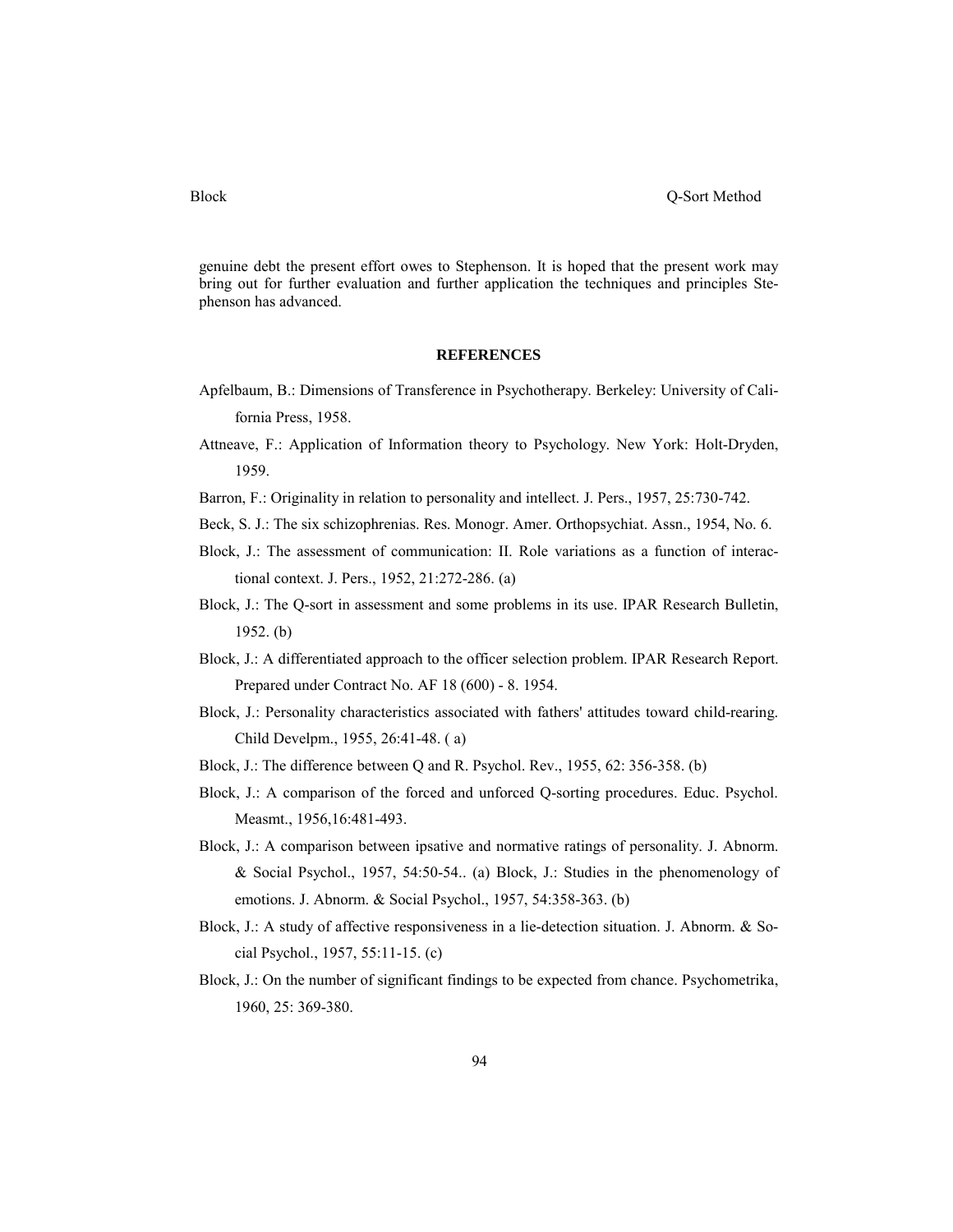genuine debt the present effort owes to Stephenson. It is hoped that the present work may bring out for further evaluation and further application the techniques and principles Stephenson has advanced.

## REFERENCES

Apfelbaum, B.: Dimensions of Transference in Psychotherapy. Berkeley: University of California Press, 1958.

Attneave, F.: Application of Information theory to Psychology. New York: Holt-Dryden, 1959.

Barron, F.: Originality in relation to personality and intellect. J. Pers., 1957, 25:730-742.

Beck, S. J.: The six schizophrenias. Res. Monogr. Amer. Orthopsychiat. Assn., 1954, No. 6.

Block, J.: The assessment of communication: II. Role variations as a function of interactional context. J. Pers., 1952, 21:272-286. (a)

Block, J.: The Q-sort in assessment and some problems in its use. IPAR Research Bulletin, 1952. (b)

Block, J.: A differentiated approach to the officer selection problem. IPAR Research Report. Prepared under Contract No. AF 18 (600) - 8. 1954.

Block, J.: Personality characteristics associated with fathers' attitudes toward child-rearing. Child Develpm., 1955, 26:41-48. ( a)

Block, J.: The difference between Q and R. Psychol. Rev., 1955, 62: 356-358. (b)

Block, J.: A comparison of the forced and unforced Q-sorting procedures. Educ. Psychol. Measmt., 1956,16:481-493.

Block, J.: A comparison between ipsative and normative ratings of personality. J. Abnorm. & Social Psychol., 1957, 54:50-54.. (a) Block, J.: Studies in the phenomenology of emotions. J. Abnorm. & Social Psychol., 1957, 54:358-363. (b)

Block, J.: A study of affective responsiveness in a lie-detection situation. J. Abnorm. & Social Psychol., 1957, 55:11-15. (c)

Block, J.: On the number of significant findings to be expected from chance. Psychometrika, 1960, 25: 369-380.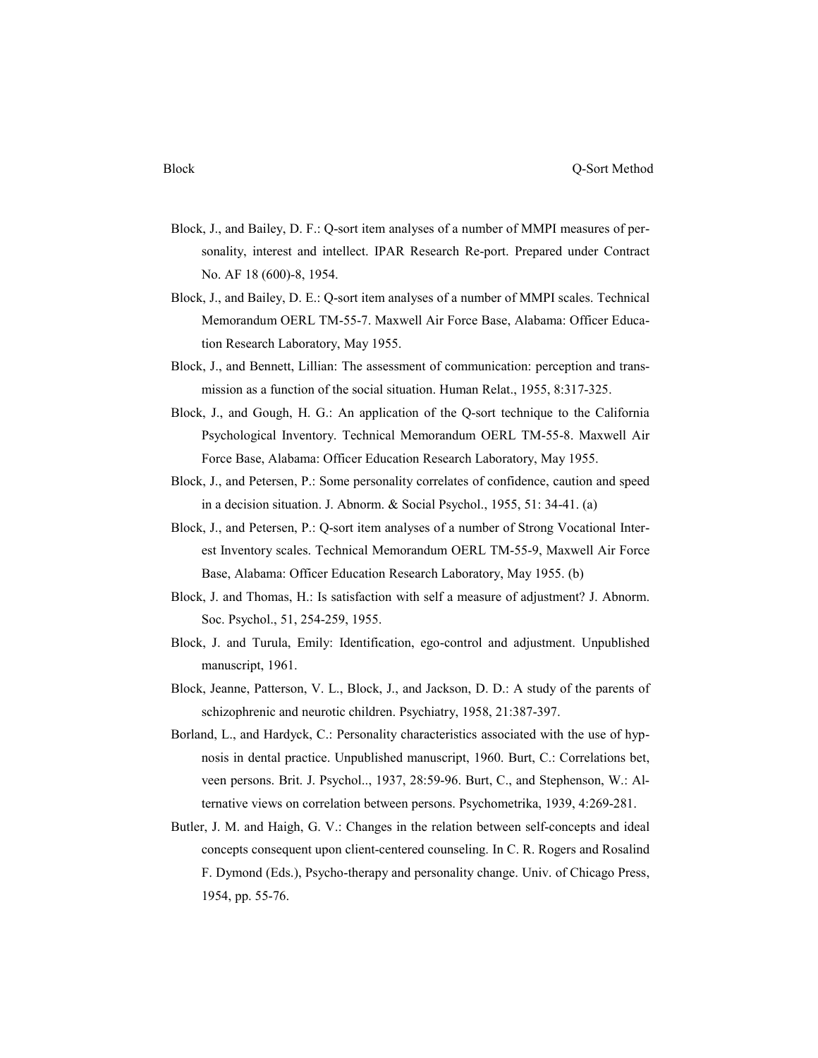Block, J., and Bailey, D. F.: Q-sort item analyses of a number of MMPI measures of personality, interest and intellect. IPAR Research Re-port. Prepared under Contract No. AF 18 (600)-8, 1954.

Block, J., and Bailey, D. E.: Q-sort item analyses of a number of MMPI scales. Technical Memorandum OERL TM-55-7. Maxwell Air Force Base, Alabama: Officer Education Research Laboratory, May 1955.

Block, J., and Bennett, Lillian: The assessment of communication: perception and transmission as a function of the social situation. Human Relat., 1955, 8:317-325.

Block, J., and Gough, H. G.: An application of the Q-sort technique to the California Psychological Inventory. Technical Memorandum OERL TM-55-8. Maxwell Air Force Base, Alabama: Officer Education Research Laboratory, May 1955.

Block, J., and Petersen, P.: Some personality correlates of confidence, caution and speed in a decision situation. J. Abnorm. & Social Psychol., 1955, 51: 34-41. (a)

Block, J., and Petersen, P.: Q-sort item analyses of a number of Strong Vocational Interest Inventory scales. Technical Memorandum OERL TM-55-9, Maxwell Air Force Base, Alabama: Officer Education Research Laboratory, May 1955. (b)

Block, J. and Thomas, H.: Is satisfaction with self a measure of adjustment? J. Abnorm. Soc. Psychol., 51, 254-259, 1955.

Block, J. and Turula, Emily: Identification, ego-control and adjustment. Unpublished manuscript, 1961.

Block, Jeanne, Patterson, V. L., Block, J., and Jackson, D. D.: A study of the parents of schizophrenic and neurotic children. Psychiatry, 1958, 21:387-397.

Borland, L., and Hardyck, C.: Personality characteristics associated with the use of hypnosis in dental practice. Unpublished manuscript, 1960. Burt, C.: Correlations bet, veen persons. Brit. J. Psychol.., 1937, 28:59-96. Burt, C., and Stephenson, W.: Alternative views on correlation between persons. Psychometrika, 1939, 4:269-281.

Butler, J. M. and Haigh, G. V.: Changes in the relation between self-concepts and ideal concepts consequent upon client-centered counseling. In C. R. Rogers and Rosalind F. Dymond (Eds.), Psycho-therapy and personality change. Univ. of Chicago Press, 1954, pp. 55-76.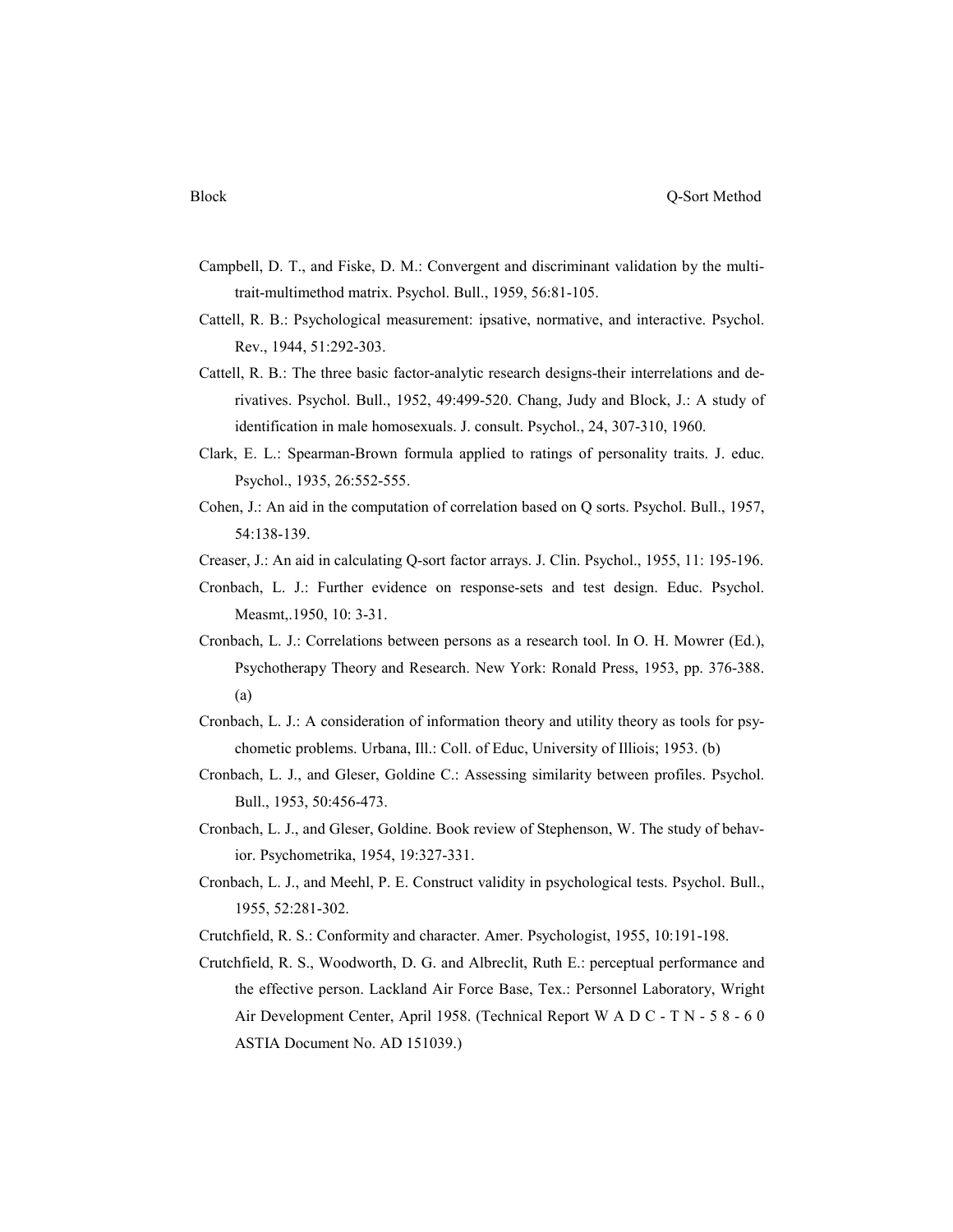Campbell, D. T., and Fiske, D. M.: Convergent and discriminant validation by the multi-trait-multimethod matrix. Psychol. Bull., 1959, 56:81-105.

Cattell, R. B.: Psychological measurement: ipsative, normative, and interactive. Psychol. Rev., 1944, 51:292-303.

Cattell, R. B.: The three basic factor-analytic research designs-their interrelations and derivatives. Psychol. Bull., 1952, 49:499-520. Chang, Judy and Block, J.: A study of identification in male homosexuals. J. consult. Psychol., 24, 307-310, 1960.

Clark, E. L.: Spearman-Brown formula applied to ratings of personality traits. J. educ. Psychol., 1935, 26:552-555.

Cohen, J.: An aid in the computation of correlation based on Q sorts. Psychol. Bull., 1957, 54:138-139.

Creaser, J.: An aid in calculating Q-sort factor arrays. J. Clin. Psychol., 1955, 11: 195-196.

Cronbach, L. J.: Further evidence on response-sets and test design. Educ. Psychol. Measmt,.1950, 10: 3-31.

Cronbach, L. J.: Correlations between persons as a research tool. In O. H. Mowrer (Ed.), Psychotherapy Theory and Research. New York: Ronald Press, 1953, pp. 376-388. (a)

Cronbach, L. J.: A consideration of information theory and utility theory as tools for psychometic problems. Urbana, Ill.: Coll. of Educ, University of Illiois; 1953. (b)

Cronbach, L. J., and Gleser, Goldine C.: Assessing similarity between profiles. Psychol. Bull., 1953, 50:456-473.

Cronbach, L. J., and Gleser, Goldine. Book review of Stephenson, W. The study of behavior. Psychometrika, 1954, 19:327-331.

Cronbach, L. J., and Meehl, P. E. Construct validity in psychological tests. Psychol. Bull., 1955, 52:281-302.

Crutchfield, R. S.: Conformity and character. Amer. Psychologist, 1955, 10:191-198.

Crutchfield, R. S., Woodworth, D. G. and Albreclit, Ruth E.: perceptual performance and the effective person. Lackland Air Force Base, Tex.: Personnel Laboratory, Wright Air Development Center, April 1958. (Technical Report W A D C - T N - 5 8 - 6 0 ASTIA Document No. AD 151039.)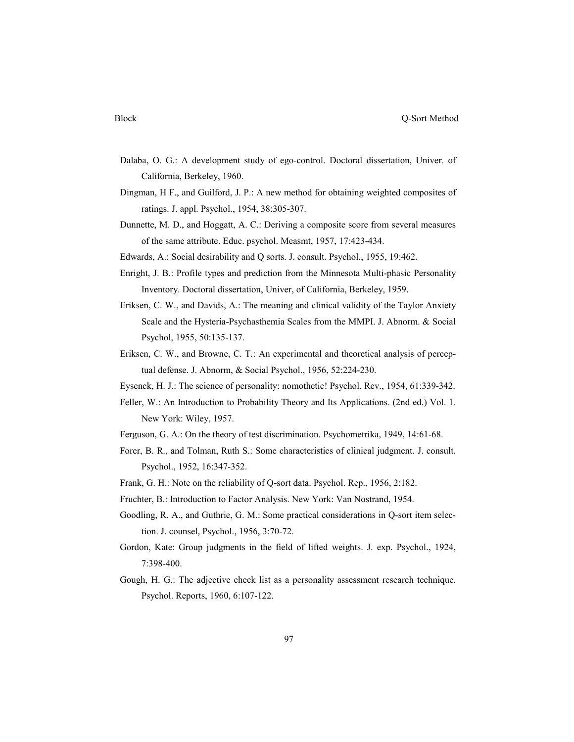Dalaba, O. G.: A development study of ego-control. Doctoral dissertation, Univer. of California, Berkeley, 1960.

Dingman, H F., and Guilford, J. P.: A new method for obtaining weighted composites of ratings. J. appl. Psychol., 1954, 38:305-307.

Dunnette, M. D., and Hoggatt, A. C.: Deriving a composite score from several measures of the same attribute. Educ. psychol. Measmt, 1957, 17:423-434.

Edwards, A.: Social desirability and Q sorts. J. consult. Psychol., 1955, 19:462.

Enright, J. B.: Profile types and prediction from the Minnesota Multi-phasic Personality Inventory. Doctoral dissertation, Univer, of California, Berkeley, 1959.

Eriksen, C. W., and Davids, A.: The meaning and clinical validity of the Taylor Anxiety Scale and the Hysteria-Psychasthemia Scales from the MMPI. J. Abnorm. & Social Psychol, 1955, 50:135-137.

Eriksen, C. W., and Browne, C. T.: An experimental and theoretical analysis of perceptual defense. J. Abnorm, & Social Psychol., 1956, 52:224-230.

Eysenck, H. J.: The science of personality: nomothetic! Psychol. Rev., 1954, 61:339-342.

Feller, W.: An Introduction to Probability Theory and Its Applications. (2nd ed.) Vol. 1. New York: Wiley, 1957.

Ferguson, G. A.: On the theory of test discrimination. Psychometrika, 1949, 14:61-68.

Forer, B. R., and Tolman, Ruth S.: Some characteristics of clinical judgment. J. consult. Psychol., 1952, 16:347-352.

Frank, G. H.: Note on the reliability of Q-sort data. Psychol. Rep., 1956, 2:182.

Fruchter, B.: Introduction to Factor Analysis. New York: Van Nostrand, 1954.

Goodling, R. A., and Guthrie, G. M.: Some practical considerations in Q-sort item selection. J. counsel, Psychol., 1956, 3:70-72.

Gordon, Kate: Group judgments in the field of lifted weights. J. exp. Psychol., 1924, 7:398-400.

Gough, H. G.: The adjective check list as a personality assessment research technique. Psychol. Reports, 1960, 6:107-122.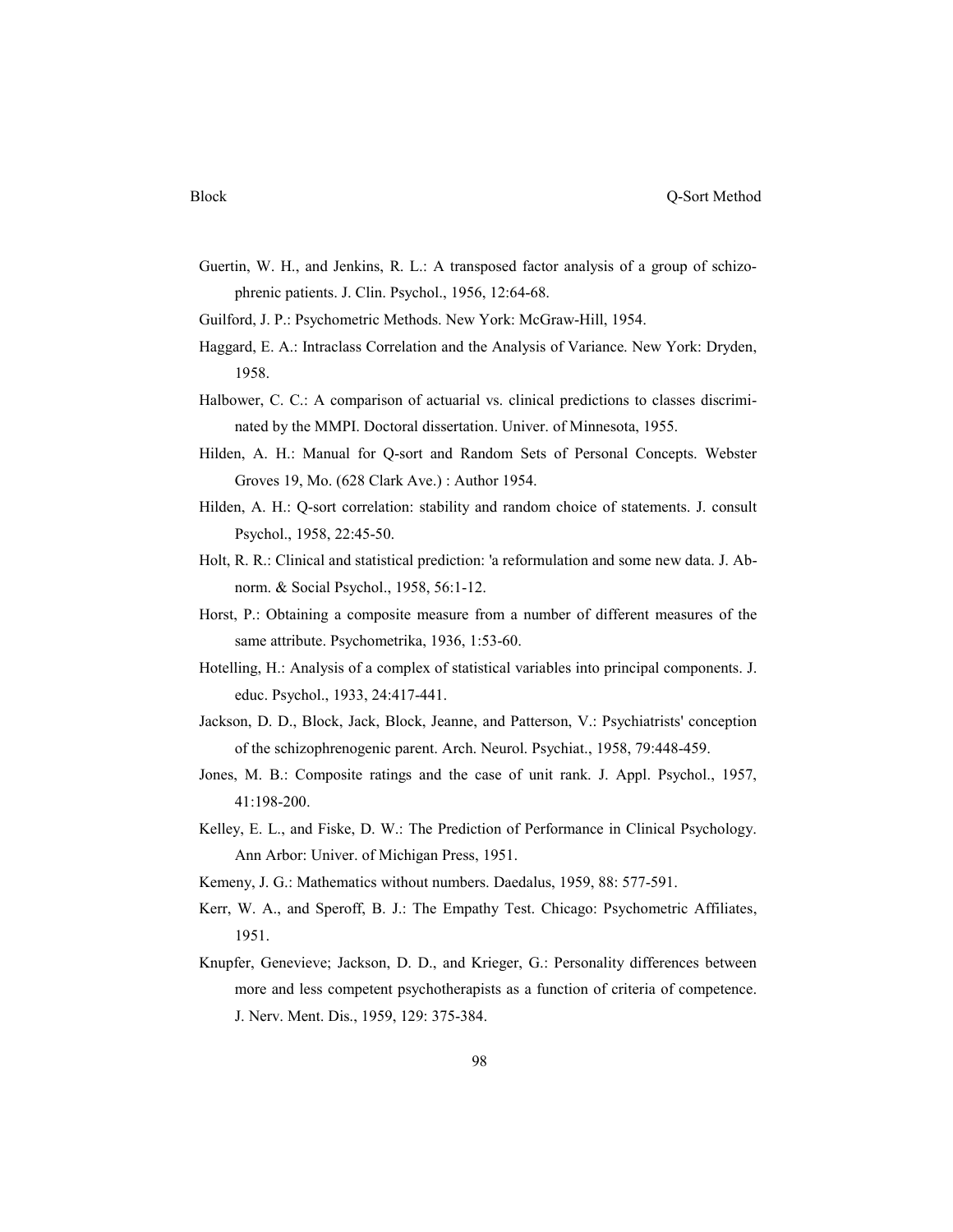Guertin, W. H., and Jenkins, R. L.: A transposed factor analysis of a group of schizophrenic patients. J. Clin. Psychol., 1956, 12:64-68.

Guilford, J. P.: Psychometric Methods. New York: McGraw-Hill, 1954.

Haggard, E. A.: Intraclass Correlation and the Analysis of Variance. New York: Dryden, 1958.

Halbower, C. C.: A comparison of actuarial vs. clinical predictions to classes discriminated by the MMPI. Doctoral dissertation. Univer. of Minnesota, 1955.

Hilden, A. H.: Manual for Q-sort and Random Sets of Personal Concepts. Webster Groves 19, Mo. (628 Clark Ave.) : Author 1954.

Hilden, A. H.: Q-sort correlation: stability and random choice of statements. J. consult Psychol., 1958, 22:45-50.

Holt, R. R.: Clinical and statistical prediction: 'a reformulation and some new data. J. Abnorm. & Social Psychol., 1958, 56:1-12.

Horst, P.: Obtaining a composite measure from a number of different measures of the same attribute. Psychometrika, 1936, 1:53-60.

Hotelling, H.: Analysis of a complex of statistical variables into principal components. J. educ. Psychol., 1933, 24:417-441.

Jackson, D. D., Block, Jack, Block, Jeanne, and Patterson, V.: Psychiatrists' conception of the schizophrenogenic parent. Arch. Neurol. Psychiat., 1958, 79:448-459.

Jones, M. B.: Composite ratings and the case of unit rank. J. Appl. Psychol., 1957, 41:198-200.

Kelley, E. L., and Fiske, D. W.: The Prediction of Performance in Clinical Psychology. Ann Arbor: Univer. of Michigan Press, 1951.

Kemeny, J. G.: Mathematics without numbers. Daedalus, 1959, 88: 577-591.

Kerr, W. A., and Speroff, B. J.: The Empathy Test. Chicago: Psychometric Affiliates, 1951.

Knupfer, Genevieve; Jackson, D. D., and Krieger, G.: Personality differences between more and less competent psychotherapists as a function of criteria of competence. J. Nerv. Ment. Dis., 1959, 129: 375-384.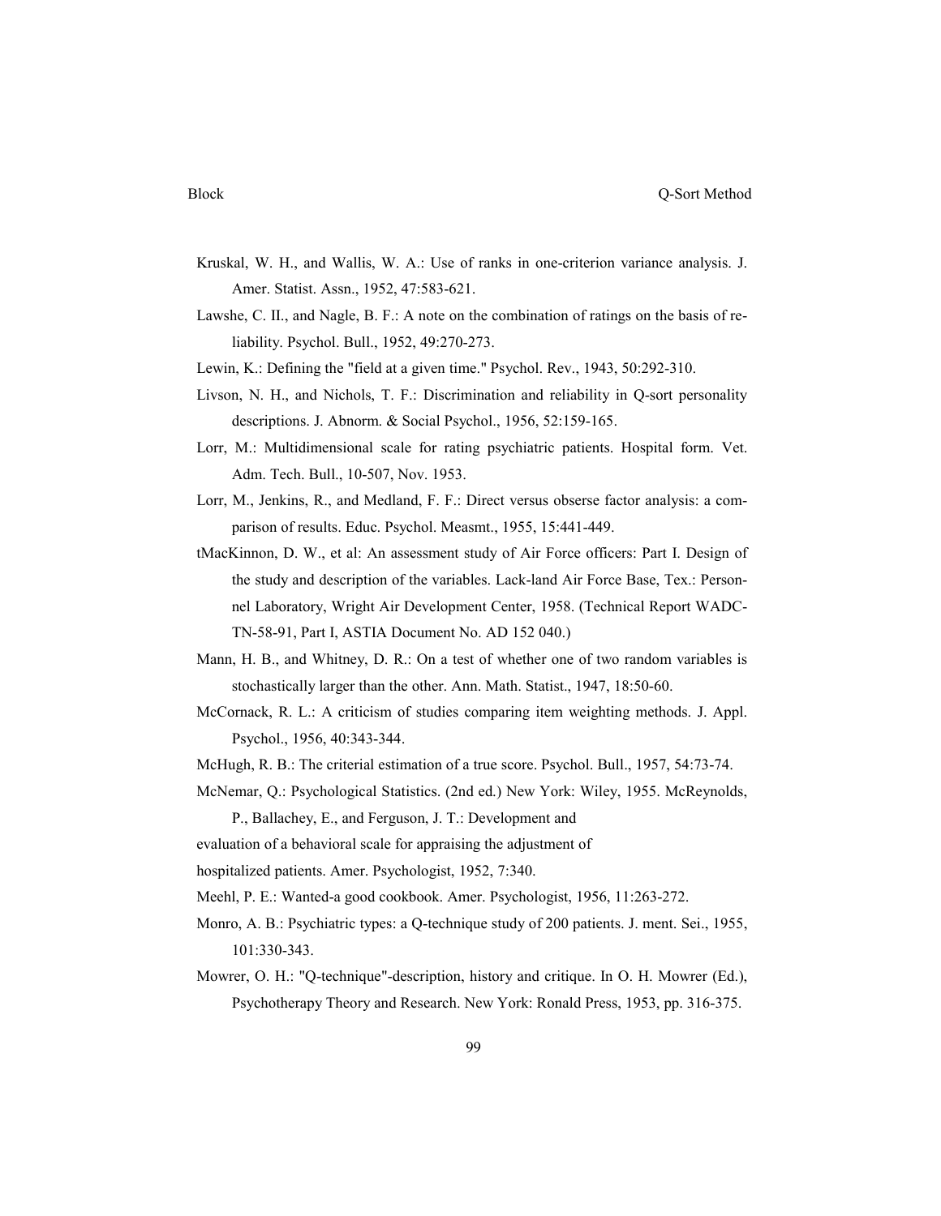Kruskal, W. H., and Wallis, W. A.: Use of ranks in one-criterion variance analysis. J. Amer. Statist. Assn., 1952, 47:583-621.

Lawshe, C. II., and Nagle, B. F.: A note on the combination of ratings on the basis of reliability. Psychol. Bull., 1952, 49:270-273.

Lewin, K.: Defining the "field at a given time." Psychol. Rev., 1943, 50:292-310.

Livson, N. H., and Nichols, T. F.: Discrimination and reliability in Q-sort personality descriptions. J. Abnorm. & Social Psychol., 1956, 52:159-165.

Lorr, M.: Multidimensional scale for rating psychiatric patients. Hospital form. Vet. Adm. Tech. Bull., 10-507, Nov. 1953.

Lorr, M., Jenkins, R., and Medland, F. F.: Direct versus obserse factor analysis: a comparison of results. Educ. Psychol. Measmt., 1955, 15:441-449.

tMacKinnon, D. W., et al: An assessment study of Air Force officers: Part I. Design of the study and description of the variables. Lack-land Air Force Base, Tex.: Personnel Laboratory, Wright Air Development Center, 1958. (Technical Report WADC-TN-58-91, Part I, ASTIA Document No. AD 152 040.)

Mann, H. B., and Whitney, D. R.: On a test of whether one of two random variables is stochastically larger than the other. Ann. Math. Statist., 1947, 18:50-60.

McCornack, R. L.: A criticism of studies comparing item weighting methods. J. Appl. Psychol., 1956, 40:343-344.

McHugh, R. B.: The criterial estimation of a true score. Psychol. Bull., 1957, 54:73-74.

McNemar, Q.: Psychological Statistics. (2nd ed.) New York: Wiley, 1955. McReynolds, P., Ballachey, E., and Ferguson, J. T.: Development and evaluation of a behavioral scale for appraising the adjustment of hospitalized patients. Amer. Psychologist, 1952, 7:340.

Meehl, P. E.: Wanted-a good cookbook. Amer. Psychologist, 1956, 11:263-272.

Monro, A. B.: Psychiatric types: a Q-technique study of 200 patients. J. ment. Sei., 1955, 101:330-343.

Mowrer, O. H.: "Q-technique"-description, history and critique. In O. H. Mowrer (Ed.), Psychotherapy Theory and Research. New York: Ronald Press, 1953, pp. 316-375.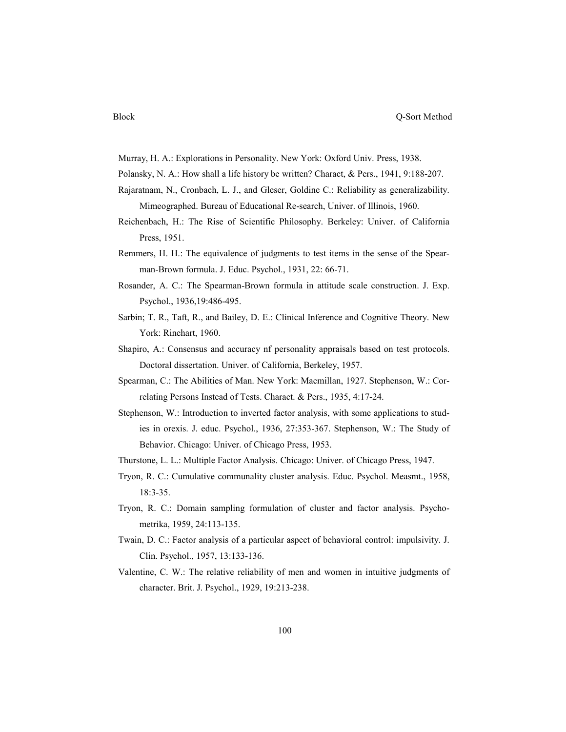Murray, H. A.: Explorations in Personality. New York: Oxford Univ. Press, 1938.

Polansky, N. A.: How shall a life history be written? Charact, & Pers., 1941, 9:188-207.

Rajaratnam, N., Cronbach, L. J., and Gleser, Goldine C.: Reliability as generalizability. Mimeographed. Bureau of Educational Re-search, Univer. of Illinois, 1960.

Reichenbach, H.: The Rise of Scientific Philosophy. Berkeley: Univer. of California Press, 1951.

Remmers, H. H.: The equivalence of judgments to test items in the sense of the Spearman-Brown formula. J. Educ. Psychol., 1931, 22: 66-71.

Rosander, A. C.: The Spearman-Brown formula in attitude scale construction. J. Exp. Psychol., 1936,19:486-495.

Sarbin; T. R., Taft, R., and Bailey, D. E.: Clinical Inference and Cognitive Theory. New York: Rinehart, 1960.

Shapiro, A.: Consensus and accuracy nf personality appraisals based on test protocols. Doctoral dissertation. Univer. of California, Berkeley, 1957.

Spearman, C.: The Abilities of Man. New York: Macmillan, 1927. Stephenson, W.: Correlating Persons Instead of Tests. Charact. & Pers., 1935, 4:17-24.

Stephenson, W.: Introduction to inverted factor analysis, with some applications to studies in orexis. J. educ. Psychol., 1936, 27:353-367. Stephenson, W.: The Study of Behavior. Chicago: Univer. of Chicago Press, 1953.

Thurstone, L. L.: Multiple Factor Analysis. Chicago: Univer. of Chicago Press, 1947.

Tryon, R. C.: Cumulative communality cluster analysis. Educ. Psychol. Measmt., 1958, 18:3-35.

Tryon, R. C.: Domain sampling formulation of cluster and factor analysis. Psychometrika, 1959, 24:113-135.

Twain, D. C.: Factor analysis of a particular aspect of behavioral control: impulsivity. J. Clin. Psychol., 1957, 13:133-136.

Valentine, C. W.: The relative reliability of men and women in intuitive judgments of character. Brit. J. Psychol., 1929, 19:213-238.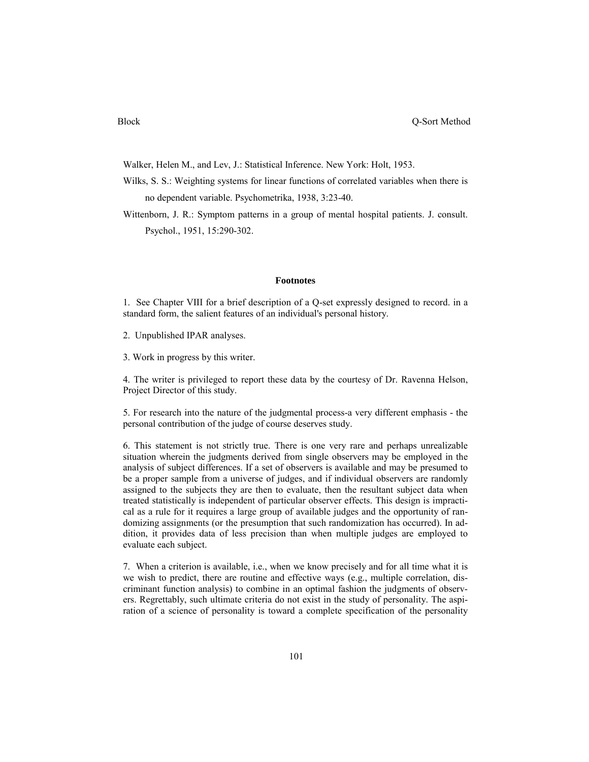Walker, Helen M., and Lev, J.: Statistical Inference. New York: Holt, 1953.

Wilks, S. S.: Weighting systems for linear functions of correlated variables when there is no dependent variable. Psychometrika, 1938, 3:23-40.

Wittenborn, J. R.: Symptom patterns in a group of mental hospital patients. J. consult. Psychol., 1951, 15:290-302.

## Footnotes

1. See Chapter VIII for a brief description of a Q-set expressly designed to record. in a standard form, the salient features of an individual's personal history.

2. Unpublished IPAR analyses.

3. Work in progress by this writer.

4. The writer is privileged to report these data by the courtesy of Dr. Ravenna Helson, Project Director of this study.

5. For research into the nature of the judgmental process-a very different emphasis - the personal contribution of the judge of course deserves study.

6. This statement is not strictly true. There is one very rare and perhaps unrealizable situation wherein the judgments derived from single observers may be employed in the analysis of subject differences. If a set of observers is available and may be presumed to be a proper sample from a universe of judges, and if individual observers are randomly assigned to the subjects they are then to evaluate, then the resultant subject data when treated statistically is independent of particular observer effects. This design is impractical as a rule for it requires a large group of available judges and the opportunity of randomizing assignments (or the presumption that such randomization has occurred). In addition, it provides data of less precision than when multiple judges are employed to evaluate each subject.

7. When a criterion is available, i.e., when we know precisely and for all time what it is we wish to predict, there are routine and effective ways (e.g., multiple correlation, discriminant function analysis) to combine in an optimal fashion the judgments of observers. Regrettably, such ultimate criteria do not exist in the study of personality. The aspiration of a science of personality is toward a complete specification of the personality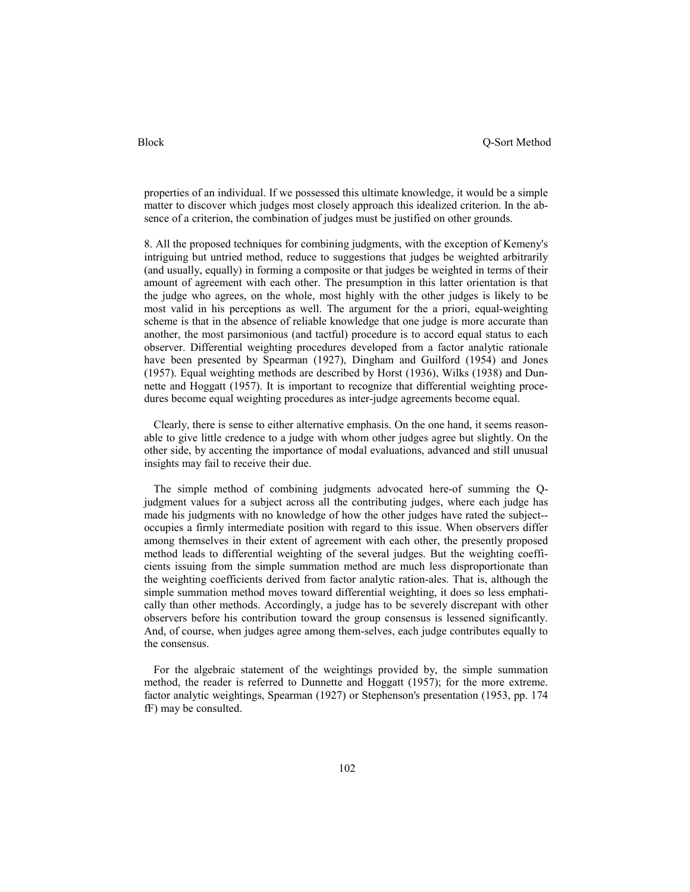properties of an individual. If we possessed this ultimate knowledge, it would be a simple matter to discover which judges most closely approach this idealized criterion. In the absence of a criterion, the combination of judges must be justified on other grounds.

8. All the proposed techniques for combining judgments, with the exception of Kemeny's intriguing but untried method, reduce to suggestions that judges be weighted arbitrarily (and usually, equally) in forming a composite or that judges be weighted in terms of their amount of agreement with each other. The presumption in this latter orientation is that the judge who agrees, on the whole, most highly with the other judges is likely to be most valid in his perceptions as well. The argument for the a priori, equal-weighting scheme is that in the absence of reliable knowledge that one judge is more accurate than another, the most parsimonious (and tactful) procedure is to accord equal status to each observer. Differential weighting procedures developed from a factor analytic rationale have been presented by Spearman (1927), Dingham and Guilford (1954) and Jones (1957). Equal weighting methods are described by Horst (1936), Wilks (1938) and Dunnette and Hoggatt (1957). It is important to recognize that differential weighting procedures become equal weighting procedures as inter-judge agreements become equal.

Clearly, there is sense to either alternative emphasis. On the one hand, it seems reasonable to give little credence to a judge with whom other judges agree but slightly. On the other side, by accenting the importance of modal evaluations, advanced and still unusual insights may fail to receive their due.

The simple method of combining judgments advocated here-of summing the Q-judgment values for a subject across all the contributing judges, where each judge has made his judgments with no knowledge of how the other judges have rated the subject--occupies a firmly intermediate position with regard to this issue. When observers differ among themselves in their extent of agreement with each other, the presently proposed method leads to differential weighting of the several judges. But the weighting coefficients issuing from the simple summation method are much less disproportionate than the weighting coefficients derived from factor analytic ration-ales. That is, although the simple summation method moves toward differential weighting, it does so less emphatically than other methods. Accordingly, a judge has to be severely discrepant with other observers before his contribution toward the group consensus is lessened significantly. And, of course, when judges agree among them-selves, each judge contributes equally to the consensus.

For the algebraic statement of the weightings provided by, the simple summation method, the reader is referred to Dunnette and Hoggatt (1957); for the more extreme. factor analytic weightings, Spearman (1927) or Stephenson's presentation (1953, pp. 174 fF) may be consulted.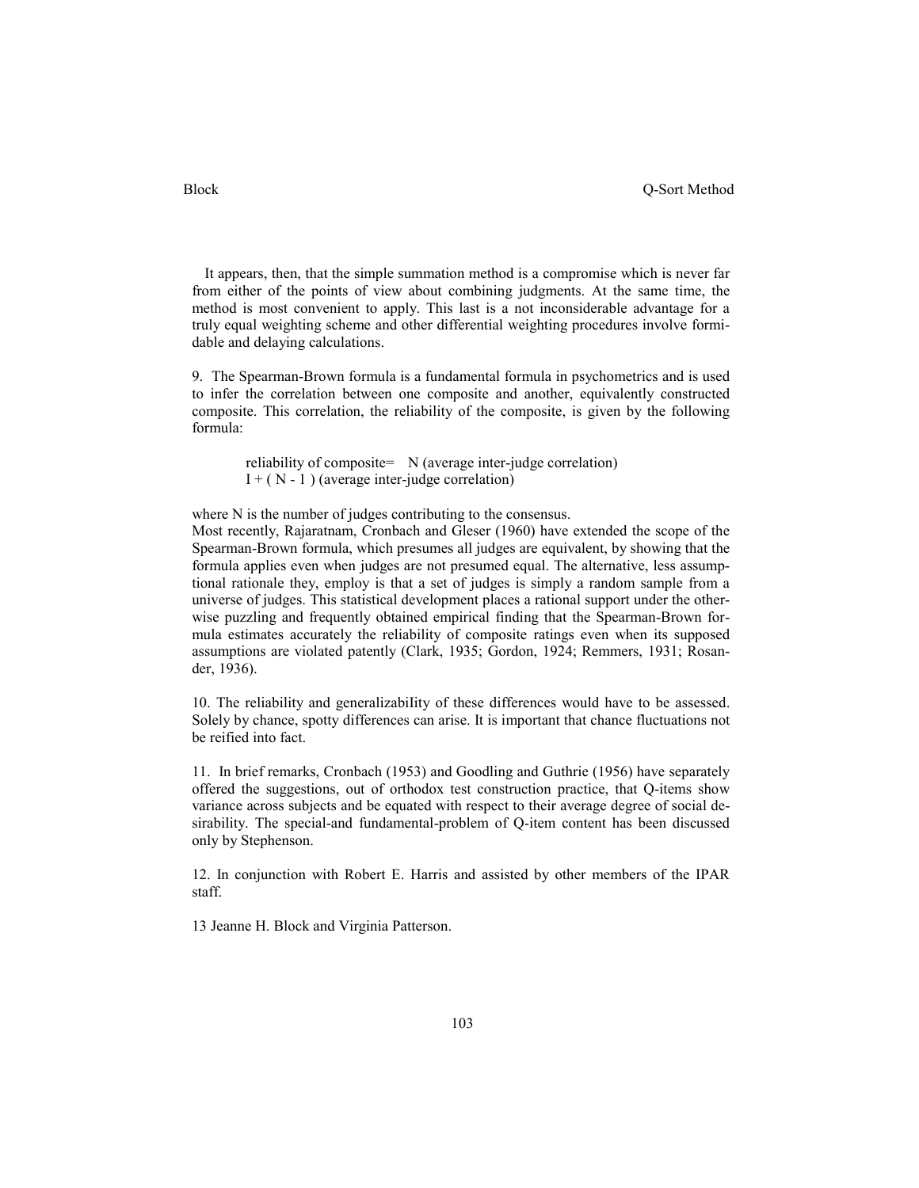It appears, then, that the simple summation method is a compromise which is never far from either of the points of view about combining judgments. At the same time, the method is most convenient to apply. This last is a not inconsiderable advantage for a truly equal weighting scheme and other differential weighting procedures involve formidable and delaying calculations.

9. The Spearman-Brown formula is a fundamental formula in psychometrics and is used to infer the correlation between one composite and another, equivalently constructed composite. This correlation, the reliability of the composite, is given by the following formula:

$$\text{reliability of composite} = \frac{N \text{ (average inter-judge correlation)}}{I + (N - 1) \text{ (average inter-judge correlation)}}$$

where N is the number of judges contributing to the consensus.
Most recently, Rajaratnam, Cronbach and Gleser (1960) have extended the scope of the Spearman-Brown formula, which presumes all judges are equivalent, by showing that the formula applies even when judges are not presumed equal. The alternative, less assumptional rationale they, employ is that a set of judges is simply a random sample from a universe of judges. This statistical development places a rational support under the otherwise puzzling and frequently obtained empirical finding that the Spearman-Brown formula estimates accurately the reliability of composite ratings even when its supposed assumptions are violated patently (Clark, 1935; Gordon, 1924; Remmers, 1931; Rosander, 1936).

10. The reliability and generalizability of these differences would have to be assessed. Solely by chance, spotty differences can arise. It is important that chance fluctuations not be reified into fact.

11. In brief remarks, Cronbach (1953) and Goodling and Guthrie (1956) have separately offered the suggestions, out of orthodox test construction practice, that Q-items show variance across subjects and be equated with respect to their average degree of social desirability. The special-and fundamental-problem of Q-item content has been discussed only by Stephenson.

12. In conjunction with Robert E. Harris and assisted by other members of the IPAR staff.

13 Jeanne H. Block and Virginia Patterson.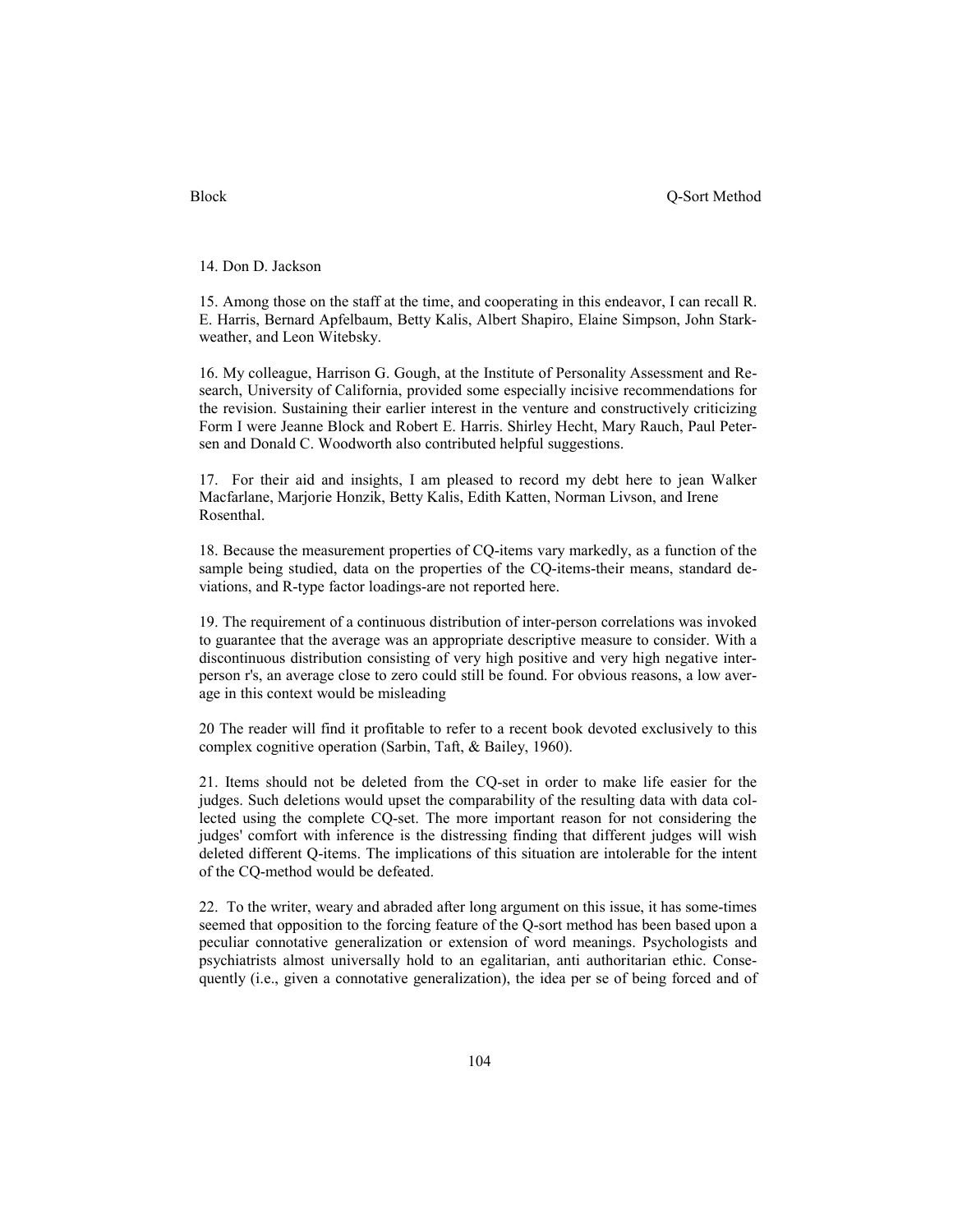14. Don D. Jackson

15. Among those on the staff at the time, and cooperating in this endeavor, I can recall R. E. Harris, Bernard Apfelbaum, Betty Kalis, Albert Shapiro, Elaine Simpson, John Starkweather, and Leon Witebsky.

16. My colleague, Harrison G. Gough, at the Institute of Personality Assessment and Research, University of California, provided some especially incisive recommendations for the revision. Sustaining their earlier interest in the venture and constructively criticizing Form I were Jeanne Block and Robert E. Harris. Shirley Hecht, Mary Rauch, Paul Petersen and Donald C. Woodworth also contributed helpful suggestions.

17. For their aid and insights, I am pleased to record my debt here to jean Walker Macfarlane, Marjorie Honzik, Betty Kalis, Edith Katten, Norman Livson, and Irene Rosenthal.

18. Because the measurement properties of CQ-items vary markedly, as a function of the sample being studied, data on the properties of the CQ-items-their means, standard deviations, and R-type factor loadings-are not reported here.

19. The requirement of a continuous distribution of inter-person correlations was invoked to guarantee that the average was an appropriate descriptive measure to consider. With a discontinuous distribution consisting of very high positive and very high negative inter-person r's, an average close to zero could still be found. For obvious reasons, a low average in this context would be misleading

20 The reader will find it profitable to refer to a recent book devoted exclusively to this complex cognitive operation (Sarbin, Taft, & Bailey, 1960).

21. Items should not be deleted from the CQ-set in order to make life easier for the judges. Such deletions would upset the comparability of the resulting data with data collected using the complete CQ-set. The more important reason for not considering the judges' comfort with inference is the distressing finding that different judges will wish deleted different Q-items. The implications of this situation are intolerable for the intent of the CQ-method would be defeated.

22. To the writer, weary and abraded after long argument on this issue, it has some-times seemed that opposition to the forcing feature of the Q-sort method has been based upon a peculiar connotative generalization or extension of word meanings. Psychologists and psychiatrists almost universally hold to an egalitarian, anti authoritarian ethic. Consequently (i.e., given a connotative generalization), the idea per se of being forced and of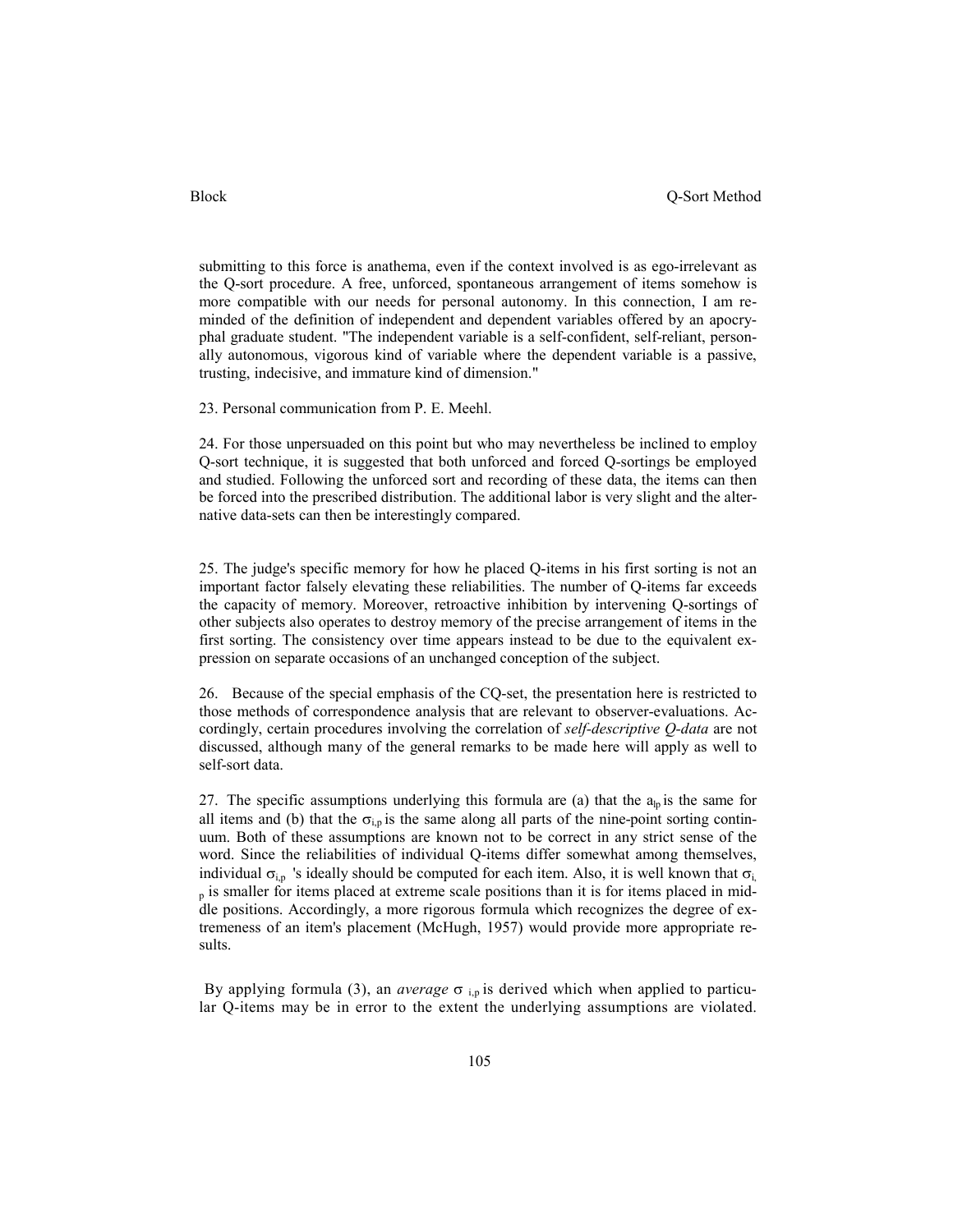submitting to this force is anathema, even if the context involved is as ego-irrelevant as the Q-sort procedure. A free, unforced, spontaneous arrangement of items somehow is more compatible with our needs for personal autonomy. In this connection, I am reminded of the definition of independent and dependent variables offered by an apocryphal graduate student. "The independent variable is a self-confident, self-reliant, personally autonomous, vigorous kind of variable where the dependent variable is a passive, trusting, indecisive, and immature kind of dimension."

23. Personal communication from P. E. Meehl.

24. For those unpersuaded on this point but who may nevertheless be inclined to employ Q-sort technique, it is suggested that both unforced and forced Q-sortings be employed and studied. Following the unforced sort and recording of these data, the items can then be forced into the prescribed distribution. The additional labor is very slight and the alternative data-sets can then be interestingly compared.

25. The judge's specific memory for how he placed Q-items in his first sorting is not an important factor falsely elevating these reliabilities. The number of Q-items far exceeds the capacity of memory. Moreover, retroactive inhibition by intervening Q-sortings of other subjects also operates to destroy memory of the precise arrangement of items in the first sorting. The consistency over time appears instead to be due to the equivalent expression on separate occasions of an unchanged conception of the subject.

26. Because of the special emphasis of the CQ-set, the presentation here is restricted to those methods of correspondence analysis that are relevant to observer-evaluations. Accordingly, certain procedures involving the correlation of *self-descriptive Q-data* are not discussed, although many of the general remarks to be made here will apply as well to self-sort data.

27. The specific assumptions underlying this formula are (a) that the $a_{lp}$ is the same for all items and (b) that the $\sigma_{i,p}$ is the same along all parts of the nine-point sorting continuum. Both of these assumptions are known not to be correct in any strict sense of the word. Since the reliabilities of individual Q-items differ somewhat among themselves, individual $\sigma_{i,p}$ 's ideally should be computed for each item. Also, it is well known that $\sigma_{i,p}$ is smaller for items placed at extreme scale positions than it is for items placed in middle positions. Accordingly, a more rigorous formula which recognizes the degree of extremeness of an item's placement (McHugh, 1957) would provide more appropriate results.

By applying formula (3), an *average* $\sigma_{i,p}$ is derived which when applied to particular Q-items may be in error to the extent the underlying assumptions are violated.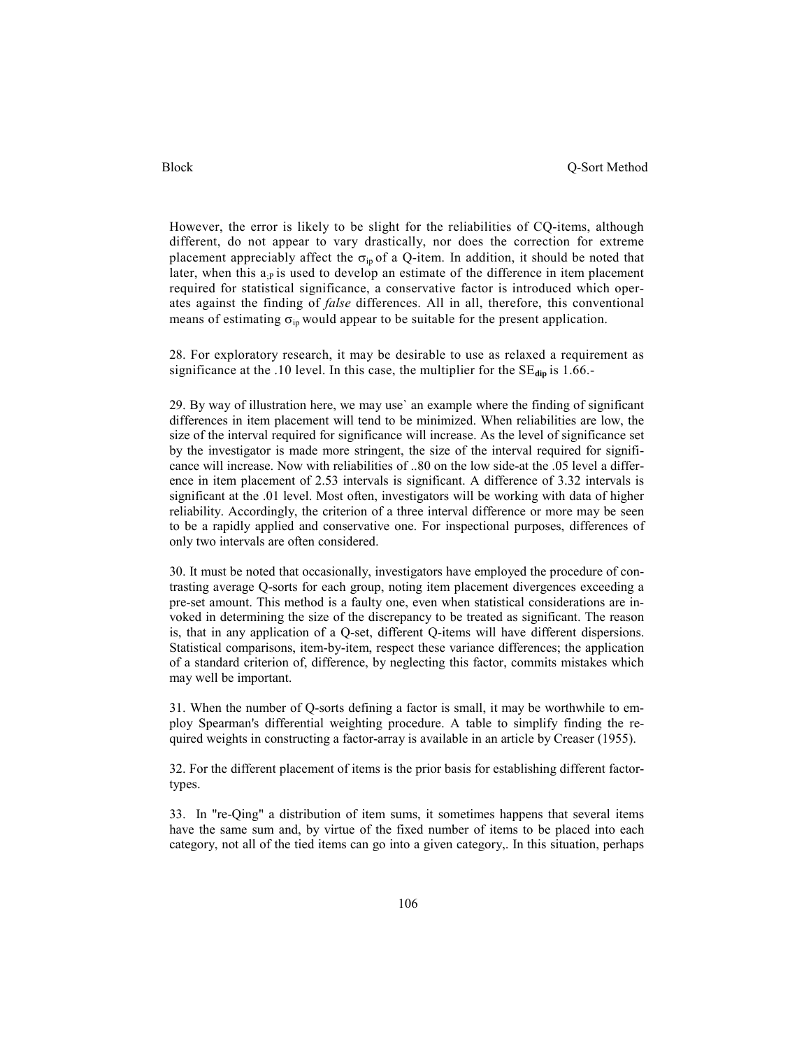However, the error is likely to be slight for the reliabilities of CQ-items, although different, do not appear to vary drastically, nor does the correction for extreme placement appreciably affect the $\sigma_{ip}$ of a Q-item. In addition, it should be noted that later, when this $a_{,p}$ is used to develop an estimate of the difference in item placement required for statistical significance, a conservative factor is introduced which operates against the finding of *false* differences. All in all, therefore, this conventional means of estimating $\sigma_{ip}$ would appear to be suitable for the present application.

28. For exploratory research, it may be desirable to use as relaxed a requirement as significance at the .10 level. In this case, the multiplier for the $SE_{dip}$ is 1.66.-

29. By way of illustration here, we may use` an example where the finding of significant differences in item placement will tend to be minimized. When reliabilities are low, the size of the interval required for significance will increase. As the level of significance set by the investigator is made more stringent, the size of the interval required for significance will increase. Now with reliabilities of ..80 on the low side-at the .05 level a difference in item placement of 2.53 intervals is significant. A difference of 3.32 intervals is significant at the .01 level. Most often, investigators will be working with data of higher reliability. Accordingly, the criterion of a three interval difference or more may be seen to be a rapidly applied and conservative one. For inspectional purposes, differences of only two intervals are often considered.

30. It must be noted that occasionally, investigators have employed the procedure of contrasting average Q-sorts for each group, noting item placement divergences exceeding a pre-set amount. This method is a faulty one, even when statistical considerations are invoked in determining the size of the discrepancy to be treated as significant. The reason is, that in any application of a Q-set, different Q-items will have different dispersions. Statistical comparisons, item-by-item, respect these variance differences; the application of a standard criterion of, difference, by neglecting this factor, commits mistakes which may well be important.

31. When the number of Q-sorts defining a factor is small, it may be worthwhile to employ Spearman's differential weighting procedure. A table to simplify finding the required weights in constructing a factor-array is available in an article by Creaser (1955).

32. For the different placement of items is the prior basis for establishing different factor-types.

33. In "re-Qing" a distribution of item sums, it sometimes happens that several items have the same sum and, by virtue of the fixed number of items to be placed into each category, not all of the tied items can go into a given category,. In this situation, perhaps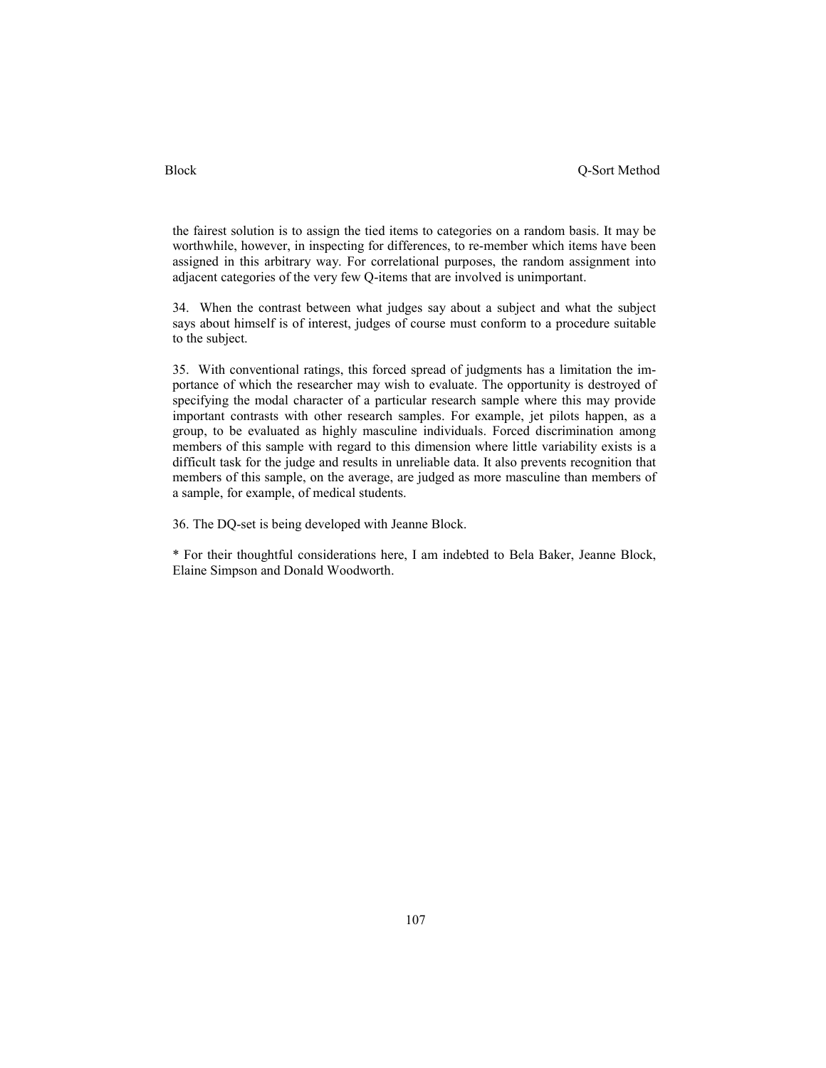the fairest solution is to assign the tied items to categories on a random basis. It may be worthwhile, however, in inspecting for differences, to re-member which items have been assigned in this arbitrary way. For correlational purposes, the random assignment into adjacent categories of the very few Q-items that are involved is unimportant.

34. When the contrast between what judges say about a subject and what the subject says about himself is of interest, judges of course must conform to a procedure suitable to the subject.

35. With conventional ratings, this forced spread of judgments has a limitation the importance of which the researcher may wish to evaluate. The opportunity is destroyed of specifying the modal character of a particular research sample where this may provide important contrasts with other research samples. For example, jet pilots happen, as a group, to be evaluated as highly masculine individuals. Forced discrimination among members of this sample with regard to this dimension where little variability exists is a difficult task for the judge and results in unreliable data. It also prevents recognition that members of this sample, on the average, are judged as more masculine than members of a sample, for example, of medical students.

36. The DQ-set is being developed with Jeanne Block.

* For their thoughtful considerations here, I am indebted to Bela Baker, Jeanne Block, Elaine Simpson and Donald Woodworth.